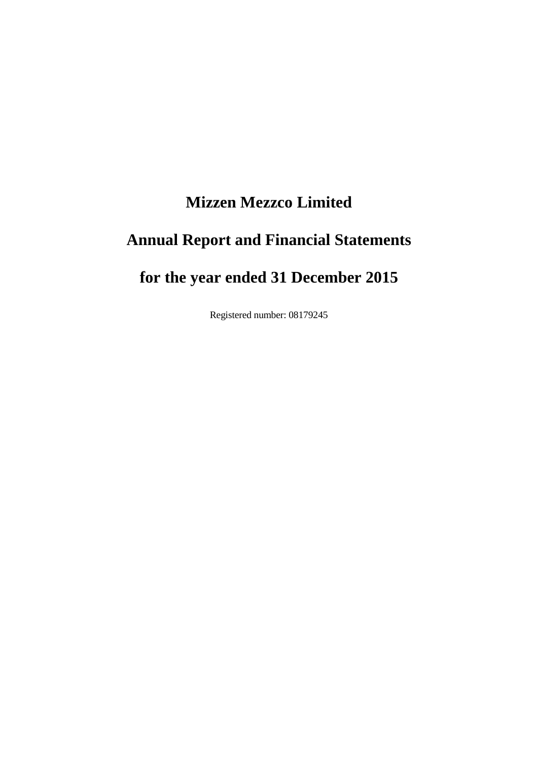# Mizzen Mezzco Limited

# Annual Report and Financial Statements

# for the year ended 31 December 2015

Registered number: 08179245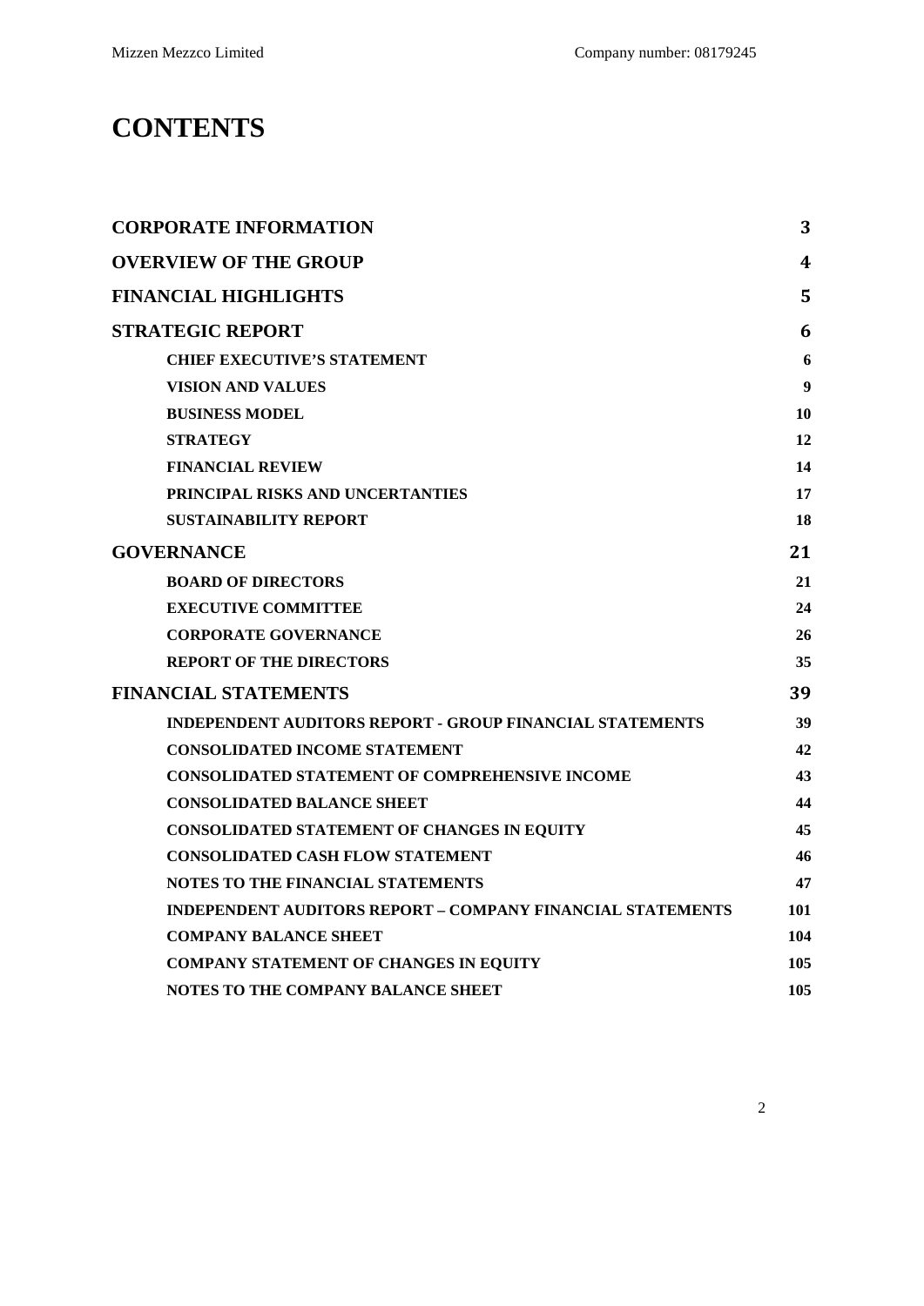# CONTENTS

| | |
|---|---|
| **CORPORATE INFORMATION** | **3** |
| **OVERVIEW OF THE GROUP** | **4** |
| **FINANCIAL HIGHLIGHTS** | **5** |
| **STRATEGIC REPORT** | **6** |
| **CHIEF EXECUTIVE'S STATEMENT** | **6** |
| **VISION AND VALUES** | **9** |
| **BUSINESS MODEL** | **10** |
| **STRATEGY** | **12** |
| **FINANCIAL REVIEW** | **14** |
| **PRINCIPAL RISKS AND UNCERTANTIES** | **17** |
| **SUSTAINABILITY REPORT** | **18** |
| **GOVERNANCE** | **21** |
| **BOARD OF DIRECTORS** | **21** |
| **EXECUTIVE COMMITTEE** | **24** |
| **CORPORATE GOVERNANCE** | **26** |
| **REPORT OF THE DIRECTORS** | **35** |
| **FINANCIAL STATEMENTS** | **39** |
| **INDEPENDENT AUDITORS REPORT - GROUP FINANCIAL STATEMENTS** | **39** |
| **CONSOLIDATED INCOME STATEMENT** | **42** |
| **CONSOLIDATED STATEMENT OF COMPREHENSIVE INCOME** | **43** |
| **CONSOLIDATED BALANCE SHEET** | **44** |
| **CONSOLIDATED STATEMENT OF CHANGES IN EQUITY** | **45** |
| **CONSOLIDATED CASH FLOW STATEMENT** | **46** |
| **NOTES TO THE FINANCIAL STATEMENTS** | **47** |
| **INDEPENDENT AUDITORS REPORT – COMPANY FINANCIAL STATEMENTS** | **101** |
| **COMPANY BALANCE SHEET** | **104** |
| **COMPANY STATEMENT OF CHANGES IN EQUITY** | **105** |
| **NOTES TO THE COMPANY BALANCE SHEET** | **105** |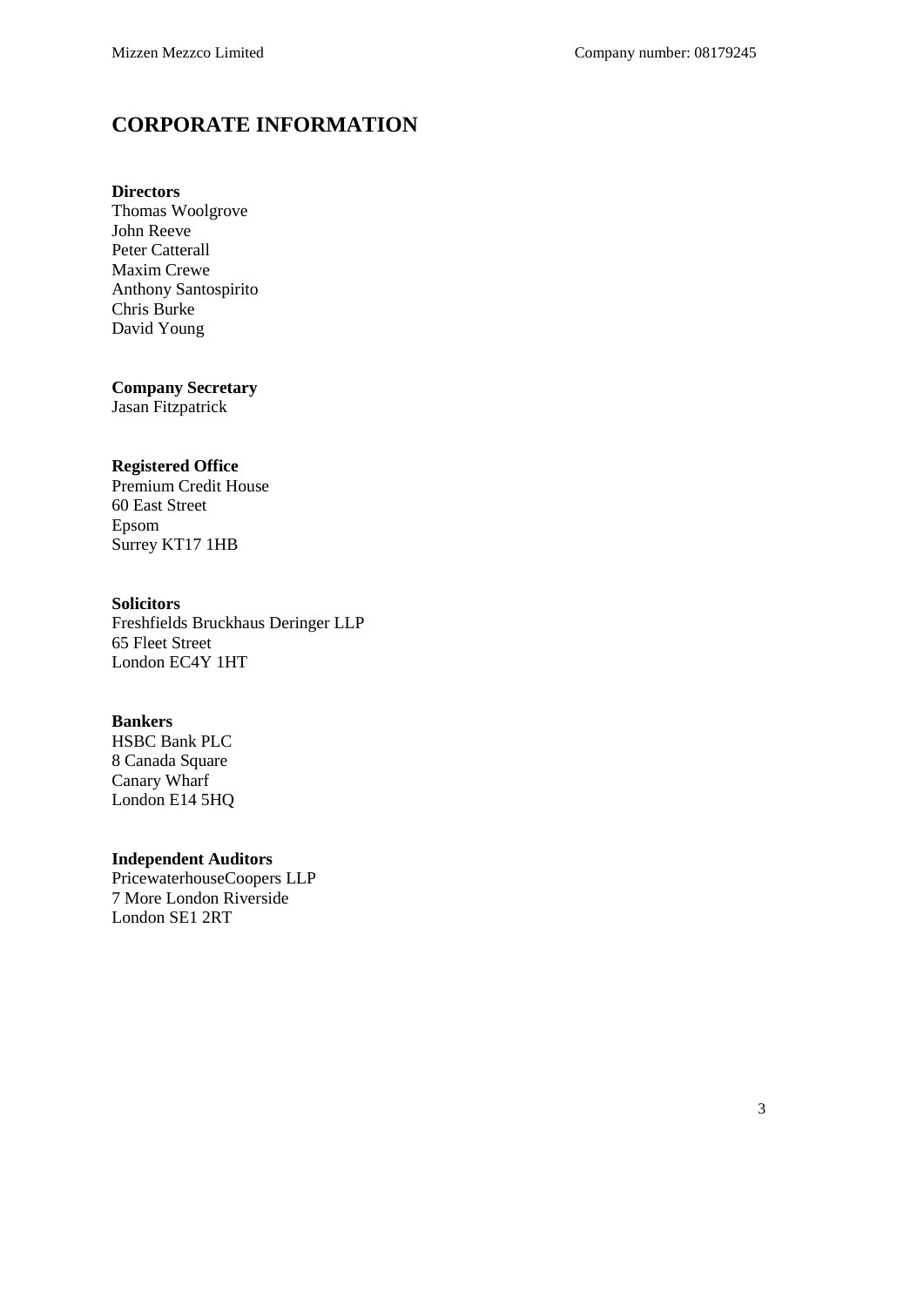# CORPORATE INFORMATION

**Directors**
Thomas Woolgrove
John Reeve
Peter Catterall
Maxim Crewe
Anthony Santospirito
Chris Burke
David Young

**Company Secretary**
Jasan Fitzpatrick

**Registered Office**
Premium Credit House
60 East Street
Epsom
Surrey KT17 1HB

**Solicitors**
Freshfields Bruckhaus Deringer LLP
65 Fleet Street
London EC4Y 1HT

**Bankers**
HSBC Bank PLC
8 Canada Square
Canary Wharf
London E14 5HQ

**Independent Auditors**
PricewaterhouseCoopers LLP
7 More London Riverside
London SE1 2RT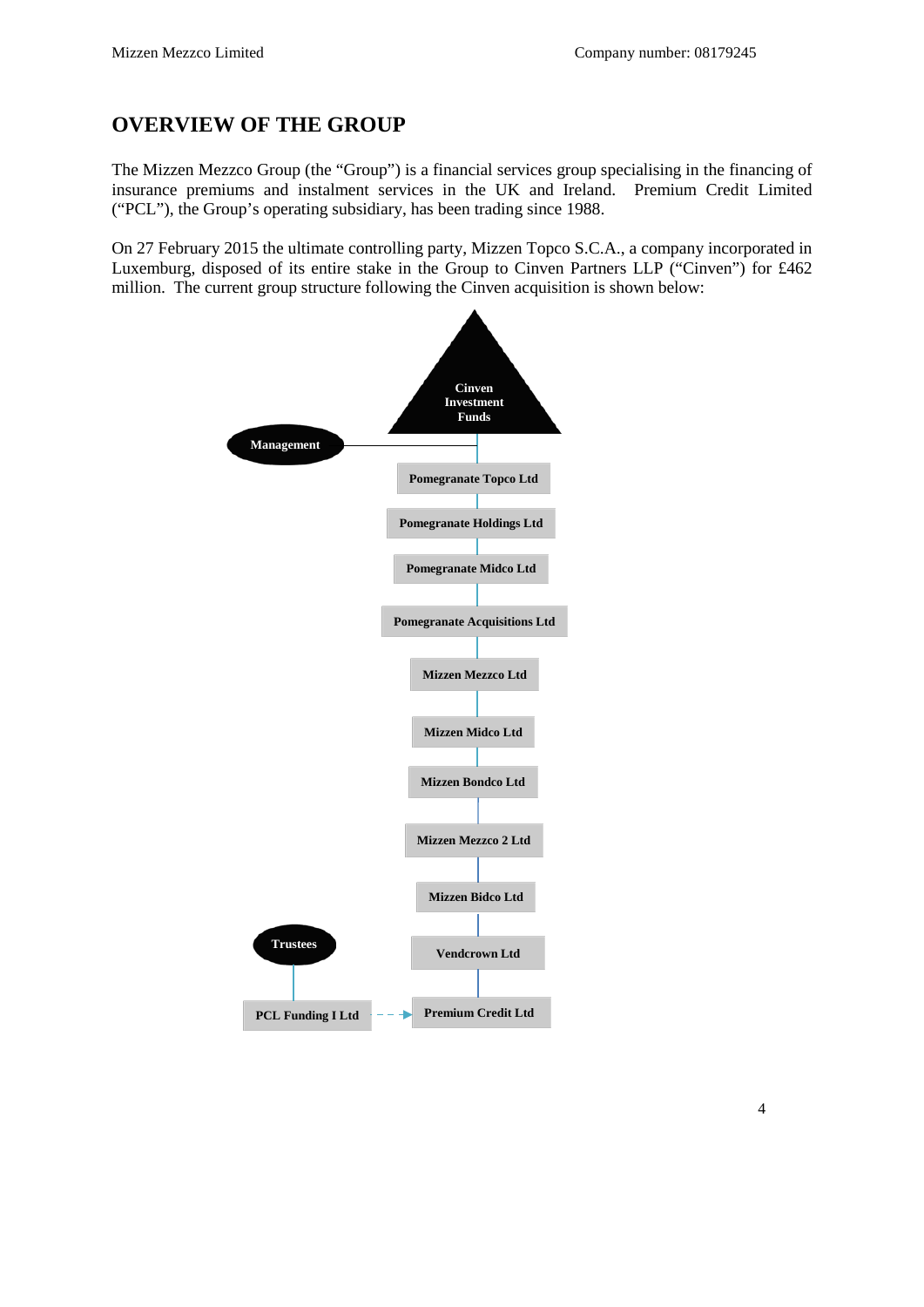# OVERVIEW OF THE GROUP

The Mizzen Mezzco Group (the "Group") is a financial services group specialising in the financing of insurance premiums and instalment services in the UK and Ireland. Premium Credit Limited ("PCL"), the Group's operating subsidiary, has been trading since 1988.

On 27 February 2015 the ultimate controlling party, Mizzen Topco S.C.A., a company incorporated in Luxemburg, disposed of its entire stake in the Group to Cinven Partners LLP ("Cinven") for £462 million. The current group structure following the Cinven acquisition is shown below:

Cinven Investment Funds

Management

Pomegranate Topco Ltd

Pomegranate Holdings Ltd

Pomegranate Midco Ltd

Pomegranate Acquisitions Ltd

Mizzen Mezzco Ltd

Mizzen Midco Ltd

Mizzen Bondco Ltd

Mizzen Mezzco 2 Ltd

Mizzen Bidco Ltd

Trustees

Vendcrown Ltd

PCL Funding I Ltd

Premium Credit Ltd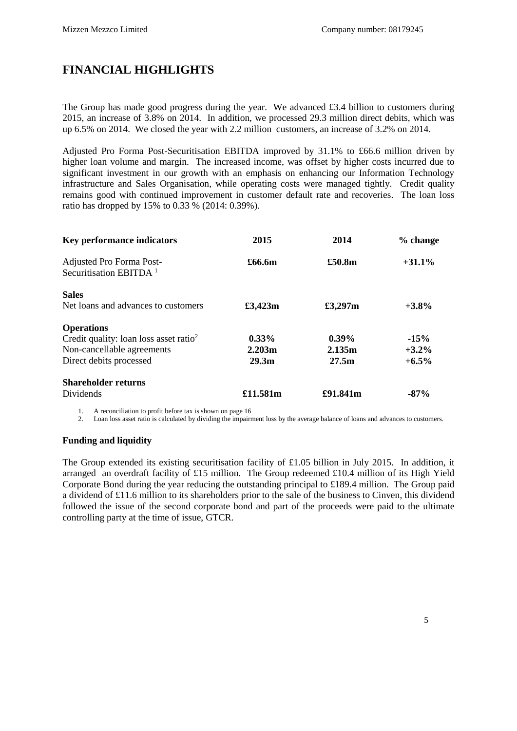# FINANCIAL HIGHLIGHTS

The Group has made good progress during the year. We advanced £3.4 billion to customers during 2015, an increase of 3.8% on 2014. In addition, we processed 29.3 million direct debits, which was up 6.5% on 2014. We closed the year with 2.2 million customers, an increase of 3.2% on 2014.

Adjusted Pro Forma Post-Securitisation EBITDA improved by 31.1% to £66.6 million driven by higher loan volume and margin. The increased income, was offset by higher costs incurred due to significant investment in our growth with an emphasis on enhancing our Information Technology infrastructure and Sales Organisation, while operating costs were managed tightly. Credit quality remains good with continued improvement in customer default rate and recoveries. The loan loss ratio has dropped by 15% to 0.33 % (2014: 0.39%).

| Key performance indicators | 2015 | 2014 | % change |
|---|---|---|---|
| Adjusted Pro Forma Post-Securitisation EBITDA [1] | **£66.6m** | **£50.8m** | **+31.1%** |
| **Sales** | | | |
| Net loans and advances to customers | **£3,423m** | **£3,297m** | **+3.8%** |
| **Operations** | | | |
| Credit quality: loan loss asset ratio[2] | **0.33%** | **0.39%** | **-15%** |
| Non-cancellable agreements | **2.203m** | **2.135m** | **+3.2%** |
| Direct debits processed | **29.3m** | **27.5m** | **+6.5%** |
| **Shareholder returns** | | | |
| Dividends | **£11.581m** | **£91.841m** | **-87%** |

1. A reconciliation to profit before tax is shown on page 16
2. Loan loss asset ratio is calculated by dividing the impairment loss by the average balance of loans and advances to customers.

### Funding and liquidity

The Group extended its existing securitisation facility of £1.05 billion in July 2015. In addition, it arranged an overdraft facility of £15 million. The Group redeemed £10.4 million of its High Yield Corporate Bond during the year reducing the outstanding principal to £189.4 million. The Group paid a dividend of £11.6 million to its shareholders prior to the sale of the business to Cinven, this dividend followed the issue of the second corporate bond and part of the proceeds were paid to the ultimate controlling party at the time of issue, GTCR.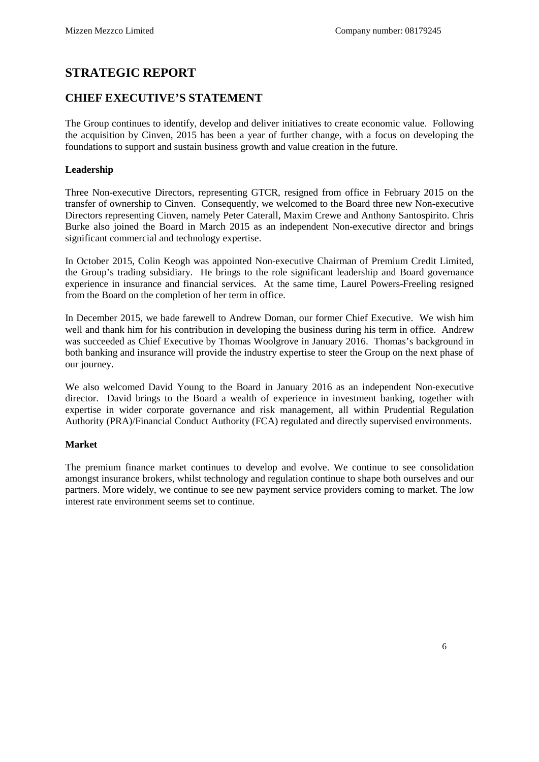# STRATEGIC REPORT

## CHIEF EXECUTIVE'S STATEMENT

The Group continues to identify, develop and deliver initiatives to create economic value. Following the acquisition by Cinven, 2015 has been a year of further change, with a focus on developing the foundations to support and sustain business growth and value creation in the future.

**Leadership**

Three Non-executive Directors, representing GTCR, resigned from office in February 2015 on the transfer of ownership to Cinven. Consequently, we welcomed to the Board three new Non-executive Directors representing Cinven, namely Peter Caterall, Maxim Crewe and Anthony Santospirito. Chris Burke also joined the Board in March 2015 as an independent Non-executive director and brings significant commercial and technology expertise.

In October 2015, Colin Keogh was appointed Non-executive Chairman of Premium Credit Limited, the Group's trading subsidiary. He brings to the role significant leadership and Board governance experience in insurance and financial services. At the same time, Laurel Powers-Freeling resigned from the Board on the completion of her term in office.

In December 2015, we bade farewell to Andrew Doman, our former Chief Executive. We wish him well and thank him for his contribution in developing the business during his term in office. Andrew was succeeded as Chief Executive by Thomas Woolgrove in January 2016. Thomas's background in both banking and insurance will provide the industry expertise to steer the Group on the next phase of our journey.

We also welcomed David Young to the Board in January 2016 as an independent Non-executive director. David brings to the Board a wealth of experience in investment banking, together with expertise in wider corporate governance and risk management, all within Prudential Regulation Authority (PRA)/Financial Conduct Authority (FCA) regulated and directly supervised environments.

**Market**

The premium finance market continues to develop and evolve. We continue to see consolidation amongst insurance brokers, whilst technology and regulation continue to shape both ourselves and our partners. More widely, we continue to see new payment service providers coming to market. The low interest rate environment seems set to continue.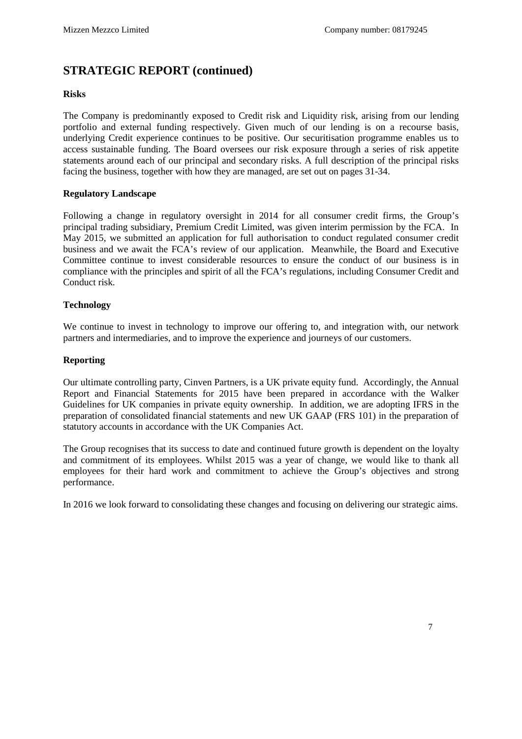## STRATEGIC REPORT (continued)

### Risks

The Company is predominantly exposed to Credit risk and Liquidity risk, arising from our lending portfolio and external funding respectively. Given much of our lending is on a recourse basis, underlying Credit experience continues to be positive. Our securitisation programme enables us to access sustainable funding. The Board oversees our risk exposure through a series of risk appetite statements around each of our principal and secondary risks. A full description of the principal risks facing the business, together with how they are managed, are set out on pages 31-34.

### Regulatory Landscape

Following a change in regulatory oversight in 2014 for all consumer credit firms, the Group's principal trading subsidiary, Premium Credit Limited, was given interim permission by the FCA. In May 2015, we submitted an application for full authorisation to conduct regulated consumer credit business and we await the FCA's review of our application. Meanwhile, the Board and Executive Committee continue to invest considerable resources to ensure the conduct of our business is in compliance with the principles and spirit of all the FCA's regulations, including Consumer Credit and Conduct risk.

### Technology

We continue to invest in technology to improve our offering to, and integration with, our network partners and intermediaries, and to improve the experience and journeys of our customers.

### Reporting

Our ultimate controlling party, Cinven Partners, is a UK private equity fund. Accordingly, the Annual Report and Financial Statements for 2015 have been prepared in accordance with the Walker Guidelines for UK companies in private equity ownership. In addition, we are adopting IFRS in the preparation of consolidated financial statements and new UK GAAP (FRS 101) in the preparation of statutory accounts in accordance with the UK Companies Act.

The Group recognises that its success to date and continued future growth is dependent on the loyalty and commitment of its employees. Whilst 2015 was a year of change, we would like to thank all employees for their hard work and commitment to achieve the Group's objectives and strong performance.

In 2016 we look forward to consolidating these changes and focusing on delivering our strategic aims.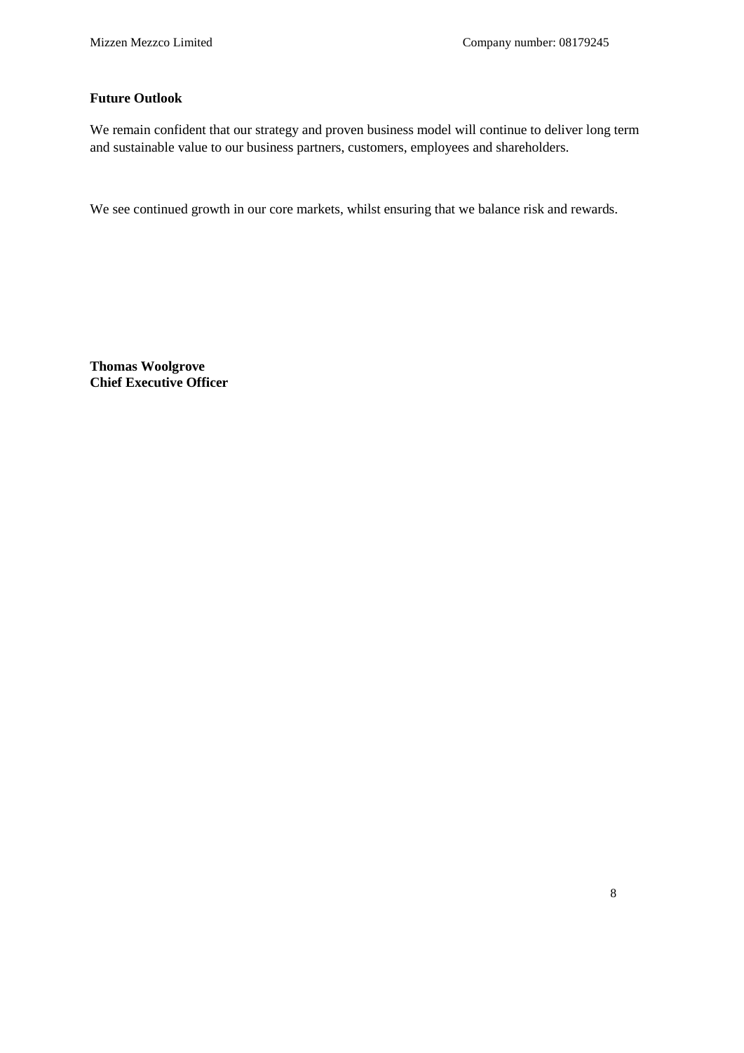**Future Outlook**

We remain confident that our strategy and proven business model will continue to deliver long term and sustainable value to our business partners, customers, employees and shareholders.

We see continued growth in our core markets, whilst ensuring that we balance risk and rewards.

**Thomas Woolgrove**
**Chief Executive Officer**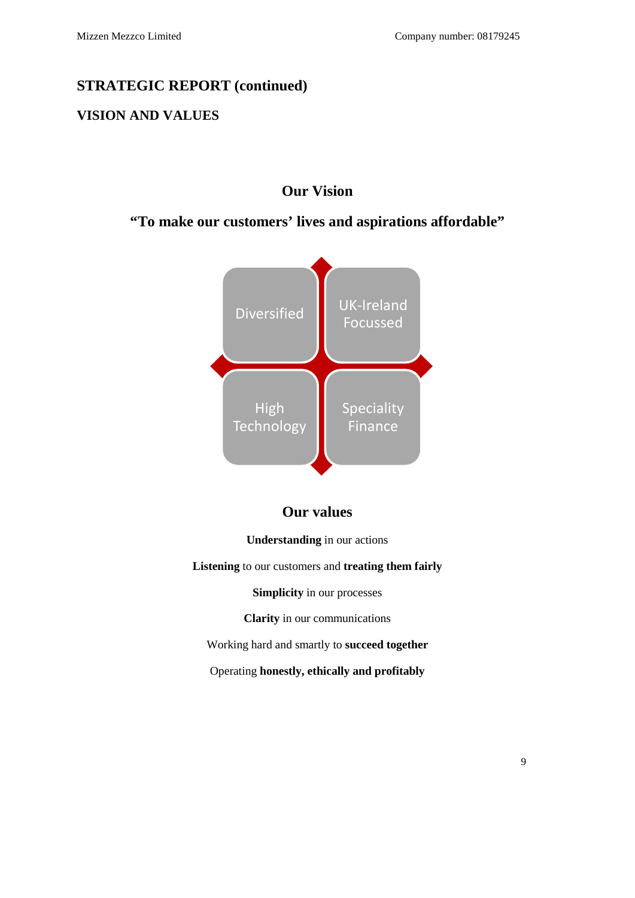## STRATEGIC REPORT (continued)

### VISION AND VALUES

### Our Vision

**"To make our customers' lives and aspirations affordable"**

Diversified

UK-Ireland Focussed

High Technology

Speciality Finance

### Our values

**Understanding** in our actions

**Listening** to our customers and **treating them fairly**

**Simplicity** in our processes

**Clarity** in our communications

Working hard and smartly to **succeed together**

Operating **honestly, ethically and profitably**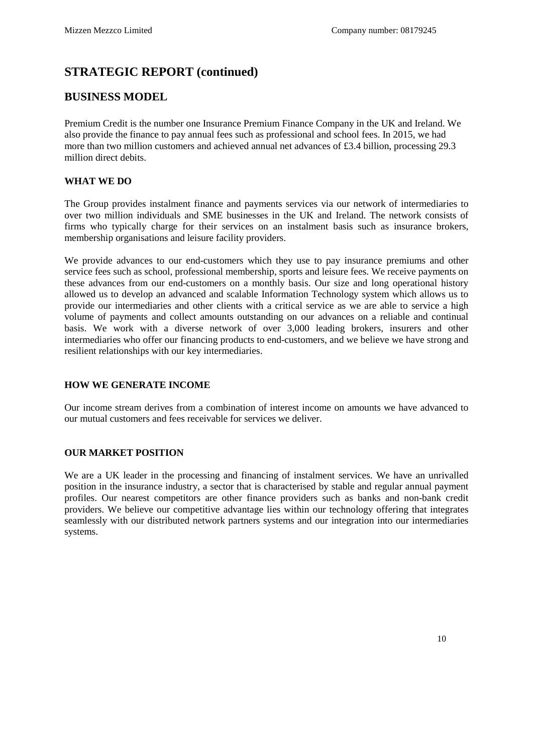## STRATEGIC REPORT (continued)

## BUSINESS MODEL

Premium Credit is the number one Insurance Premium Finance Company in the UK and Ireland. We also provide the finance to pay annual fees such as professional and school fees. In 2015, we had more than two million customers and achieved annual net advances of £3.4 billion, processing 29.3 million direct debits.

### WHAT WE DO

The Group provides instalment finance and payments services via our network of intermediaries to over two million individuals and SME businesses in the UK and Ireland. The network consists of firms who typically charge for their services on an instalment basis such as insurance brokers, membership organisations and leisure facility providers.

We provide advances to our end-customers which they use to pay insurance premiums and other service fees such as school, professional membership, sports and leisure fees. We receive payments on these advances from our end-customers on a monthly basis. Our size and long operational history allowed us to develop an advanced and scalable Information Technology system which allows us to provide our intermediaries and other clients with a critical service as we are able to service a high volume of payments and collect amounts outstanding on our advances on a reliable and continual basis. We work with a diverse network of over 3,000 leading brokers, insurers and other intermediaries who offer our financing products to end-customers, and we believe we have strong and resilient relationships with our key intermediaries.

### HOW WE GENERATE INCOME

Our income stream derives from a combination of interest income on amounts we have advanced to our mutual customers and fees receivable for services we deliver.

### OUR MARKET POSITION

We are a UK leader in the processing and financing of instalment services. We have an unrivalled position in the insurance industry, a sector that is characterised by stable and regular annual payment profiles. Our nearest competitors are other finance providers such as banks and non-bank credit providers. We believe our competitive advantage lies within our technology offering that integrates seamlessly with our distributed network partners systems and our integration into our intermediaries systems.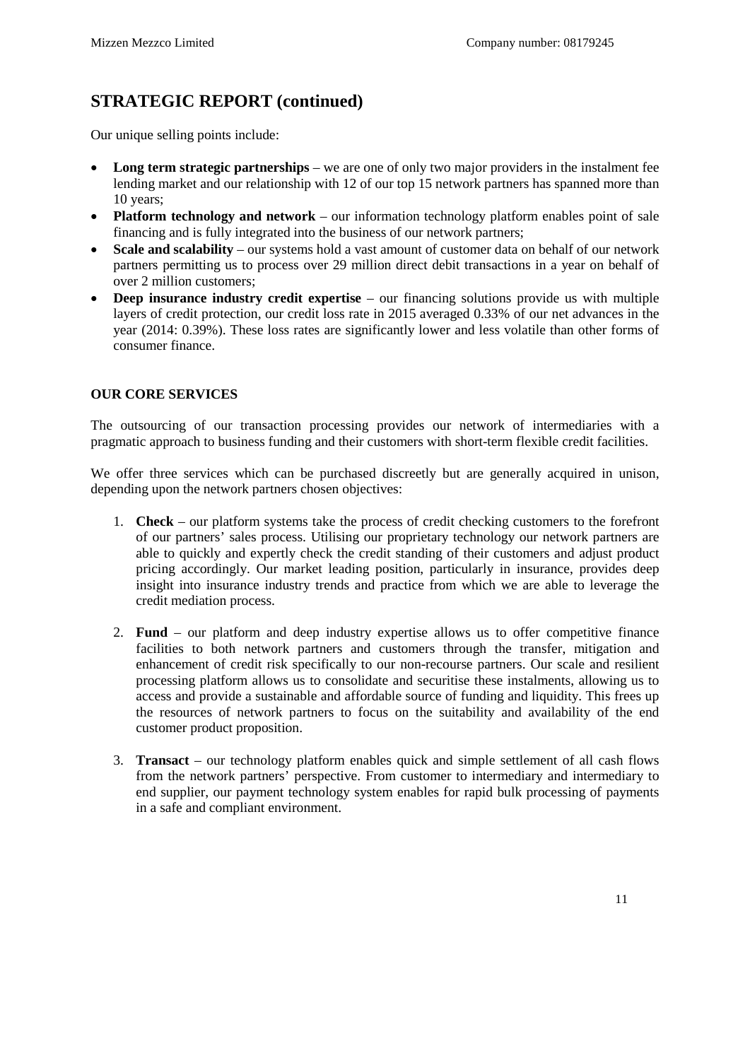## STRATEGIC REPORT (continued)

Our unique selling points include:

- **Long term strategic partnerships** – we are one of only two major providers in the instalment fee lending market and our relationship with 12 of our top 15 network partners has spanned more than 10 years;
- **Platform technology and network** – our information technology platform enables point of sale financing and is fully integrated into the business of our network partners;
- **Scale and scalability** – our systems hold a vast amount of customer data on behalf of our network partners permitting us to process over 29 million direct debit transactions in a year on behalf of over 2 million customers;
- **Deep insurance industry credit expertise** – our financing solutions provide us with multiple layers of credit protection, our credit loss rate in 2015 averaged 0.33% of our net advances in the year (2014: 0.39%). These loss rates are significantly lower and less volatile than other forms of consumer finance.

**OUR CORE SERVICES**

The outsourcing of our transaction processing provides our network of intermediaries with a pragmatic approach to business funding and their customers with short-term flexible credit facilities.

We offer three services which can be purchased discreetly but are generally acquired in unison, depending upon the network partners chosen objectives:

1. **Check** – our platform systems take the process of credit checking customers to the forefront of our partners' sales process. Utilising our proprietary technology our network partners are able to quickly and expertly check the credit standing of their customers and adjust product pricing accordingly. Our market leading position, particularly in insurance, provides deep insight into insurance industry trends and practice from which we are able to leverage the credit mediation process.

2. **Fund** – our platform and deep industry expertise allows us to offer competitive finance facilities to both network partners and customers through the transfer, mitigation and enhancement of credit risk specifically to our non-recourse partners. Our scale and resilient processing platform allows us to consolidate and securitise these instalments, allowing us to access and provide a sustainable and affordable source of funding and liquidity. This frees up the resources of network partners to focus on the suitability and availability of the end customer product proposition.

3. **Transact** – our technology platform enables quick and simple settlement of all cash flows from the network partners' perspective. From customer to intermediary and intermediary to end supplier, our payment technology system enables for rapid bulk processing of payments in a safe and compliant environment.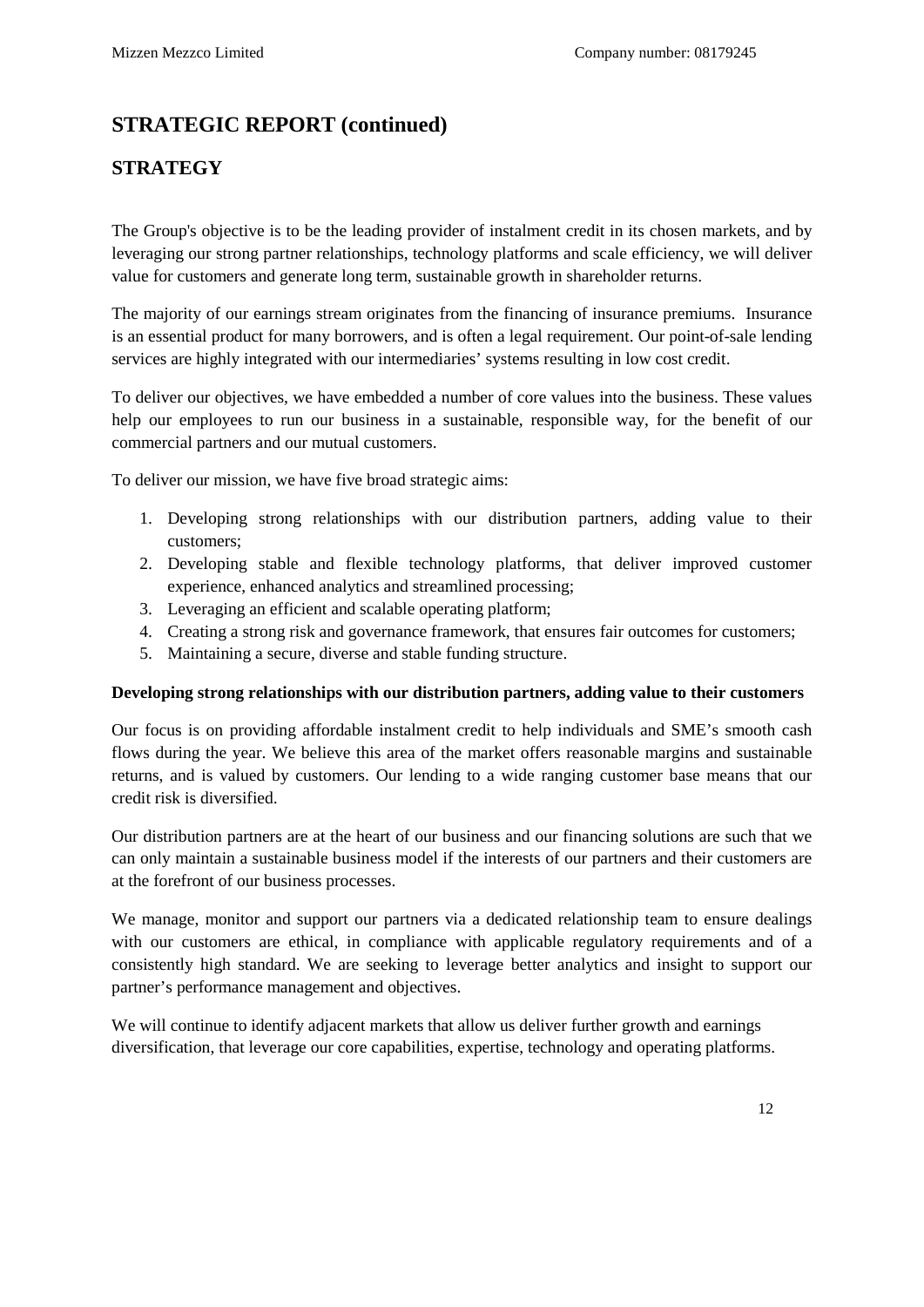## STRATEGIC REPORT (continued)

## STRATEGY

The Group's objective is to be the leading provider of instalment credit in its chosen markets, and by leveraging our strong partner relationships, technology platforms and scale efficiency, we will deliver value for customers and generate long term, sustainable growth in shareholder returns.

The majority of our earnings stream originates from the financing of insurance premiums. Insurance is an essential product for many borrowers, and is often a legal requirement. Our point-of-sale lending services are highly integrated with our intermediaries' systems resulting in low cost credit.

To deliver our objectives, we have embedded a number of core values into the business. These values help our employees to run our business in a sustainable, responsible way, for the benefit of our commercial partners and our mutual customers.

To deliver our mission, we have five broad strategic aims:

1. Developing strong relationships with our distribution partners, adding value to their customers;
2. Developing stable and flexible technology platforms, that deliver improved customer experience, enhanced analytics and streamlined processing;
3. Leveraging an efficient and scalable operating platform;
4. Creating a strong risk and governance framework, that ensures fair outcomes for customers;
5. Maintaining a secure, diverse and stable funding structure.

**Developing strong relationships with our distribution partners, adding value to their customers**

Our focus is on providing affordable instalment credit to help individuals and SME's smooth cash flows during the year. We believe this area of the market offers reasonable margins and sustainable returns, and is valued by customers. Our lending to a wide ranging customer base means that our credit risk is diversified.

Our distribution partners are at the heart of our business and our financing solutions are such that we can only maintain a sustainable business model if the interests of our partners and their customers are at the forefront of our business processes.

We manage, monitor and support our partners via a dedicated relationship team to ensure dealings with our customers are ethical, in compliance with applicable regulatory requirements and of a consistently high standard. We are seeking to leverage better analytics and insight to support our partner's performance management and objectives.

We will continue to identify adjacent markets that allow us deliver further growth and earnings diversification, that leverage our core capabilities, expertise, technology and operating platforms.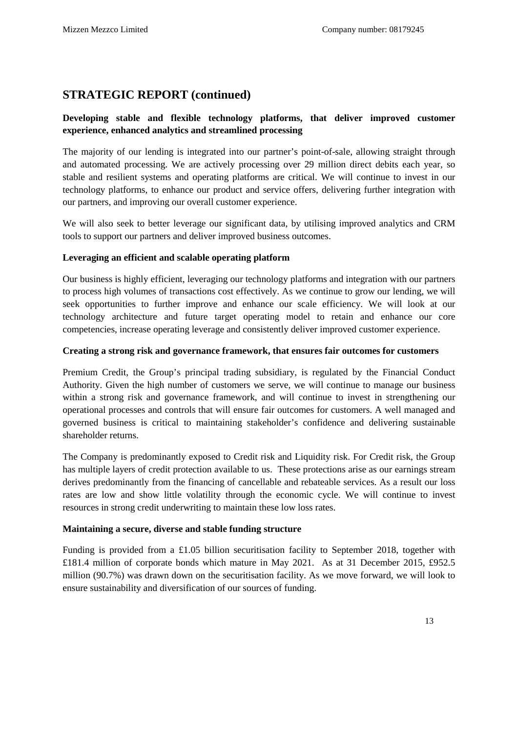## STRATEGIC REPORT (continued)

**Developing stable and flexible technology platforms, that deliver improved customer experience, enhanced analytics and streamlined processing**

The majority of our lending is integrated into our partner's point-of-sale, allowing straight through and automated processing. We are actively processing over 29 million direct debits each year, so stable and resilient systems and operating platforms are critical. We will continue to invest in our technology platforms, to enhance our product and service offers, delivering further integration with our partners, and improving our overall customer experience.

We will also seek to better leverage our significant data, by utilising improved analytics and CRM tools to support our partners and deliver improved business outcomes.

**Leveraging an efficient and scalable operating platform**

Our business is highly efficient, leveraging our technology platforms and integration with our partners to process high volumes of transactions cost effectively. As we continue to grow our lending, we will seek opportunities to further improve and enhance our scale efficiency. We will look at our technology architecture and future target operating model to retain and enhance our core competencies, increase operating leverage and consistently deliver improved customer experience.

**Creating a strong risk and governance framework, that ensures fair outcomes for customers**

Premium Credit, the Group's principal trading subsidiary, is regulated by the Financial Conduct Authority. Given the high number of customers we serve, we will continue to manage our business within a strong risk and governance framework, and will continue to invest in strengthening our operational processes and controls that will ensure fair outcomes for customers. A well managed and governed business is critical to maintaining stakeholder's confidence and delivering sustainable shareholder returns.

The Company is predominantly exposed to Credit risk and Liquidity risk. For Credit risk, the Group has multiple layers of credit protection available to us. These protections arise as our earnings stream derives predominantly from the financing of cancellable and rebateable services. As a result our loss rates are low and show little volatility through the economic cycle. We will continue to invest resources in strong credit underwriting to maintain these low loss rates.

**Maintaining a secure, diverse and stable funding structure**

Funding is provided from a £1.05 billion securitisation facility to September 2018, together with £181.4 million of corporate bonds which mature in May 2021. As at 31 December 2015, £952.5 million (90.7%) was drawn down on the securitisation facility. As we move forward, we will look to ensure sustainability and diversification of our sources of funding.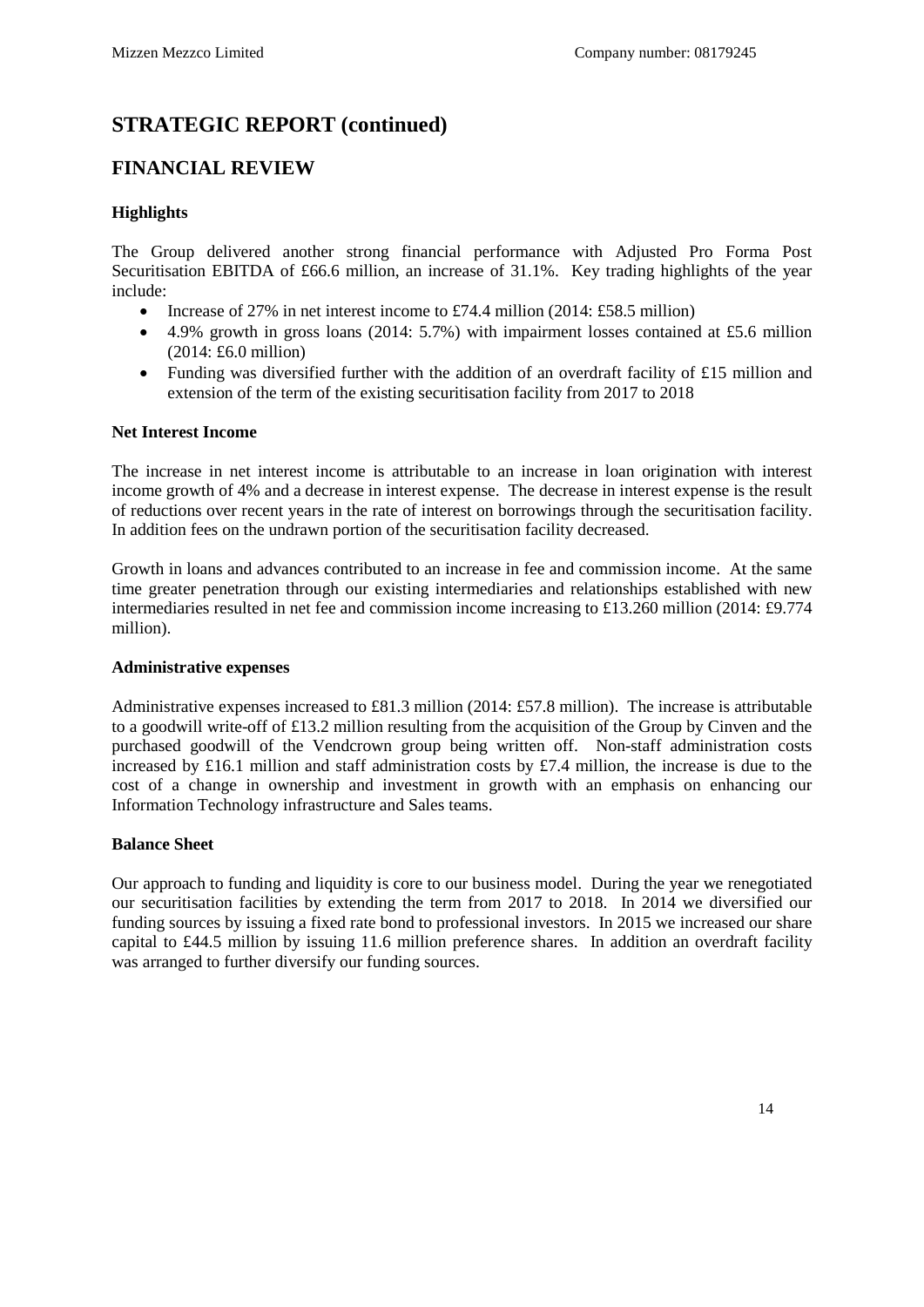## STRATEGIC REPORT (continued)

## FINANCIAL REVIEW

### Highlights

The Group delivered another strong financial performance with Adjusted Pro Forma Post Securitisation EBITDA of £66.6 million, an increase of 31.1%. Key trading highlights of the year include:

- Increase of 27% in net interest income to £74.4 million (2014: £58.5 million)
- 4.9% growth in gross loans (2014: 5.7%) with impairment losses contained at £5.6 million (2014: £6.0 million)
- Funding was diversified further with the addition of an overdraft facility of £15 million and extension of the term of the existing securitisation facility from 2017 to 2018

### Net Interest Income

The increase in net interest income is attributable to an increase in loan origination with interest income growth of 4% and a decrease in interest expense. The decrease in interest expense is the result of reductions over recent years in the rate of interest on borrowings through the securitisation facility. In addition fees on the undrawn portion of the securitisation facility decreased.

Growth in loans and advances contributed to an increase in fee and commission income. At the same time greater penetration through our existing intermediaries and relationships established with new intermediaries resulted in net fee and commission income increasing to £13.260 million (2014: £9.774 million).

### Administrative expenses

Administrative expenses increased to £81.3 million (2014: £57.8 million). The increase is attributable to a goodwill write-off of £13.2 million resulting from the acquisition of the Group by Cinven and the purchased goodwill of the Vendcrown group being written off. Non-staff administration costs increased by £16.1 million and staff administration costs by £7.4 million, the increase is due to the cost of a change in ownership and investment in growth with an emphasis on enhancing our Information Technology infrastructure and Sales teams.

### Balance Sheet

Our approach to funding and liquidity is core to our business model. During the year we renegotiated our securitisation facilities by extending the term from 2017 to 2018. In 2014 we diversified our funding sources by issuing a fixed rate bond to professional investors. In 2015 we increased our share capital to £44.5 million by issuing 11.6 million preference shares. In addition an overdraft facility was arranged to further diversify our funding sources.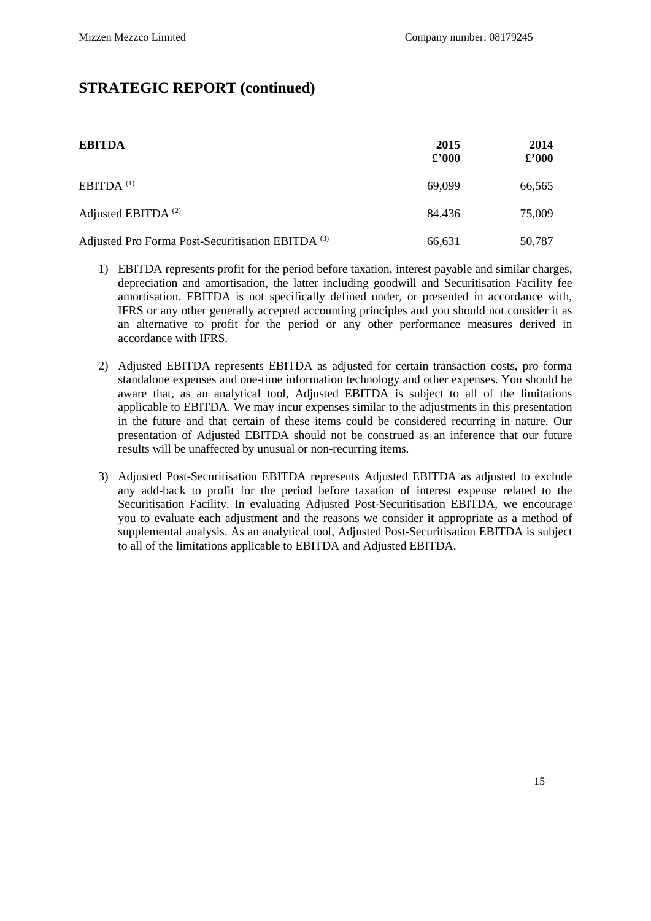## STRATEGIC REPORT (continued)

| EBITDA | 2015 £'000 | 2014 £'000 |
|---|---|---|
| EBITDA [(1)] | 69,099 | 66,565 |
| Adjusted EBITDA [(2)] | 84,436 | 75,009 |
| Adjusted Pro Forma Post-Securitisation EBITDA [(3)] | 66,631 | 50,787 |

1) EBITDA represents profit for the period before taxation, interest payable and similar charges, depreciation and amortisation, the latter including goodwill and Securitisation Facility fee amortisation. EBITDA is not specifically defined under, or presented in accordance with, IFRS or any other generally accepted accounting principles and you should not consider it as an alternative to profit for the period or any other performance measures derived in accordance with IFRS.

2) Adjusted EBITDA represents EBITDA as adjusted for certain transaction costs, pro forma standalone expenses and one-time information technology and other expenses. You should be aware that, as an analytical tool, Adjusted EBITDA is subject to all of the limitations applicable to EBITDA. We may incur expenses similar to the adjustments in this presentation in the future and that certain of these items could be considered recurring in nature. Our presentation of Adjusted EBITDA should not be construed as an inference that our future results will be unaffected by unusual or non-recurring items.

3) Adjusted Post-Securitisation EBITDA represents Adjusted EBITDA as adjusted to exclude any add-back to profit for the period before taxation of interest expense related to the Securitisation Facility. In evaluating Adjusted Post-Securitisation EBITDA, we encourage you to evaluate each adjustment and the reasons we consider it appropriate as a method of supplemental analysis. As an analytical tool, Adjusted Post-Securitisation EBITDA is subject to all of the limitations applicable to EBITDA and Adjusted EBITDA.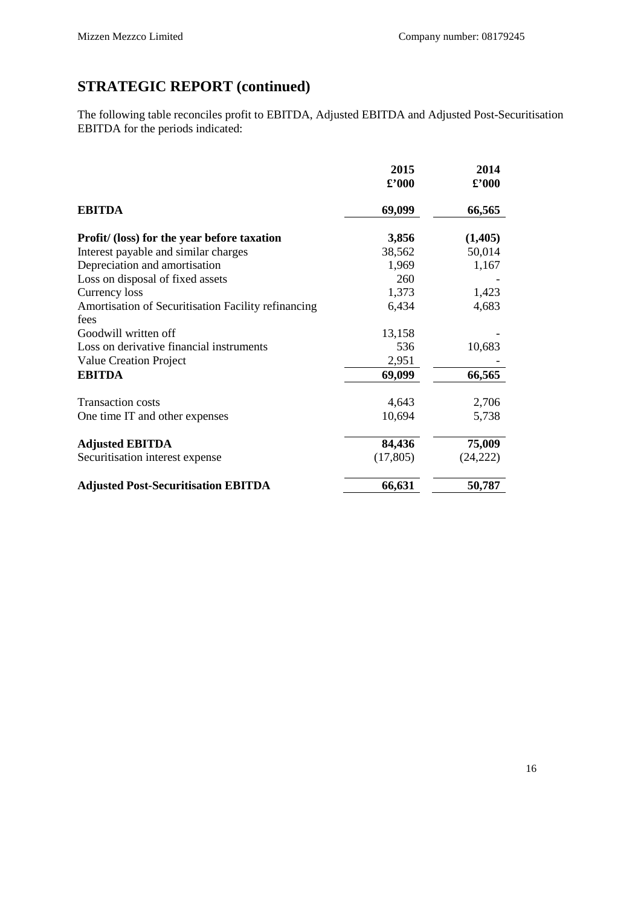## STRATEGIC REPORT (continued)

The following table reconciles profit to EBITDA, Adjusted EBITDA and Adjusted Post-Securitisation EBITDA for the periods indicated:

| | 2015 £'000 | 2014 £'000 |
|---|---|---|
| **EBITDA** | **69,099** | **66,565** |
| **Profit/ (loss) for the year before taxation** | **3,856** | **(1,405)** |
| Interest payable and similar charges | 38,562 | 50,014 |
| Depreciation and amortisation | 1,969 | 1,167 |
| Loss on disposal of fixed assets | 260 | - |
| Currency loss | 1,373 | 1,423 |
| Amortisation of Securitisation Facility refinancing fees | 6,434 | 4,683 |
| Goodwill written off | 13,158 | - |
| Loss on derivative financial instruments | 536 | 10,683 |
| Value Creation Project | 2,951 | - |
| **EBITDA** | **69,099** | **66,565** |
| Transaction costs | 4,643 | 2,706 |
| One time IT and other expenses | 10,694 | 5,738 |
| **Adjusted EBITDA** | **84,436** | **75,009** |
| Securitisation interest expense | (17,805) | (24,222) |
| **Adjusted Post-Securitisation EBITDA** | **66,631** | **50,787** |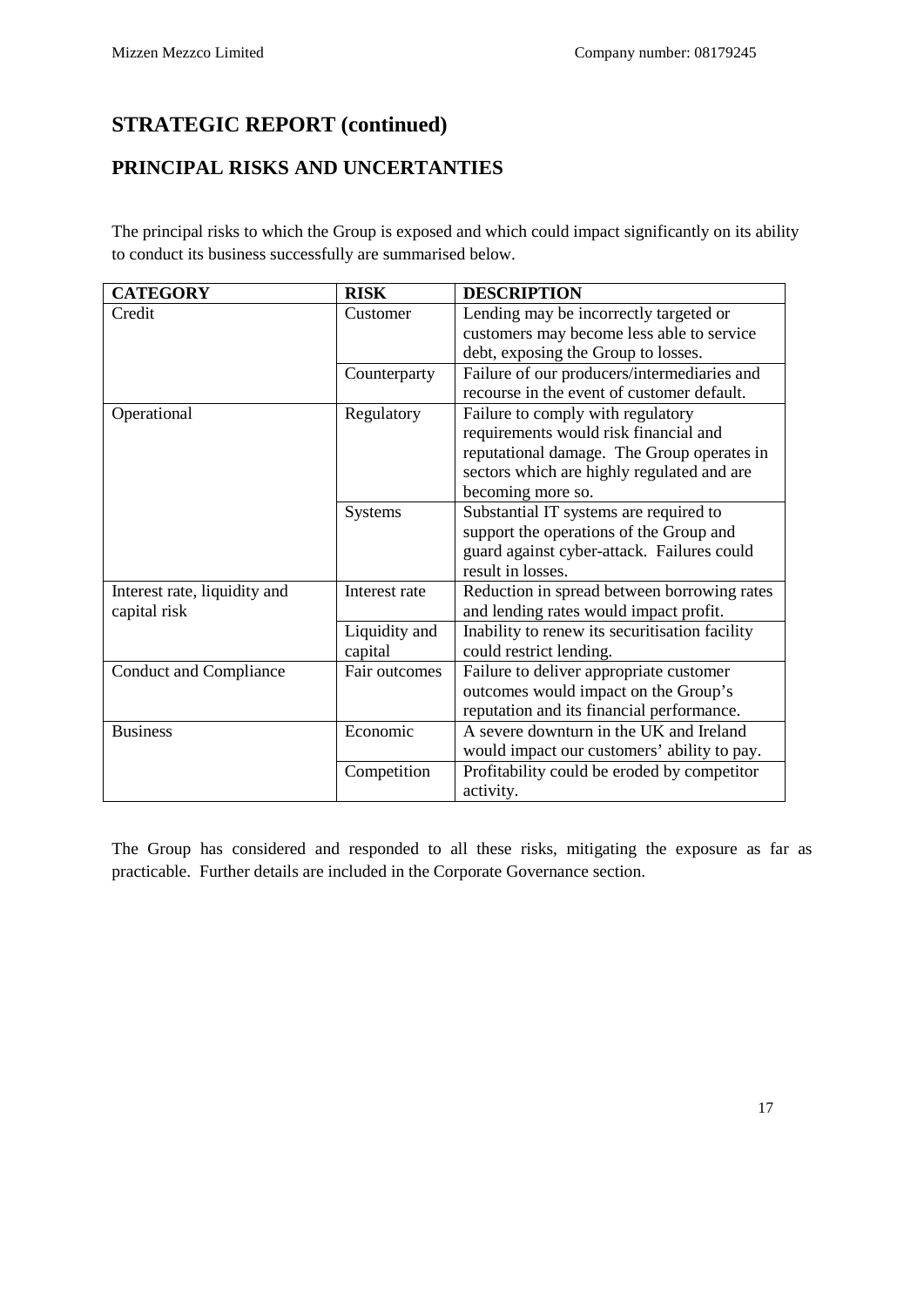## STRATEGIC REPORT (continued)

## PRINCIPAL RISKS AND UNCERTANTIES

The principal risks to which the Group is exposed and which could impact significantly on its ability to conduct its business successfully are summarised below.

| CATEGORY | RISK | DESCRIPTION |
|---|---|---|
| Credit | Customer | Lending may be incorrectly targeted or customers may become less able to service debt, exposing the Group to losses. |
| | Counterparty | Failure of our producers/intermediaries and recourse in the event of customer default. |
| Operational | Regulatory | Failure to comply with regulatory requirements would risk financial and reputational damage. The Group operates in sectors which are highly regulated and are becoming more so. |
| | Systems | Substantial IT systems are required to support the operations of the Group and guard against cyber-attack. Failures could result in losses. |
| Interest rate, liquidity and capital risk | Interest rate | Reduction in spread between borrowing rates and lending rates would impact profit. |
| | Liquidity and capital | Inability to renew its securitisation facility could restrict lending. |
| Conduct and Compliance | Fair outcomes | Failure to deliver appropriate customer outcomes would impact on the Group's reputation and its financial performance. |
| Business | Economic | A severe downturn in the UK and Ireland would impact our customers' ability to pay. |
| | Competition | Profitability could be eroded by competitor activity. |

The Group has considered and responded to all these risks, mitigating the exposure as far as practicable. Further details are included in the Corporate Governance section.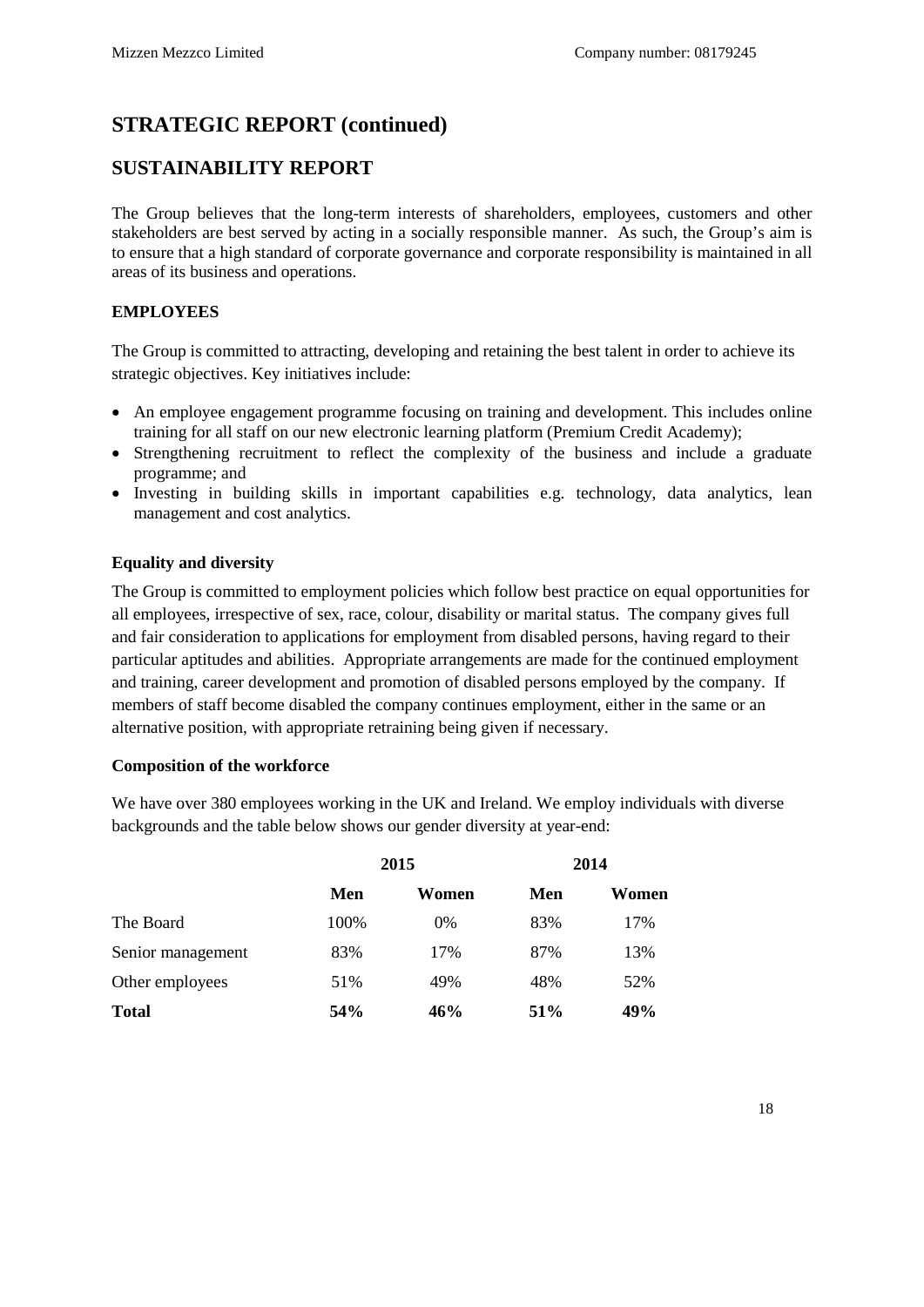# STRATEGIC REPORT (continued)

## SUSTAINABILITY REPORT

The Group believes that the long-term interests of shareholders, employees, customers and other stakeholders are best served by acting in a socially responsible manner. As such, the Group's aim is to ensure that a high standard of corporate governance and corporate responsibility is maintained in all areas of its business and operations.

### EMPLOYEES

The Group is committed to attracting, developing and retaining the best talent in order to achieve its strategic objectives. Key initiatives include:

- An employee engagement programme focusing on training and development. This includes online training for all staff on our new electronic learning platform (Premium Credit Academy);
- Strengthening recruitment to reflect the complexity of the business and include a graduate programme; and
- Investing in building skills in important capabilities e.g. technology, data analytics, lean management and cost analytics.

**Equality and diversity**

The Group is committed to employment policies which follow best practice on equal opportunities for all employees, irrespective of sex, race, colour, disability or marital status. The company gives full and fair consideration to applications for employment from disabled persons, having regard to their particular aptitudes and abilities. Appropriate arrangements are made for the continued employment and training, career development and promotion of disabled persons employed by the company. If members of staff become disabled the company continues employment, either in the same or an alternative position, with appropriate retraining being given if necessary.

**Composition of the workforce**

We have over 380 employees working in the UK and Ireland. We employ individuals with diverse backgrounds and the table below shows our gender diversity at year-end:

| | 2015 | | 2014 | |
|---|---|---|---|---|
| | **Men** | **Women** | **Men** | **Women** |
| The Board | 100% | 0% | 83% | 17% |
| Senior management | 83% | 17% | 87% | 13% |
| Other employees | 51% | 49% | 48% | 52% |
| **Total** | **54%** | **46%** | **51%** | **49%** |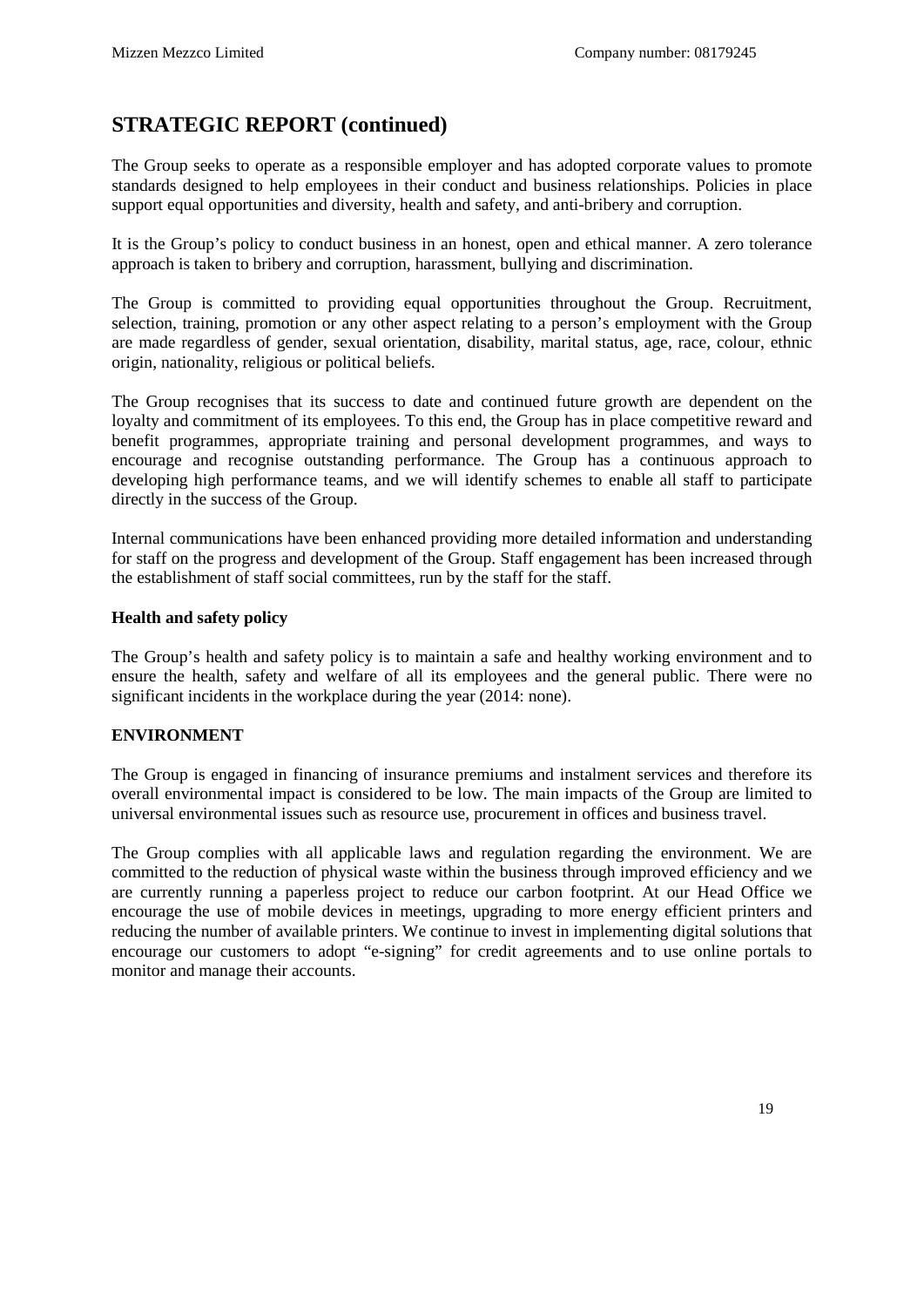## STRATEGIC REPORT (continued)

The Group seeks to operate as a responsible employer and has adopted corporate values to promote standards designed to help employees in their conduct and business relationships. Policies in place support equal opportunities and diversity, health and safety, and anti-bribery and corruption.

It is the Group's policy to conduct business in an honest, open and ethical manner. A zero tolerance approach is taken to bribery and corruption, harassment, bullying and discrimination.

The Group is committed to providing equal opportunities throughout the Group. Recruitment, selection, training, promotion or any other aspect relating to a person's employment with the Group are made regardless of gender, sexual orientation, disability, marital status, age, race, colour, ethnic origin, nationality, religious or political beliefs.

The Group recognises that its success to date and continued future growth are dependent on the loyalty and commitment of its employees. To this end, the Group has in place competitive reward and benefit programmes, appropriate training and personal development programmes, and ways to encourage and recognise outstanding performance. The Group has a continuous approach to developing high performance teams, and we will identify schemes to enable all staff to participate directly in the success of the Group.

Internal communications have been enhanced providing more detailed information and understanding for staff on the progress and development of the Group. Staff engagement has been increased through the establishment of staff social committees, run by the staff for the staff.

### Health and safety policy

The Group's health and safety policy is to maintain a safe and healthy working environment and to ensure the health, safety and welfare of all its employees and the general public. There were no significant incidents in the workplace during the year (2014: none).

### ENVIRONMENT

The Group is engaged in financing of insurance premiums and instalment services and therefore its overall environmental impact is considered to be low. The main impacts of the Group are limited to universal environmental issues such as resource use, procurement in offices and business travel.

The Group complies with all applicable laws and regulation regarding the environment. We are committed to the reduction of physical waste within the business through improved efficiency and we are currently running a paperless project to reduce our carbon footprint. At our Head Office we encourage the use of mobile devices in meetings, upgrading to more energy efficient printers and reducing the number of available printers. We continue to invest in implementing digital solutions that encourage our customers to adopt "e-signing" for credit agreements and to use online portals to monitor and manage their accounts.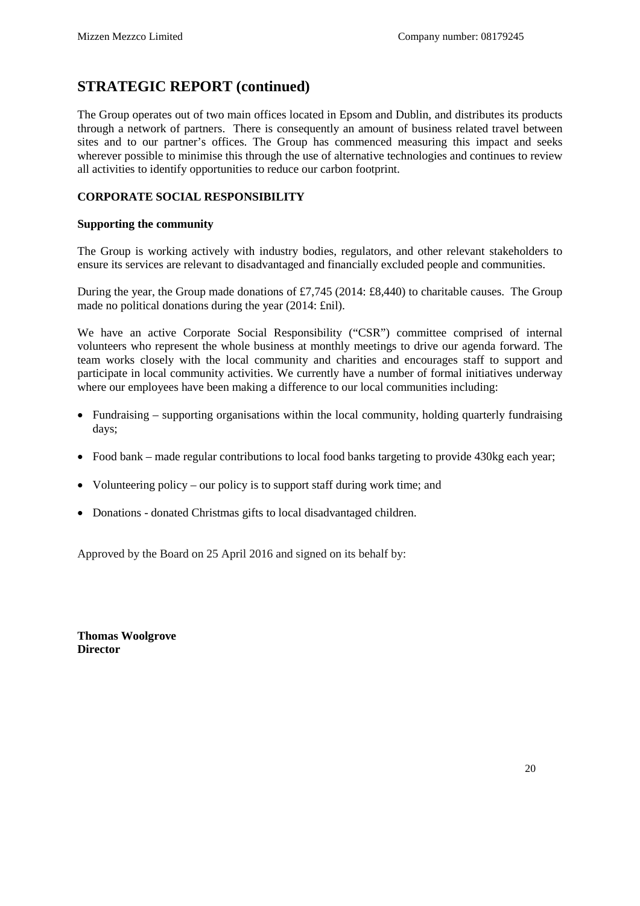## STRATEGIC REPORT (continued)

The Group operates out of two main offices located in Epsom and Dublin, and distributes its products through a network of partners. There is consequently an amount of business related travel between sites and to our partner's offices. The Group has commenced measuring this impact and seeks wherever possible to minimise this through the use of alternative technologies and continues to review all activities to identify opportunities to reduce our carbon footprint.

### CORPORATE SOCIAL RESPONSIBILITY

#### Supporting the community

The Group is working actively with industry bodies, regulators, and other relevant stakeholders to ensure its services are relevant to disadvantaged and financially excluded people and communities.

During the year, the Group made donations of £7,745 (2014: £8,440) to charitable causes. The Group made no political donations during the year (2014: £nil).

We have an active Corporate Social Responsibility ("CSR") committee comprised of internal volunteers who represent the whole business at monthly meetings to drive our agenda forward. The team works closely with the local community and charities and encourages staff to support and participate in local community activities. We currently have a number of formal initiatives underway where our employees have been making a difference to our local communities including:

- Fundraising – supporting organisations within the local community, holding quarterly fundraising days;
- Food bank – made regular contributions to local food banks targeting to provide 430kg each year;
- Volunteering policy – our policy is to support staff during work time; and
- Donations - donated Christmas gifts to local disadvantaged children.

Approved by the Board on 25 April 2016 and signed on its behalf by:

**Thomas Woolgrove**
**Director**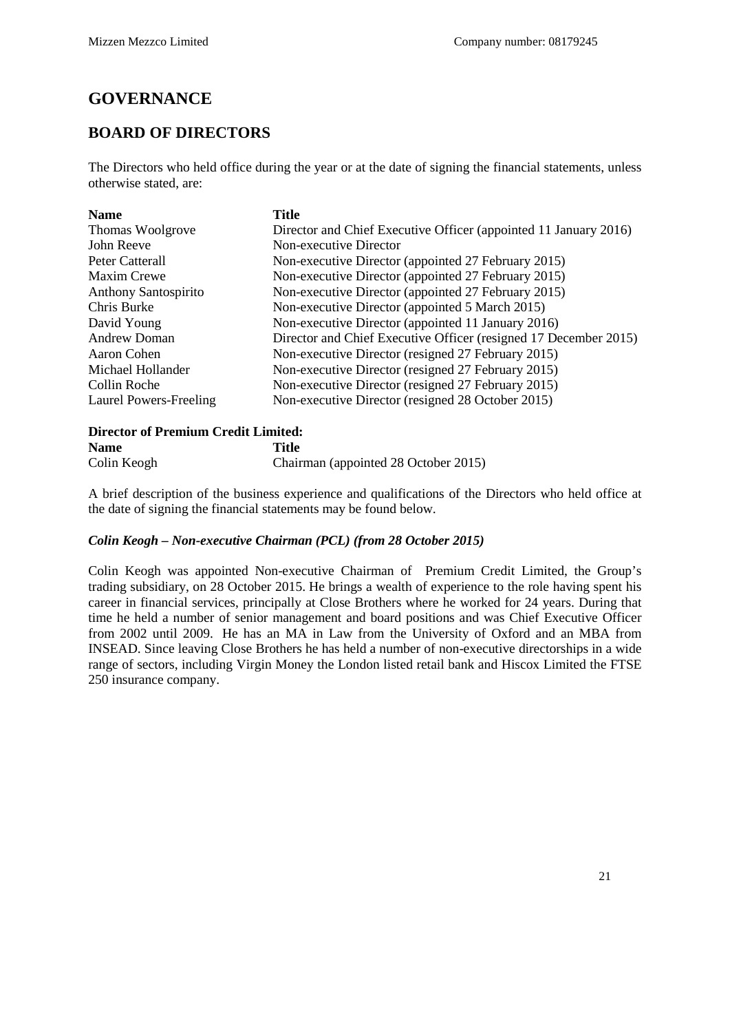# GOVERNANCE

## BOARD OF DIRECTORS

The Directors who held office during the year or at the date of signing the financial statements, unless otherwise stated, are:

| Name | Title |
|---|---|
| Thomas Woolgrove | Director and Chief Executive Officer (appointed 11 January 2016) |
| John Reeve | Non-executive Director |
| Peter Catterall | Non-executive Director (appointed 27 February 2015) |
| Maxim Crewe | Non-executive Director (appointed 27 February 2015) |
| Anthony Santospirito | Non-executive Director (appointed 27 February 2015) |
| Chris Burke | Non-executive Director (appointed 5 March 2015) |
| David Young | Non-executive Director (appointed 11 January 2016) |
| Andrew Doman | Director and Chief Executive Officer (resigned 17 December 2015) |
| Aaron Cohen | Non-executive Director (resigned 27 February 2015) |
| Michael Hollander | Non-executive Director (resigned 27 February 2015) |
| Collin Roche | Non-executive Director (resigned 27 February 2015) |
| Laurel Powers-Freeling | Non-executive Director (resigned 28 October 2015) |

**Director of Premium Credit Limited:**

| Name | Title |
|---|---|
| Colin Keogh | Chairman (appointed 28 October 2015) |

A brief description of the business experience and qualifications of the Directors who held office at the date of signing the financial statements may be found below.

***Colin Keogh – Non-executive Chairman (PCL) (from 28 October 2015)***

Colin Keogh was appointed Non-executive Chairman of Premium Credit Limited, the Group's trading subsidiary, on 28 October 2015. He brings a wealth of experience to the role having spent his career in financial services, principally at Close Brothers where he worked for 24 years. During that time he held a number of senior management and board positions and was Chief Executive Officer from 2002 until 2009. He has an MA in Law from the University of Oxford and an MBA from INSEAD. Since leaving Close Brothers he has held a number of non-executive directorships in a wide range of sectors, including Virgin Money the London listed retail bank and Hiscox Limited the FTSE 250 insurance company.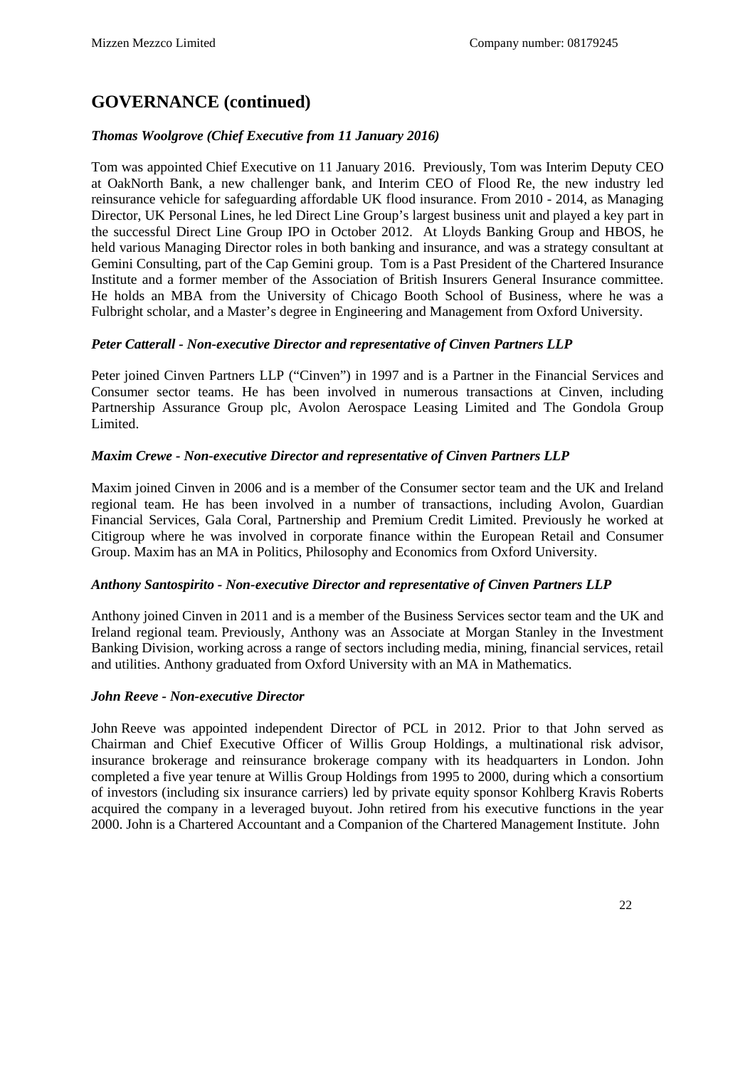## GOVERNANCE (continued)

***Thomas Woolgrove (Chief Executive from 11 January 2016)***

Tom was appointed Chief Executive on 11 January 2016. Previously, Tom was Interim Deputy CEO at OakNorth Bank, a new challenger bank, and Interim CEO of Flood Re, the new industry led reinsurance vehicle for safeguarding affordable UK flood insurance. From 2010 - 2014, as Managing Director, UK Personal Lines, he led Direct Line Group's largest business unit and played a key part in the successful Direct Line Group IPO in October 2012. At Lloyds Banking Group and HBOS, he held various Managing Director roles in both banking and insurance, and was a strategy consultant at Gemini Consulting, part of the Cap Gemini group. Tom is a Past President of the Chartered Insurance Institute and a former member of the Association of British Insurers General Insurance committee. He holds an MBA from the University of Chicago Booth School of Business, where he was a Fulbright scholar, and a Master's degree in Engineering and Management from Oxford University.

***Peter Catterall - Non-executive Director and representative of Cinven Partners LLP***

Peter joined Cinven Partners LLP ("Cinven") in 1997 and is a Partner in the Financial Services and Consumer sector teams. He has been involved in numerous transactions at Cinven, including Partnership Assurance Group plc, Avolon Aerospace Leasing Limited and The Gondola Group Limited.

***Maxim Crewe - Non-executive Director and representative of Cinven Partners LLP***

Maxim joined Cinven in 2006 and is a member of the Consumer sector team and the UK and Ireland regional team. He has been involved in a number of transactions, including Avolon, Guardian Financial Services, Gala Coral, Partnership and Premium Credit Limited. Previously he worked at Citigroup where he was involved in corporate finance within the European Retail and Consumer Group. Maxim has an MA in Politics, Philosophy and Economics from Oxford University.

***Anthony Santospirito - Non-executive Director and representative of Cinven Partners LLP***

Anthony joined Cinven in 2011 and is a member of the Business Services sector team and the UK and Ireland regional team. Previously, Anthony was an Associate at Morgan Stanley in the Investment Banking Division, working across a range of sectors including media, mining, financial services, retail and utilities. Anthony graduated from Oxford University with an MA in Mathematics.

***John Reeve - Non-executive Director***

John Reeve was appointed independent Director of PCL in 2012. Prior to that John served as Chairman and Chief Executive Officer of Willis Group Holdings, a multinational risk advisor, insurance brokerage and reinsurance brokerage company with its headquarters in London. John completed a five year tenure at Willis Group Holdings from 1995 to 2000, during which a consortium of investors (including six insurance carriers) led by private equity sponsor Kohlberg Kravis Roberts acquired the company in a leveraged buyout. John retired from his executive functions in the year 2000. John is a Chartered Accountant and a Companion of the Chartered Management Institute. John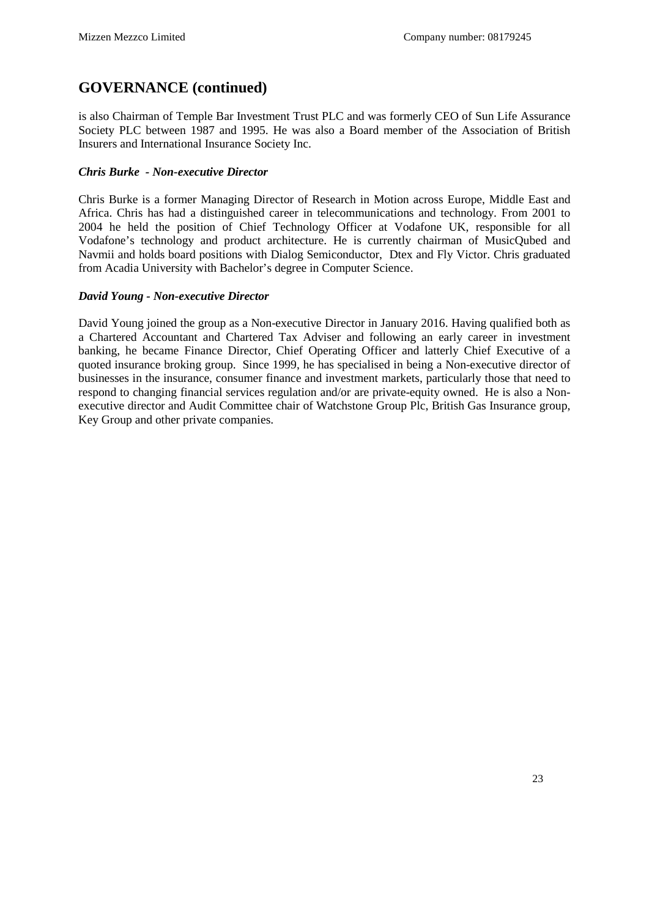## GOVERNANCE (continued)

is also Chairman of Temple Bar Investment Trust PLC and was formerly CEO of Sun Life Assurance Society PLC between 1987 and 1995. He was also a Board member of the Association of British Insurers and International Insurance Society Inc.

***Chris Burke - Non-executive Director***

Chris Burke is a former Managing Director of Research in Motion across Europe, Middle East and Africa. Chris has had a distinguished career in telecommunications and technology. From 2001 to 2004 he held the position of Chief Technology Officer at Vodafone UK, responsible for all Vodafone's technology and product architecture. He is currently chairman of MusicQubed and Navmii and holds board positions with Dialog Semiconductor, Dtex and Fly Victor. Chris graduated from Acadia University with Bachelor's degree in Computer Science.

***David Young - Non-executive Director***

David Young joined the group as a Non-executive Director in January 2016. Having qualified both as a Chartered Accountant and Chartered Tax Adviser and following an early career in investment banking, he became Finance Director, Chief Operating Officer and latterly Chief Executive of a quoted insurance broking group. Since 1999, he has specialised in being a Non-executive director of businesses in the insurance, consumer finance and investment markets, particularly those that need to respond to changing financial services regulation and/or are private-equity owned. He is also a Non-executive director and Audit Committee chair of Watchstone Group Plc, British Gas Insurance group, Key Group and other private companies.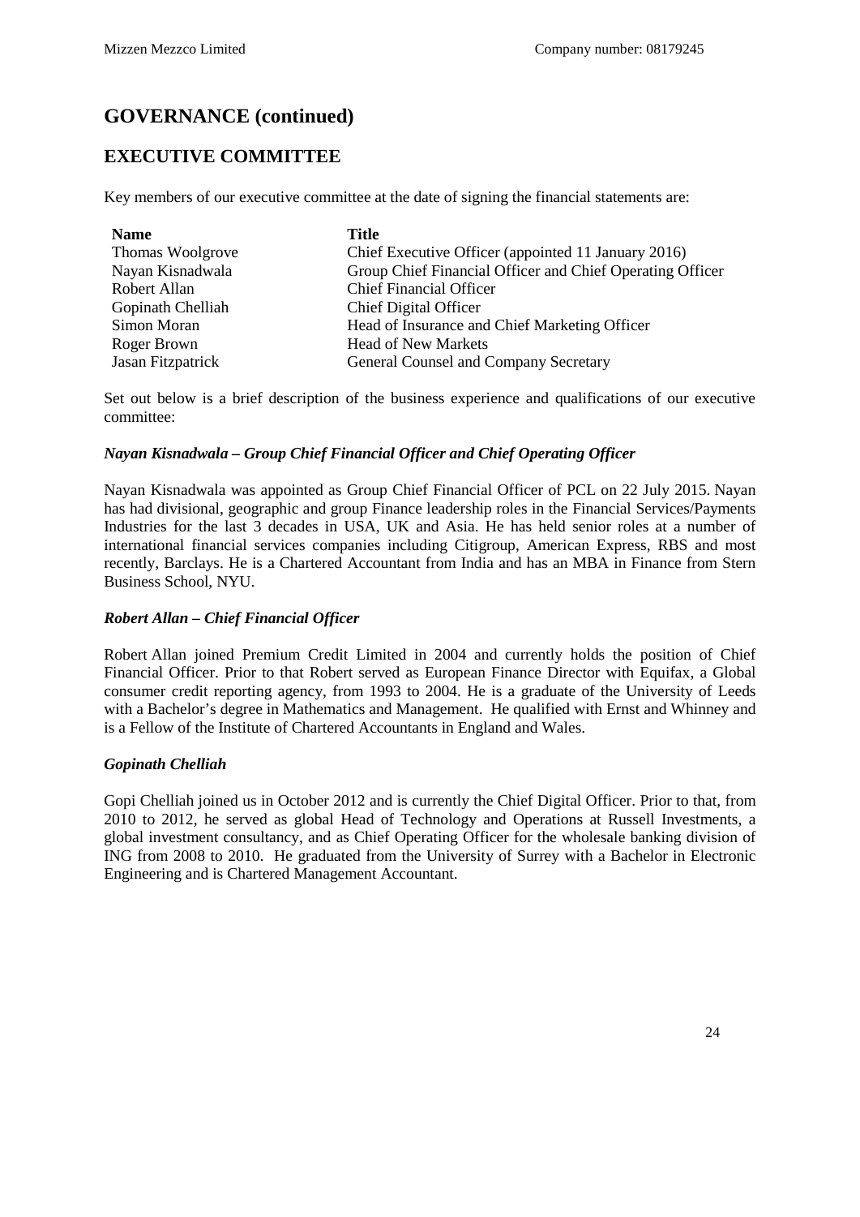# GOVERNANCE (continued)

## EXECUTIVE COMMITTEE

Key members of our executive committee at the date of signing the financial statements are:

| Name | Title |
|---|---|
| Thomas Woolgrove | Chief Executive Officer (appointed 11 January 2016) |
| Nayan Kisnadwala | Group Chief Financial Officer and Chief Operating Officer |
| Robert Allan | Chief Financial Officer |
| Gopinath Chelliah | Chief Digital Officer |
| Simon Moran | Head of Insurance and Chief Marketing Officer |
| Roger Brown | Head of New Markets |
| Jasan Fitzpatrick | General Counsel and Company Secretary |

Set out below is a brief description of the business experience and qualifications of our executive committee:

***Nayan Kisnadwala – Group Chief Financial Officer and Chief Operating Officer***

Nayan Kisnadwala was appointed as Group Chief Financial Officer of PCL on 22 July 2015. Nayan has had divisional, geographic and group Finance leadership roles in the Financial Services/Payments Industries for the last 3 decades in USA, UK and Asia. He has held senior roles at a number of international financial services companies including Citigroup, American Express, RBS and most recently, Barclays. He is a Chartered Accountant from India and has an MBA in Finance from Stern Business School, NYU.

***Robert Allan – Chief Financial Officer***

Robert Allan joined Premium Credit Limited in 2004 and currently holds the position of Chief Financial Officer. Prior to that Robert served as European Finance Director with Equifax, a Global consumer credit reporting agency, from 1993 to 2004. He is a graduate of the University of Leeds with a Bachelor's degree in Mathematics and Management. He qualified with Ernst and Whinney and is a Fellow of the Institute of Chartered Accountants in England and Wales.

***Gopinath Chelliah***

Gopi Chelliah joined us in October 2012 and is currently the Chief Digital Officer. Prior to that, from 2010 to 2012, he served as global Head of Technology and Operations at Russell Investments, a global investment consultancy, and as Chief Operating Officer for the wholesale banking division of ING from 2008 to 2010. He graduated from the University of Surrey with a Bachelor in Electronic Engineering and is Chartered Management Accountant.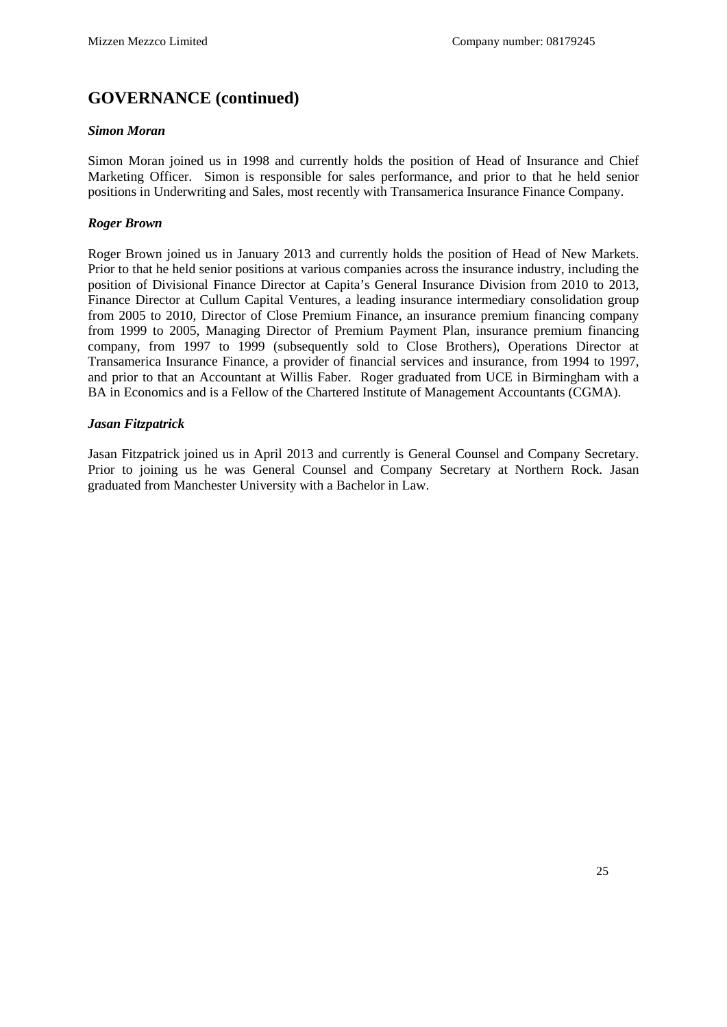## GOVERNANCE (continued)

***Simon Moran***

Simon Moran joined us in 1998 and currently holds the position of Head of Insurance and Chief Marketing Officer. Simon is responsible for sales performance, and prior to that he held senior positions in Underwriting and Sales, most recently with Transamerica Insurance Finance Company.

***Roger Brown***

Roger Brown joined us in January 2013 and currently holds the position of Head of New Markets. Prior to that he held senior positions at various companies across the insurance industry, including the position of Divisional Finance Director at Capita's General Insurance Division from 2010 to 2013, Finance Director at Cullum Capital Ventures, a leading insurance intermediary consolidation group from 2005 to 2010, Director of Close Premium Finance, an insurance premium financing company from 1999 to 2005, Managing Director of Premium Payment Plan, insurance premium financing company, from 1997 to 1999 (subsequently sold to Close Brothers), Operations Director at Transamerica Insurance Finance, a provider of financial services and insurance, from 1994 to 1997, and prior to that an Accountant at Willis Faber. Roger graduated from UCE in Birmingham with a BA in Economics and is a Fellow of the Chartered Institute of Management Accountants (CGMA).

***Jasan Fitzpatrick***

Jasan Fitzpatrick joined us in April 2013 and currently is General Counsel and Company Secretary. Prior to joining us he was General Counsel and Company Secretary at Northern Rock. Jasan graduated from Manchester University with a Bachelor in Law.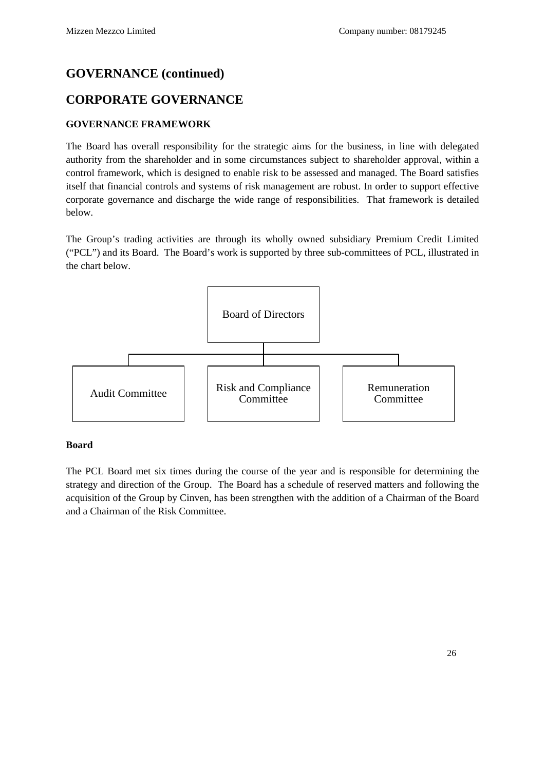# GOVERNANCE (continued)

## CORPORATE GOVERNANCE

### GOVERNANCE FRAMEWORK

The Board has overall responsibility for the strategic aims for the business, in line with delegated authority from the shareholder and in some circumstances subject to shareholder approval, within a control framework, which is designed to enable risk to be assessed and managed. The Board satisfies itself that financial controls and systems of risk management are robust. In order to support effective corporate governance and discharge the wide range of responsibilities. That framework is detailed below.

The Group's trading activities are through its wholly owned subsidiary Premium Credit Limited ("PCL") and its Board. The Board's work is supported by three sub-committees of PCL, illustrated in the chart below.

Board of Directors

- Audit Committee
- Risk and Compliance Committee
- Remuneration Committee

**Board**

The PCL Board met six times during the course of the year and is responsible for determining the strategy and direction of the Group. The Board has a schedule of reserved matters and following the acquisition of the Group by Cinven, has been strengthen with the addition of a Chairman of the Board and a Chairman of the Risk Committee.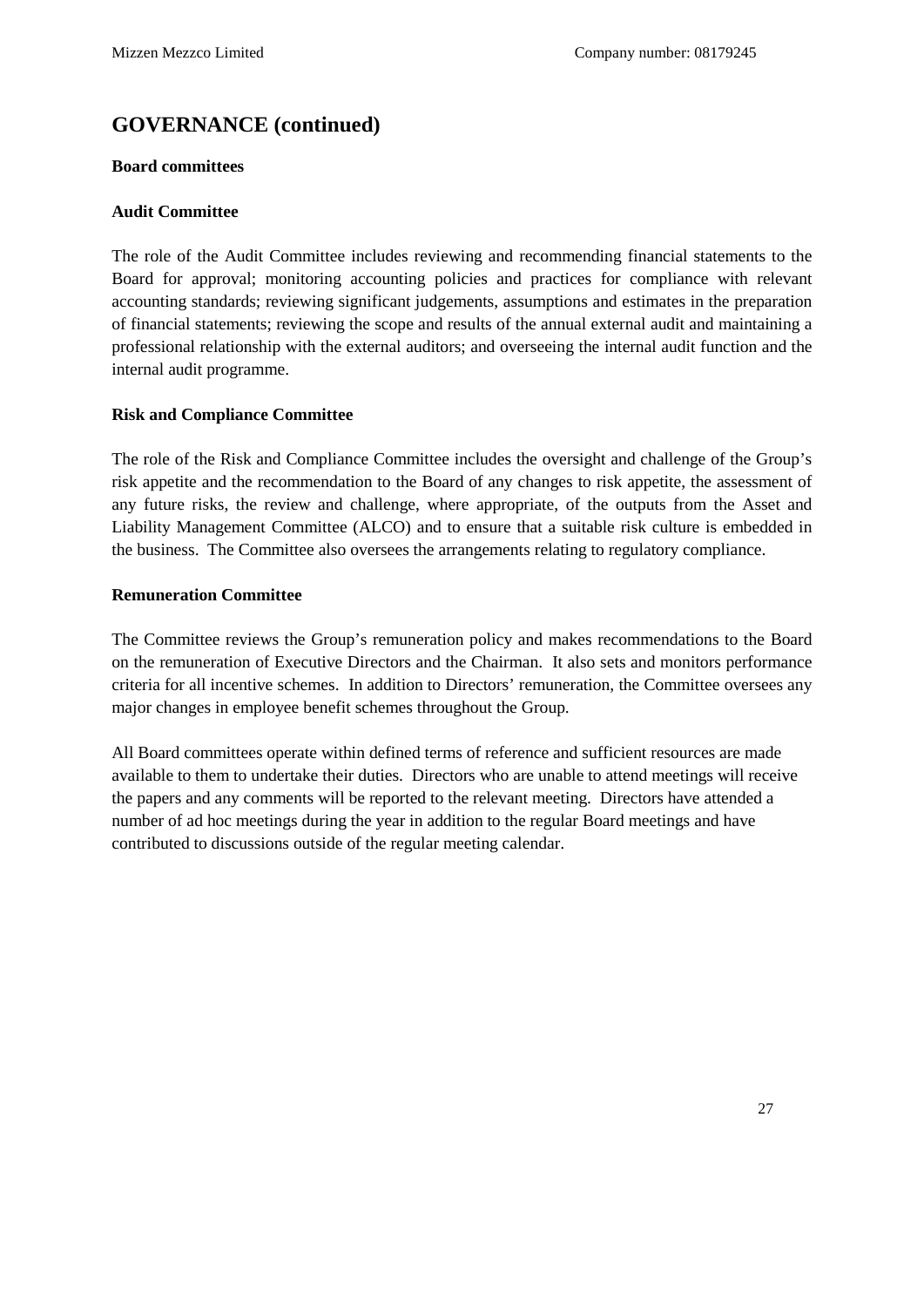# GOVERNANCE (continued)

**Board committees**

**Audit Committee**

The role of the Audit Committee includes reviewing and recommending financial statements to the Board for approval; monitoring accounting policies and practices for compliance with relevant accounting standards; reviewing significant judgements, assumptions and estimates in the preparation of financial statements; reviewing the scope and results of the annual external audit and maintaining a professional relationship with the external auditors; and overseeing the internal audit function and the internal audit programme.

**Risk and Compliance Committee**

The role of the Risk and Compliance Committee includes the oversight and challenge of the Group's risk appetite and the recommendation to the Board of any changes to risk appetite, the assessment of any future risks, the review and challenge, where appropriate, of the outputs from the Asset and Liability Management Committee (ALCO) and to ensure that a suitable risk culture is embedded in the business. The Committee also oversees the arrangements relating to regulatory compliance.

**Remuneration Committee**

The Committee reviews the Group's remuneration policy and makes recommendations to the Board on the remuneration of Executive Directors and the Chairman. It also sets and monitors performance criteria for all incentive schemes. In addition to Directors' remuneration, the Committee oversees any major changes in employee benefit schemes throughout the Group.

All Board committees operate within defined terms of reference and sufficient resources are made available to them to undertake their duties. Directors who are unable to attend meetings will receive the papers and any comments will be reported to the relevant meeting. Directors have attended a number of ad hoc meetings during the year in addition to the regular Board meetings and have contributed to discussions outside of the regular meeting calendar.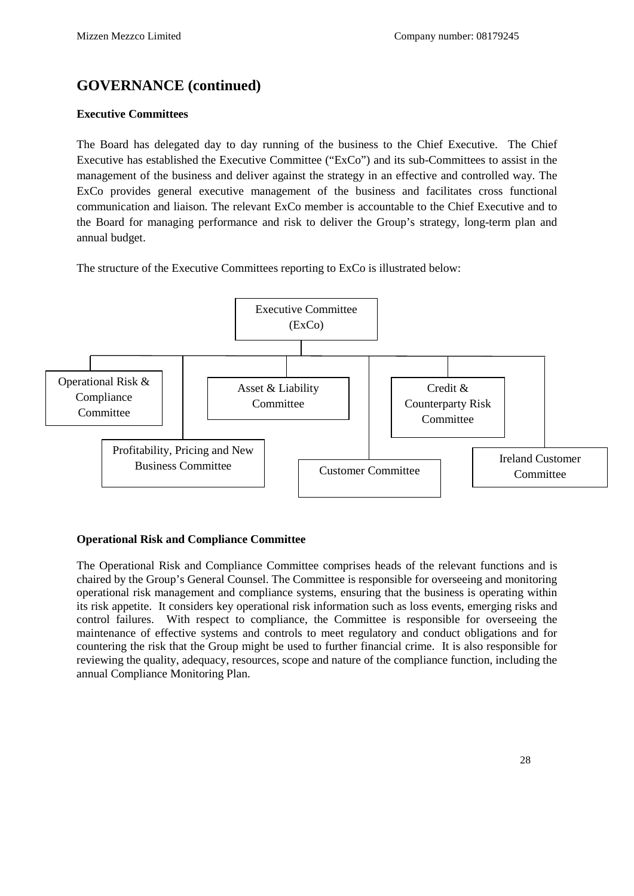## GOVERNANCE (continued)

**Executive Committees**

The Board has delegated day to day running of the business to the Chief Executive. The Chief Executive has established the Executive Committee ("ExCo") and its sub-Committees to assist in the management of the business and deliver against the strategy in an effective and controlled way. The ExCo provides general executive management of the business and facilitates cross functional communication and liaison. The relevant ExCo member is accountable to the Chief Executive and to the Board for managing performance and risk to deliver the Group's strategy, long-term plan and annual budget.

The structure of the Executive Committees reporting to ExCo is illustrated below:

- Executive Committee (ExCo)
  - Operational Risk & Compliance Committee
  - Profitability, Pricing and New Business Committee
  - Asset & Liability Committee
  - Customer Committee
  - Credit & Counterparty Risk Committee
  - Ireland Customer Committee

**Operational Risk and Compliance Committee**

The Operational Risk and Compliance Committee comprises heads of the relevant functions and is chaired by the Group's General Counsel. The Committee is responsible for overseeing and monitoring operational risk management and compliance systems, ensuring that the business is operating within its risk appetite. It considers key operational risk information such as loss events, emerging risks and control failures. With respect to compliance, the Committee is responsible for overseeing the maintenance of effective systems and controls to meet regulatory and conduct obligations and for countering the risk that the Group might be used to further financial crime. It is also responsible for reviewing the quality, adequacy, resources, scope and nature of the compliance function, including the annual Compliance Monitoring Plan.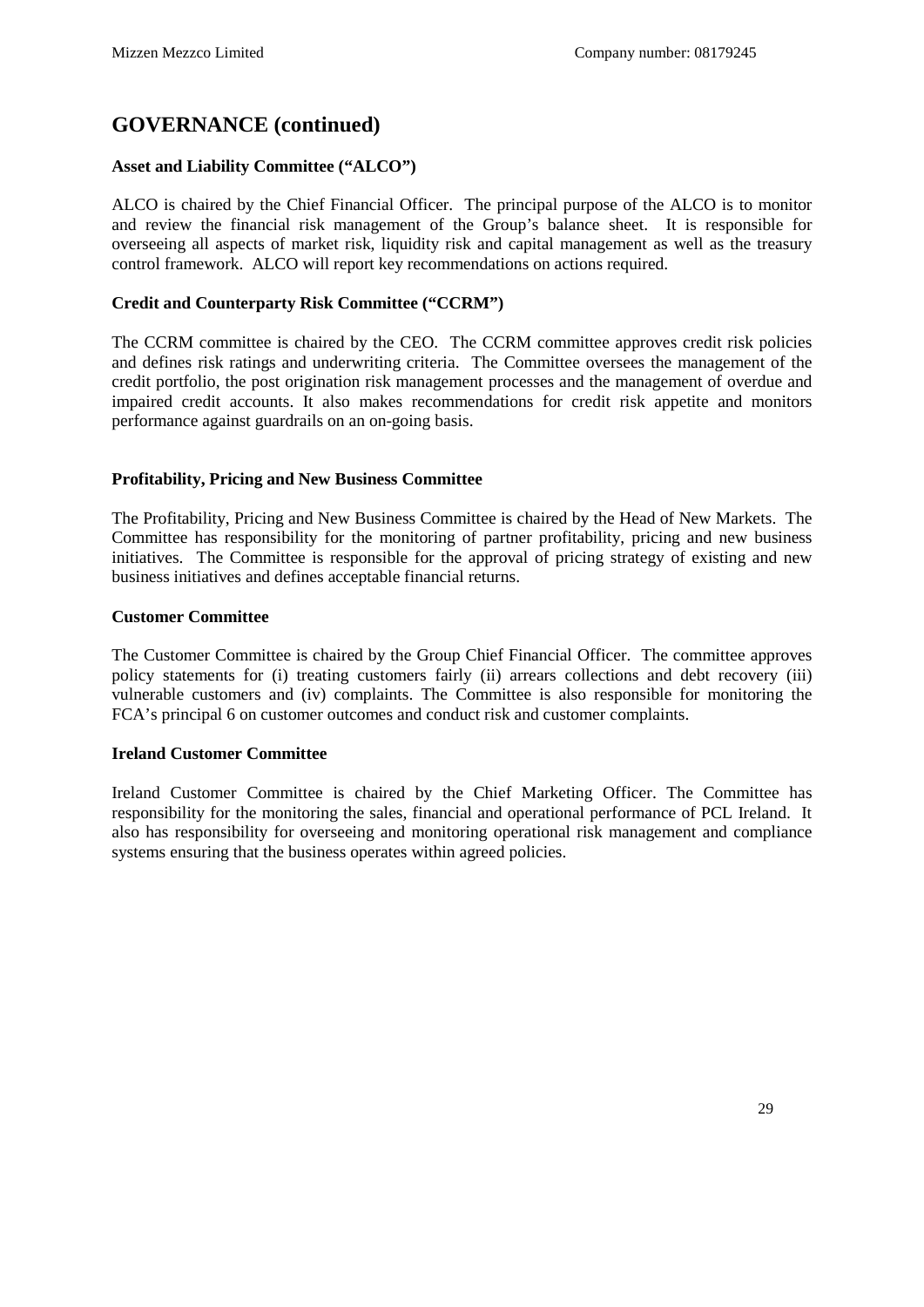## GOVERNANCE (continued)

**Asset and Liability Committee ("ALCO")**

ALCO is chaired by the Chief Financial Officer. The principal purpose of the ALCO is to monitor and review the financial risk management of the Group's balance sheet. It is responsible for overseeing all aspects of market risk, liquidity risk and capital management as well as the treasury control framework. ALCO will report key recommendations on actions required.

**Credit and Counterparty Risk Committee ("CCRM")**

The CCRM committee is chaired by the CEO. The CCRM committee approves credit risk policies and defines risk ratings and underwriting criteria. The Committee oversees the management of the credit portfolio, the post origination risk management processes and the management of overdue and impaired credit accounts. It also makes recommendations for credit risk appetite and monitors performance against guardrails on an on-going basis.

**Profitability, Pricing and New Business Committee**

The Profitability, Pricing and New Business Committee is chaired by the Head of New Markets. The Committee has responsibility for the monitoring of partner profitability, pricing and new business initiatives. The Committee is responsible for the approval of pricing strategy of existing and new business initiatives and defines acceptable financial returns.

**Customer Committee**

The Customer Committee is chaired by the Group Chief Financial Officer. The committee approves policy statements for (i) treating customers fairly (ii) arrears collections and debt recovery (iii) vulnerable customers and (iv) complaints. The Committee is also responsible for monitoring the FCA's principal 6 on customer outcomes and conduct risk and customer complaints.

**Ireland Customer Committee**

Ireland Customer Committee is chaired by the Chief Marketing Officer. The Committee has responsibility for the monitoring the sales, financial and operational performance of PCL Ireland. It also has responsibility for overseeing and monitoring operational risk management and compliance systems ensuring that the business operates within agreed policies.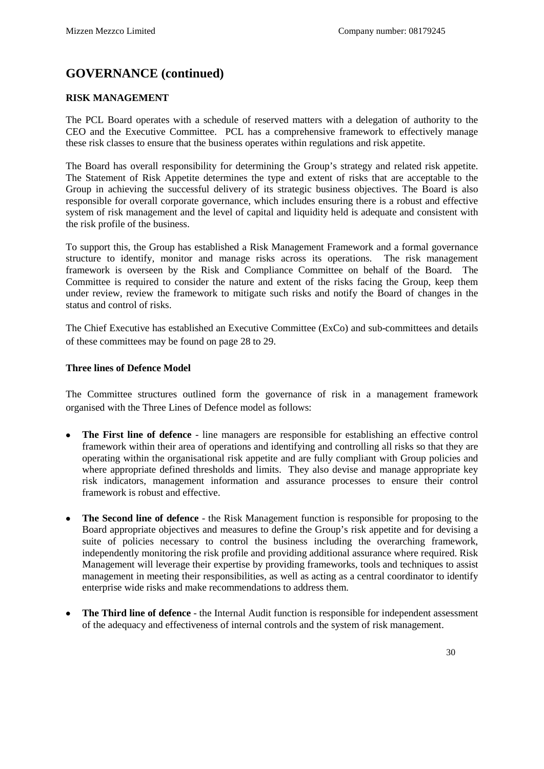## GOVERNANCE (continued)

### RISK MANAGEMENT

The PCL Board operates with a schedule of reserved matters with a delegation of authority to the CEO and the Executive Committee. PCL has a comprehensive framework to effectively manage these risk classes to ensure that the business operates within regulations and risk appetite.

The Board has overall responsibility for determining the Group's strategy and related risk appetite. The Statement of Risk Appetite determines the type and extent of risks that are acceptable to the Group in achieving the successful delivery of its strategic business objectives. The Board is also responsible for overall corporate governance, which includes ensuring there is a robust and effective system of risk management and the level of capital and liquidity held is adequate and consistent with the risk profile of the business.

To support this, the Group has established a Risk Management Framework and a formal governance structure to identify, monitor and manage risks across its operations. The risk management framework is overseen by the Risk and Compliance Committee on behalf of the Board. The Committee is required to consider the nature and extent of the risks facing the Group, keep them under review, review the framework to mitigate such risks and notify the Board of changes in the status and control of risks.

The Chief Executive has established an Executive Committee (ExCo) and sub-committees and details of these committees may be found on page 28 to 29.

### Three lines of Defence Model

The Committee structures outlined form the governance of risk in a management framework organised with the Three Lines of Defence model as follows:

- **The First line of defence** - line managers are responsible for establishing an effective control framework within their area of operations and identifying and controlling all risks so that they are operating within the organisational risk appetite and are fully compliant with Group policies and where appropriate defined thresholds and limits. They also devise and manage appropriate key risk indicators, management information and assurance processes to ensure their control framework is robust and effective.
- **The Second line of defence** - the Risk Management function is responsible for proposing to the Board appropriate objectives and measures to define the Group's risk appetite and for devising a suite of policies necessary to control the business including the overarching framework, independently monitoring the risk profile and providing additional assurance where required. Risk Management will leverage their expertise by providing frameworks, tools and techniques to assist management in meeting their responsibilities, as well as acting as a central coordinator to identify enterprise wide risks and make recommendations to address them.
- **The Third line of defence** - the Internal Audit function is responsible for independent assessment of the adequacy and effectiveness of internal controls and the system of risk management.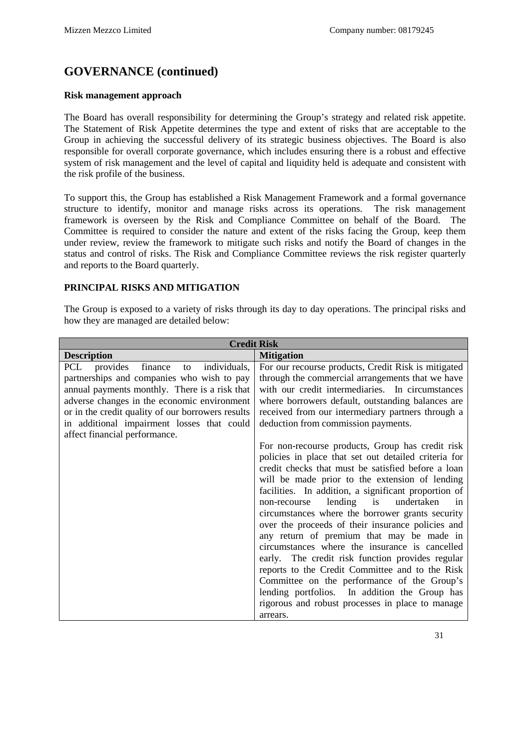# GOVERNANCE (continued)

**Risk management approach**

The Board has overall responsibility for determining the Group's strategy and related risk appetite. The Statement of Risk Appetite determines the type and extent of risks that are acceptable to the Group in achieving the successful delivery of its strategic business objectives. The Board is also responsible for overall corporate governance, which includes ensuring there is a robust and effective system of risk management and the level of capital and liquidity held is adequate and consistent with the risk profile of the business.

To support this, the Group has established a Risk Management Framework and a formal governance structure to identify, monitor and manage risks across its operations. The risk management framework is overseen by the Risk and Compliance Committee on behalf of the Board. The Committee is required to consider the nature and extent of the risks facing the Group, keep them under review, review the framework to mitigate such risks and notify the Board of changes in the status and control of risks. The Risk and Compliance Committee reviews the risk register quarterly and reports to the Board quarterly.

## PRINCIPAL RISKS AND MITIGATION

The Group is exposed to a variety of risks through its day to day operations. The principal risks and how they are managed are detailed below:

| **Credit Risk** | |
|---|---|
| **Description** | **Mitigation** |
| PCL provides finance to individuals, partnerships and companies who wish to pay annual payments monthly. There is a risk that adverse changes in the economic environment or in the credit quality of our borrowers results in additional impairment losses that could affect financial performance. | For our recourse products, Credit Risk is mitigated through the commercial arrangements that we have with our credit intermediaries. In circumstances where borrowers default, outstanding balances are received from our intermediary partners through a deduction from commission payments.<br><br>For non-recourse products, Group has credit risk policies in place that set out detailed criteria for credit checks that must be satisfied before a loan will be made prior to the extension of lending facilities. In addition, a significant proportion of non-recourse lending is undertaken in circumstances where the borrower grants security over the proceeds of their insurance policies and any return of premium that may be made in circumstances where the insurance is cancelled early. The credit risk function provides regular reports to the Credit Committee and to the Risk Committee on the performance of the Group's lending portfolios. In addition the Group has rigorous and robust processes in place to manage arrears. |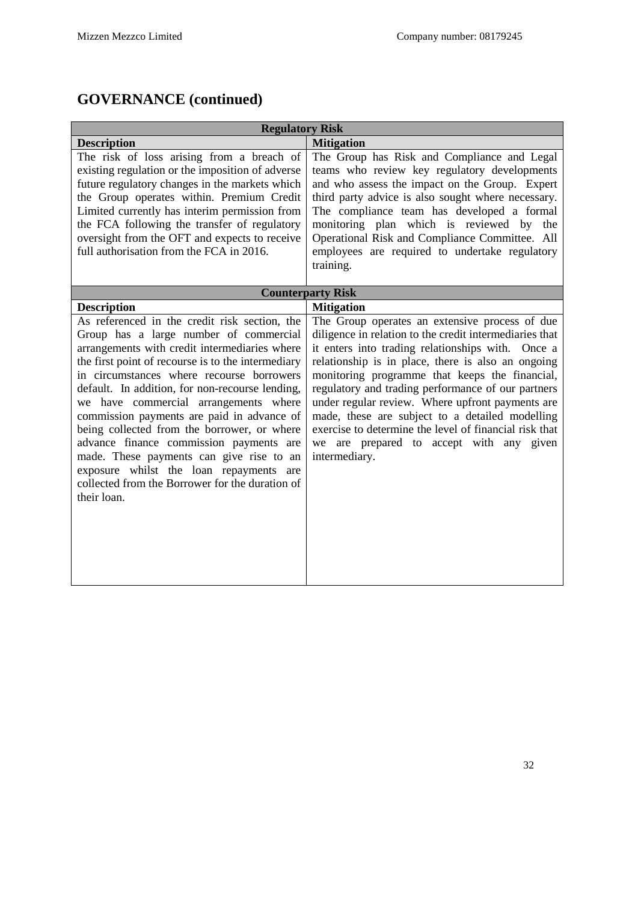## GOVERNANCE (continued)

| Regulatory Risk | |
|---|---|
| **Description** | **Mitigation** |
| The risk of loss arising from a breach of existing regulation or the imposition of adverse future regulatory changes in the markets which the Group operates within. Premium Credit Limited currently has interim permission from the FCA following the transfer of regulatory oversight from the OFT and expects to receive full authorisation from the FCA in 2016. | The Group has Risk and Compliance and Legal teams who review key regulatory developments and who assess the impact on the Group. Expert third party advice is also sought where necessary. The compliance team has developed a formal monitoring plan which is reviewed by the Operational Risk and Compliance Committee. All employees are required to undertake regulatory training. |

| Counterparty Risk | |
|---|---|
| **Description** | **Mitigation** |
| As referenced in the credit risk section, the Group has a large number of commercial arrangements with credit intermediaries where the first point of recourse is to the intermediary in circumstances where recourse borrowers default. In addition, for non-recourse lending, we have commercial arrangements where commission payments are paid in advance of being collected from the borrower, or where advance finance commission payments are made. These payments can give rise to an exposure whilst the loan repayments are collected from the Borrower for the duration of their loan. | The Group operates an extensive process of due diligence in relation to the credit intermediaries that it enters into trading relationships with. Once a relationship is in place, there is also an ongoing monitoring programme that keeps the financial, regulatory and trading performance of our partners under regular review. Where upfront payments are made, these are subject to a detailed modelling exercise to determine the level of financial risk that we are prepared to accept with any given intermediary. |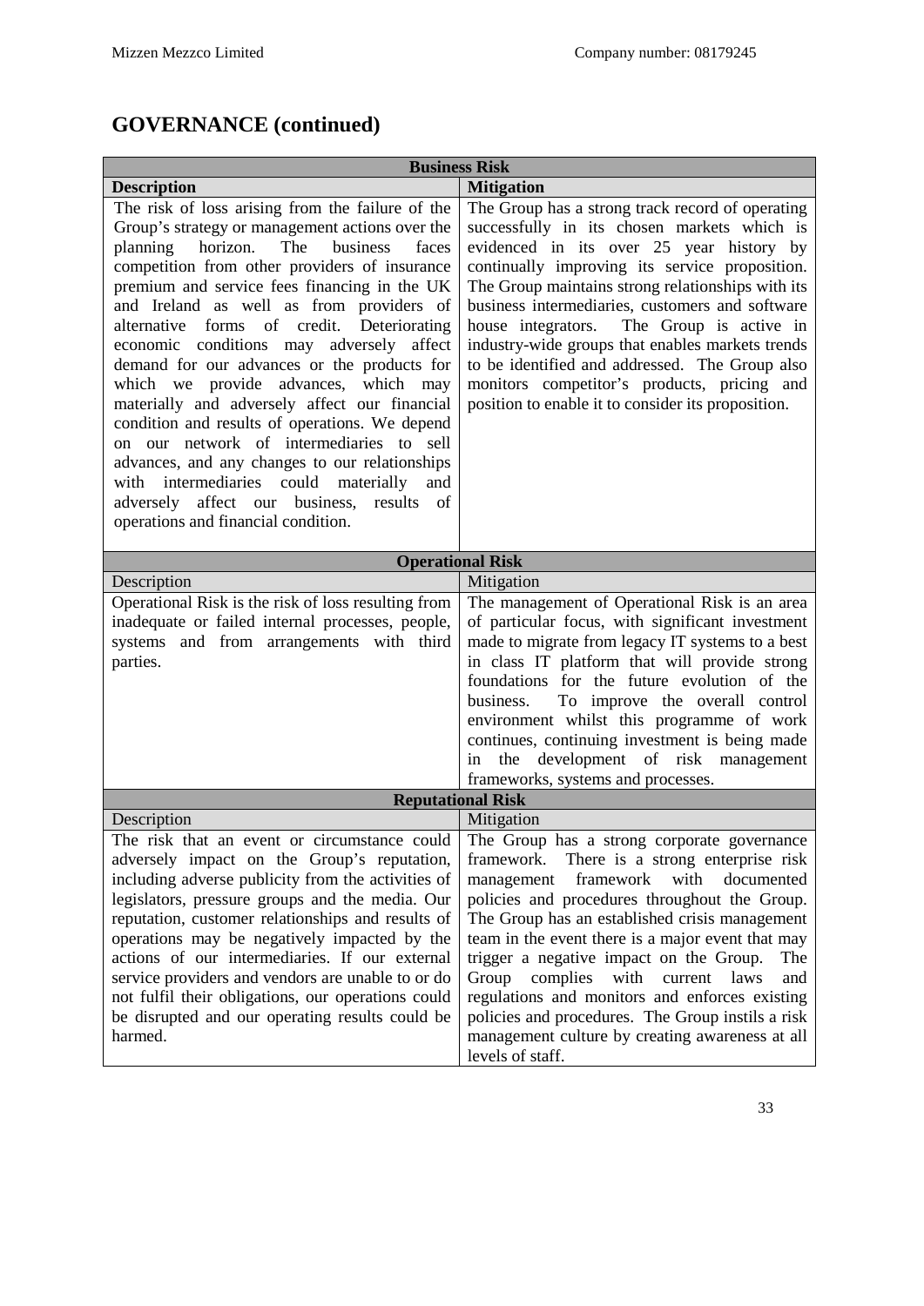## GOVERNANCE (continued)

| **Business Risk** | |
|---|---|
| **Description** | **Mitigation** |
| The risk of loss arising from the failure of the Group's strategy or management actions over the planning horizon. The business faces competition from other providers of insurance premium and service fees financing in the UK and Ireland as well as from providers of alternative forms of credit. Deteriorating economic conditions may adversely affect demand for our advances or the products for which we provide advances, which may materially and adversely affect our financial condition and results of operations. We depend on our network of intermediaries to sell advances, and any changes to our relationships with intermediaries could materially and adversely affect our business, results of operations and financial condition. | The Group has a strong track record of operating successfully in its chosen markets which is evidenced in its over 25 year history by continually improving its service proposition. The Group maintains strong relationships with its business intermediaries, customers and software house integrators. The Group is active in industry-wide groups that enables markets trends to be identified and addressed. The Group also monitors competitor's products, pricing and position to enable it to consider its proposition. |
| **Operational Risk** | |
| Description | Mitigation |
| Operational Risk is the risk of loss resulting from inadequate or failed internal processes, people, systems and from arrangements with third parties. | The management of Operational Risk is an area of particular focus, with significant investment made to migrate from legacy IT systems to a best in class IT platform that will provide strong foundations for the future evolution of the business. To improve the overall control environment whilst this programme of work continues, continuing investment is being made in the development of risk management frameworks, systems and processes. |
| **Reputational Risk** | |
| Description | Mitigation |
| The risk that an event or circumstance could adversely impact on the Group's reputation, including adverse publicity from the activities of legislators, pressure groups and the media. Our reputation, customer relationships and results of operations may be negatively impacted by the actions of our intermediaries. If our external service providers and vendors are unable to or do not fulfil their obligations, our operations could be disrupted and our operating results could be harmed. | The Group has a strong corporate governance framework. There is a strong enterprise risk management framework with documented policies and procedures throughout the Group. The Group has an established crisis management team in the event there is a major event that may trigger a negative impact on the Group. The Group complies with current laws and regulations and monitors and enforces existing policies and procedures. The Group instils a risk management culture by creating awareness at all levels of staff. |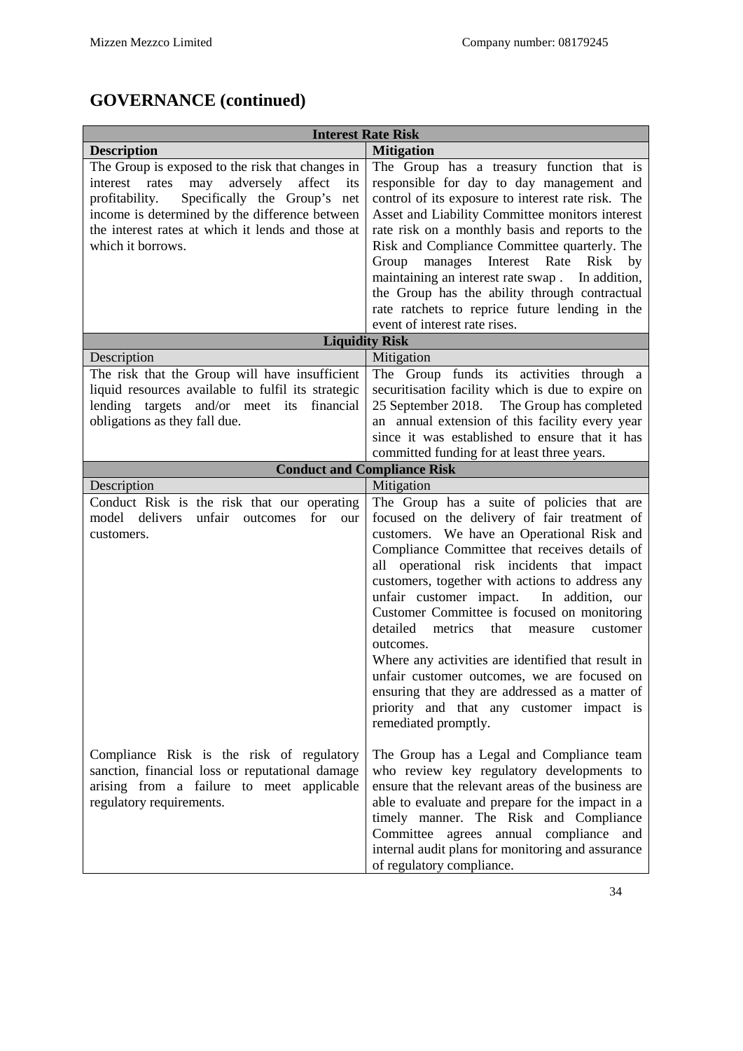# GOVERNANCE (continued)

| Interest Rate Risk | |
|---|---|
| **Description** | **Mitigation** |
| The Group is exposed to the risk that changes in interest rates may adversely affect its profitability. Specifically the Group's net income is determined by the difference between the interest rates at which it lends and those at which it borrows. | The Group has a treasury function that is responsible for day to day management and control of its exposure to interest rate risk. The Asset and Liability Committee monitors interest rate risk on a monthly basis and reports to the Risk and Compliance Committee quarterly. The Group manages Interest Rate Risk by maintaining an interest rate swap . In addition, the Group has the ability through contractual rate ratchets to reprice future lending in the event of interest rate rises. |
| **Liquidity Risk** | |
| Description | Mitigation |
| The risk that the Group will have insufficient liquid resources available to fulfil its strategic lending targets and/or meet its financial obligations as they fall due. | The Group funds its activities through a securitisation facility which is due to expire on 25 September 2018. The Group has completed an annual extension of this facility every year since it was established to ensure that it has committed funding for at least three years. |
| **Conduct and Compliance Risk** | |
| Description | Mitigation |
| Conduct Risk is the risk that our operating model delivers unfair outcomes for our customers. | The Group has a suite of policies that are focused on the delivery of fair treatment of customers. We have an Operational Risk and Compliance Committee that receives details of all operational risk incidents that impact customers, together with actions to address any unfair customer impact. In addition, our Customer Committee is focused on monitoring detailed metrics that measure customer outcomes.<br>Where any activities are identified that result in unfair customer outcomes, we are focused on ensuring that they are addressed as a matter of priority and that any customer impact is remediated promptly. |
| Compliance Risk is the risk of regulatory sanction, financial loss or reputational damage arising from a failure to meet applicable regulatory requirements. | The Group has a Legal and Compliance team who review key regulatory developments to ensure that the relevant areas of the business are able to evaluate and prepare for the impact in a timely manner. The Risk and Compliance Committee agrees annual compliance and internal audit plans for monitoring and assurance of regulatory compliance. |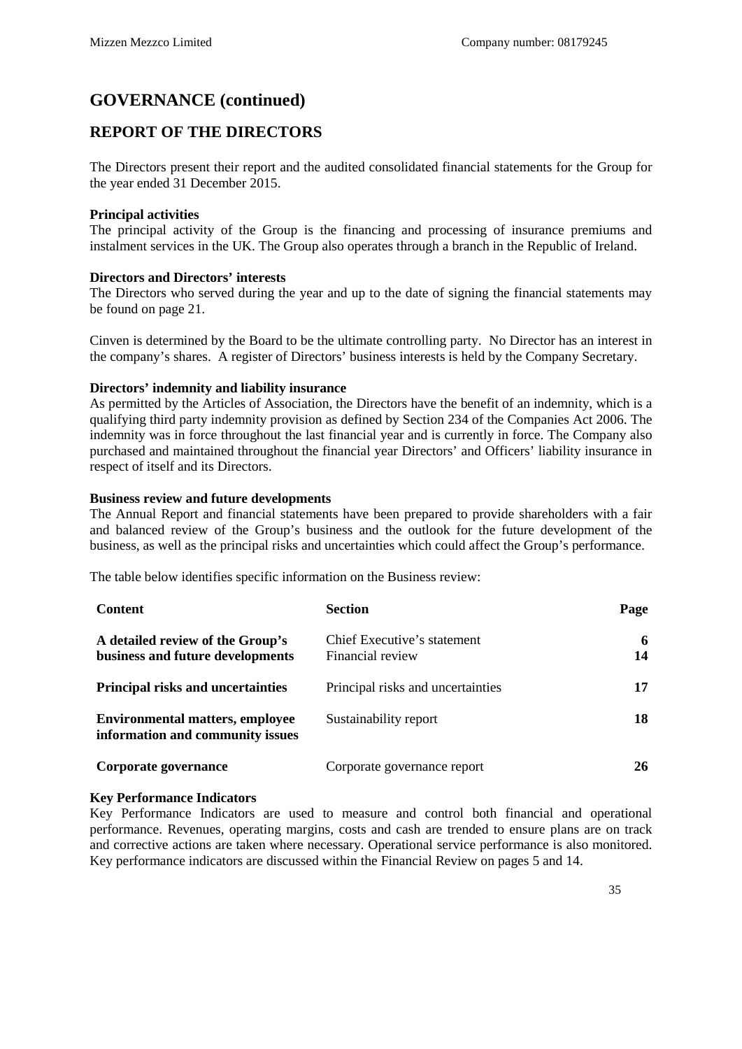## GOVERNANCE (continued)

## REPORT OF THE DIRECTORS

The Directors present their report and the audited consolidated financial statements for the Group for the year ended 31 December 2015.

**Principal activities**
The principal activity of the Group is the financing and processing of insurance premiums and instalment services in the UK. The Group also operates through a branch in the Republic of Ireland.

**Directors and Directors' interests**
The Directors who served during the year and up to the date of signing the financial statements may be found on page 21.

Cinven is determined by the Board to be the ultimate controlling party. No Director has an interest in the company's shares. A register of Directors' business interests is held by the Company Secretary.

**Directors' indemnity and liability insurance**
As permitted by the Articles of Association, the Directors have the benefit of an indemnity, which is a qualifying third party indemnity provision as defined by Section 234 of the Companies Act 2006. The indemnity was in force throughout the last financial year and is currently in force. The Company also purchased and maintained throughout the financial year Directors' and Officers' liability insurance in respect of itself and its Directors.

**Business review and future developments**
The Annual Report and financial statements have been prepared to provide shareholders with a fair and balanced review of the Group's business and the outlook for the future development of the business, as well as the principal risks and uncertainties which could affect the Group's performance.

The table below identifies specific information on the Business review:

| Content | Section | Page |
|---|---|---|
| **A detailed review of the Group's business and future developments** | Chief Executive's statement<br>Financial review | **6**<br>**14** |
| **Principal risks and uncertainties** | Principal risks and uncertainties | **17** |
| **Environmental matters, employee information and community issues** | Sustainability report | **18** |
| **Corporate governance** | Corporate governance report | **26** |

**Key Performance Indicators**
Key Performance Indicators are used to measure and control both financial and operational performance. Revenues, operating margins, costs and cash are trended to ensure plans are on track and corrective actions are taken where necessary. Operational service performance is also monitored. Key performance indicators are discussed within the Financial Review on pages 5 and 14.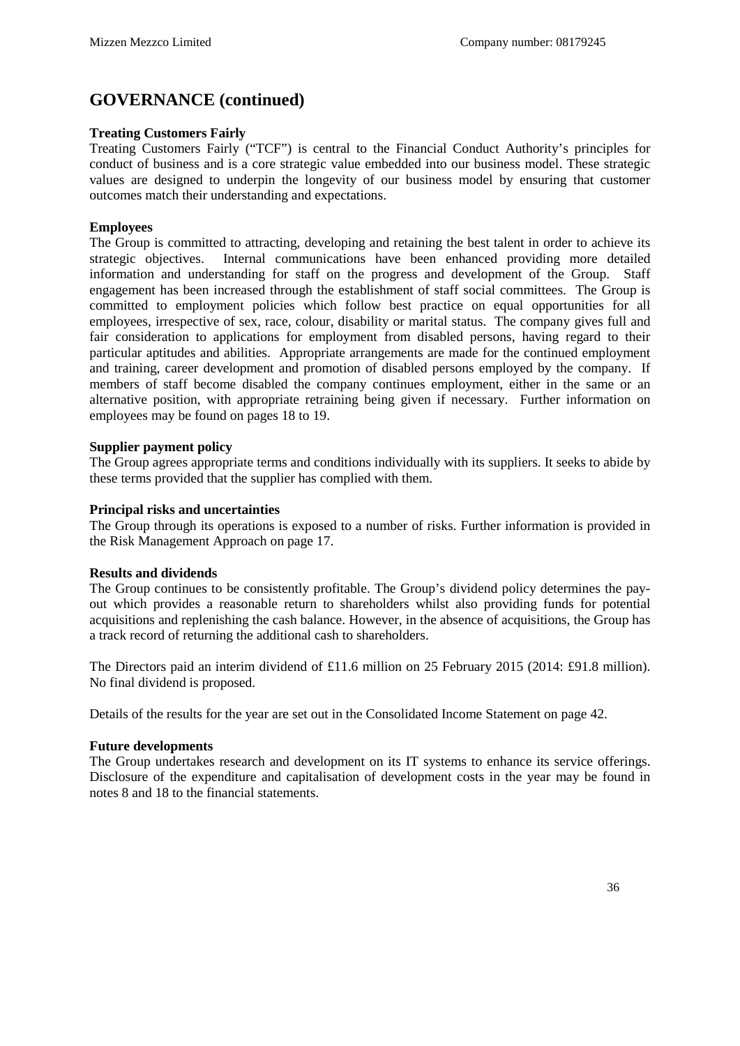# GOVERNANCE (continued)

**Treating Customers Fairly**

Treating Customers Fairly ("TCF") is central to the Financial Conduct Authority's principles for conduct of business and is a core strategic value embedded into our business model. These strategic values are designed to underpin the longevity of our business model by ensuring that customer outcomes match their understanding and expectations.

**Employees**

The Group is committed to attracting, developing and retaining the best talent in order to achieve its strategic objectives. Internal communications have been enhanced providing more detailed information and understanding for staff on the progress and development of the Group. Staff engagement has been increased through the establishment of staff social committees. The Group is committed to employment policies which follow best practice on equal opportunities for all employees, irrespective of sex, race, colour, disability or marital status. The company gives full and fair consideration to applications for employment from disabled persons, having regard to their particular aptitudes and abilities. Appropriate arrangements are made for the continued employment and training, career development and promotion of disabled persons employed by the company. If members of staff become disabled the company continues employment, either in the same or an alternative position, with appropriate retraining being given if necessary. Further information on employees may be found on pages 18 to 19.

**Supplier payment policy**

The Group agrees appropriate terms and conditions individually with its suppliers. It seeks to abide by these terms provided that the supplier has complied with them.

**Principal risks and uncertainties**

The Group through its operations is exposed to a number of risks. Further information is provided in the Risk Management Approach on page 17.

**Results and dividends**

The Group continues to be consistently profitable. The Group's dividend policy determines the pay-out which provides a reasonable return to shareholders whilst also providing funds for potential acquisitions and replenishing the cash balance. However, in the absence of acquisitions, the Group has a track record of returning the additional cash to shareholders.

The Directors paid an interim dividend of £11.6 million on 25 February 2015 (2014: £91.8 million). No final dividend is proposed.

Details of the results for the year are set out in the Consolidated Income Statement on page 42.

**Future developments**

The Group undertakes research and development on its IT systems to enhance its service offerings. Disclosure of the expenditure and capitalisation of development costs in the year may be found in notes 8 and 18 to the financial statements.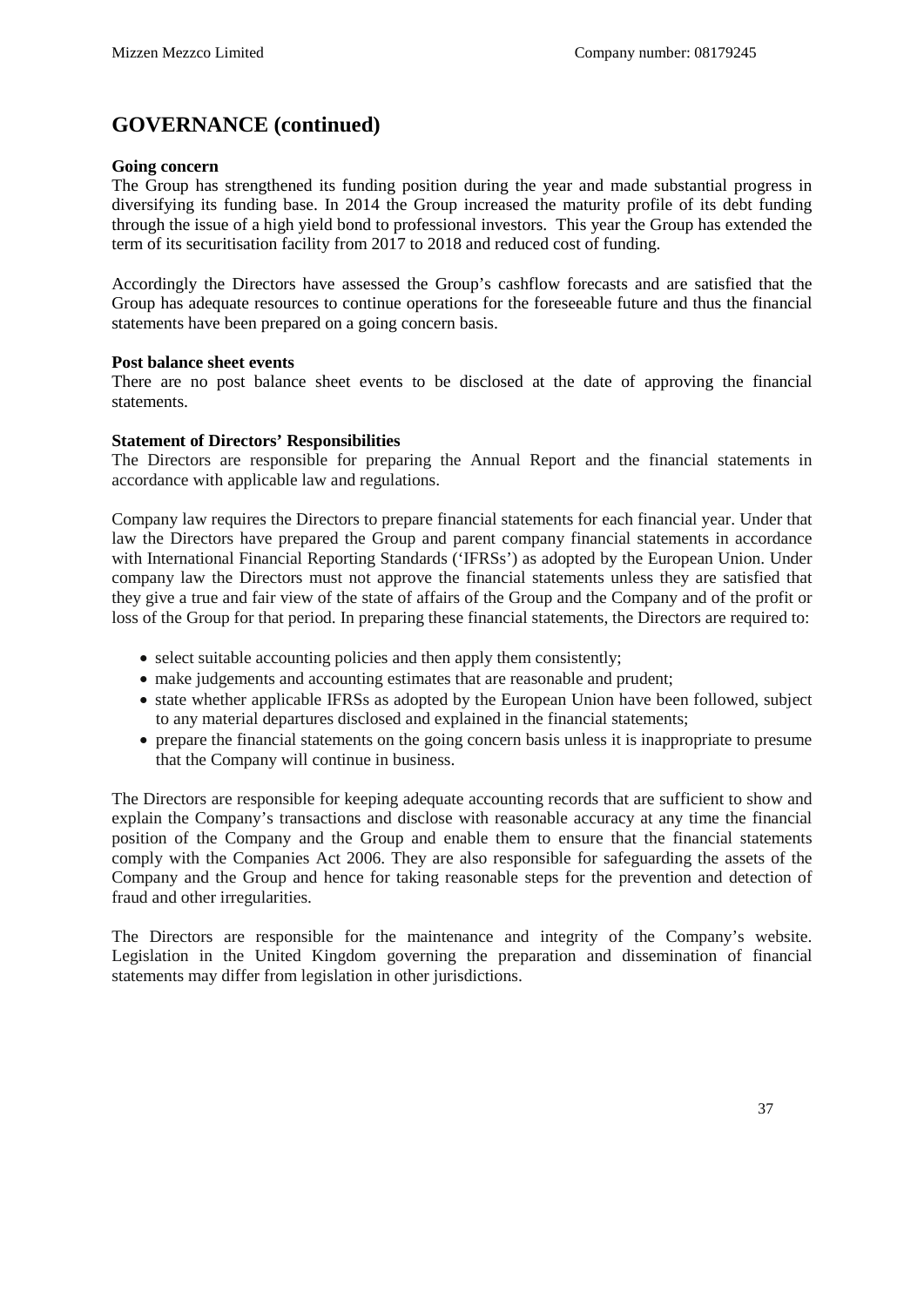# GOVERNANCE (continued)

**Going concern**

The Group has strengthened its funding position during the year and made substantial progress in diversifying its funding base. In 2014 the Group increased the maturity profile of its debt funding through the issue of a high yield bond to professional investors. This year the Group has extended the term of its securitisation facility from 2017 to 2018 and reduced cost of funding.

Accordingly the Directors have assessed the Group's cashflow forecasts and are satisfied that the Group has adequate resources to continue operations for the foreseeable future and thus the financial statements have been prepared on a going concern basis.

**Post balance sheet events**

There are no post balance sheet events to be disclosed at the date of approving the financial statements.

**Statement of Directors' Responsibilities**

The Directors are responsible for preparing the Annual Report and the financial statements in accordance with applicable law and regulations.

Company law requires the Directors to prepare financial statements for each financial year. Under that law the Directors have prepared the Group and parent company financial statements in accordance with International Financial Reporting Standards ('IFRSs') as adopted by the European Union. Under company law the Directors must not approve the financial statements unless they are satisfied that they give a true and fair view of the state of affairs of the Group and the Company and of the profit or loss of the Group for that period. In preparing these financial statements, the Directors are required to:

- select suitable accounting policies and then apply them consistently;
- make judgements and accounting estimates that are reasonable and prudent;
- state whether applicable IFRSs as adopted by the European Union have been followed, subject to any material departures disclosed and explained in the financial statements;
- prepare the financial statements on the going concern basis unless it is inappropriate to presume that the Company will continue in business.

The Directors are responsible for keeping adequate accounting records that are sufficient to show and explain the Company's transactions and disclose with reasonable accuracy at any time the financial position of the Company and the Group and enable them to ensure that the financial statements comply with the Companies Act 2006. They are also responsible for safeguarding the assets of the Company and the Group and hence for taking reasonable steps for the prevention and detection of fraud and other irregularities.

The Directors are responsible for the maintenance and integrity of the Company's website. Legislation in the United Kingdom governing the preparation and dissemination of financial statements may differ from legislation in other jurisdictions.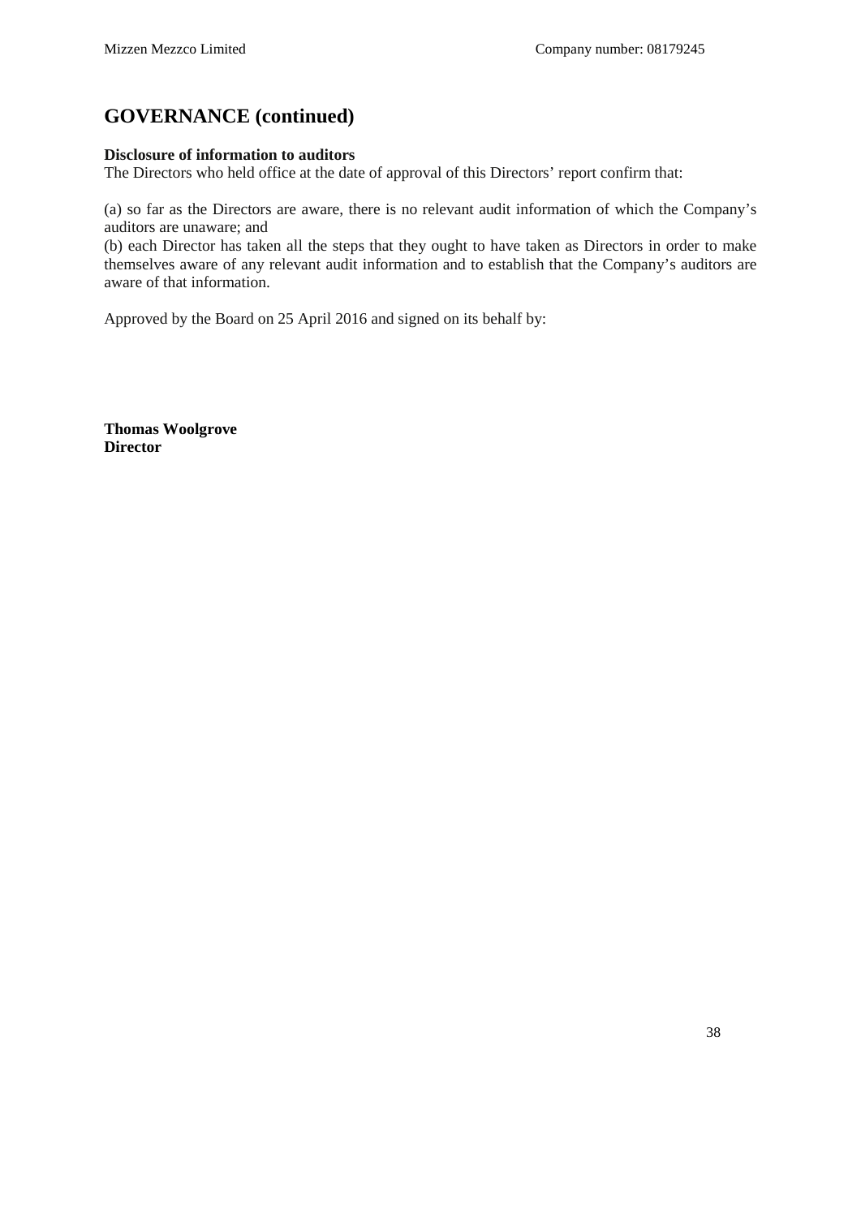## GOVERNANCE (continued)

**Disclosure of information to auditors**

The Directors who held office at the date of approval of this Directors' report confirm that:

(a) so far as the Directors are aware, there is no relevant audit information of which the Company's auditors are unaware; and

(b) each Director has taken all the steps that they ought to have taken as Directors in order to make themselves aware of any relevant audit information and to establish that the Company's auditors are aware of that information.

Approved by the Board on 25 April 2016 and signed on its behalf by:

**Thomas Woolgrove**
**Director**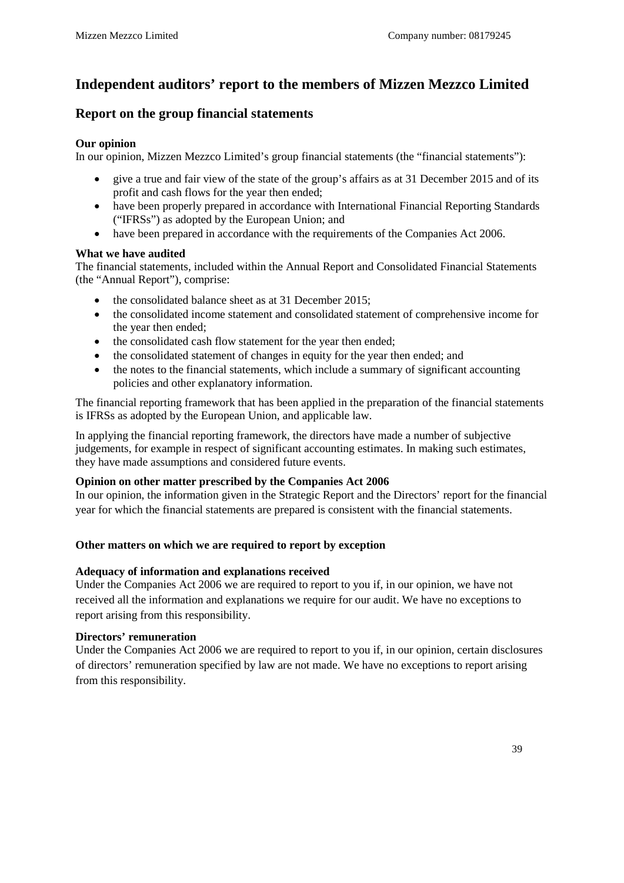# Independent auditors' report to the members of Mizzen Mezzco Limited

## Report on the group financial statements

**Our opinion**

In our opinion, Mizzen Mezzco Limited's group financial statements (the "financial statements"):

- give a true and fair view of the state of the group's affairs as at 31 December 2015 and of its profit and cash flows for the year then ended;
- have been properly prepared in accordance with International Financial Reporting Standards ("IFRSs") as adopted by the European Union; and
- have been prepared in accordance with the requirements of the Companies Act 2006.

**What we have audited**

The financial statements, included within the Annual Report and Consolidated Financial Statements (the "Annual Report"), comprise:

- the consolidated balance sheet as at 31 December 2015;
- the consolidated income statement and consolidated statement of comprehensive income for the year then ended;
- the consolidated cash flow statement for the year then ended;
- the consolidated statement of changes in equity for the year then ended; and
- the notes to the financial statements, which include a summary of significant accounting policies and other explanatory information.

The financial reporting framework that has been applied in the preparation of the financial statements is IFRSs as adopted by the European Union, and applicable law.

In applying the financial reporting framework, the directors have made a number of subjective judgements, for example in respect of significant accounting estimates. In making such estimates, they have made assumptions and considered future events.

**Opinion on other matter prescribed by the Companies Act 2006**

In our opinion, the information given in the Strategic Report and the Directors' report for the financial year for which the financial statements are prepared is consistent with the financial statements.

**Other matters on which we are required to report by exception**

**Adequacy of information and explanations received**

Under the Companies Act 2006 we are required to report to you if, in our opinion, we have not received all the information and explanations we require for our audit. We have no exceptions to report arising from this responsibility.

**Directors' remuneration**

Under the Companies Act 2006 we are required to report to you if, in our opinion, certain disclosures of directors' remuneration specified by law are not made. We have no exceptions to report arising from this responsibility.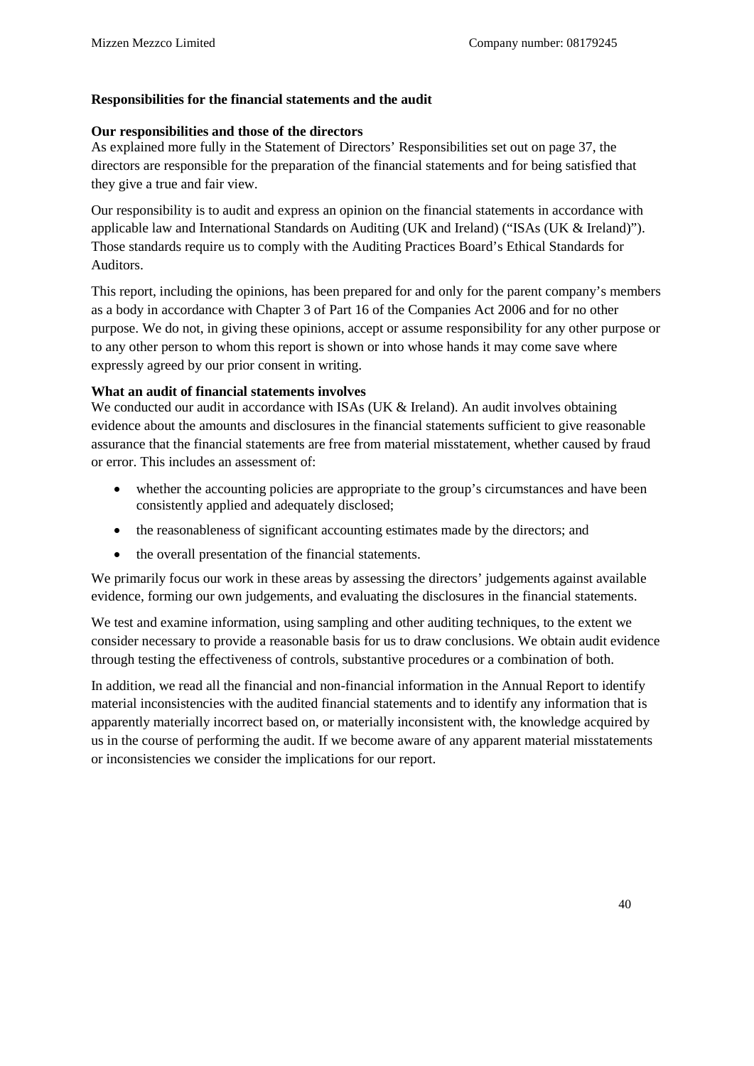## Responsibilities for the financial statements and the audit

### Our responsibilities and those of the directors

As explained more fully in the Statement of Directors' Responsibilities set out on page 37, the directors are responsible for the preparation of the financial statements and for being satisfied that they give a true and fair view.

Our responsibility is to audit and express an opinion on the financial statements in accordance with applicable law and International Standards on Auditing (UK and Ireland) ("ISAs (UK & Ireland)"). Those standards require us to comply with the Auditing Practices Board's Ethical Standards for Auditors.

This report, including the opinions, has been prepared for and only for the parent company's members as a body in accordance with Chapter 3 of Part 16 of the Companies Act 2006 and for no other purpose. We do not, in giving these opinions, accept or assume responsibility for any other purpose or to any other person to whom this report is shown or into whose hands it may come save where expressly agreed by our prior consent in writing.

### What an audit of financial statements involves

We conducted our audit in accordance with ISAs (UK & Ireland). An audit involves obtaining evidence about the amounts and disclosures in the financial statements sufficient to give reasonable assurance that the financial statements are free from material misstatement, whether caused by fraud or error. This includes an assessment of:

- whether the accounting policies are appropriate to the group's circumstances and have been consistently applied and adequately disclosed;
- the reasonableness of significant accounting estimates made by the directors; and
- the overall presentation of the financial statements.

We primarily focus our work in these areas by assessing the directors' judgements against available evidence, forming our own judgements, and evaluating the disclosures in the financial statements.

We test and examine information, using sampling and other auditing techniques, to the extent we consider necessary to provide a reasonable basis for us to draw conclusions. We obtain audit evidence through testing the effectiveness of controls, substantive procedures or a combination of both.

In addition, we read all the financial and non-financial information in the Annual Report to identify material inconsistencies with the audited financial statements and to identify any information that is apparently materially incorrect based on, or materially inconsistent with, the knowledge acquired by us in the course of performing the audit. If we become aware of any apparent material misstatements or inconsistencies we consider the implications for our report.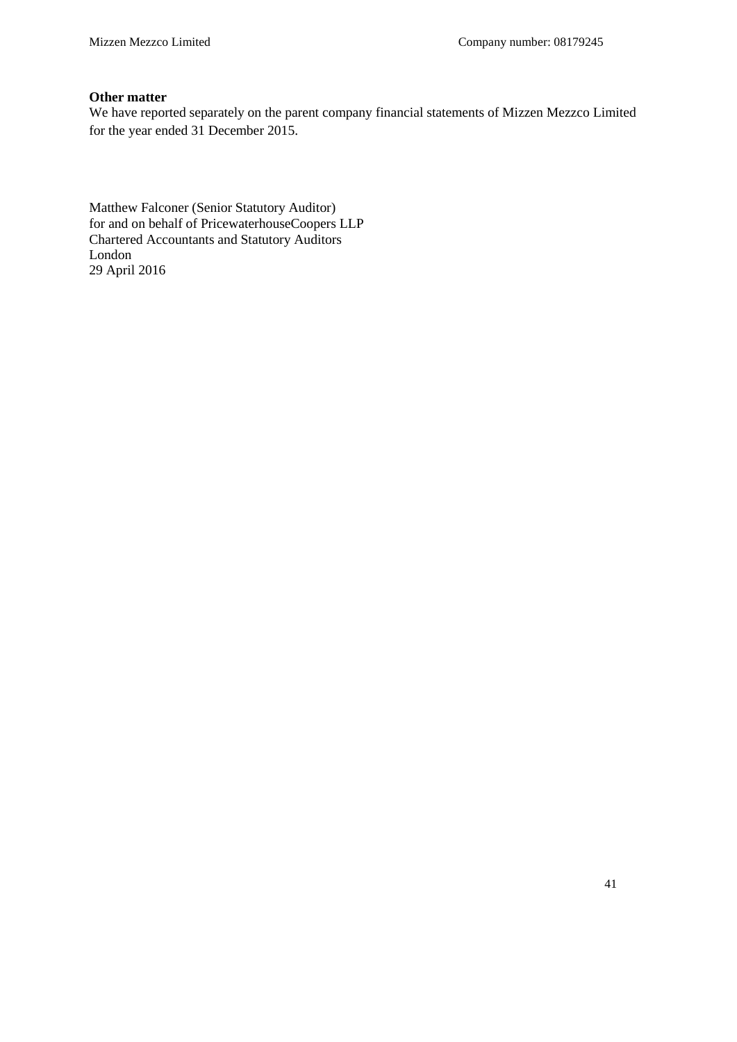**Other matter**

We have reported separately on the parent company financial statements of Mizzen Mezzco Limited for the year ended 31 December 2015.

Matthew Falconer (Senior Statutory Auditor)
for and on behalf of PricewaterhouseCoopers LLP
Chartered Accountants and Statutory Auditors
London
29 April 2016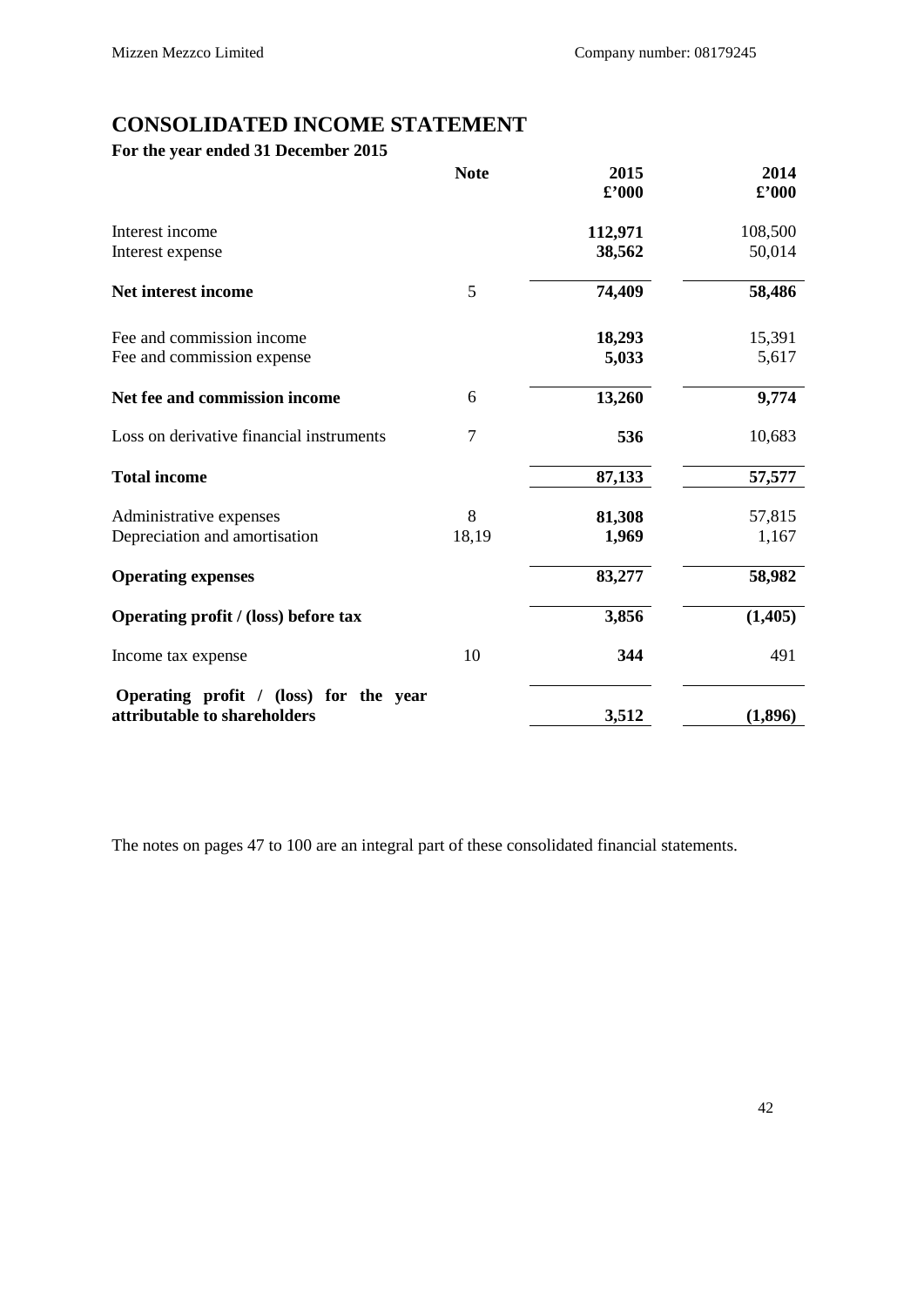# CONSOLIDATED INCOME STATEMENT

**For the year ended 31 December 2015**

| | Note | 2015 £'000 | 2014 £'000 |
|---|---|---|---|
| Interest income | | **112,971** | 108,500 |
| Interest expense | | **38,562** | 50,014 |
| **Net interest income** | 5 | **74,409** | **58,486** |
| Fee and commission income | | **18,293** | 15,391 |
| Fee and commission expense | | **5,033** | 5,617 |
| **Net fee and commission income** | 6 | **13,260** | **9,774** |
| Loss on derivative financial instruments | 7 | **536** | 10,683 |
| **Total income** | | **87,133** | **57,577** |
| Administrative expenses | 8 | **81,308** | 57,815 |
| Depreciation and amortisation | 18,19 | **1,969** | 1,167 |
| **Operating expenses** | | **83,277** | **58,982** |
| **Operating profit / (loss) before tax** | | **3,856** | **(1,405)** |
| Income tax expense | 10 | **344** | 491 |
| **Operating profit / (loss) for the year attributable to shareholders** | | **3,512** | **(1,896)** |

The notes on pages 47 to 100 are an integral part of these consolidated financial statements.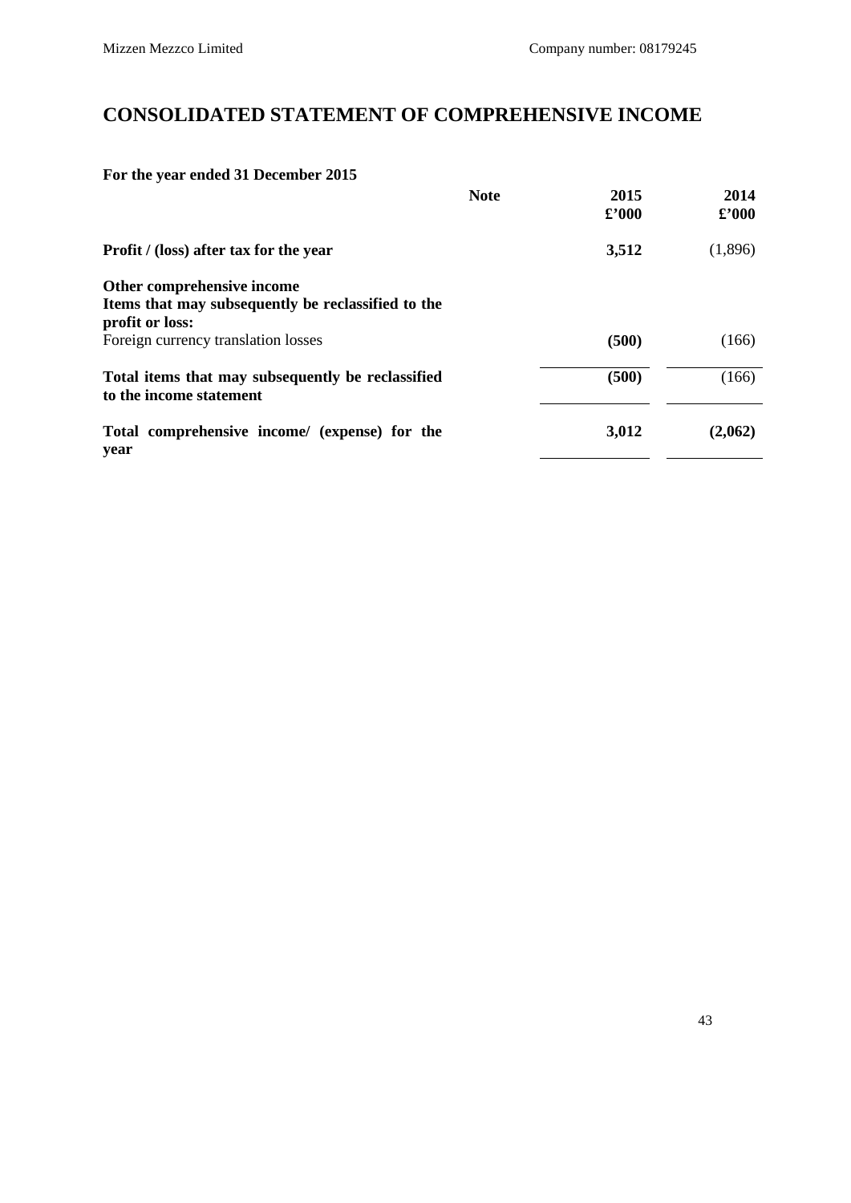# CONSOLIDATED STATEMENT OF COMPREHENSIVE INCOME

**For the year ended 31 December 2015**

| | Note | 2015 £'000 | 2014 £'000 |
|---|---|---|---|
| **Profit / (loss) after tax for the year** | | **3,512** | (1,896) |
| **Other comprehensive income** | | | |
| **Items that may subsequently be reclassified to the profit or loss:** | | | |
| Foreign currency translation losses | | **(500)** | (166) |
| **Total items that may subsequently be reclassified to the income statement** | | **(500)** | (166) |
| **Total comprehensive income/ (expense) for the year** | | **3,012** | **(2,062)** |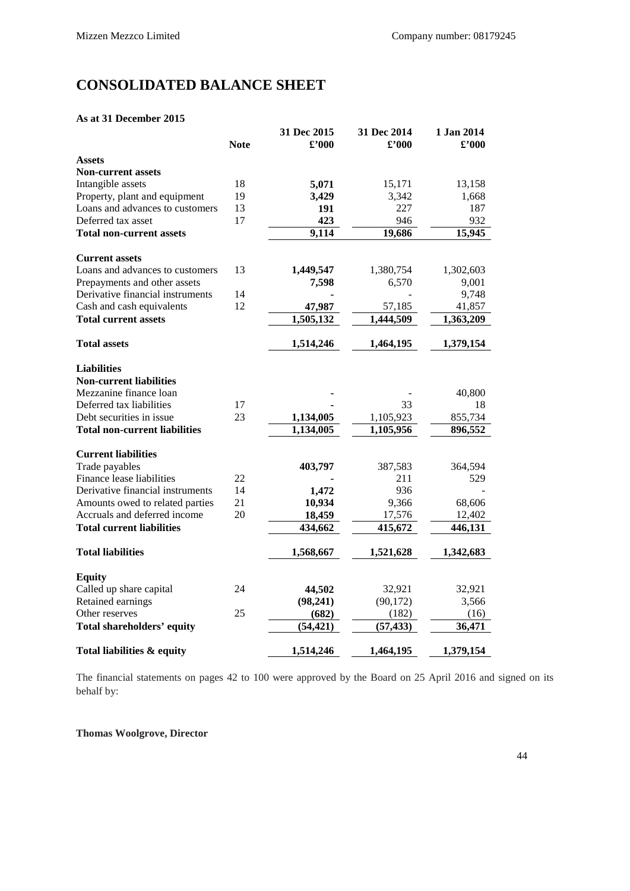# CONSOLIDATED BALANCE SHEET

**As at 31 December 2015**

| | Note | 31 Dec 2015 £'000 | 31 Dec 2014 £'000 | 1 Jan 2014 £'000 |
|---|---|---|---|---|
| **Assets** | | | | |
| **Non-current assets** | | | | |
| Intangible assets | 18 | **5,071** | 15,171 | 13,158 |
| Property, plant and equipment | 19 | **3,429** | 3,342 | 1,668 |
| Loans and advances to customers | 13 | **191** | 227 | 187 |
| Deferred tax asset | 17 | **423** | 946 | 932 |
| **Total non-current assets** | | **9,114** | **19,686** | **15,945** |
| | | | | |
| **Current assets** | | | | |
| Loans and advances to customers | 13 | **1,449,547** | 1,380,754 | 1,302,603 |
| Prepayments and other assets | | **7,598** | 6,570 | 9,001 |
| Derivative financial instruments | 14 | **-** | - | 9,748 |
| Cash and cash equivalents | 12 | **47,987** | 57,185 | 41,857 |
| **Total current assets** | | **1,505,132** | **1,444,509** | **1,363,209** |
| | | | | |
| **Total assets** | | **1,514,246** | **1,464,195** | **1,379,154** |
| | | | | |
| **Liabilities** | | | | |
| **Non-current liabilities** | | | | |
| Mezzanine finance loan | | **-** | - | 40,800 |
| Deferred tax liabilities | 17 | **-** | 33 | 18 |
| Debt securities in issue | 23 | **1,134,005** | 1,105,923 | 855,734 |
| **Total non-current liabilities** | | **1,134,005** | **1,105,956** | **896,552** |
| | | | | |
| **Current liabilities** | | | | |
| Trade payables | | **403,797** | 387,583 | 364,594 |
| Finance lease liabilities | 22 | **-** | 211 | 529 |
| Derivative financial instruments | 14 | **1,472** | 936 | - |
| Amounts owed to related parties | 21 | **10,934** | 9,366 | 68,606 |
| Accruals and deferred income | 20 | **18,459** | 17,576 | 12,402 |
| **Total current liabilities** | | **434,662** | **415,672** | **446,131** |
| | | | | |
| **Total liabilities** | | **1,568,667** | **1,521,628** | **1,342,683** |
| | | | | |
| **Equity** | | | | |
| Called up share capital | 24 | **44,502** | 32,921 | 32,921 |
| Retained earnings | | **(98,241)** | (90,172) | 3,566 |
| Other reserves | 25 | **(682)** | (182) | (16) |
| **Total shareholders' equity** | | **(54,421)** | **(57,433)** | **36,471** |
| | | | | |
| **Total liabilities & equity** | | **1,514,246** | **1,464,195** | **1,379,154** |

The financial statements on pages 42 to 100 were approved by the Board on 25 April 2016 and signed on its behalf by:

**Thomas Woolgrove, Director**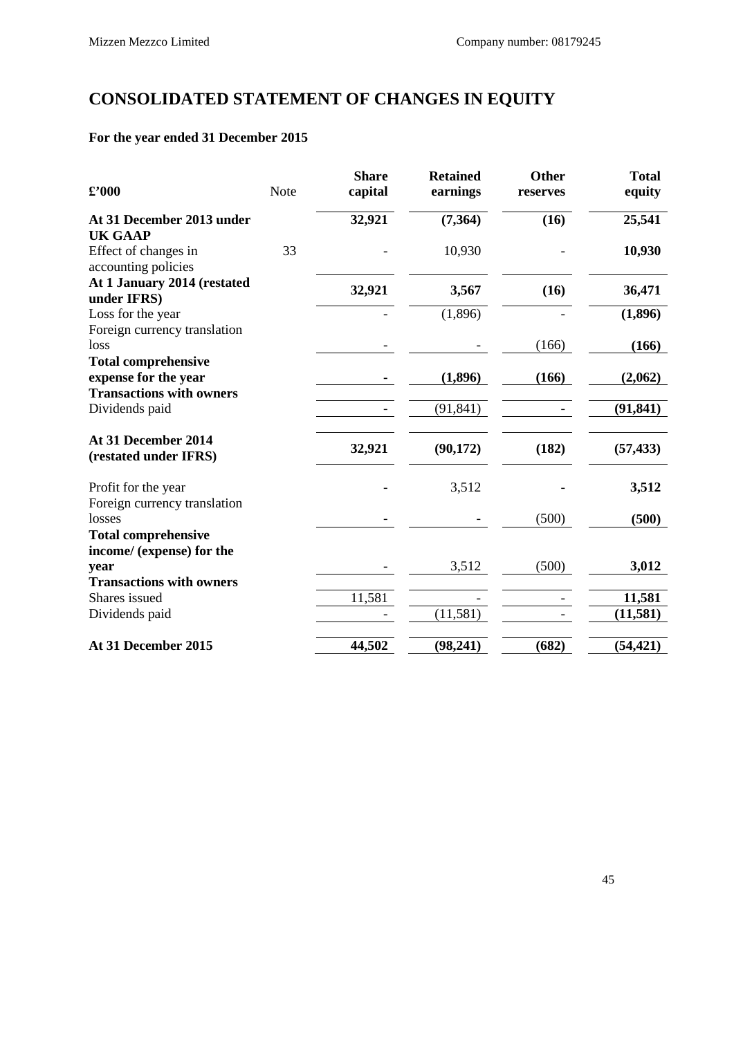# CONSOLIDATED STATEMENT OF CHANGES IN EQUITY

**For the year ended 31 December 2015**

| £'000 | Note | Share capital | Retained earnings | Other reserves | Total equity |
|---|---|---|---|---|---|
| **At 31 December 2013 under UK GAAP** | | **32,921** | **(7,364)** | **(16)** | **25,541** |
| Effect of changes in accounting policies | 33 | - | 10,930 | - | **10,930** |
| **At 1 January 2014 (restated under IFRS)** | | **32,921** | **3,567** | **(16)** | **36,471** |
| Loss for the year | | - | (1,896) | - | **(1,896)** |
| Foreign currency translation loss | | - | - | (166) | **(166)** |
| **Total comprehensive expense for the year** | | **-** | **(1,896)** | **(166)** | **(2,062)** |
| **Transactions with owners** | | | | | |
| Dividends paid | | - | (91,841) | - | **(91,841)** |
| **At 31 December 2014 (restated under IFRS)** | | **32,921** | **(90,172)** | **(182)** | **(57,433)** |
| Profit for the year | | - | 3,512 | - | **3,512** |
| Foreign currency translation losses | | - | - | (500) | **(500)** |
| **Total comprehensive income/ (expense) for the year** | | - | 3,512 | (500) | **3,012** |
| **Transactions with owners** | | | | | |
| Shares issued | | 11,581 | - | - | **11,581** |
| Dividends paid | | - | (11,581) | - | **(11,581)** |
| **At 31 December 2015** | | **44,502** | **(98,241)** | **(682)** | **(54,421)** |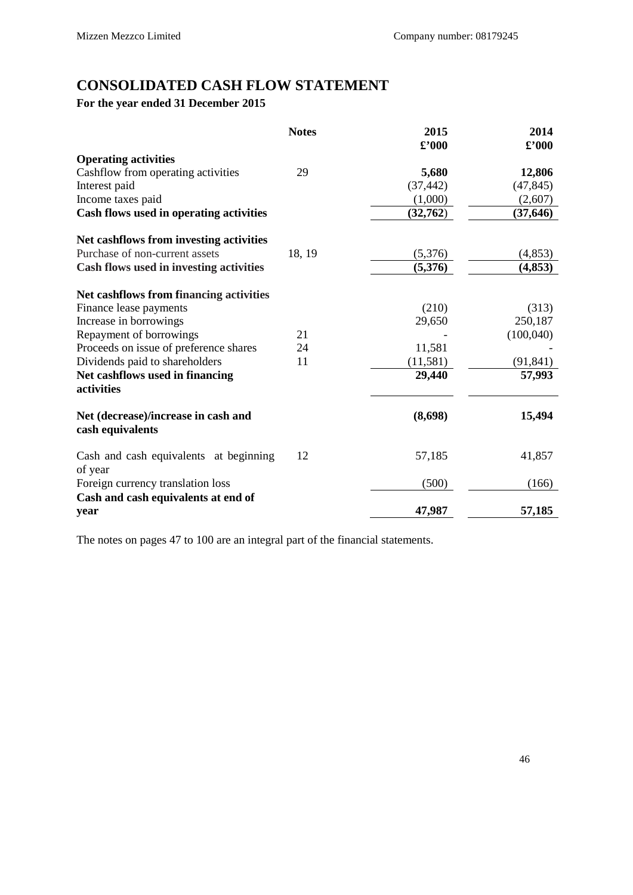# CONSOLIDATED CASH FLOW STATEMENT

**For the year ended 31 December 2015**

| | Notes | 2015 £'000 | 2014 £'000 |
|---|---|---|---|
| **Operating activities** | | | |
| Cashflow from operating activities | 29 | **5,680** | **12,806** |
| Interest paid | | (37,442) | (47,845) |
| Income taxes paid | | (1,000) | (2,607) |
| **Cash flows used in operating activities** | | **(32,762)** | **(37,646)** |
| **Net cashflows from investing activities** | | | |
| Purchase of non-current assets | 18, 19 | (5,376) | (4,853) |
| **Cash flows used in investing activities** | | **(5,376)** | **(4,853)** |
| **Net cashflows from financing activities** | | | |
| Finance lease payments | | (210) | (313) |
| Increase in borrowings | | 29,650 | 250,187 |
| Repayment of borrowings | 21 | - | (100,040) |
| Proceeds on issue of preference shares | 24 | 11,581 | - |
| Dividends paid to shareholders | 11 | (11,581) | (91,841) |
| **Net cashflows used in financing activities** | | **29,440** | **57,993** |
| **Net (decrease)/increase in cash and cash equivalents** | | **(8,698)** | **15,494** |
| Cash and cash equivalents at beginning of year | 12 | 57,185 | 41,857 |
| Foreign currency translation loss | | (500) | (166) |
| **Cash and cash equivalents at end of year** | | **47,987** | **57,185** |

The notes on pages 47 to 100 are an integral part of the financial statements.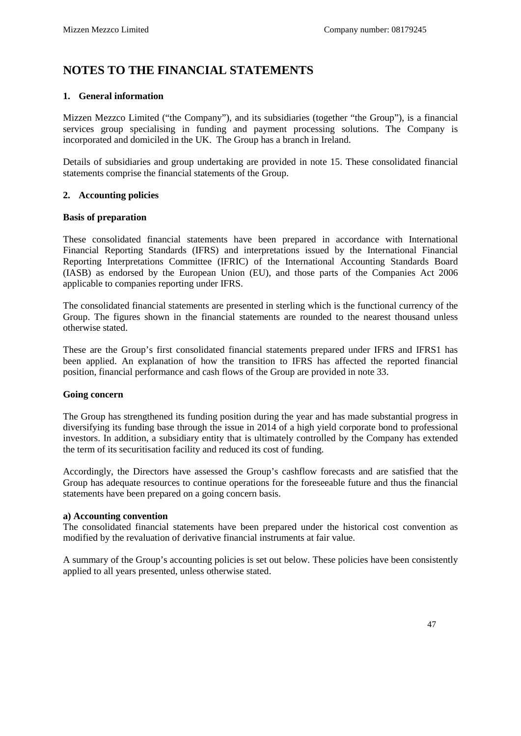# NOTES TO THE FINANCIAL STATEMENTS

## 1. General information

Mizzen Mezzco Limited ("the Company"), and its subsidiaries (together "the Group"), is a financial services group specialising in funding and payment processing solutions. The Company is incorporated and domiciled in the UK. The Group has a branch in Ireland.

Details of subsidiaries and group undertaking are provided in note 15. These consolidated financial statements comprise the financial statements of the Group.

## 2. Accounting policies

### Basis of preparation

These consolidated financial statements have been prepared in accordance with International Financial Reporting Standards (IFRS) and interpretations issued by the International Financial Reporting Interpretations Committee (IFRIC) of the International Accounting Standards Board (IASB) as endorsed by the European Union (EU), and those parts of the Companies Act 2006 applicable to companies reporting under IFRS.

The consolidated financial statements are presented in sterling which is the functional currency of the Group. The figures shown in the financial statements are rounded to the nearest thousand unless otherwise stated.

These are the Group's first consolidated financial statements prepared under IFRS and IFRS1 has been applied. An explanation of how the transition to IFRS has affected the reported financial position, financial performance and cash flows of the Group are provided in note 33.

### Going concern

The Group has strengthened its funding position during the year and has made substantial progress in diversifying its funding base through the issue in 2014 of a high yield corporate bond to professional investors. In addition, a subsidiary entity that is ultimately controlled by the Company has extended the term of its securitisation facility and reduced its cost of funding.

Accordingly, the Directors have assessed the Group's cashflow forecasts and are satisfied that the Group has adequate resources to continue operations for the foreseeable future and thus the financial statements have been prepared on a going concern basis.

**a) Accounting convention**

The consolidated financial statements have been prepared under the historical cost convention as modified by the revaluation of derivative financial instruments at fair value.

A summary of the Group's accounting policies is set out below. These policies have been consistently applied to all years presented, unless otherwise stated.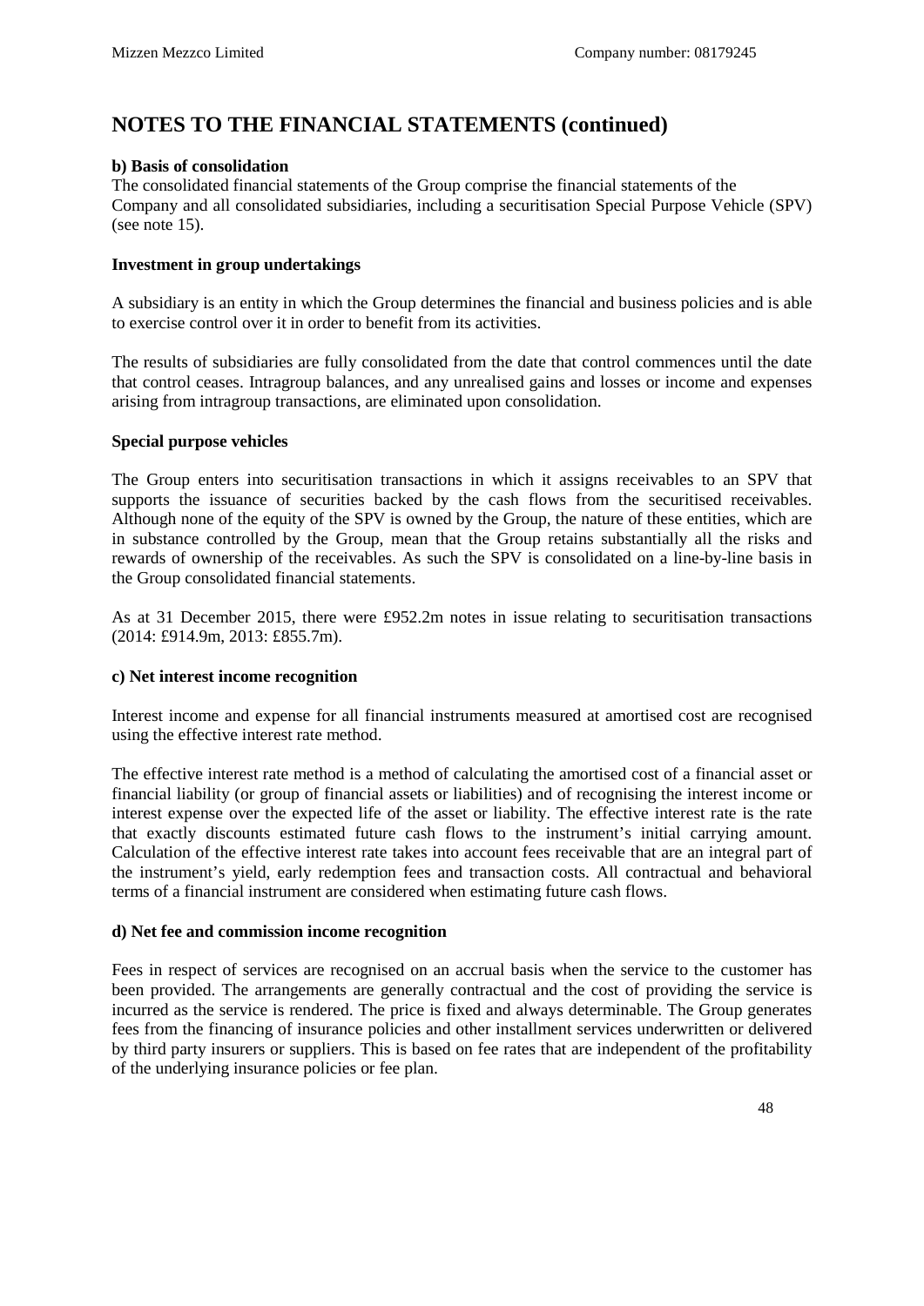# NOTES TO THE FINANCIAL STATEMENTS (continued)

**b) Basis of consolidation**

The consolidated financial statements of the Group comprise the financial statements of the Company and all consolidated subsidiaries, including a securitisation Special Purpose Vehicle (SPV) (see note 15).

**Investment in group undertakings**

A subsidiary is an entity in which the Group determines the financial and business policies and is able to exercise control over it in order to benefit from its activities.

The results of subsidiaries are fully consolidated from the date that control commences until the date that control ceases. Intragroup balances, and any unrealised gains and losses or income and expenses arising from intragroup transactions, are eliminated upon consolidation.

**Special purpose vehicles**

The Group enters into securitisation transactions in which it assigns receivables to an SPV that supports the issuance of securities backed by the cash flows from the securitised receivables. Although none of the equity of the SPV is owned by the Group, the nature of these entities, which are in substance controlled by the Group, mean that the Group retains substantially all the risks and rewards of ownership of the receivables. As such the SPV is consolidated on a line-by-line basis in the Group consolidated financial statements.

As at 31 December 2015, there were £952.2m notes in issue relating to securitisation transactions (2014: £914.9m, 2013: £855.7m).

**c) Net interest income recognition**

Interest income and expense for all financial instruments measured at amortised cost are recognised using the effective interest rate method.

The effective interest rate method is a method of calculating the amortised cost of a financial asset or financial liability (or group of financial assets or liabilities) and of recognising the interest income or interest expense over the expected life of the asset or liability. The effective interest rate is the rate that exactly discounts estimated future cash flows to the instrument's initial carrying amount. Calculation of the effective interest rate takes into account fees receivable that are an integral part of the instrument's yield, early redemption fees and transaction costs. All contractual and behavioral terms of a financial instrument are considered when estimating future cash flows.

**d) Net fee and commission income recognition**

Fees in respect of services are recognised on an accrual basis when the service to the customer has been provided. The arrangements are generally contractual and the cost of providing the service is incurred as the service is rendered. The price is fixed and always determinable. The Group generates fees from the financing of insurance policies and other installment services underwritten or delivered by third party insurers or suppliers. This is based on fee rates that are independent of the profitability of the underlying insurance policies or fee plan.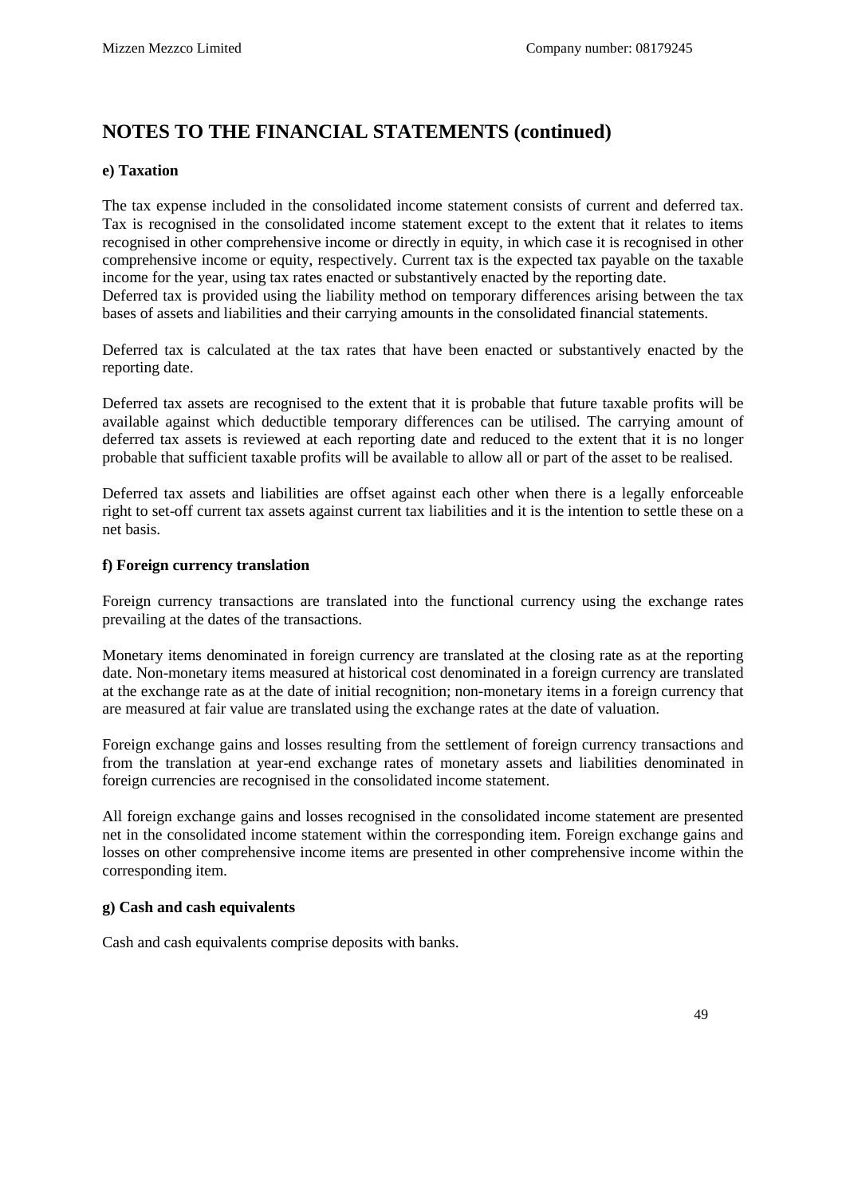# NOTES TO THE FINANCIAL STATEMENTS (continued)

**e) Taxation**

The tax expense included in the consolidated income statement consists of current and deferred tax. Tax is recognised in the consolidated income statement except to the extent that it relates to items recognised in other comprehensive income or directly in equity, in which case it is recognised in other comprehensive income or equity, respectively. Current tax is the expected tax payable on the taxable income for the year, using tax rates enacted or substantively enacted by the reporting date.
Deferred tax is provided using the liability method on temporary differences arising between the tax bases of assets and liabilities and their carrying amounts in the consolidated financial statements.

Deferred tax is calculated at the tax rates that have been enacted or substantively enacted by the reporting date.

Deferred tax assets are recognised to the extent that it is probable that future taxable profits will be available against which deductible temporary differences can be utilised. The carrying amount of deferred tax assets is reviewed at each reporting date and reduced to the extent that it is no longer probable that sufficient taxable profits will be available to allow all or part of the asset to be realised.

Deferred tax assets and liabilities are offset against each other when there is a legally enforceable right to set-off current tax assets against current tax liabilities and it is the intention to settle these on a net basis.

**f) Foreign currency translation**

Foreign currency transactions are translated into the functional currency using the exchange rates prevailing at the dates of the transactions.

Monetary items denominated in foreign currency are translated at the closing rate as at the reporting date. Non-monetary items measured at historical cost denominated in a foreign currency are translated at the exchange rate as at the date of initial recognition; non-monetary items in a foreign currency that are measured at fair value are translated using the exchange rates at the date of valuation.

Foreign exchange gains and losses resulting from the settlement of foreign currency transactions and from the translation at year-end exchange rates of monetary assets and liabilities denominated in foreign currencies are recognised in the consolidated income statement.

All foreign exchange gains and losses recognised in the consolidated income statement are presented net in the consolidated income statement within the corresponding item. Foreign exchange gains and losses on other comprehensive income items are presented in other comprehensive income within the corresponding item.

**g) Cash and cash equivalents**

Cash and cash equivalents comprise deposits with banks.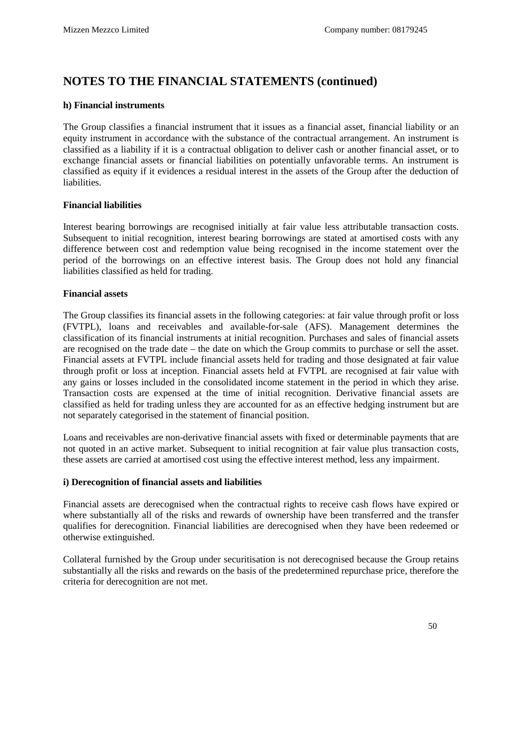# NOTES TO THE FINANCIAL STATEMENTS (continued)

**h) Financial instruments**

The Group classifies a financial instrument that it issues as a financial asset, financial liability or an equity instrument in accordance with the substance of the contractual arrangement. An instrument is classified as a liability if it is a contractual obligation to deliver cash or another financial asset, or to exchange financial assets or financial liabilities on potentially unfavorable terms. An instrument is classified as equity if it evidences a residual interest in the assets of the Group after the deduction of liabilities.

**Financial liabilities**

Interest bearing borrowings are recognised initially at fair value less attributable transaction costs. Subsequent to initial recognition, interest bearing borrowings are stated at amortised costs with any difference between cost and redemption value being recognised in the income statement over the period of the borrowings on an effective interest basis. The Group does not hold any financial liabilities classified as held for trading.

**Financial assets**

The Group classifies its financial assets in the following categories: at fair value through profit or loss (FVTPL), loans and receivables and available-for-sale (AFS). Management determines the classification of its financial instruments at initial recognition. Purchases and sales of financial assets are recognised on the trade date – the date on which the Group commits to purchase or sell the asset. Financial assets at FVTPL include financial assets held for trading and those designated at fair value through profit or loss at inception. Financial assets held at FVTPL are recognised at fair value with any gains or losses included in the consolidated income statement in the period in which they arise. Transaction costs are expensed at the time of initial recognition. Derivative financial assets are classified as held for trading unless they are accounted for as an effective hedging instrument but are not separately categorised in the statement of financial position.

Loans and receivables are non-derivative financial assets with fixed or determinable payments that are not quoted in an active market. Subsequent to initial recognition at fair value plus transaction costs, these assets are carried at amortised cost using the effective interest method, less any impairment.

**i) Derecognition of financial assets and liabilities**

Financial assets are derecognised when the contractual rights to receive cash flows have expired or where substantially all of the risks and rewards of ownership have been transferred and the transfer qualifies for derecognition. Financial liabilities are derecognised when they have been redeemed or otherwise extinguished.

Collateral furnished by the Group under securitisation is not derecognised because the Group retains substantially all the risks and rewards on the basis of the predetermined repurchase price, therefore the criteria for derecognition are not met.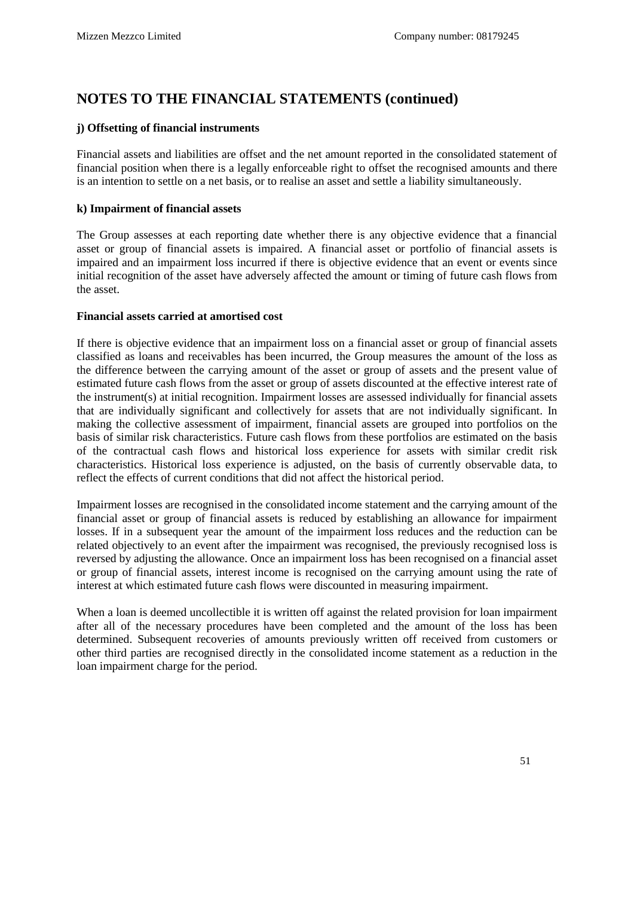# NOTES TO THE FINANCIAL STATEMENTS (continued)

**j) Offsetting of financial instruments**

Financial assets and liabilities are offset and the net amount reported in the consolidated statement of financial position when there is a legally enforceable right to offset the recognised amounts and there is an intention to settle on a net basis, or to realise an asset and settle a liability simultaneously.

**k) Impairment of financial assets**

The Group assesses at each reporting date whether there is any objective evidence that a financial asset or group of financial assets is impaired. A financial asset or portfolio of financial assets is impaired and an impairment loss incurred if there is objective evidence that an event or events since initial recognition of the asset have adversely affected the amount or timing of future cash flows from the asset.

**Financial assets carried at amortised cost**

If there is objective evidence that an impairment loss on a financial asset or group of financial assets classified as loans and receivables has been incurred, the Group measures the amount of the loss as the difference between the carrying amount of the asset or group of assets and the present value of estimated future cash flows from the asset or group of assets discounted at the effective interest rate of the instrument(s) at initial recognition. Impairment losses are assessed individually for financial assets that are individually significant and collectively for assets that are not individually significant. In making the collective assessment of impairment, financial assets are grouped into portfolios on the basis of similar risk characteristics. Future cash flows from these portfolios are estimated on the basis of the contractual cash flows and historical loss experience for assets with similar credit risk characteristics. Historical loss experience is adjusted, on the basis of currently observable data, to reflect the effects of current conditions that did not affect the historical period.

Impairment losses are recognised in the consolidated income statement and the carrying amount of the financial asset or group of financial assets is reduced by establishing an allowance for impairment losses. If in a subsequent year the amount of the impairment loss reduces and the reduction can be related objectively to an event after the impairment was recognised, the previously recognised loss is reversed by adjusting the allowance. Once an impairment loss has been recognised on a financial asset or group of financial assets, interest income is recognised on the carrying amount using the rate of interest at which estimated future cash flows were discounted in measuring impairment.

When a loan is deemed uncollectible it is written off against the related provision for loan impairment after all of the necessary procedures have been completed and the amount of the loss has been determined. Subsequent recoveries of amounts previously written off received from customers or other third parties are recognised directly in the consolidated income statement as a reduction in the loan impairment charge for the period.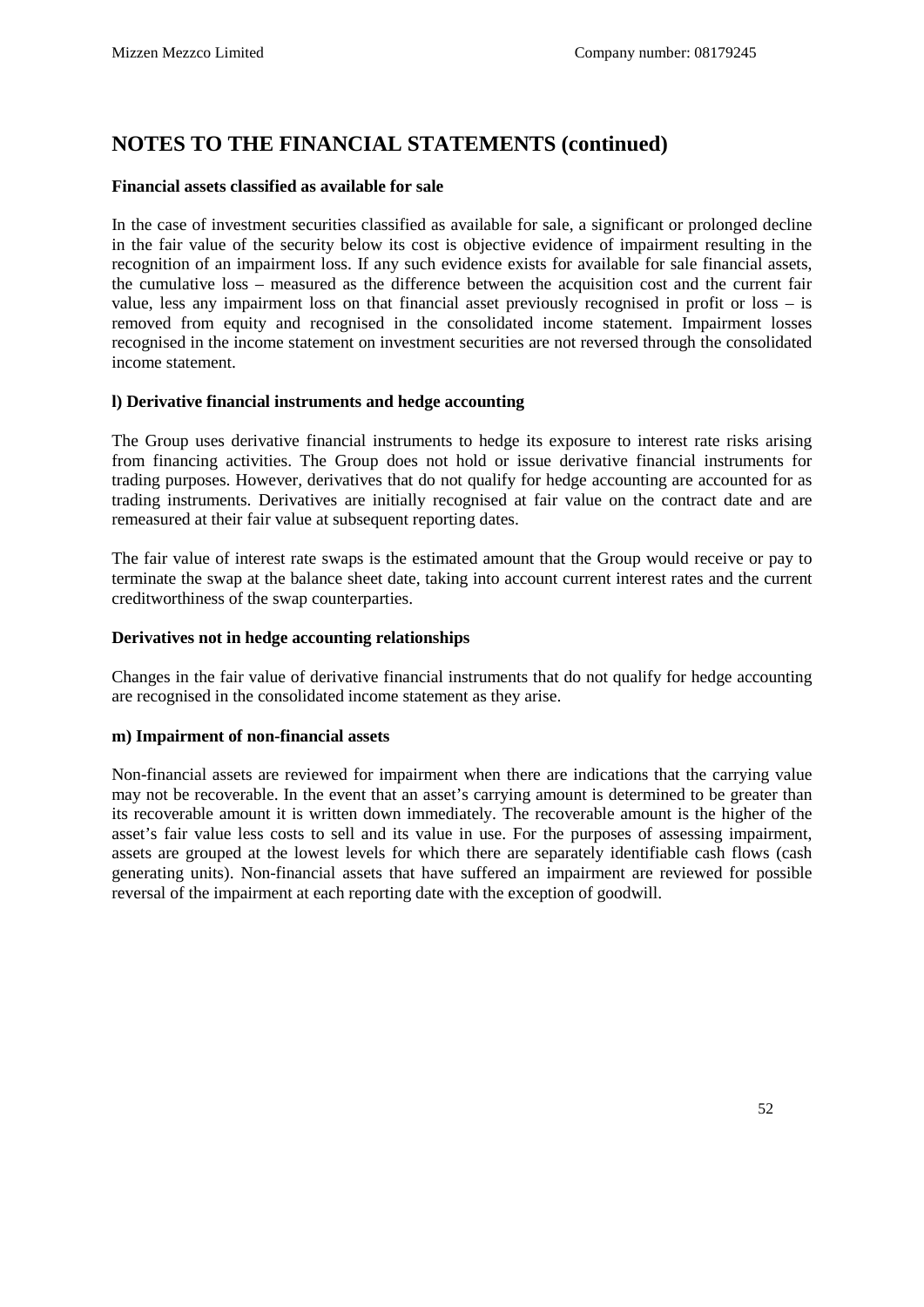# NOTES TO THE FINANCIAL STATEMENTS (continued)

**Financial assets classified as available for sale**

In the case of investment securities classified as available for sale, a significant or prolonged decline in the fair value of the security below its cost is objective evidence of impairment resulting in the recognition of an impairment loss. If any such evidence exists for available for sale financial assets, the cumulative loss – measured as the difference between the acquisition cost and the current fair value, less any impairment loss on that financial asset previously recognised in profit or loss – is removed from equity and recognised in the consolidated income statement. Impairment losses recognised in the income statement on investment securities are not reversed through the consolidated income statement.

**l) Derivative financial instruments and hedge accounting**

The Group uses derivative financial instruments to hedge its exposure to interest rate risks arising from financing activities. The Group does not hold or issue derivative financial instruments for trading purposes. However, derivatives that do not qualify for hedge accounting are accounted for as trading instruments. Derivatives are initially recognised at fair value on the contract date and are remeasured at their fair value at subsequent reporting dates.

The fair value of interest rate swaps is the estimated amount that the Group would receive or pay to terminate the swap at the balance sheet date, taking into account current interest rates and the current creditworthiness of the swap counterparties.

**Derivatives not in hedge accounting relationships**

Changes in the fair value of derivative financial instruments that do not qualify for hedge accounting are recognised in the consolidated income statement as they arise.

**m) Impairment of non-financial assets**

Non-financial assets are reviewed for impairment when there are indications that the carrying value may not be recoverable. In the event that an asset's carrying amount is determined to be greater than its recoverable amount it is written down immediately. The recoverable amount is the higher of the asset's fair value less costs to sell and its value in use. For the purposes of assessing impairment, assets are grouped at the lowest levels for which there are separately identifiable cash flows (cash generating units). Non-financial assets that have suffered an impairment are reviewed for possible reversal of the impairment at each reporting date with the exception of goodwill.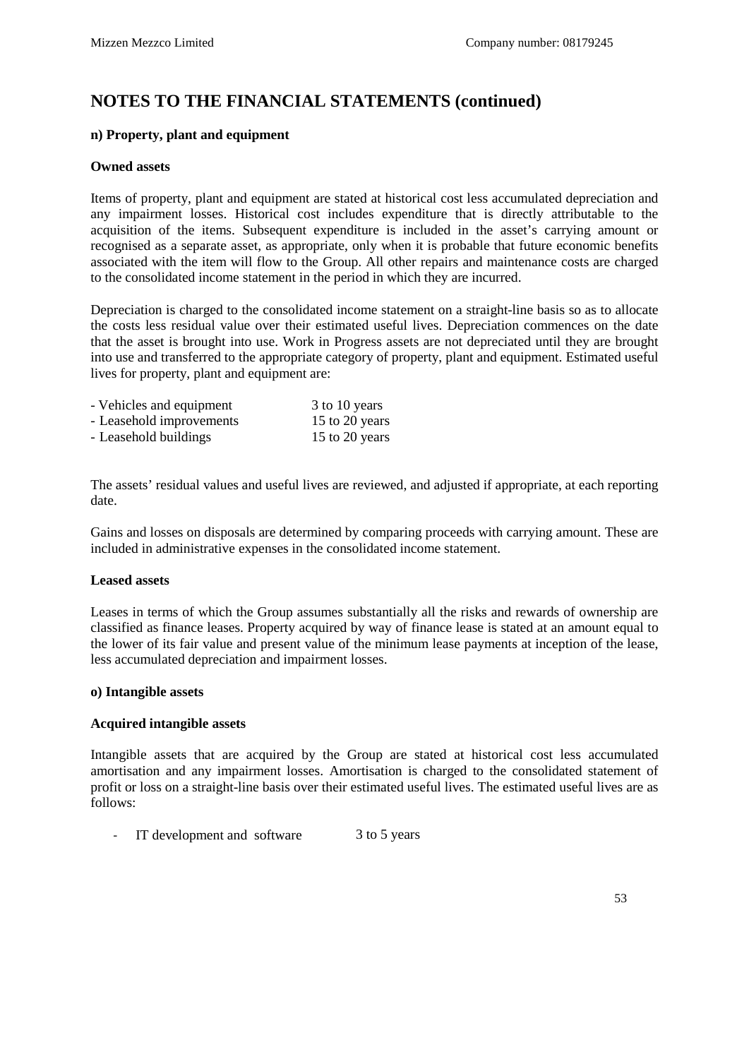# NOTES TO THE FINANCIAL STATEMENTS (continued)

**n) Property, plant and equipment**

**Owned assets**

Items of property, plant and equipment are stated at historical cost less accumulated depreciation and any impairment losses. Historical cost includes expenditure that is directly attributable to the acquisition of the items. Subsequent expenditure is included in the asset's carrying amount or recognised as a separate asset, as appropriate, only when it is probable that future economic benefits associated with the item will flow to the Group. All other repairs and maintenance costs are charged to the consolidated income statement in the period in which they are incurred.

Depreciation is charged to the consolidated income statement on a straight-line basis so as to allocate the costs less residual value over their estimated useful lives. Depreciation commences on the date that the asset is brought into use. Work in Progress assets are not depreciated until they are brought into use and transferred to the appropriate category of property, plant and equipment. Estimated useful lives for property, plant and equipment are:

| | |
|---|---|
| - Vehicles and equipment | 3 to 10 years |
| - Leasehold improvements | 15 to 20 years |
| - Leasehold buildings | 15 to 20 years |

The assets' residual values and useful lives are reviewed, and adjusted if appropriate, at each reporting date.

Gains and losses on disposals are determined by comparing proceeds with carrying amount. These are included in administrative expenses in the consolidated income statement.

**Leased assets**

Leases in terms of which the Group assumes substantially all the risks and rewards of ownership are classified as finance leases. Property acquired by way of finance lease is stated at an amount equal to the lower of its fair value and present value of the minimum lease payments at inception of the lease, less accumulated depreciation and impairment losses.

**o) Intangible assets**

**Acquired intangible assets**

Intangible assets that are acquired by the Group are stated at historical cost less accumulated amortisation and any impairment losses. Amortisation is charged to the consolidated statement of profit or loss on a straight-line basis over their estimated useful lives. The estimated useful lives are as follows:

| | |
|---|---|
| - IT development and software | 3 to 5 years |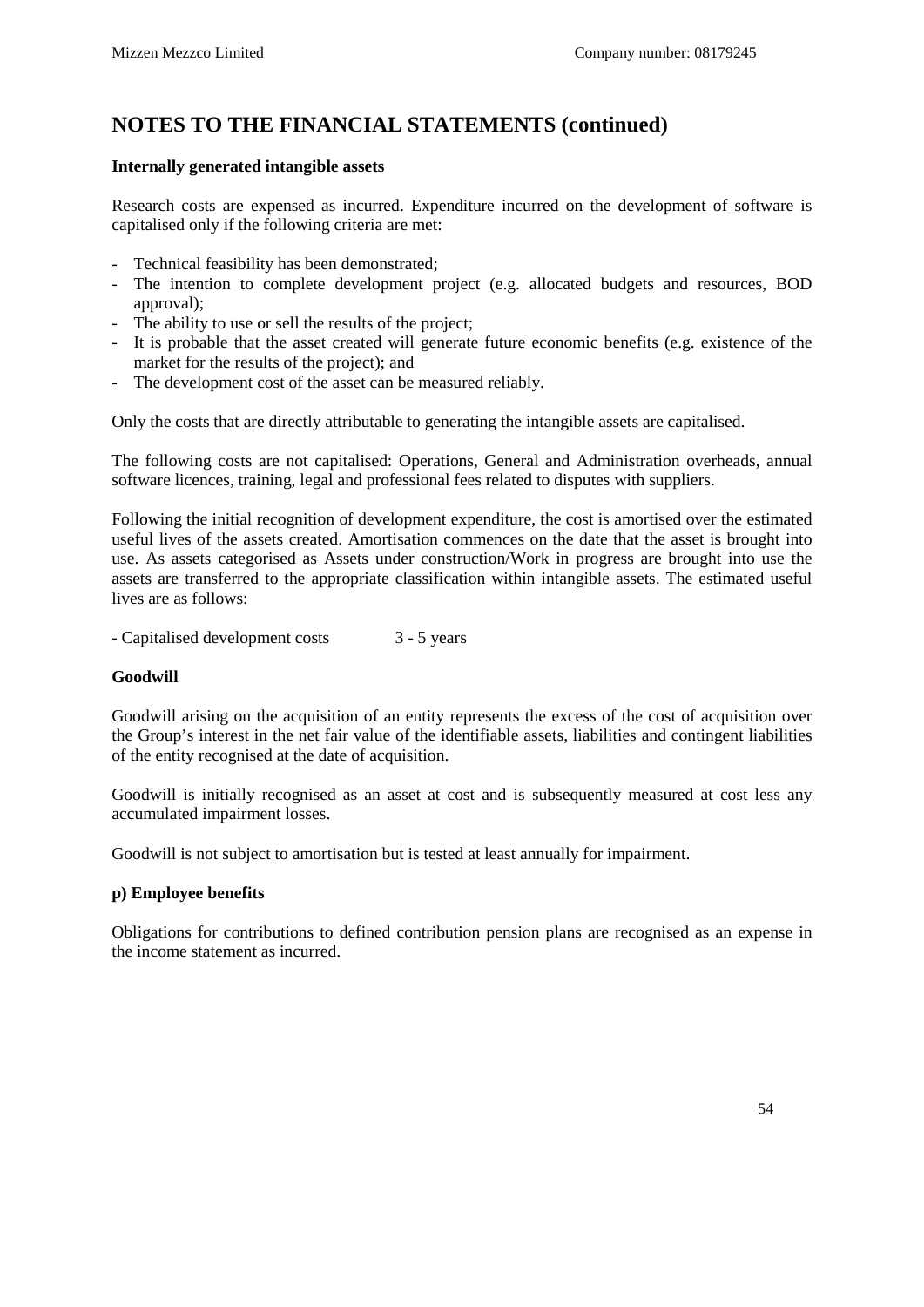## NOTES TO THE FINANCIAL STATEMENTS (continued)

**Internally generated intangible assets**

Research costs are expensed as incurred. Expenditure incurred on the development of software is capitalised only if the following criteria are met:

- Technical feasibility has been demonstrated;
- The intention to complete development project (e.g. allocated budgets and resources, BOD approval);
- The ability to use or sell the results of the project;
- It is probable that the asset created will generate future economic benefits (e.g. existence of the market for the results of the project); and
- The development cost of the asset can be measured reliably.

Only the costs that are directly attributable to generating the intangible assets are capitalised.

The following costs are not capitalised: Operations, General and Administration overheads, annual software licences, training, legal and professional fees related to disputes with suppliers.

Following the initial recognition of development expenditure, the cost is amortised over the estimated useful lives of the assets created. Amortisation commences on the date that the asset is brought into use. As assets categorised as Assets under construction/Work in progress are brought into use the assets are transferred to the appropriate classification within intangible assets. The estimated useful lives are as follows:

- Capitalised development costs 3 - 5 years

**Goodwill**

Goodwill arising on the acquisition of an entity represents the excess of the cost of acquisition over the Group's interest in the net fair value of the identifiable assets, liabilities and contingent liabilities of the entity recognised at the date of acquisition.

Goodwill is initially recognised as an asset at cost and is subsequently measured at cost less any accumulated impairment losses.

Goodwill is not subject to amortisation but is tested at least annually for impairment.

**p) Employee benefits**

Obligations for contributions to defined contribution pension plans are recognised as an expense in the income statement as incurred.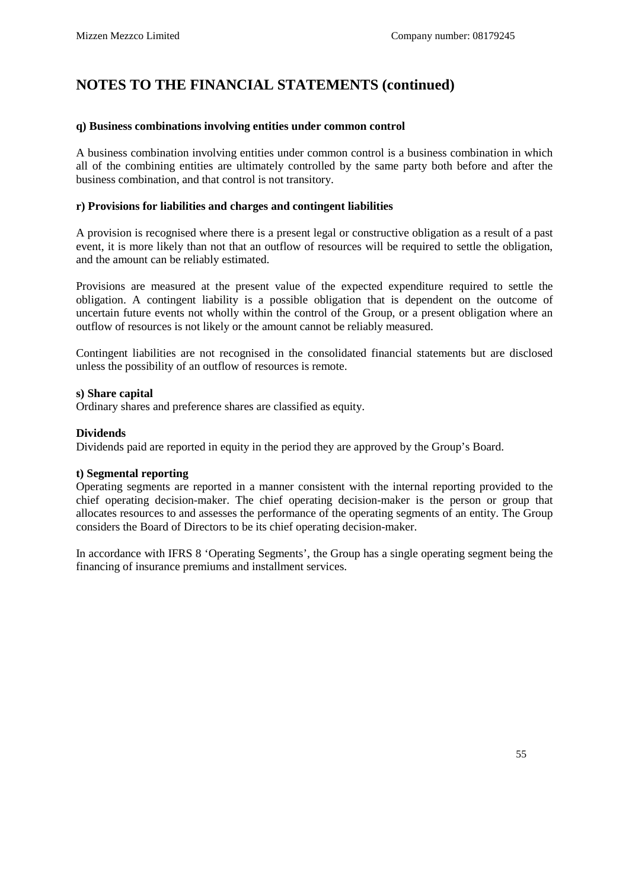# NOTES TO THE FINANCIAL STATEMENTS (continued)

**q) Business combinations involving entities under common control**

A business combination involving entities under common control is a business combination in which all of the combining entities are ultimately controlled by the same party both before and after the business combination, and that control is not transitory.

**r) Provisions for liabilities and charges and contingent liabilities**

A provision is recognised where there is a present legal or constructive obligation as a result of a past event, it is more likely than not that an outflow of resources will be required to settle the obligation, and the amount can be reliably estimated.

Provisions are measured at the present value of the expected expenditure required to settle the obligation. A contingent liability is a possible obligation that is dependent on the outcome of uncertain future events not wholly within the control of the Group, or a present obligation where an outflow of resources is not likely or the amount cannot be reliably measured.

Contingent liabilities are not recognised in the consolidated financial statements but are disclosed unless the possibility of an outflow of resources is remote.

**s) Share capital**

Ordinary shares and preference shares are classified as equity.

**Dividends**

Dividends paid are reported in equity in the period they are approved by the Group's Board.

**t) Segmental reporting**

Operating segments are reported in a manner consistent with the internal reporting provided to the chief operating decision-maker. The chief operating decision-maker is the person or group that allocates resources to and assesses the performance of the operating segments of an entity. The Group considers the Board of Directors to be its chief operating decision-maker.

In accordance with IFRS 8 'Operating Segments', the Group has a single operating segment being the financing of insurance premiums and installment services.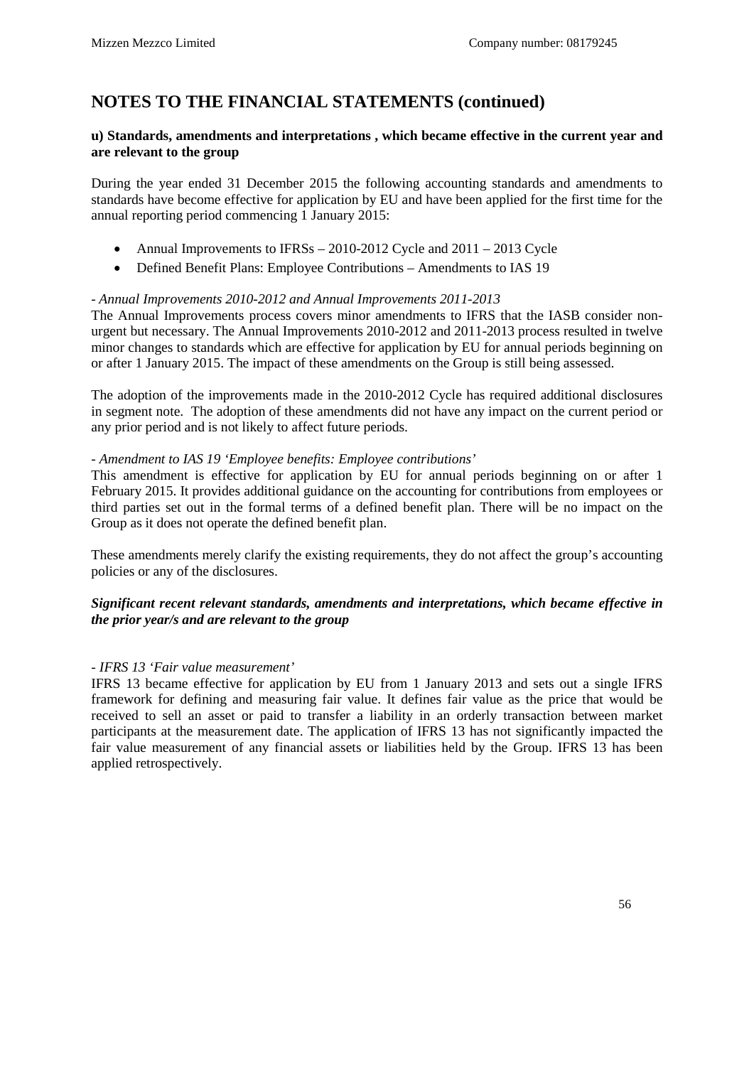# NOTES TO THE FINANCIAL STATEMENTS (continued)

**u) Standards, amendments and interpretations , which became effective in the current year and are relevant to the group**

During the year ended 31 December 2015 the following accounting standards and amendments to standards have become effective for application by EU and have been applied for the first time for the annual reporting period commencing 1 January 2015:

- Annual Improvements to IFRSs – 2010-2012 Cycle and 2011 – 2013 Cycle
- Defined Benefit Plans: Employee Contributions – Amendments to IAS 19

*- Annual Improvements 2010-2012 and Annual Improvements 2011-2013*

The Annual Improvements process covers minor amendments to IFRS that the IASB consider non-urgent but necessary. The Annual Improvements 2010-2012 and 2011-2013 process resulted in twelve minor changes to standards which are effective for application by EU for annual periods beginning on or after 1 January 2015. The impact of these amendments on the Group is still being assessed.

The adoption of the improvements made in the 2010-2012 Cycle has required additional disclosures in segment note. The adoption of these amendments did not have any impact on the current period or any prior period and is not likely to affect future periods.

*- Amendment to IAS 19 'Employee benefits: Employee contributions'*

This amendment is effective for application by EU for annual periods beginning on or after 1 February 2015. It provides additional guidance on the accounting for contributions from employees or third parties set out in the formal terms of a defined benefit plan. There will be no impact on the Group as it does not operate the defined benefit plan.

These amendments merely clarify the existing requirements, they do not affect the group's accounting policies or any of the disclosures.

***Significant recent relevant standards, amendments and interpretations, which became effective in the prior year/s and are relevant to the group***

*- IFRS 13 'Fair value measurement'*

IFRS 13 became effective for application by EU from 1 January 2013 and sets out a single IFRS framework for defining and measuring fair value. It defines fair value as the price that would be received to sell an asset or paid to transfer a liability in an orderly transaction between market participants at the measurement date. The application of IFRS 13 has not significantly impacted the fair value measurement of any financial assets or liabilities held by the Group. IFRS 13 has been applied retrospectively.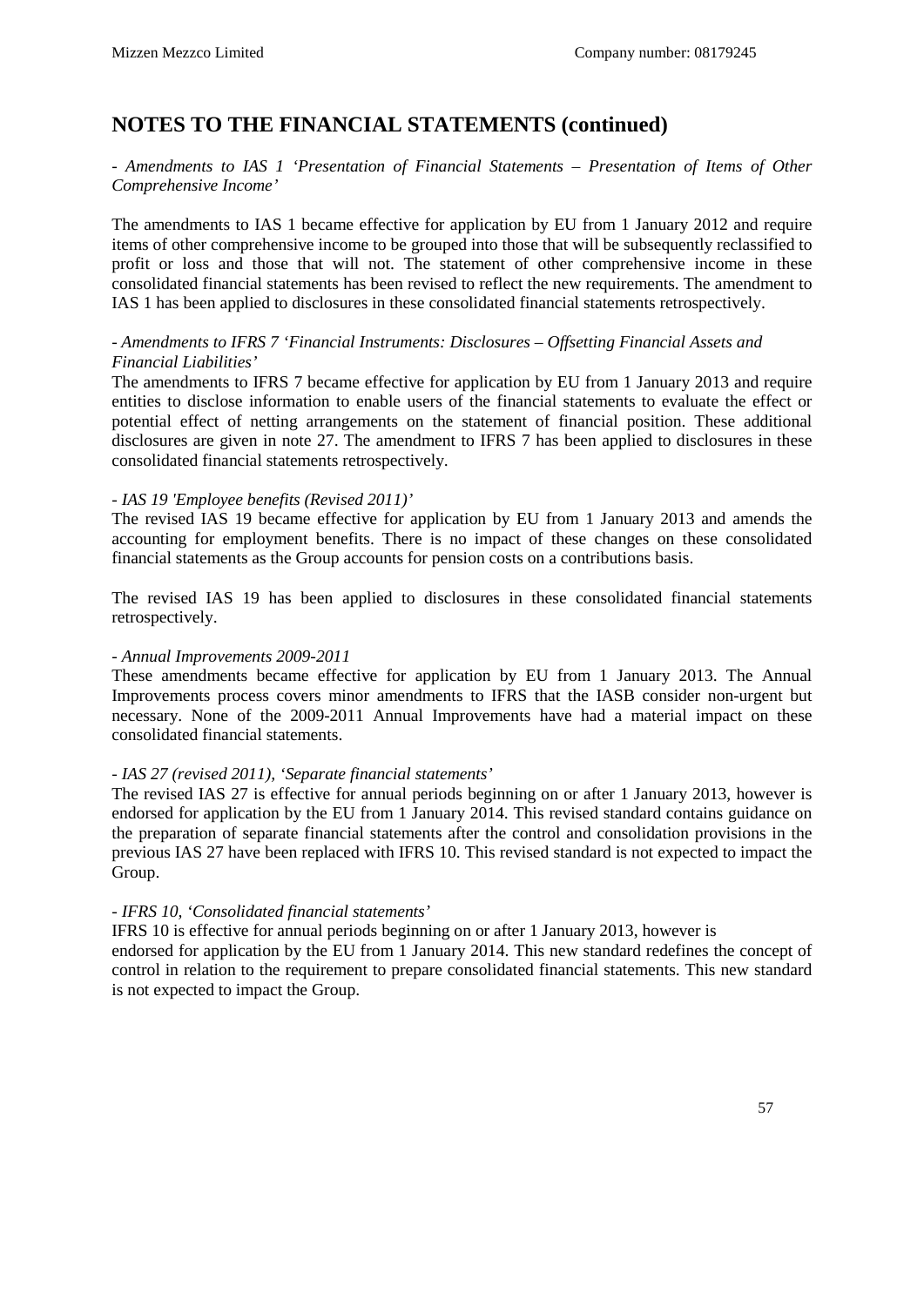# NOTES TO THE FINANCIAL STATEMENTS (continued)

*- Amendments to IAS 1 'Presentation of Financial Statements – Presentation of Items of Other Comprehensive Income'*

The amendments to IAS 1 became effective for application by EU from 1 January 2012 and require items of other comprehensive income to be grouped into those that will be subsequently reclassified to profit or loss and those that will not. The statement of other comprehensive income in these consolidated financial statements has been revised to reflect the new requirements. The amendment to IAS 1 has been applied to disclosures in these consolidated financial statements retrospectively.

*- Amendments to IFRS 7 'Financial Instruments: Disclosures – Offsetting Financial Assets and Financial Liabilities'*

The amendments to IFRS 7 became effective for application by EU from 1 January 2013 and require entities to disclose information to enable users of the financial statements to evaluate the effect or potential effect of netting arrangements on the statement of financial position. These additional disclosures are given in note 27. The amendment to IFRS 7 has been applied to disclosures in these consolidated financial statements retrospectively.

*- IAS 19 'Employee benefits (Revised 2011)'*

The revised IAS 19 became effective for application by EU from 1 January 2013 and amends the accounting for employment benefits. There is no impact of these changes on these consolidated financial statements as the Group accounts for pension costs on a contributions basis.

The revised IAS 19 has been applied to disclosures in these consolidated financial statements retrospectively.

*- Annual Improvements 2009-2011*

These amendments became effective for application by EU from 1 January 2013. The Annual Improvements process covers minor amendments to IFRS that the IASB consider non-urgent but necessary. None of the 2009-2011 Annual Improvements have had a material impact on these consolidated financial statements.

*- IAS 27 (revised 2011), 'Separate financial statements'*

The revised IAS 27 is effective for annual periods beginning on or after 1 January 2013, however is endorsed for application by the EU from 1 January 2014. This revised standard contains guidance on the preparation of separate financial statements after the control and consolidation provisions in the previous IAS 27 have been replaced with IFRS 10. This revised standard is not expected to impact the Group.

*- IFRS 10, 'Consolidated financial statements'*

IFRS 10 is effective for annual periods beginning on or after 1 January 2013, however is endorsed for application by the EU from 1 January 2014. This new standard redefines the concept of control in relation to the requirement to prepare consolidated financial statements. This new standard is not expected to impact the Group.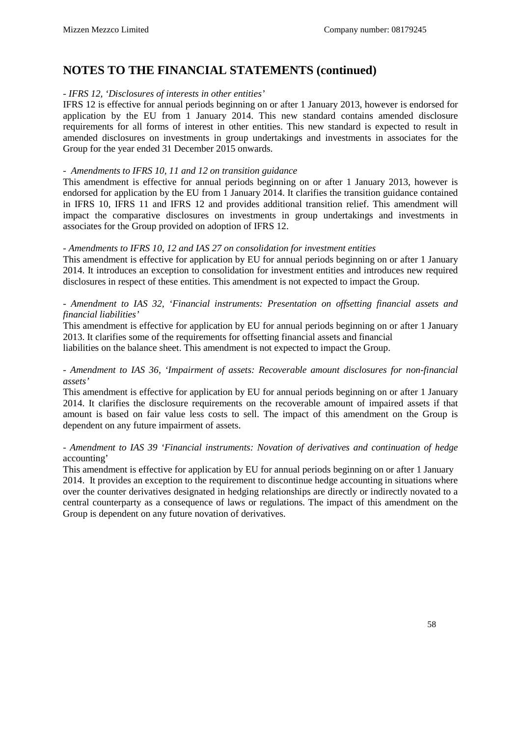## NOTES TO THE FINANCIAL STATEMENTS (continued)

- *IFRS 12, 'Disclosures of interests in other entities'*

IFRS 12 is effective for annual periods beginning on or after 1 January 2013, however is endorsed for application by the EU from 1 January 2014. This new standard contains amended disclosure requirements for all forms of interest in other entities. This new standard is expected to result in amended disclosures on investments in group undertakings and investments in associates for the Group for the year ended 31 December 2015 onwards.

- *Amendments to IFRS 10, 11 and 12 on transition guidance*

This amendment is effective for annual periods beginning on or after 1 January 2013, however is endorsed for application by the EU from 1 January 2014. It clarifies the transition guidance contained in IFRS 10, IFRS 11 and IFRS 12 and provides additional transition relief. This amendment will impact the comparative disclosures on investments in group undertakings and investments in associates for the Group provided on adoption of IFRS 12.

- *Amendments to IFRS 10, 12 and IAS 27 on consolidation for investment entities*

This amendment is effective for application by EU for annual periods beginning on or after 1 January 2014. It introduces an exception to consolidation for investment entities and introduces new required disclosures in respect of these entities. This amendment is not expected to impact the Group.

- *Amendment to IAS 32, 'Financial instruments: Presentation on offsetting financial assets and financial liabilities'*

This amendment is effective for application by EU for annual periods beginning on or after 1 January 2013. It clarifies some of the requirements for offsetting financial assets and financial liabilities on the balance sheet. This amendment is not expected to impact the Group.

- *Amendment to IAS 36, 'Impairment of assets: Recoverable amount disclosures for non-financial assets'*

This amendment is effective for application by EU for annual periods beginning on or after 1 January 2014. It clarifies the disclosure requirements on the recoverable amount of impaired assets if that amount is based on fair value less costs to sell. The impact of this amendment on the Group is dependent on any future impairment of assets.

- *Amendment to IAS 39 'Financial instruments: Novation of derivatives and continuation of hedge* accounting'

This amendment is effective for application by EU for annual periods beginning on or after 1 January 2014. It provides an exception to the requirement to discontinue hedge accounting in situations where over the counter derivatives designated in hedging relationships are directly or indirectly novated to a central counterparty as a consequence of laws or regulations. The impact of this amendment on the Group is dependent on any future novation of derivatives.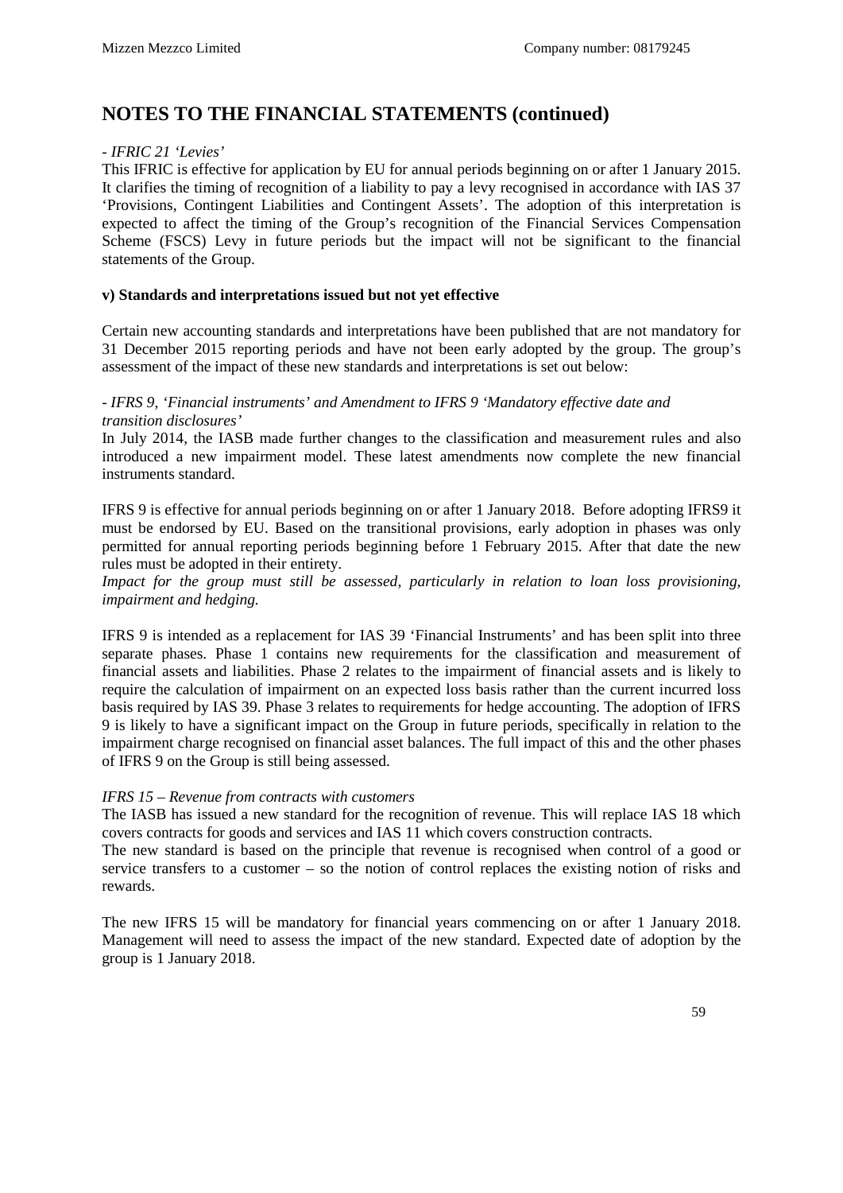# NOTES TO THE FINANCIAL STATEMENTS (continued)

*- IFRIC 21 'Levies'*

This IFRIC is effective for application by EU for annual periods beginning on or after 1 January 2015. It clarifies the timing of recognition of a liability to pay a levy recognised in accordance with IAS 37 'Provisions, Contingent Liabilities and Contingent Assets'. The adoption of this interpretation is expected to affect the timing of the Group's recognition of the Financial Services Compensation Scheme (FSCS) Levy in future periods but the impact will not be significant to the financial statements of the Group.

**v) Standards and interpretations issued but not yet effective**

Certain new accounting standards and interpretations have been published that are not mandatory for 31 December 2015 reporting periods and have not been early adopted by the group. The group's assessment of the impact of these new standards and interpretations is set out below:

*- IFRS 9, 'Financial instruments' and Amendment to IFRS 9 'Mandatory effective date and transition disclosures'*

In July 2014, the IASB made further changes to the classification and measurement rules and also introduced a new impairment model. These latest amendments now complete the new financial instruments standard.

IFRS 9 is effective for annual periods beginning on or after 1 January 2018. Before adopting IFRS9 it must be endorsed by EU. Based on the transitional provisions, early adoption in phases was only permitted for annual reporting periods beginning before 1 February 2015. After that date the new rules must be adopted in their entirety.

*Impact for the group must still be assessed, particularly in relation to loan loss provisioning, impairment and hedging.*

IFRS 9 is intended as a replacement for IAS 39 'Financial Instruments' and has been split into three separate phases. Phase 1 contains new requirements for the classification and measurement of financial assets and liabilities. Phase 2 relates to the impairment of financial assets and is likely to require the calculation of impairment on an expected loss basis rather than the current incurred loss basis required by IAS 39. Phase 3 relates to requirements for hedge accounting. The adoption of IFRS 9 is likely to have a significant impact on the Group in future periods, specifically in relation to the impairment charge recognised on financial asset balances. The full impact of this and the other phases of IFRS 9 on the Group is still being assessed.

*IFRS 15 – Revenue from contracts with customers*

The IASB has issued a new standard for the recognition of revenue. This will replace IAS 18 which covers contracts for goods and services and IAS 11 which covers construction contracts.

The new standard is based on the principle that revenue is recognised when control of a good or service transfers to a customer – so the notion of control replaces the existing notion of risks and rewards.

The new IFRS 15 will be mandatory for financial years commencing on or after 1 January 2018. Management will need to assess the impact of the new standard. Expected date of adoption by the group is 1 January 2018.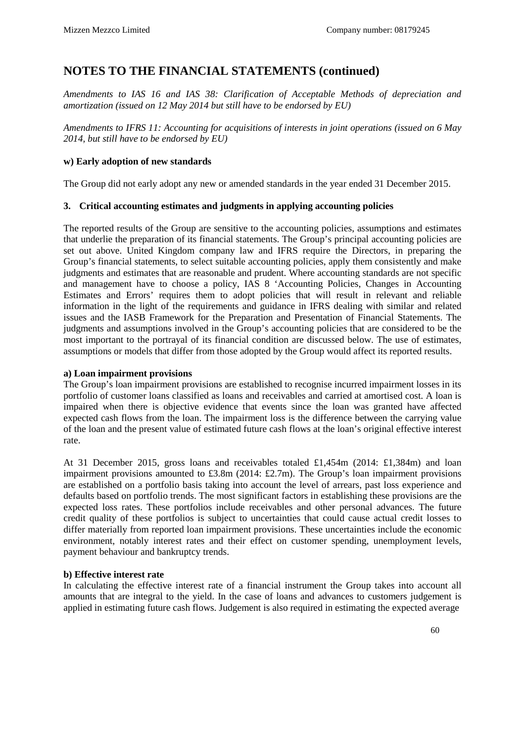# NOTES TO THE FINANCIAL STATEMENTS (continued)

*Amendments to IAS 16 and IAS 38: Clarification of Acceptable Methods of depreciation and amortization (issued on 12 May 2014 but still have to be endorsed by EU)*

*Amendments to IFRS 11: Accounting for acquisitions of interests in joint operations (issued on 6 May 2014, but still have to be endorsed by EU)*

**w) Early adoption of new standards**

The Group did not early adopt any new or amended standards in the year ended 31 December 2015.

## 3. Critical accounting estimates and judgments in applying accounting policies

The reported results of the Group are sensitive to the accounting policies, assumptions and estimates that underlie the preparation of its financial statements. The Group's principal accounting policies are set out above. United Kingdom company law and IFRS require the Directors, in preparing the Group's financial statements, to select suitable accounting policies, apply them consistently and make judgments and estimates that are reasonable and prudent. Where accounting standards are not specific and management have to choose a policy, IAS 8 'Accounting Policies, Changes in Accounting Estimates and Errors' requires them to adopt policies that will result in relevant and reliable information in the light of the requirements and guidance in IFRS dealing with similar and related issues and the IASB Framework for the Preparation and Presentation of Financial Statements. The judgments and assumptions involved in the Group's accounting policies that are considered to be the most important to the portrayal of its financial condition are discussed below. The use of estimates, assumptions or models that differ from those adopted by the Group would affect its reported results.

**a) Loan impairment provisions**

The Group's loan impairment provisions are established to recognise incurred impairment losses in its portfolio of customer loans classified as loans and receivables and carried at amortised cost. A loan is impaired when there is objective evidence that events since the loan was granted have affected expected cash flows from the loan. The impairment loss is the difference between the carrying value of the loan and the present value of estimated future cash flows at the loan's original effective interest rate.

At 31 December 2015, gross loans and receivables totaled £1,454m (2014: £1,384m) and loan impairment provisions amounted to £3.8m (2014: £2.7m). The Group's loan impairment provisions are established on a portfolio basis taking into account the level of arrears, past loss experience and defaults based on portfolio trends. The most significant factors in establishing these provisions are the expected loss rates. These portfolios include receivables and other personal advances. The future credit quality of these portfolios is subject to uncertainties that could cause actual credit losses to differ materially from reported loan impairment provisions. These uncertainties include the economic environment, notably interest rates and their effect on customer spending, unemployment levels, payment behaviour and bankruptcy trends.

**b) Effective interest rate**

In calculating the effective interest rate of a financial instrument the Group takes into account all amounts that are integral to the yield. In the case of loans and advances to customers judgement is applied in estimating future cash flows. Judgement is also required in estimating the expected average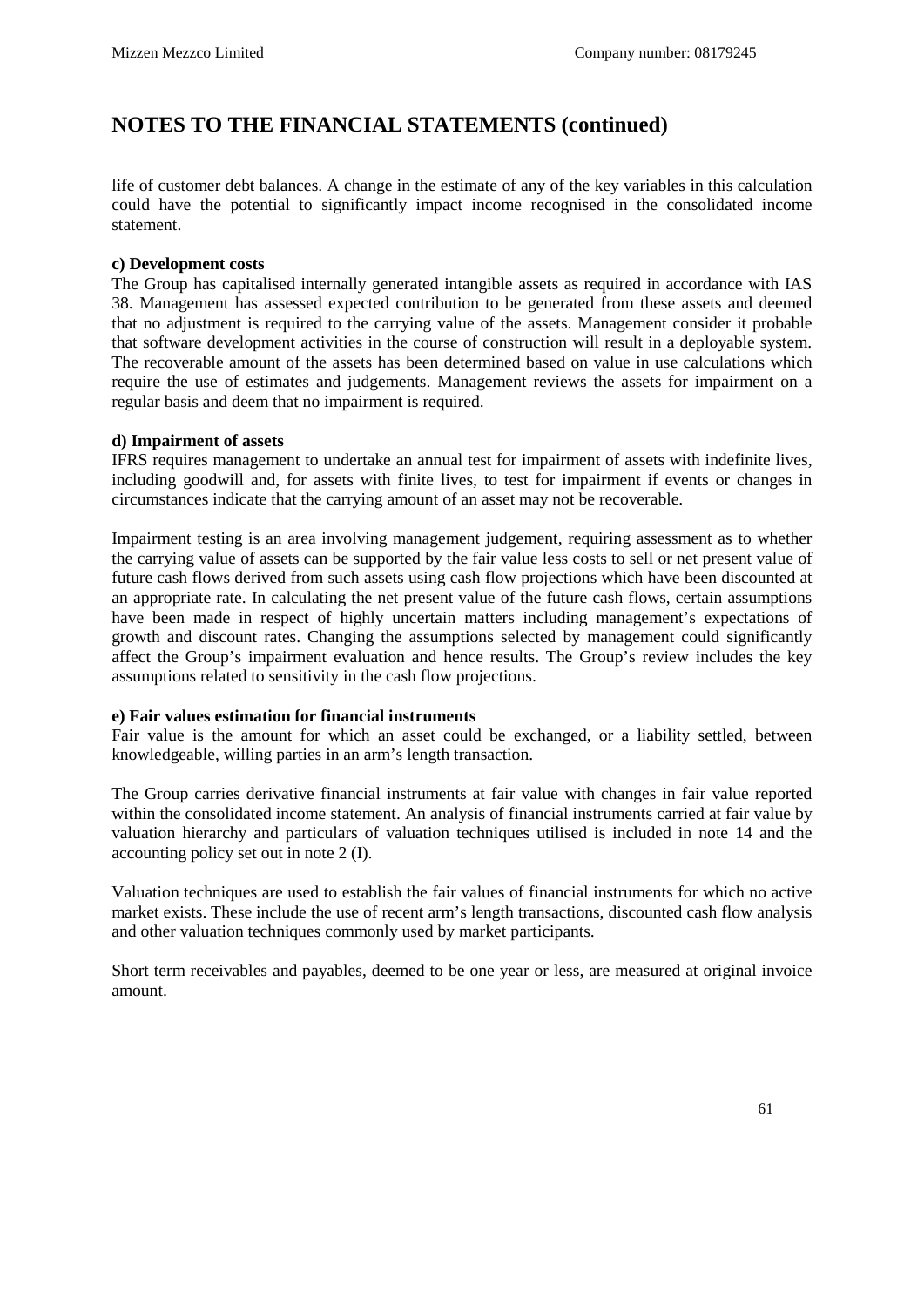# NOTES TO THE FINANCIAL STATEMENTS (continued)

life of customer debt balances. A change in the estimate of any of the key variables in this calculation could have the potential to significantly impact income recognised in the consolidated income statement.

**c) Development costs**

The Group has capitalised internally generated intangible assets as required in accordance with IAS 38. Management has assessed expected contribution to be generated from these assets and deemed that no adjustment is required to the carrying value of the assets. Management consider it probable that software development activities in the course of construction will result in a deployable system. The recoverable amount of the assets has been determined based on value in use calculations which require the use of estimates and judgements. Management reviews the assets for impairment on a regular basis and deem that no impairment is required.

**d) Impairment of assets**

IFRS requires management to undertake an annual test for impairment of assets with indefinite lives, including goodwill and, for assets with finite lives, to test for impairment if events or changes in circumstances indicate that the carrying amount of an asset may not be recoverable.

Impairment testing is an area involving management judgement, requiring assessment as to whether the carrying value of assets can be supported by the fair value less costs to sell or net present value of future cash flows derived from such assets using cash flow projections which have been discounted at an appropriate rate. In calculating the net present value of the future cash flows, certain assumptions have been made in respect of highly uncertain matters including management's expectations of growth and discount rates. Changing the assumptions selected by management could significantly affect the Group's impairment evaluation and hence results. The Group's review includes the key assumptions related to sensitivity in the cash flow projections.

**e) Fair values estimation for financial instruments**

Fair value is the amount for which an asset could be exchanged, or a liability settled, between knowledgeable, willing parties in an arm's length transaction.

The Group carries derivative financial instruments at fair value with changes in fair value reported within the consolidated income statement. An analysis of financial instruments carried at fair value by valuation hierarchy and particulars of valuation techniques utilised is included in note 14 and the accounting policy set out in note 2 (I).

Valuation techniques are used to establish the fair values of financial instruments for which no active market exists. These include the use of recent arm's length transactions, discounted cash flow analysis and other valuation techniques commonly used by market participants.

Short term receivables and payables, deemed to be one year or less, are measured at original invoice amount.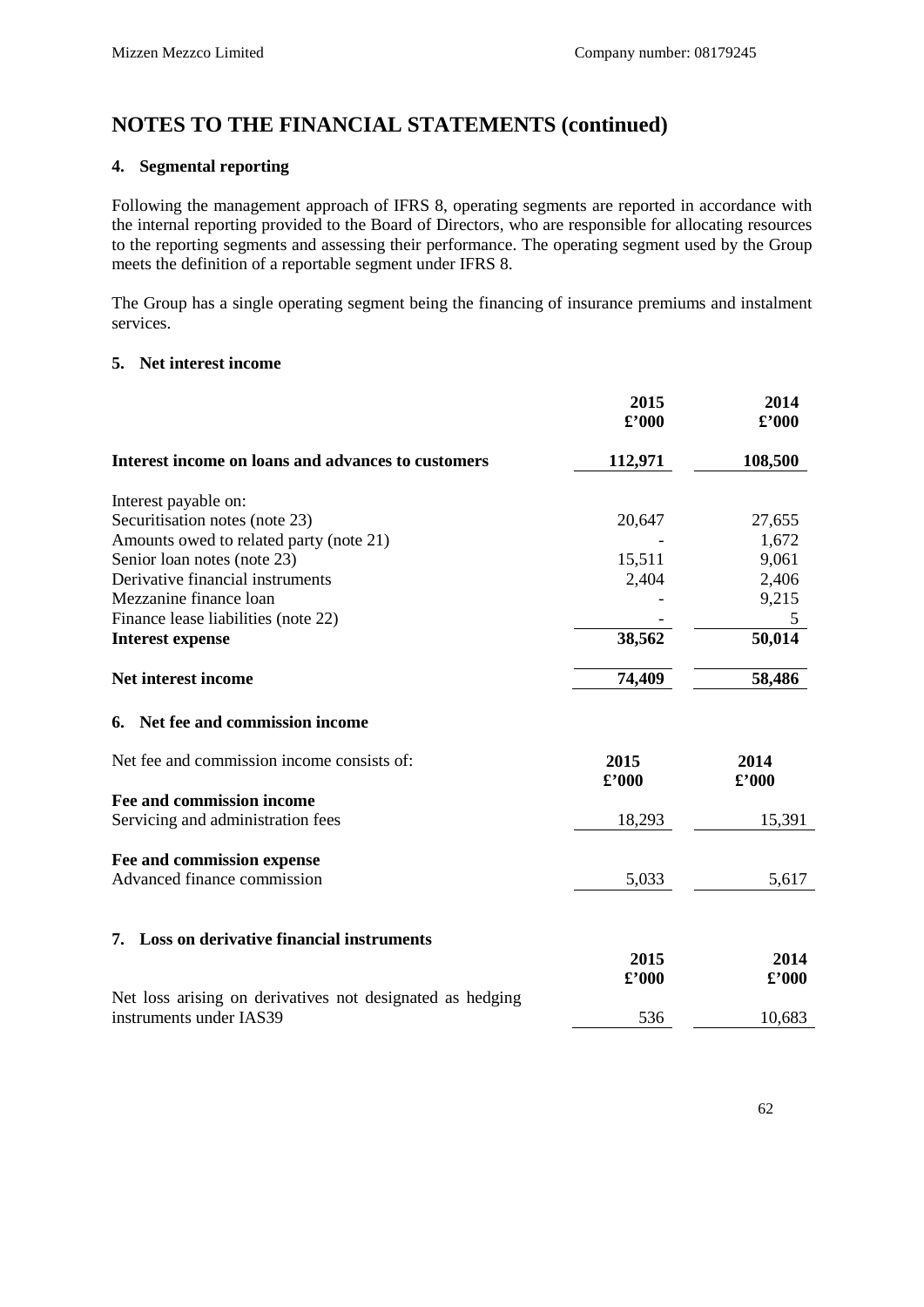# NOTES TO THE FINANCIAL STATEMENTS (continued)

## 4. Segmental reporting

Following the management approach of IFRS 8, operating segments are reported in accordance with the internal reporting provided to the Board of Directors, who are responsible for allocating resources to the reporting segments and assessing their performance. The operating segment used by the Group meets the definition of a reportable segment under IFRS 8.

The Group has a single operating segment being the financing of insurance premiums and instalment services.

## 5. Net interest income

| | 2015 £'000 | 2014 £'000 |
|---|---|---|
| **Interest income on loans and advances to customers** | **112,971** | **108,500** |
| Interest payable on: | | |
| Securitisation notes (note 23) | 20,647 | 27,655 |
| Amounts owed to related party (note 21) | - | 1,672 |
| Senior loan notes (note 23) | 15,511 | 9,061 |
| Derivative financial instruments | 2,404 | 2,406 |
| Mezzanine finance loan | - | 9,215 |
| Finance lease liabilities (note 22) | - | 5 |
| **Interest expense** | **38,562** | **50,014** |
| **Net interest income** | **74,409** | **58,486** |

## 6. Net fee and commission income

| Net fee and commission income consists of: | 2015 £'000 | 2014 £'000 |
|---|---|---|
| **Fee and commission income** | | |
| Servicing and administration fees | 18,293 | 15,391 |
| **Fee and commission expense** | | |
| Advanced finance commission | 5,033 | 5,617 |

## 7. Loss on derivative financial instruments

| | 2015 £'000 | 2014 £'000 |
|---|---|---|
| Net loss arising on derivatives not designated as hedging instruments under IAS39 | 536 | 10,683 |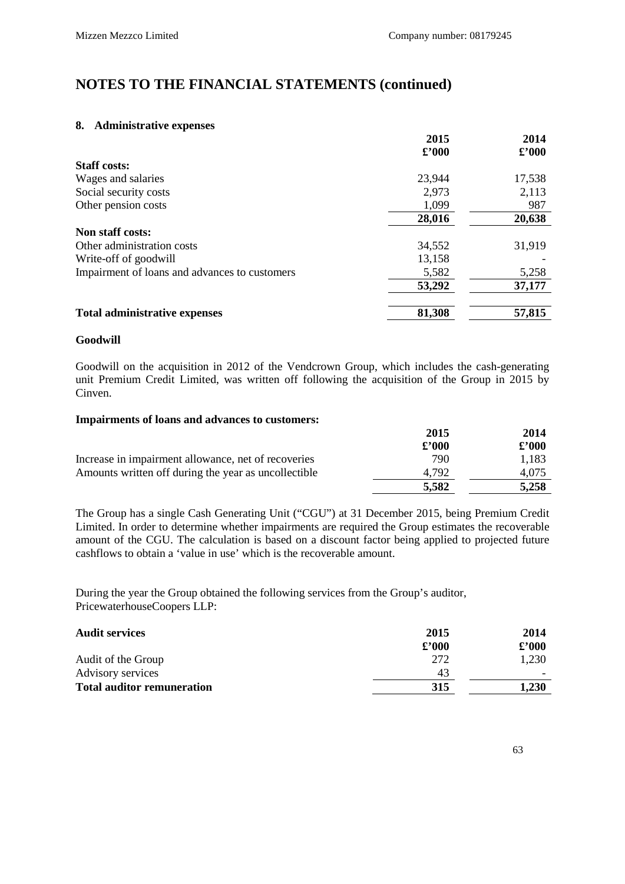# NOTES TO THE FINANCIAL STATEMENTS (continued)

## 8. Administrative expenses

| | 2015<br>£'000 | 2014<br>£'000 |
|---|---|---|
| **Staff costs:** | | |
| Wages and salaries | 23,944 | 17,538 |
| Social security costs | 2,973 | 2,113 |
| Other pension costs | 1,099 | 987 |
| | **28,016** | **20,638** |
| **Non staff costs:** | | |
| Other administration costs | 34,552 | 31,919 |
| Write-off of goodwill | 13,158 | - |
| Impairment of loans and advances to customers | 5,582 | 5,258 |
| | **53,292** | **37,177** |
| **Total administrative expenses** | **81,308** | **57,815** |

**Goodwill**

Goodwill on the acquisition in 2012 of the Vendcrown Group, which includes the cash-generating unit Premium Credit Limited, was written off following the acquisition of the Group in 2015 by Cinven.

**Impairments of loans and advances to customers:**

| | 2015<br>£'000 | 2014<br>£'000 |
|---|---|---|
| Increase in impairment allowance, net of recoveries | 790 | 1,183 |
| Amounts written off during the year as uncollectible | 4,792 | 4,075 |
| | **5,582** | **5,258** |

The Group has a single Cash Generating Unit ("CGU") at 31 December 2015, being Premium Credit Limited. In order to determine whether impairments are required the Group estimates the recoverable amount of the CGU. The calculation is based on a discount factor being applied to projected future cashflows to obtain a 'value in use' which is the recoverable amount.

During the year the Group obtained the following services from the Group's auditor, PricewaterhouseCoopers LLP:

| **Audit services** | 2015<br>£'000 | 2014<br>£'000 |
|---|---|---|
| Audit of the Group | 272 | 1,230 |
| Advisory services | 43 | - |
| **Total auditor remuneration** | **315** | **1,230** |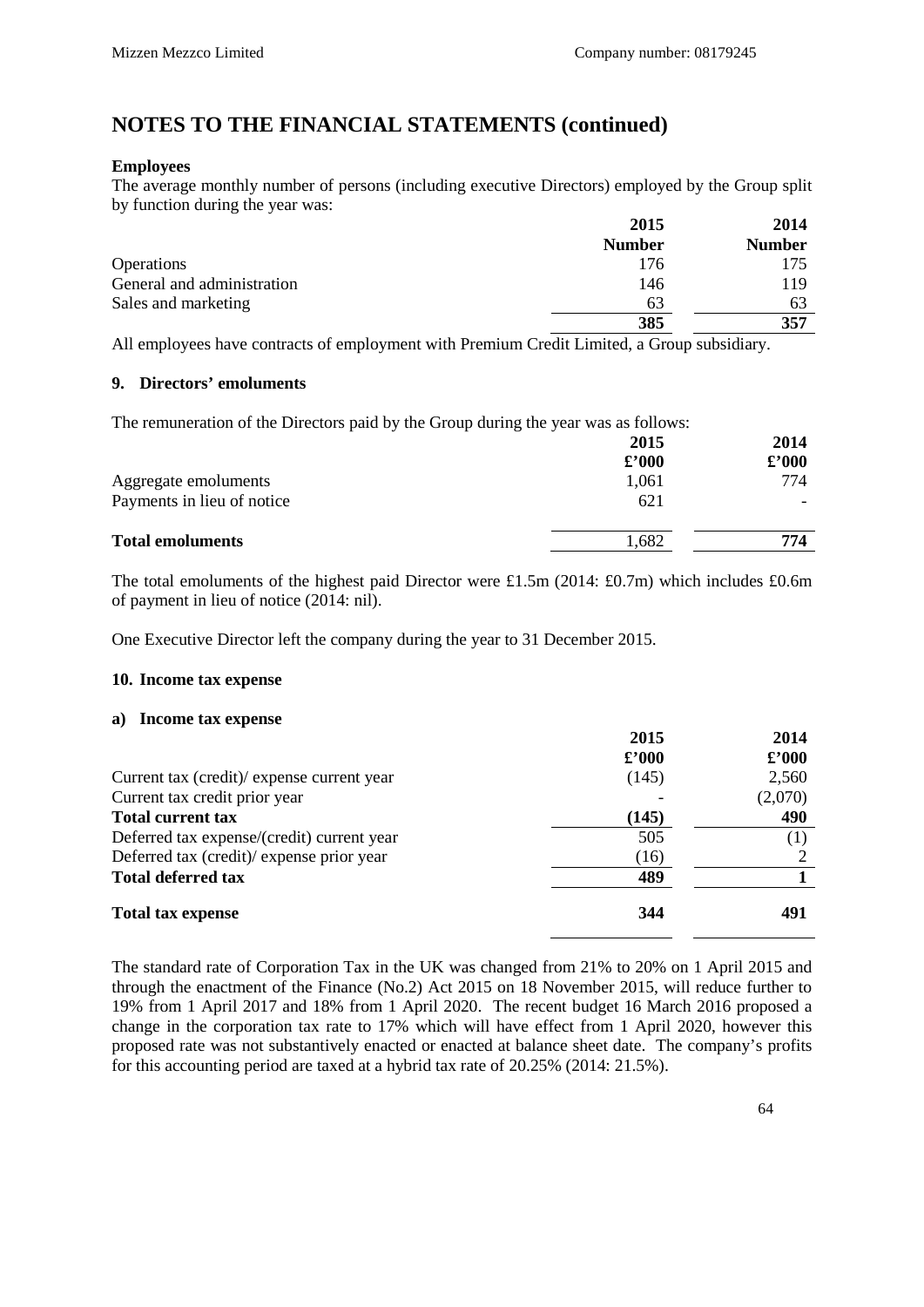# NOTES TO THE FINANCIAL STATEMENTS (continued)

**Employees**

The average monthly number of persons (including executive Directors) employed by the Group split by function during the year was:

| | 2015 Number | 2014 Number |
|---|---|---|
| Operations | 176 | 175 |
| General and administration | 146 | 119 |
| Sales and marketing | 63 | 63 |
| | **385** | **357** |

All employees have contracts of employment with Premium Credit Limited, a Group subsidiary.

### 9. Directors' emoluments

The remuneration of the Directors paid by the Group during the year was as follows:

| | 2015 £'000 | 2014 £'000 |
|---|---|---|
| Aggregate emoluments | 1,061 | 774 |
| Payments in lieu of notice | 621 | - |
| **Total emoluments** | 1,682 | **774** |

The total emoluments of the highest paid Director were £1.5m (2014: £0.7m) which includes £0.6m of payment in lieu of notice (2014: nil).

One Executive Director left the company during the year to 31 December 2015.

### 10. Income tax expense

**a) Income tax expense**

| | 2015 £'000 | 2014 £'000 |
|---|---|---|
| Current tax (credit)/ expense current year | (145) | 2,560 |
| Current tax credit prior year | - | (2,070) |
| **Total current tax** | **(145)** | **490** |
| Deferred tax expense/(credit) current year | 505 | (1) |
| Deferred tax (credit)/ expense prior year | (16) | 2 |
| **Total deferred tax** | **489** | **1** |
| **Total tax expense** | **344** | **491** |

The standard rate of Corporation Tax in the UK was changed from 21% to 20% on 1 April 2015 and through the enactment of the Finance (No.2) Act 2015 on 18 November 2015, will reduce further to 19% from 1 April 2017 and 18% from 1 April 2020. The recent budget 16 March 2016 proposed a change in the corporation tax rate to 17% which will have effect from 1 April 2020, however this proposed rate was not substantively enacted or enacted at balance sheet date. The company's profits for this accounting period are taxed at a hybrid tax rate of 20.25% (2014: 21.5%).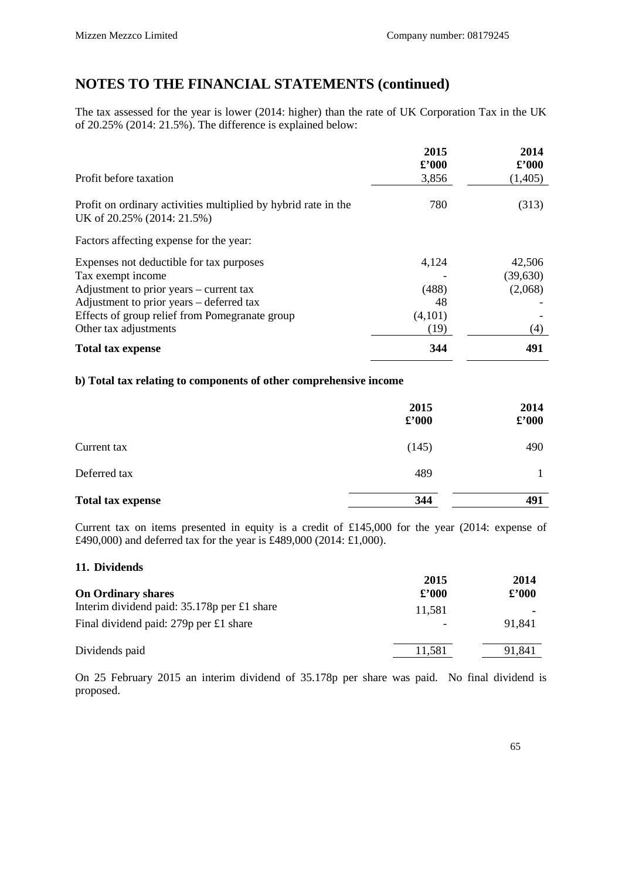## NOTES TO THE FINANCIAL STATEMENTS (continued)

The tax assessed for the year is lower (2014: higher) than the rate of UK Corporation Tax in the UK of 20.25% (2014: 21.5%). The difference is explained below:

| | 2015 £'000 | 2014 £'000 |
|---|---|---|
| Profit before taxation | 3,856 | (1,405) |
| Profit on ordinary activities multiplied by hybrid rate in the UK of 20.25% (2014: 21.5%) | 780 | (313) |
| Factors affecting expense for the year: | | |
| Expenses not deductible for tax purposes | 4,124 | 42,506 |
| Tax exempt income | - | (39,630) |
| Adjustment to prior years – current tax | (488) | (2,068) |
| Adjustment to prior years – deferred tax | 48 | - |
| Effects of group relief from Pomegranate group | (4,101) | - |
| Other tax adjustments | (19) | (4) |
| **Total tax expense** | **344** | **491** |

**b) Total tax relating to components of other comprehensive income**

| | 2015 £'000 | 2014 £'000 |
|---|---|---|
| Current tax | (145) | 490 |
| Deferred tax | 489 | 1 |
| **Total tax expense** | **344** | **491** |

Current tax on items presented in equity is a credit of £145,000 for the year (2014: expense of £490,000) and deferred tax for the year is £489,000 (2014: £1,000).

**11. Dividends**

| **On Ordinary shares** | 2015 £'000 | 2014 £'000 |
|---|---|---|
| Interim dividend paid: 35.178p per £1 share | 11,581 | - |
| Final dividend paid: 279p per £1 share | - | 91,841 |
| Dividends paid | 11,581 | 91,841 |

On 25 February 2015 an interim dividend of 35.178p per share was paid. No final dividend is proposed.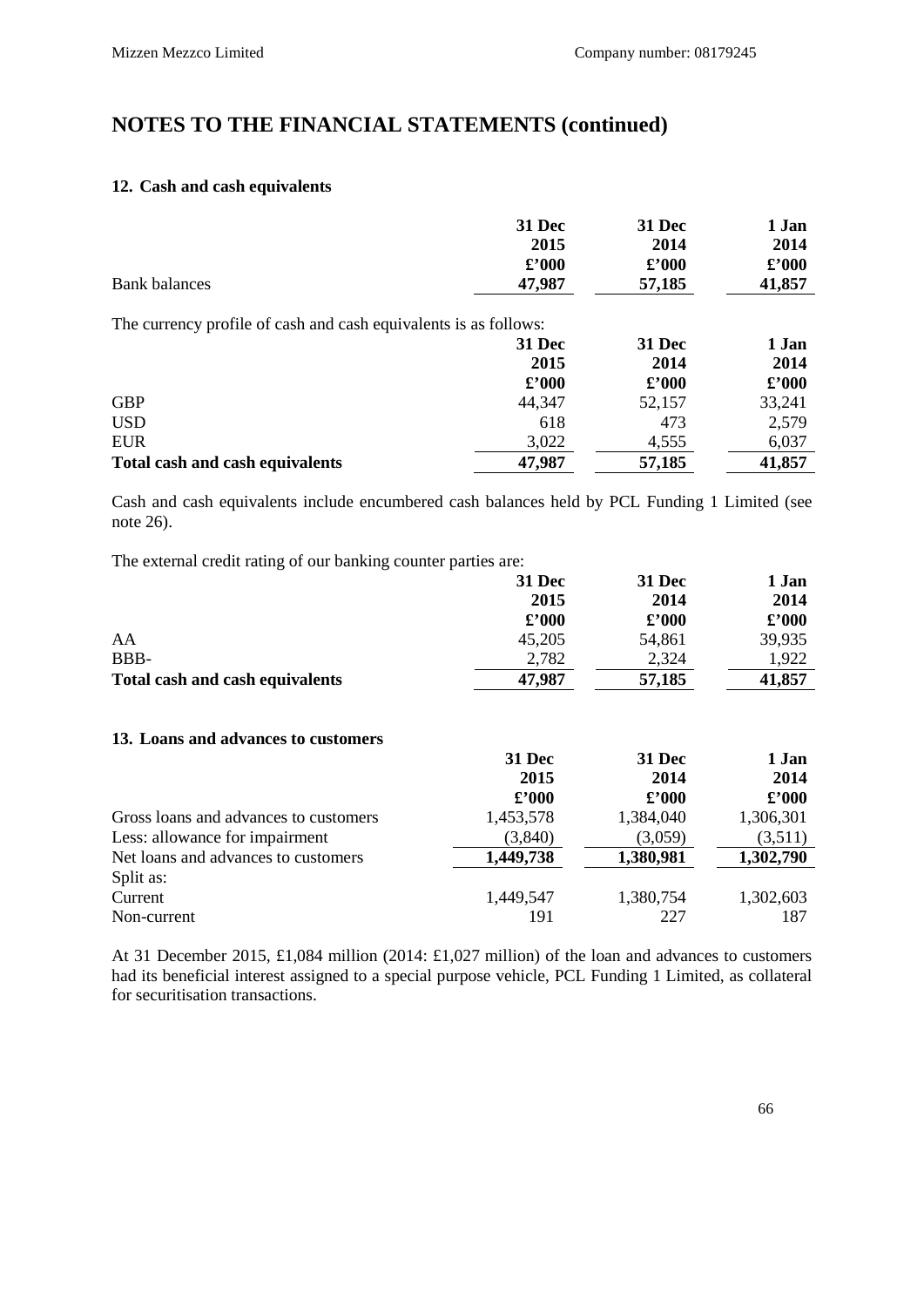# NOTES TO THE FINANCIAL STATEMENTS (continued)

### 12. Cash and cash equivalents

| | 31 Dec 2015 £'000 | 31 Dec 2014 £'000 | 1 Jan 2014 £'000 |
|---|---|---|---|
| Bank balances | 47,987 | 57,185 | 41,857 |

The currency profile of cash and cash equivalents is as follows:

| | 31 Dec 2015 £'000 | 31 Dec 2014 £'000 | 1 Jan 2014 £'000 |
|---|---|---|---|
| GBP | 44,347 | 52,157 | 33,241 |
| USD | 618 | 473 | 2,579 |
| EUR | 3,022 | 4,555 | 6,037 |
| **Total cash and cash equivalents** | 47,987 | 57,185 | 41,857 |

Cash and cash equivalents include encumbered cash balances held by PCL Funding 1 Limited (see note 26).

The external credit rating of our banking counter parties are:

| | 31 Dec 2015 £'000 | 31 Dec 2014 £'000 | 1 Jan 2014 £'000 |
|---|---|---|---|
| AA | 45,205 | 54,861 | 39,935 |
| BBB- | 2,782 | 2,324 | 1,922 |
| **Total cash and cash equivalents** | 47,987 | 57,185 | 41,857 |

### 13. Loans and advances to customers

| | 31 Dec 2015 £'000 | 31 Dec 2014 £'000 | 1 Jan 2014 £'000 |
|---|---|---|---|
| Gross loans and advances to customers | 1,453,578 | 1,384,040 | 1,306,301 |
| Less: allowance for impairment | (3,840) | (3,059) | (3,511) |
| Net loans and advances to customers | 1,449,738 | 1,380,981 | 1,302,790 |
| Split as: | | | |
| Current | 1,449,547 | 1,380,754 | 1,302,603 |
| Non-current | 191 | 227 | 187 |

At 31 December 2015, £1,084 million (2014: £1,027 million) of the loan and advances to customers had its beneficial interest assigned to a special purpose vehicle, PCL Funding 1 Limited, as collateral for securitisation transactions.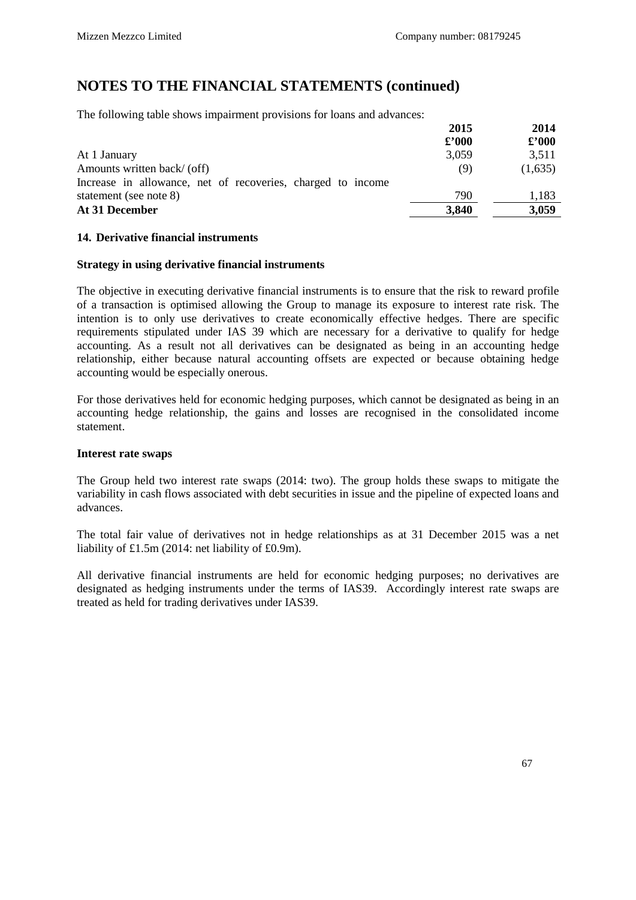# NOTES TO THE FINANCIAL STATEMENTS (continued)

The following table shows impairment provisions for loans and advances:

| | 2015 £'000 | 2014 £'000 |
|---|---|---|
| At 1 January | 3,059 | 3,511 |
| Amounts written back/ (off) | (9) | (1,635) |
| Increase in allowance, net of recoveries, charged to income statement (see note 8) | 790 | 1,183 |
| **At 31 December** | **3,840** | **3,059** |

### 14. Derivative financial instruments

**Strategy in using derivative financial instruments**

The objective in executing derivative financial instruments is to ensure that the risk to reward profile of a transaction is optimised allowing the Group to manage its exposure to interest rate risk. The intention is to only use derivatives to create economically effective hedges. There are specific requirements stipulated under IAS 39 which are necessary for a derivative to qualify for hedge accounting. As a result not all derivatives can be designated as being in an accounting hedge relationship, either because natural accounting offsets are expected or because obtaining hedge accounting would be especially onerous.

For those derivatives held for economic hedging purposes, which cannot be designated as being in an accounting hedge relationship, the gains and losses are recognised in the consolidated income statement.

**Interest rate swaps**

The Group held two interest rate swaps (2014: two). The group holds these swaps to mitigate the variability in cash flows associated with debt securities in issue and the pipeline of expected loans and advances.

The total fair value of derivatives not in hedge relationships as at 31 December 2015 was a net liability of £1.5m (2014: net liability of £0.9m).

All derivative financial instruments are held for economic hedging purposes; no derivatives are designated as hedging instruments under the terms of IAS39. Accordingly interest rate swaps are treated as held for trading derivatives under IAS39.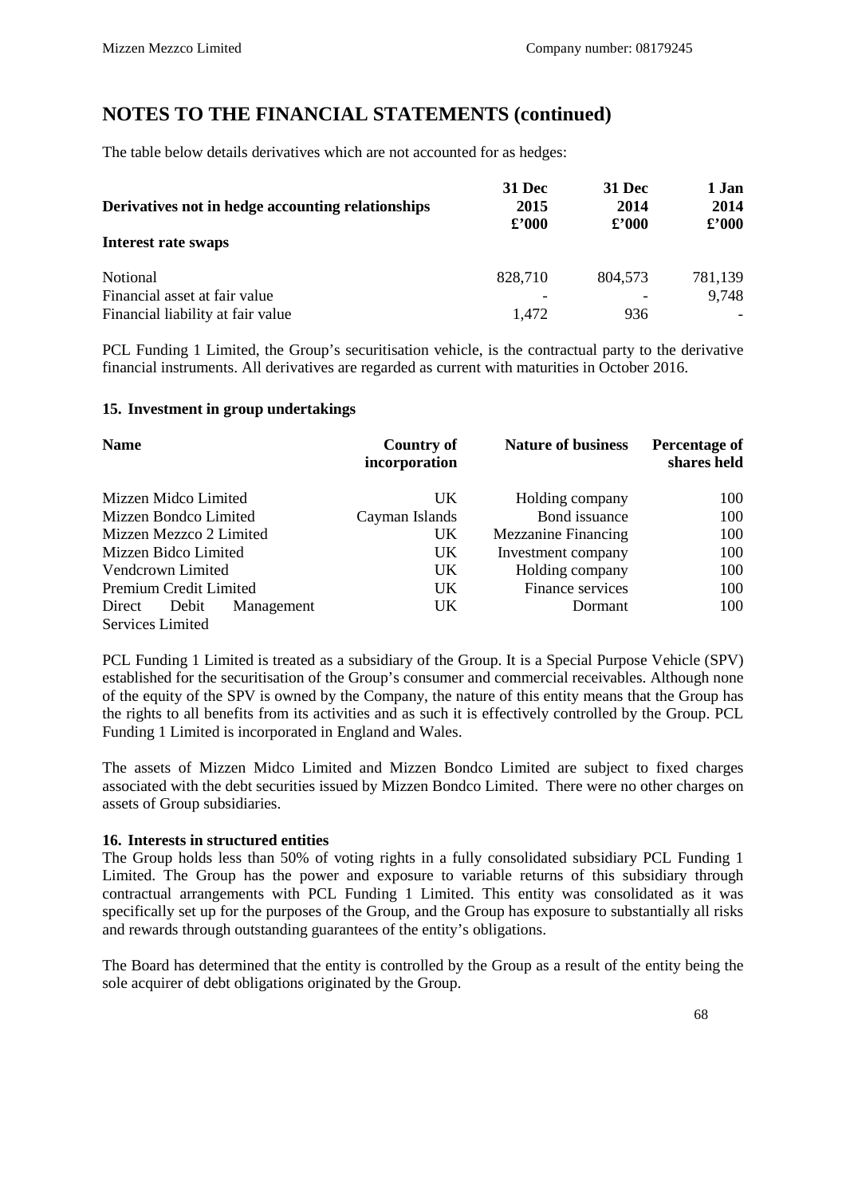# NOTES TO THE FINANCIAL STATEMENTS (continued)

The table below details derivatives which are not accounted for as hedges:

| Derivatives not in hedge accounting relationships | 31 Dec 2015 £'000 | 31 Dec 2014 £'000 | 1 Jan 2014 £'000 |
|---|---|---|---|
| **Interest rate swaps** | | | |
| Notional | 828,710 | 804,573 | 781,139 |
| Financial asset at fair value | - | - | 9,748 |
| Financial liability at fair value | 1,472 | 936 | - |

PCL Funding 1 Limited, the Group's securitisation vehicle, is the contractual party to the derivative financial instruments. All derivatives are regarded as current with maturities in October 2016.

### 15. Investment in group undertakings

| Name | Country of incorporation | Nature of business | Percentage of shares held |
|---|---|---|---|
| Mizzen Midco Limited | UK | Holding company | 100 |
| Mizzen Bondco Limited | Cayman Islands | Bond issuance | 100 |
| Mizzen Mezzco 2 Limited | UK | Mezzanine Financing | 100 |
| Mizzen Bidco Limited | UK | Investment company | 100 |
| Vendcrown Limited | UK | Holding company | 100 |
| Premium Credit Limited | UK | Finance services | 100 |
| Direct Debit Management Services Limited | UK | Dormant | 100 |

PCL Funding 1 Limited is treated as a subsidiary of the Group. It is a Special Purpose Vehicle (SPV) established for the securitisation of the Group's consumer and commercial receivables. Although none of the equity of the SPV is owned by the Company, the nature of this entity means that the Group has the rights to all benefits from its activities and as such it is effectively controlled by the Group. PCL Funding 1 Limited is incorporated in England and Wales.

The assets of Mizzen Midco Limited and Mizzen Bondco Limited are subject to fixed charges associated with the debt securities issued by Mizzen Bondco Limited. There were no other charges on assets of Group subsidiaries.

### 16. Interests in structured entities

The Group holds less than 50% of voting rights in a fully consolidated subsidiary PCL Funding 1 Limited. The Group has the power and exposure to variable returns of this subsidiary through contractual arrangements with PCL Funding 1 Limited. This entity was consolidated as it was specifically set up for the purposes of the Group, and the Group has exposure to substantially all risks and rewards through outstanding guarantees of the entity's obligations.

The Board has determined that the entity is controlled by the Group as a result of the entity being the sole acquirer of debt obligations originated by the Group.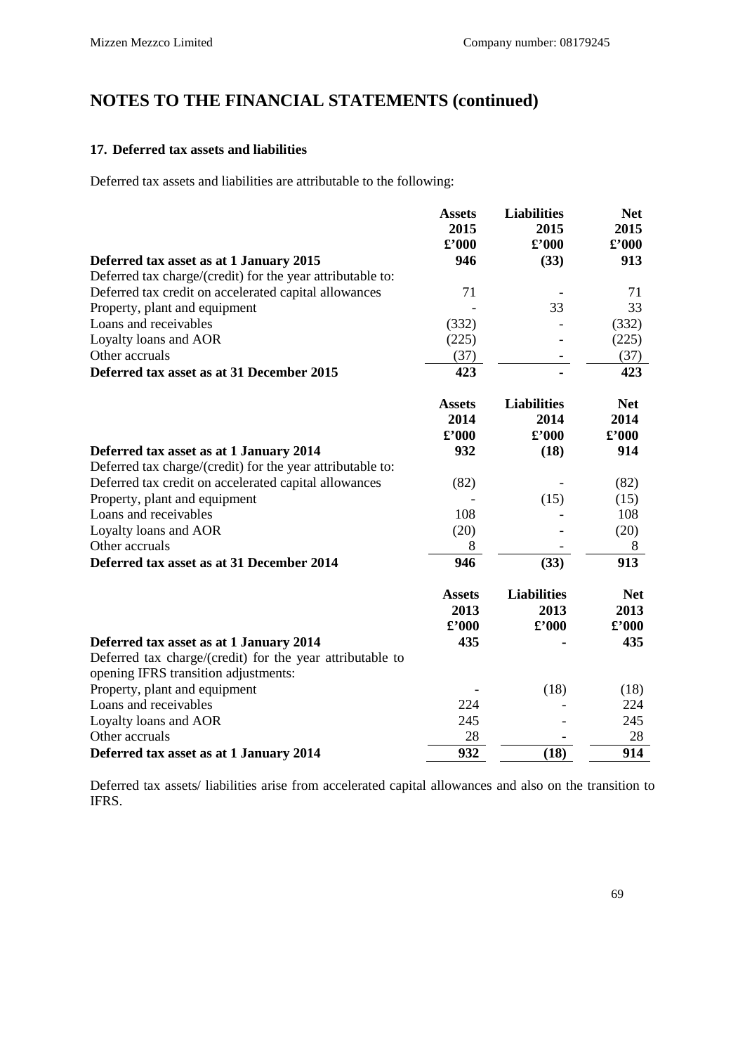## NOTES TO THE FINANCIAL STATEMENTS (continued)

### 17. Deferred tax assets and liabilities

Deferred tax assets and liabilities are attributable to the following:

| | Assets 2015 £'000 | Liabilities 2015 £'000 | Net 2015 £'000 |
|---|---|---|---|
| **Deferred tax asset as at 1 January 2015** | **946** | **(33)** | **913** |
| Deferred tax charge/(credit) for the year attributable to: | | | |
| Deferred tax credit on accelerated capital allowances | 71 | - | 71 |
| Property, plant and equipment | - | 33 | 33 |
| Loans and receivables | (332) | - | (332) |
| Loyalty loans and AOR | (225) | - | (225) |
| Other accruals | (37) | - | (37) |
| **Deferred tax asset as at 31 December 2015** | **423** | **-** | **423** |

| | Assets 2014 £'000 | Liabilities 2014 £'000 | Net 2014 £'000 |
|---|---|---|---|
| **Deferred tax asset as at 1 January 2014** | **932** | **(18)** | **914** |
| Deferred tax charge/(credit) for the year attributable to: | | | |
| Deferred tax credit on accelerated capital allowances | (82) | - | (82) |
| Property, plant and equipment | - | (15) | (15) |
| Loans and receivables | 108 | - | 108 |
| Loyalty loans and AOR | (20) | - | (20) |
| Other accruals | 8 | - | 8 |
| **Deferred tax asset as at 31 December 2014** | **946** | **(33)** | **913** |

| | Assets 2013 £'000 | Liabilities 2013 £'000 | Net 2013 £'000 |
|---|---|---|---|
| **Deferred tax asset as at 1 January 2014** | **435** | **-** | **435** |
| Deferred tax charge/(credit) for the year attributable to opening IFRS transition adjustments: | | | |
| Property, plant and equipment | - | (18) | (18) |
| Loans and receivables | 224 | - | 224 |
| Loyalty loans and AOR | 245 | - | 245 |
| Other accruals | 28 | - | 28 |
| **Deferred tax asset as at 1 January 2014** | **932** | **(18)** | **914** |

Deferred tax assets/ liabilities arise from accelerated capital allowances and also on the transition to IFRS.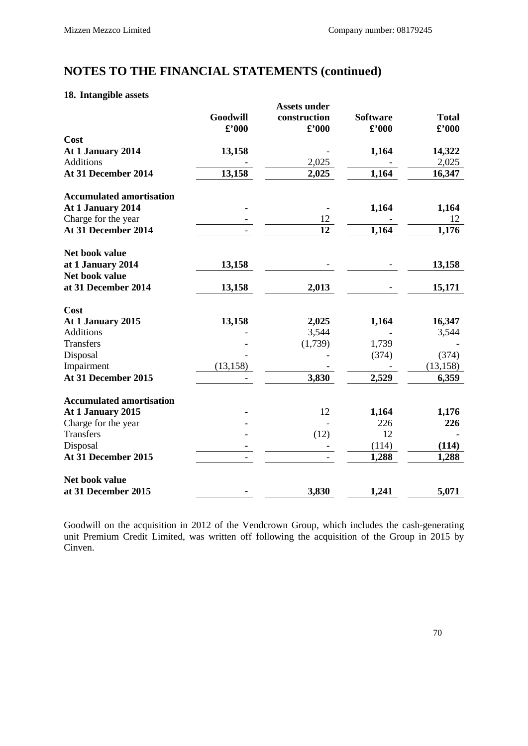# NOTES TO THE FINANCIAL STATEMENTS (continued)

## 18. Intangible assets

| | Goodwill £'000 | Assets under construction £'000 | Software £'000 | Total £'000 |
|---|---|---|---|---|
| **Cost** | | | | |
| **At 1 January 2014** | **13,158** | - | **1,164** | **14,322** |
| Additions | - | 2,025 | - | 2,025 |
| **At 31 December 2014** | **13,158** | **2,025** | **1,164** | **16,347** |
| | | | | |
| **Accumulated amortisation** | | | | |
| **At 1 January 2014** | - | - | **1,164** | **1,164** |
| Charge for the year | - | 12 | - | 12 |
| **At 31 December 2014** | - | **12** | **1,164** | **1,176** |
| | | | | |
| **Net book value at 1 January 2014** | **13,158** | - | - | **13,158** |
| **Net book value at 31 December 2014** | **13,158** | **2,013** | - | **15,171** |
| | | | | |
| **Cost** | | | | |
| **At 1 January 2015** | **13,158** | **2,025** | **1,164** | **16,347** |
| Additions | - | 3,544 | - | 3,544 |
| Transfers | - | (1,739) | 1,739 | - |
| Disposal | - | - | (374) | (374) |
| Impairment | (13,158) | - | - | (13,158) |
| **At 31 December 2015** | - | **3,830** | **2,529** | **6,359** |
| | | | | |
| **Accumulated amortisation** | | | | |
| **At 1 January 2015** | - | 12 | **1,164** | **1,176** |
| Charge for the year | - | - | 226 | **226** |
| Transfers | - | (12) | 12 | - |
| Disposal | - | - | (114) | **(114)** |
| **At 31 December 2015** | - | - | **1,288** | **1,288** |
| | | | | |
| **Net book value at 31 December 2015** | - | **3,830** | **1,241** | **5,071** |

Goodwill on the acquisition in 2012 of the Vendcrown Group, which includes the cash-generating unit Premium Credit Limited, was written off following the acquisition of the Group in 2015 by Cinven.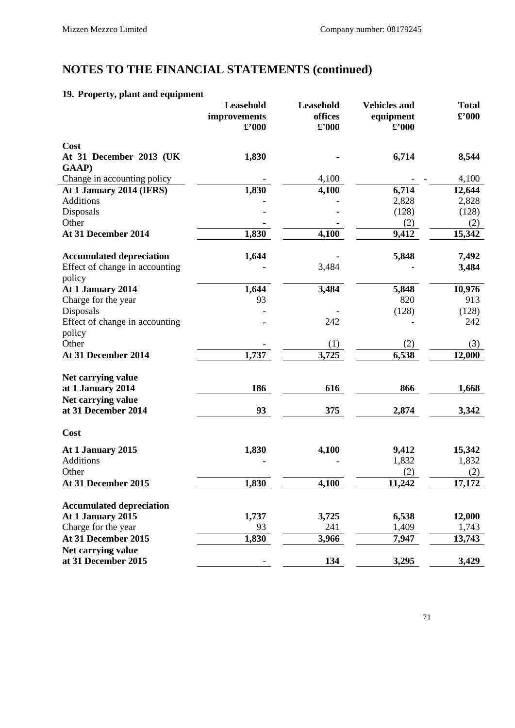# NOTES TO THE FINANCIAL STATEMENTS (continued)

## 19. Property, plant and equipment

| | Leasehold improvements £'000 | Leasehold offices £'000 | Vehicles and equipment £'000 | Total £'000 |
|---|---|---|---|---|
| **Cost** | | | | |
| **At 31 December 2013 (UK GAAP)** | **1,830** | **-** | **6,714** | **8,544** |
| Change in accounting policy | - | 4,100 | - - | 4,100 |
| **At 1 January 2014 (IFRS)** | **1,830** | **4,100** | **6,714** | **12,644** |
| Additions | - | - | 2,828 | 2,828 |
| Disposals | - | - | (128) | (128) |
| Other | - | - | (2) | (2) |
| **At 31 December 2014** | **1,830** | **4,100** | **9,412** | **15,342** |
| | | | | |
| **Accumulated depreciation** | **1,644** | **-** | **5,848** | **7,492** |
| Effect of change in accounting policy | - | 3,484 | - | **3,484** |
| **At 1 January 2014** | **1,644** | **3,484** | **5,848** | **10,976** |
| Charge for the year | 93 | | 820 | 913 |
| Disposals | - | - | (128) | (128) |
| Effect of change in accounting policy | - | 242 | - | 242 |
| Other | - | (1) | (2) | (3) |
| **At 31 December 2014** | **1,737** | **3,725** | **6,538** | **12,000** |
| | | | | |
| **Net carrying value at 1 January 2014** | **186** | **616** | **866** | **1,668** |
| **Net carrying value at 31 December 2014** | **93** | **375** | **2,874** | **3,342** |
| | | | | |
| **Cost** | | | | |
| **At 1 January 2015** | **1,830** | **4,100** | **9,412** | **15,342** |
| Additions | - | - | 1,832 | 1,832 |
| Other | | | (2) | (2) |
| **At 31 December 2015** | **1,830** | **4,100** | **11,242** | **17,172** |
| | | | | |
| **Accumulated depreciation** | | | | |
| **At 1 January 2015** | **1,737** | **3,725** | **6,538** | **12,000** |
| Charge for the year | 93 | 241 | 1,409 | 1,743 |
| **At 31 December 2015** | **1,830** | **3,966** | **7,947** | **13,743** |
| **Net carrying value at 31 December 2015** | - | **134** | **3,295** | **3,429** |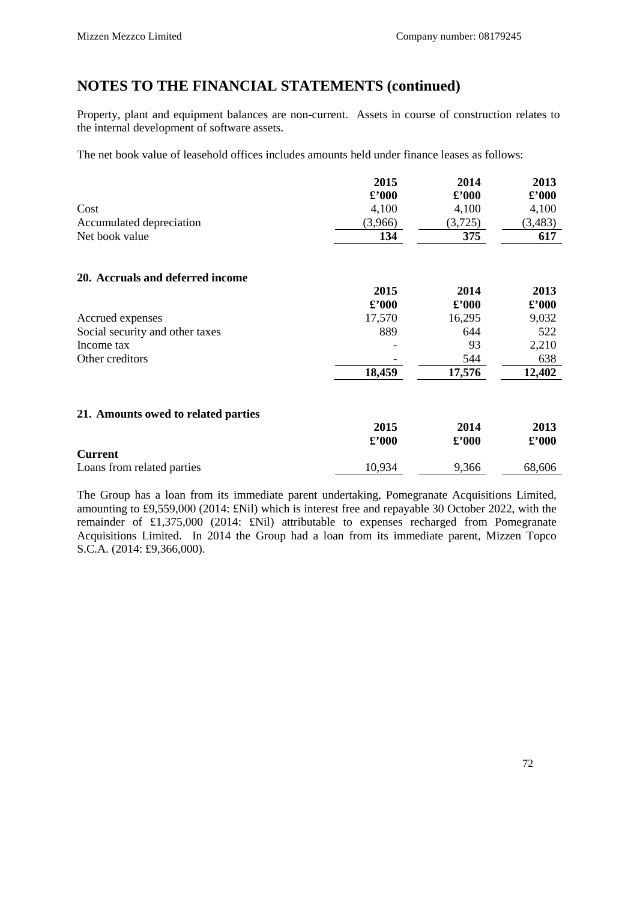## NOTES TO THE FINANCIAL STATEMENTS (continued)

Property, plant and equipment balances are non-current. Assets in course of construction relates to the internal development of software assets.

The net book value of leasehold offices includes amounts held under finance leases as follows:

| | 2015 | 2014 | 2013 |
|---|---|---|---|
| | £'000 | £'000 | £'000 |
| Cost | 4,100 | 4,100 | 4,100 |
| Accumulated depreciation | (3,966) | (3,725) | (3,483) |
| Net book value | **134** | **375** | **617** |

### 20. Accruals and deferred income

| | 2015 | 2014 | 2013 |
|---|---|---|---|
| | £'000 | £'000 | £'000 |
| Accrued expenses | 17,570 | 16,295 | 9,032 |
| Social security and other taxes | 889 | 644 | 522 |
| Income tax | - | 93 | 2,210 |
| Other creditors | - | 544 | 638 |
| | **18,459** | **17,576** | **12,402** |

### 21. Amounts owed to related parties

| | 2015 | 2014 | 2013 |
|---|---|---|---|
| | £'000 | £'000 | £'000 |
| **Current** | | | |
| Loans from related parties | 10,934 | 9,366 | 68,606 |

The Group has a loan from its immediate parent undertaking, Pomegranate Acquisitions Limited, amounting to £9,559,000 (2014: £Nil) which is interest free and repayable 30 October 2022, with the remainder of £1,375,000 (2014: £Nil) attributable to expenses recharged from Pomegranate Acquisitions Limited. In 2014 the Group had a loan from its immediate parent, Mizzen Topco S.C.A. (2014: £9,366,000).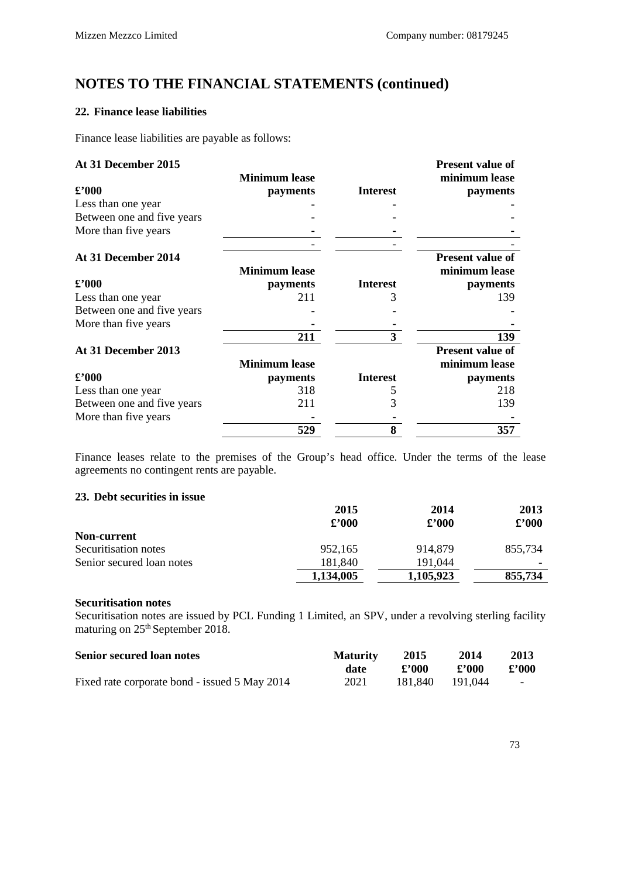# NOTES TO THE FINANCIAL STATEMENTS (continued)

### 22. Finance lease liabilities

Finance lease liabilities are payable as follows:

| At 31 December 2015<br>£'000 | Minimum lease payments | Interest | Present value of minimum lease payments |
|---|---|---|---|
| Less than one year | - | - | - |
| Between one and five years | - | - | - |
| More than five years | - | - | - |
| | - | - | - |

| At 31 December 2014<br>£'000 | Minimum lease payments | Interest | Present value of minimum lease payments |
|---|---|---|---|
| Less than one year | 211 | 3 | 139 |
| Between one and five years | - | - | - |
| More than five years | - | - | - |
| | **211** | **3** | **139** |

| At 31 December 2013<br>£'000 | Minimum lease payments | Interest | Present value of minimum lease payments |
|---|---|---|---|
| Less than one year | 318 | 5 | 218 |
| Between one and five years | 211 | 3 | 139 |
| More than five years | - | - | - |
| | **529** | **8** | **357** |

Finance leases relate to the premises of the Group's head office. Under the terms of the lease agreements no contingent rents are payable.

### 23. Debt securities in issue

| | 2015<br>£'000 | 2014<br>£'000 | 2013<br>£'000 |
|---|---|---|---|
| **Non-current** | | | |
| Securitisation notes | 952,165 | 914,879 | 855,734 |
| Senior secured loan notes | 181,840 | 191,044 | - |
| | **1,134,005** | **1,105,923** | **855,734** |

**Securitisation notes**

Securitisation notes are issued by PCL Funding 1 Limited, an SPV, under a revolving sterling facility maturing on 25th September 2018.

| Senior secured loan notes | Maturity date | 2015<br>£'000 | 2014<br>£'000 | 2013<br>£'000 |
|---|---|---|---|---|
| Fixed rate corporate bond - issued 5 May 2014 | 2021 | 181,840 | 191,044 | - |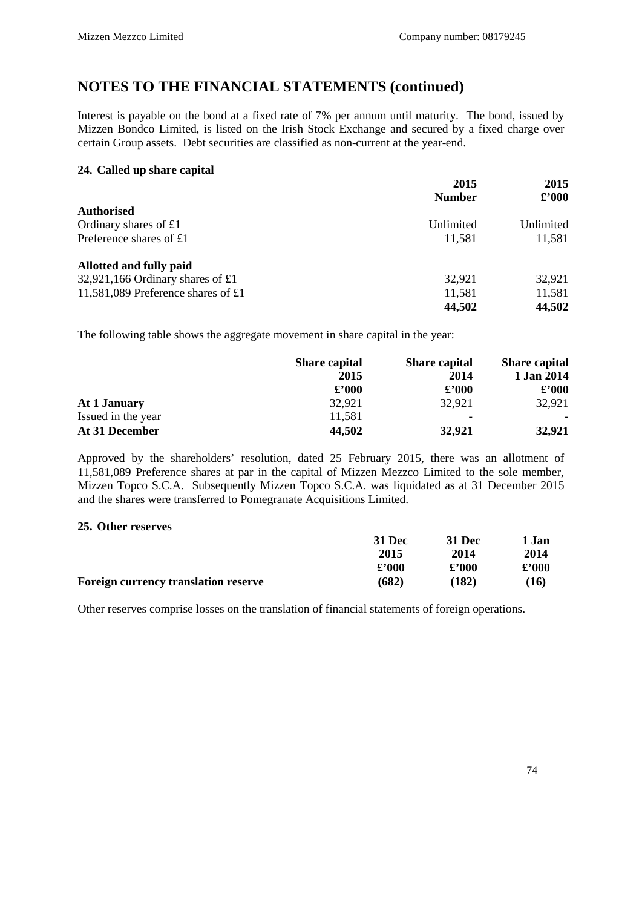## NOTES TO THE FINANCIAL STATEMENTS (continued)

Interest is payable on the bond at a fixed rate of 7% per annum until maturity. The bond, issued by Mizzen Bondco Limited, is listed on the Irish Stock Exchange and secured by a fixed charge over certain Group assets. Debt securities are classified as non-current at the year-end.

### 24. Called up share capital

| | 2015<br>Number | 2015<br>£'000 |
|---|---|---|
| **Authorised** | | |
| Ordinary shares of £1 | Unlimited | Unlimited |
| Preference shares of £1 | 11,581 | 11,581 |
| | | |
| **Allotted and fully paid** | | |
| 32,921,166 Ordinary shares of £1 | 32,921 | 32,921 |
| 11,581,089 Preference shares of £1 | 11,581 | 11,581 |
| | **44,502** | **44,502** |

The following table shows the aggregate movement in share capital in the year:

| | Share capital<br>2015<br>£'000 | Share capital<br>2014<br>£'000 | Share capital<br>1 Jan 2014<br>£'000 |
|---|---|---|---|
| **At 1 January** | 32,921 | 32,921 | 32,921 |
| Issued in the year | 11,581 | - | - |
| **At 31 December** | **44,502** | **32,921** | **32,921** |

Approved by the shareholders' resolution, dated 25 February 2015, there was an allotment of 11,581,089 Preference shares at par in the capital of Mizzen Mezzco Limited to the sole member, Mizzen Topco S.C.A. Subsequently Mizzen Topco S.C.A. was liquidated as at 31 December 2015 and the shares were transferred to Pomegranate Acquisitions Limited.

### 25. Other reserves

| | 31 Dec<br>2015<br>£'000 | 31 Dec<br>2014<br>£'000 | 1 Jan<br>2014<br>£'000 |
|---|---|---|---|
| **Foreign currency translation reserve** | **(682)** | **(182)** | **(16)** |

Other reserves comprise losses on the translation of financial statements of foreign operations.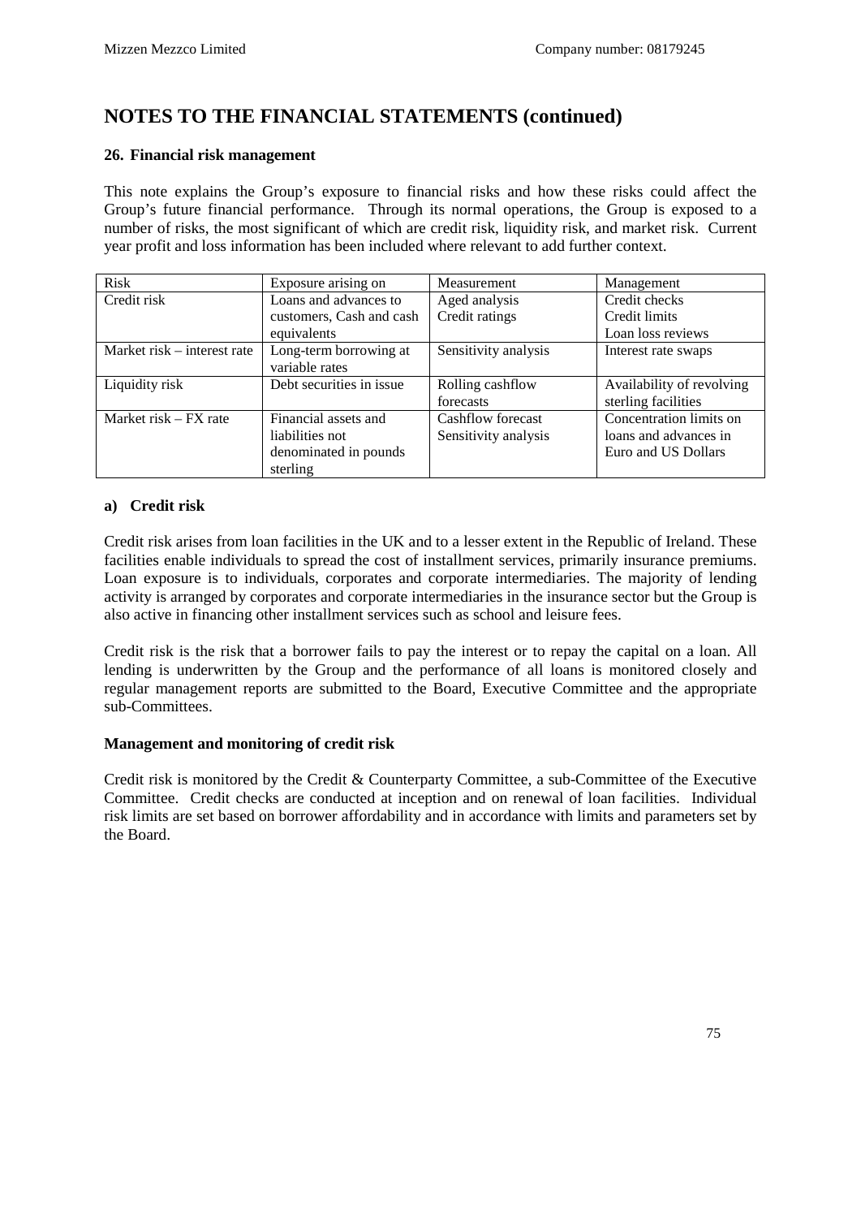# NOTES TO THE FINANCIAL STATEMENTS (continued)

## 26. Financial risk management

This note explains the Group's exposure to financial risks and how these risks could affect the Group's future financial performance. Through its normal operations, the Group is exposed to a number of risks, the most significant of which are credit risk, liquidity risk, and market risk. Current year profit and loss information has been included where relevant to add further context.

| Risk | Exposure arising on | Measurement | Management |
|---|---|---|---|
| Credit risk | Loans and advances to customers, Cash and cash equivalents | Aged analysis<br>Credit ratings | Credit checks<br>Credit limits<br>Loan loss reviews |
| Market risk – interest rate | Long-term borrowing at variable rates | Sensitivity analysis | Interest rate swaps |
| Liquidity risk | Debt securities in issue | Rolling cashflow forecasts | Availability of revolving sterling facilities |
| Market risk – FX rate | Financial assets and liabilities not denominated in pounds sterling | Cashflow forecast<br>Sensitivity analysis | Concentration limits on loans and advances in Euro and US Dollars |

### a) Credit risk

Credit risk arises from loan facilities in the UK and to a lesser extent in the Republic of Ireland. These facilities enable individuals to spread the cost of installment services, primarily insurance premiums. Loan exposure is to individuals, corporates and corporate intermediaries. The majority of lending activity is arranged by corporates and corporate intermediaries in the insurance sector but the Group is also active in financing other installment services such as school and leisure fees.

Credit risk is the risk that a borrower fails to pay the interest or to repay the capital on a loan. All lending is underwritten by the Group and the performance of all loans is monitored closely and regular management reports are submitted to the Board, Executive Committee and the appropriate sub-Committees.

**Management and monitoring of credit risk**

Credit risk is monitored by the Credit & Counterparty Committee, a sub-Committee of the Executive Committee. Credit checks are conducted at inception and on renewal of loan facilities. Individual risk limits are set based on borrower affordability and in accordance with limits and parameters set by the Board.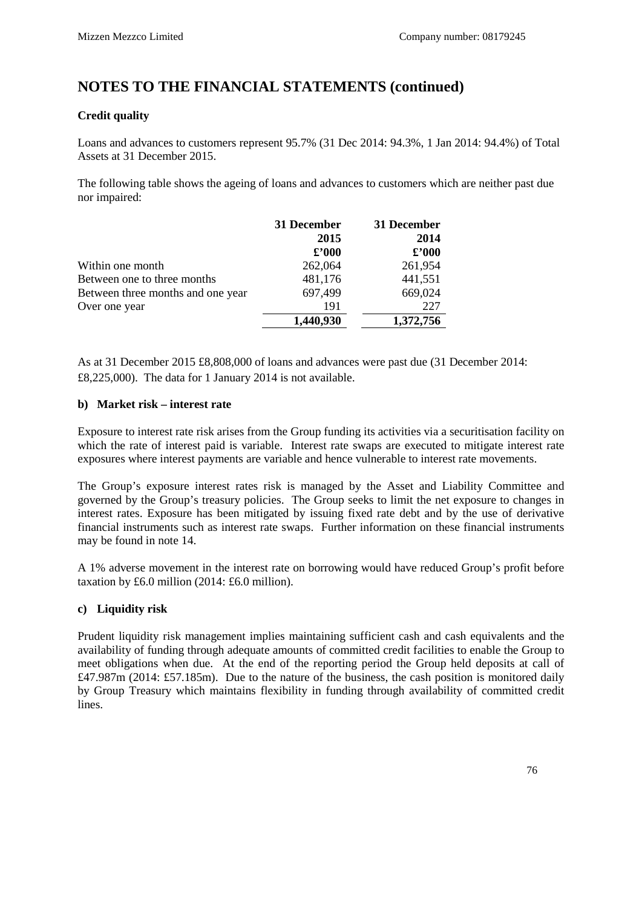# NOTES TO THE FINANCIAL STATEMENTS (continued)

**Credit quality**

Loans and advances to customers represent 95.7% (31 Dec 2014: 94.3%, 1 Jan 2014: 94.4%) of Total Assets at 31 December 2015.

The following table shows the ageing of loans and advances to customers which are neither past due nor impaired:

| | 31 December 2015 £'000 | 31 December 2014 £'000 |
|---|---|---|
| Within one month | 262,064 | 261,954 |
| Between one to three months | 481,176 | 441,551 |
| Between three months and one year | 697,499 | 669,024 |
| Over one year | 191 | 227 |
| | **1,440,930** | **1,372,756** |

As at 31 December 2015 £8,808,000 of loans and advances were past due (31 December 2014: £8,225,000). The data for 1 January 2014 is not available.

**b) Market risk – interest rate**

Exposure to interest rate risk arises from the Group funding its activities via a securitisation facility on which the rate of interest paid is variable. Interest rate swaps are executed to mitigate interest rate exposures where interest payments are variable and hence vulnerable to interest rate movements.

The Group's exposure interest rates risk is managed by the Asset and Liability Committee and governed by the Group's treasury policies. The Group seeks to limit the net exposure to changes in interest rates. Exposure has been mitigated by issuing fixed rate debt and by the use of derivative financial instruments such as interest rate swaps. Further information on these financial instruments may be found in note 14.

A 1% adverse movement in the interest rate on borrowing would have reduced Group's profit before taxation by £6.0 million (2014: £6.0 million).

**c) Liquidity risk**

Prudent liquidity risk management implies maintaining sufficient cash and cash equivalents and the availability of funding through adequate amounts of committed credit facilities to enable the Group to meet obligations when due. At the end of the reporting period the Group held deposits at call of £47.987m (2014: £57.185m). Due to the nature of the business, the cash position is monitored daily by Group Treasury which maintains flexibility in funding through availability of committed credit lines.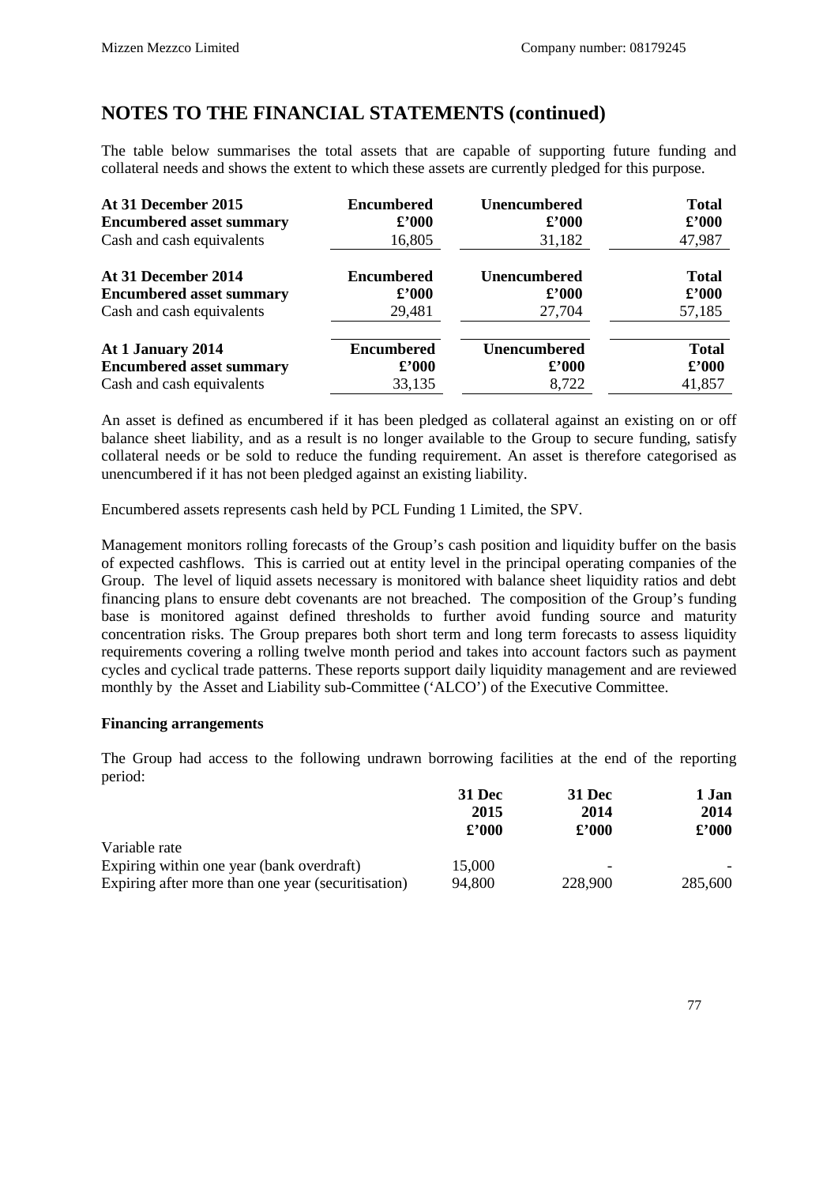# NOTES TO THE FINANCIAL STATEMENTS (continued)

The table below summarises the total assets that are capable of supporting future funding and collateral needs and shows the extent to which these assets are currently pledged for this purpose.

| **At 31 December 2015** | **Encumbered** | **Unencumbered** | **Total** |
|---|---|---|---|
| **Encumbered asset summary** | **£'000** | **£'000** | **£'000** |
| Cash and cash equivalents | 16,805 | 31,182 | 47,987 |

| **At 31 December 2014** | **Encumbered** | **Unencumbered** | **Total** |
|---|---|---|---|
| **Encumbered asset summary** | **£'000** | **£'000** | **£'000** |
| Cash and cash equivalents | 29,481 | 27,704 | 57,185 |

| **At 1 January 2014** | **Encumbered** | **Unencumbered** | **Total** |
|---|---|---|---|
| **Encumbered asset summary** | **£'000** | **£'000** | **£'000** |
| Cash and cash equivalents | 33,135 | 8,722 | 41,857 |

An asset is defined as encumbered if it has been pledged as collateral against an existing on or off balance sheet liability, and as a result is no longer available to the Group to secure funding, satisfy collateral needs or be sold to reduce the funding requirement. An asset is therefore categorised as unencumbered if it has not been pledged against an existing liability.

Encumbered assets represents cash held by PCL Funding 1 Limited, the SPV.

Management monitors rolling forecasts of the Group's cash position and liquidity buffer on the basis of expected cashflows. This is carried out at entity level in the principal operating companies of the Group. The level of liquid assets necessary is monitored with balance sheet liquidity ratios and debt financing plans to ensure debt covenants are not breached. The composition of the Group's funding base is monitored against defined thresholds to further avoid funding source and maturity concentration risks. The Group prepares both short term and long term forecasts to assess liquidity requirements covering a rolling twelve month period and takes into account factors such as payment cycles and cyclical trade patterns. These reports support daily liquidity management and are reviewed monthly by the Asset and Liability sub-Committee ('ALCO') of the Executive Committee.

**Financing arrangements**

The Group had access to the following undrawn borrowing facilities at the end of the reporting period:

| | **31 Dec 2015 £'000** | **31 Dec 2014 £'000** | **1 Jan 2014 £'000** |
|---|---|---|---|
| Variable rate | | | |
| Expiring within one year (bank overdraft) | 15,000 | - | - |
| Expiring after more than one year (securitisation) | 94,800 | 228,900 | 285,600 |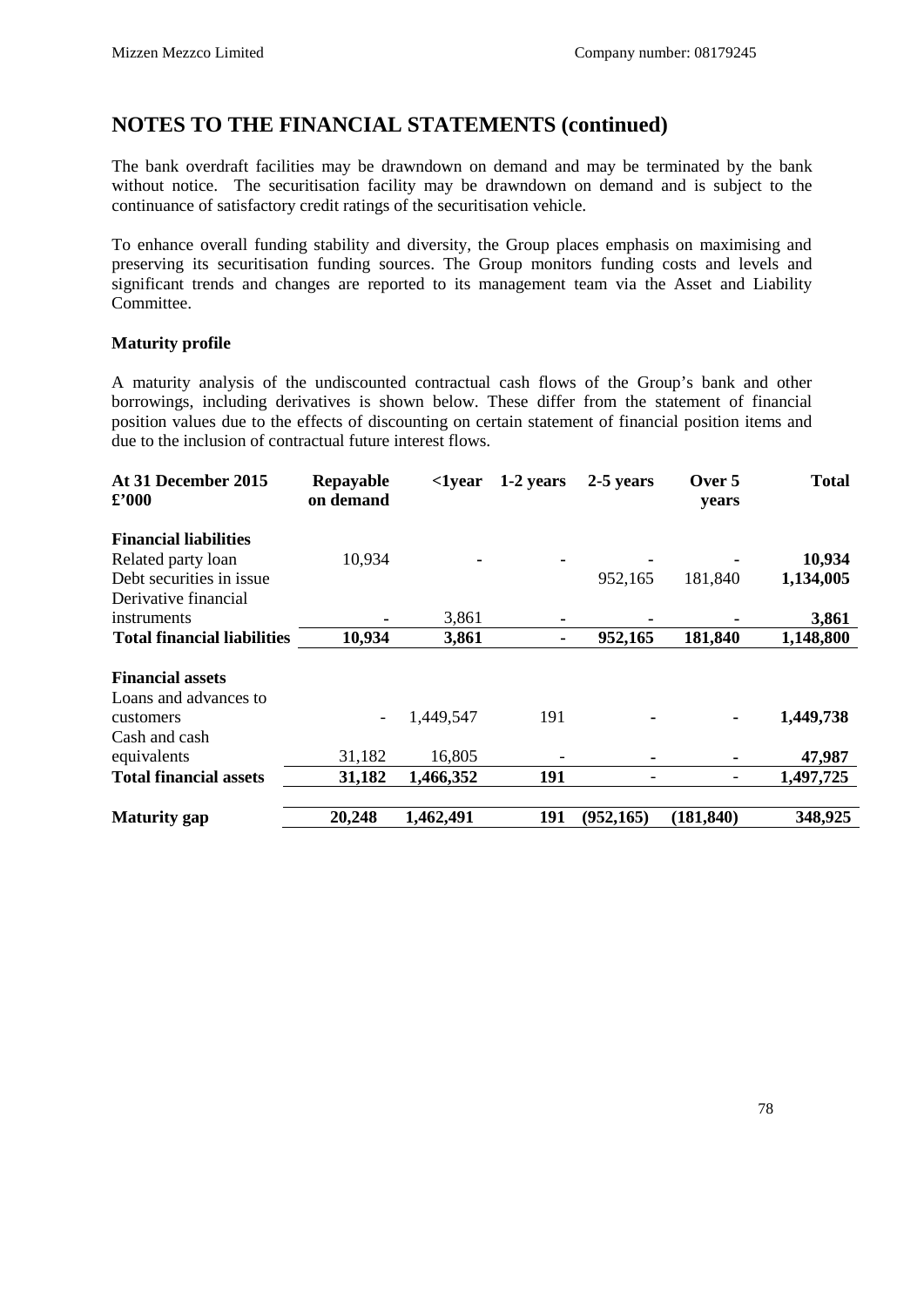# NOTES TO THE FINANCIAL STATEMENTS (continued)

The bank overdraft facilities may be drawndown on demand and may be terminated by the bank without notice. The securitisation facility may be drawndown on demand and is subject to the continuance of satisfactory credit ratings of the securitisation vehicle.

To enhance overall funding stability and diversity, the Group places emphasis on maximising and preserving its securitisation funding sources. The Group monitors funding costs and levels and significant trends and changes are reported to its management team via the Asset and Liability Committee.

**Maturity profile**

A maturity analysis of the undiscounted contractual cash flows of the Group's bank and other borrowings, including derivatives is shown below. These differ from the statement of financial position values due to the effects of discounting on certain statement of financial position items and due to the inclusion of contractual future interest flows.

| At 31 December 2015 £'000 | Repayable on demand | <1year | 1-2 years | 2-5 years | Over 5 years | Total |
|---|---|---|---|---|---|---|
| **Financial liabilities** | | | | | | |
| Related party loan | 10,934 | - | - | - | - | **10,934** |
| Debt securities in issue | | | | 952,165 | 181,840 | **1,134,005** |
| Derivative financial instruments | - | 3,861 | - | - | - | **3,861** |
| **Total financial liabilities** | **10,934** | **3,861** | **-** | **952,165** | **181,840** | **1,148,800** |
| **Financial assets** | | | | | | |
| Loans and advances to customers | - | 1,449,547 | 191 | - | - | **1,449,738** |
| Cash and cash equivalents | 31,182 | 16,805 | - | - | - | **47,987** |
| **Total financial assets** | **31,182** | **1,466,352** | **191** | - | - | **1,497,725** |
| **Maturity gap** | **20,248** | **1,462,491** | **191** | **(952,165)** | **(181,840)** | **348,925** |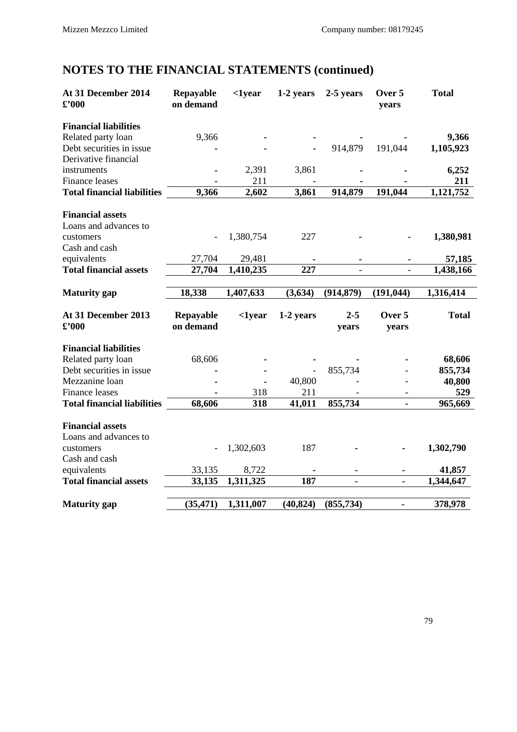## NOTES TO THE FINANCIAL STATEMENTS (continued)

| At 31 December 2014 £'000 | Repayable on demand | <1year | 1-2 years | 2-5 years | Over 5 years | Total |
|---|---|---|---|---|---|---|
| **Financial liabilities** | | | | | | |
| Related party loan | 9,366 | - | - | - | - | **9,366** |
| Debt securities in issue | - | - | - | 914,879 | 191,044 | **1,105,923** |
| Derivative financial instruments | - | 2,391 | 3,861 | - | - | **6,252** |
| Finance leases | - | 211 | - | - | - | **211** |
| **Total financial liabilities** | **9,366** | **2,602** | **3,861** | **914,879** | **191,044** | **1,121,752** |
| **Financial assets** | | | | | | |
| Loans and advances to customers | - | 1,380,754 | 227 | - | - | **1,380,981** |
| Cash and cash equivalents | 27,704 | 29,481 | - | - | - | **57,185** |
| **Total financial assets** | **27,704** | **1,410,235** | **227** | - | - | **1,438,166** |
| **Maturity gap** | **18,338** | **1,407,633** | **(3,634)** | **(914,879)** | **(191,044)** | **1,316,414** |

| At 31 December 2013 £'000 | Repayable on demand | <1year | 1-2 years | 2-5 years | Over 5 years | Total |
|---|---|---|---|---|---|---|
| **Financial liabilities** | | | | | | |
| Related party loan | 68,606 | - | - | - | - | **68,606** |
| Debt securities in issue | - | - | - | 855,734 | - | **855,734** |
| Mezzanine loan | - | - | 40,800 | - | - | **40,800** |
| Finance leases | - | 318 | 211 | - | - | **529** |
| **Total financial liabilities** | **68,606** | **318** | **41,011** | **855,734** | **-** | **965,669** |
| **Financial assets** | | | | | | |
| Loans and advances to customers | - | 1,302,603 | 187 | - | - | **1,302,790** |
| Cash and cash equivalents | 33,135 | 8,722 | - | - | - | **41,857** |
| **Total financial assets** | **33,135** | **1,311,325** | **187** | **-** | **-** | **1,344,647** |
| **Maturity gap** | **(35,471)** | **1,311,007** | **(40,824)** | **(855,734)** | **-** | **378,978** |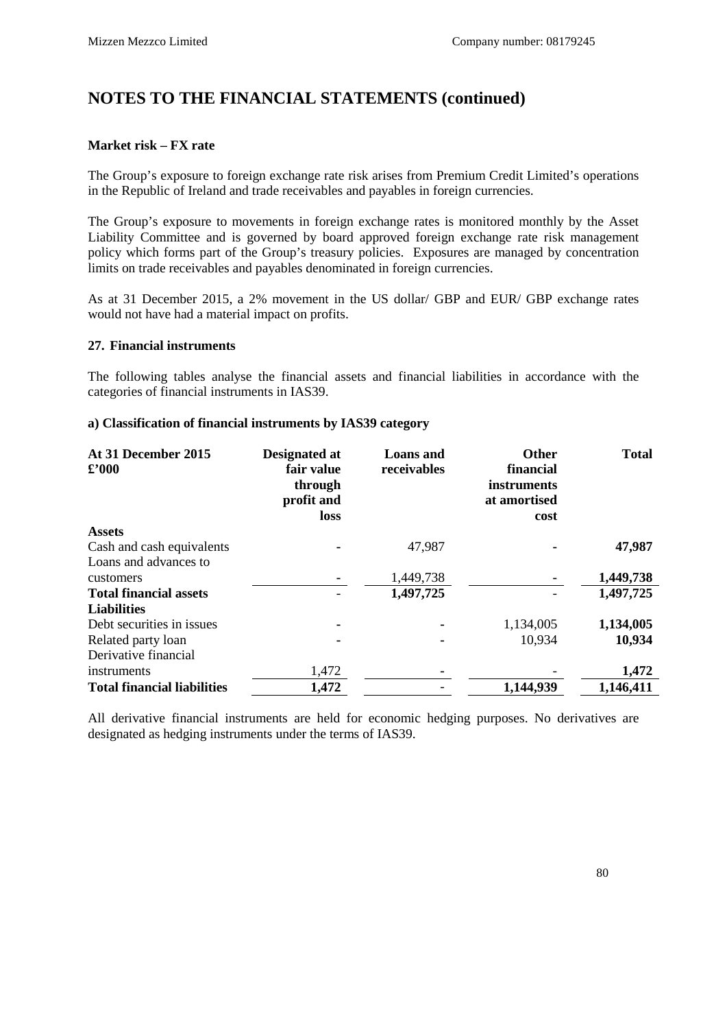# NOTES TO THE FINANCIAL STATEMENTS (continued)

**Market risk – FX rate**

The Group's exposure to foreign exchange rate risk arises from Premium Credit Limited's operations in the Republic of Ireland and trade receivables and payables in foreign currencies.

The Group's exposure to movements in foreign exchange rates is monitored monthly by the Asset Liability Committee and is governed by board approved foreign exchange rate risk management policy which forms part of the Group's treasury policies. Exposures are managed by concentration limits on trade receivables and payables denominated in foreign currencies.

As at 31 December 2015, a 2% movement in the US dollar/ GBP and EUR/ GBP exchange rates would not have had a material impact on profits.

**27. Financial instruments**

The following tables analyse the financial assets and financial liabilities in accordance with the categories of financial instruments in IAS39.

**a) Classification of financial instruments by IAS39 category**

| At 31 December 2015 £'000 | Designated at fair value through profit and loss | Loans and receivables | Other financial instruments at amortised cost | Total |
|---|---|---|---|---|
| **Assets** | | | | |
| Cash and cash equivalents | - | 47,987 | - | **47,987** |
| Loans and advances to customers | - | 1,449,738 | - | **1,449,738** |
| **Total financial assets** | - | **1,497,725** | - | **1,497,725** |
| **Liabilities** | | | | |
| Debt securities in issues | - | - | 1,134,005 | **1,134,005** |
| Related party loan | - | - | 10,934 | **10,934** |
| Derivative financial instruments | 1,472 | - | - | **1,472** |
| **Total financial liabilities** | **1,472** | - | **1,144,939** | **1,146,411** |

All derivative financial instruments are held for economic hedging purposes. No derivatives are designated as hedging instruments under the terms of IAS39.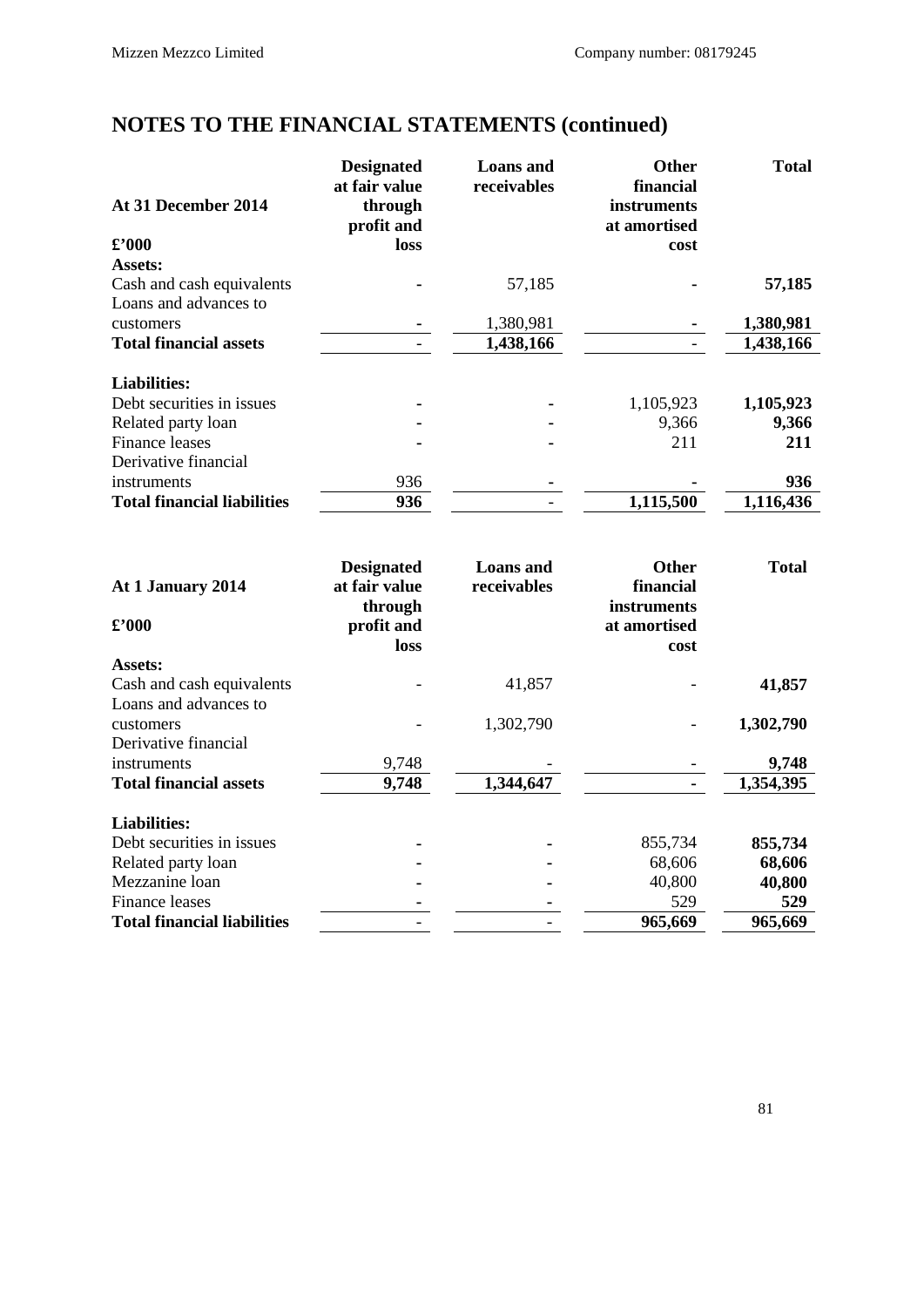# NOTES TO THE FINANCIAL STATEMENTS (continued)

| At 31 December 2014<br>£'000 | Designated at fair value through profit and loss | Loans and receivables | Other financial instruments at amortised cost | Total |
|---|---|---|---|---|
| **Assets:** | | | | |
| Cash and cash equivalents | - | 57,185 | - | **57,185** |
| Loans and advances to customers | - | 1,380,981 | - | **1,380,981** |
| **Total financial assets** | - | **1,438,166** | - | **1,438,166** |
| **Liabilities:** | | | | |
| Debt securities in issues | - | - | 1,105,923 | **1,105,923** |
| Related party loan | - | - | 9,366 | **9,366** |
| Finance leases | - | - | 211 | **211** |
| Derivative financial instruments | 936 | - | - | **936** |
| **Total financial liabilities** | **936** | - | **1,115,500** | **1,116,436** |

| At 1 January 2014<br>£'000 | Designated at fair value through profit and loss | Loans and receivables | Other financial instruments at amortised cost | Total |
|---|---|---|---|---|
| **Assets:** | | | | |
| Cash and cash equivalents | - | 41,857 | - | **41,857** |
| Loans and advances to customers | - | 1,302,790 | - | **1,302,790** |
| Derivative financial instruments | 9,748 | - | - | **9,748** |
| **Total financial assets** | **9,748** | **1,344,647** | - | **1,354,395** |
| **Liabilities:** | | | | |
| Debt securities in issues | - | - | 855,734 | **855,734** |
| Related party loan | - | - | 68,606 | **68,606** |
| Mezzanine loan | - | - | 40,800 | **40,800** |
| Finance leases | - | - | 529 | **529** |
| **Total financial liabilities** | - | - | **965,669** | **965,669** |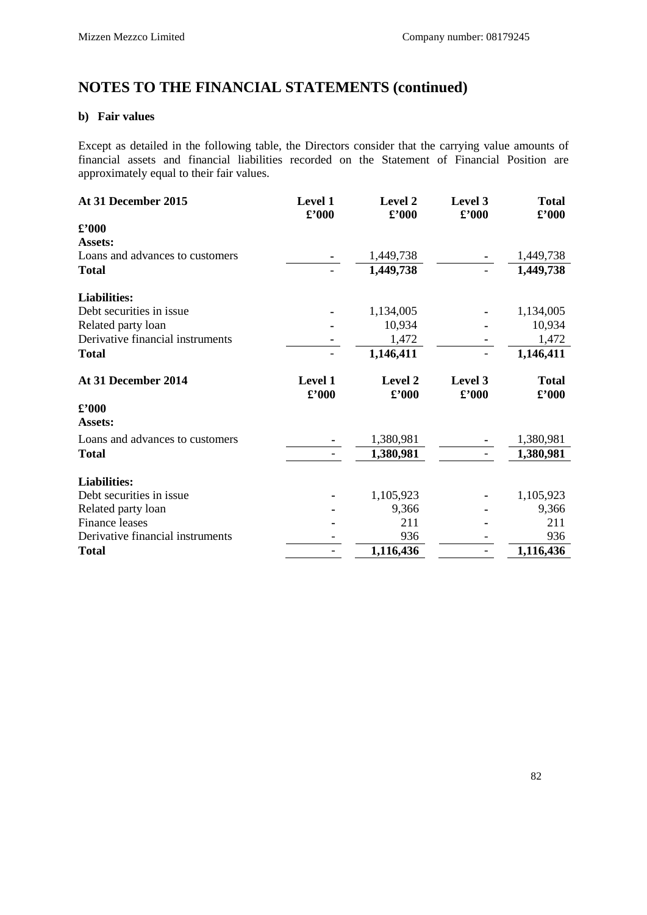# NOTES TO THE FINANCIAL STATEMENTS (continued)

### b) Fair values

Except as detailed in the following table, the Directors consider that the carrying value amounts of financial assets and financial liabilities recorded on the Statement of Financial Position are approximately equal to their fair values.

| At 31 December 2015 | Level 1 £'000 | Level 2 £'000 | Level 3 £'000 | Total £'000 |
|---|---|---|---|---|
| **£'000** | | | | |
| **Assets:** | | | | |
| Loans and advances to customers | - | 1,449,738 | - | 1,449,738 |
| **Total** | - | **1,449,738** | - | **1,449,738** |
| **Liabilities:** | | | | |
| Debt securities in issue | - | 1,134,005 | - | 1,134,005 |
| Related party loan | - | 10,934 | - | 10,934 |
| Derivative financial instruments | - | 1,472 | - | 1,472 |
| **Total** | - | **1,146,411** | - | **1,146,411** |

| At 31 December 2014 | Level 1 £'000 | Level 2 £'000 | Level 3 £'000 | Total £'000 |
|---|---|---|---|---|
| **£'000** | | | | |
| **Assets:** | | | | |
| Loans and advances to customers | - | 1,380,981 | - | 1,380,981 |
| **Total** | - | **1,380,981** | - | **1,380,981** |
| **Liabilities:** | | | | |
| Debt securities in issue | - | 1,105,923 | - | 1,105,923 |
| Related party loan | - | 9,366 | - | 9,366 |
| Finance leases | - | 211 | - | 211 |
| Derivative financial instruments | - | 936 | - | 936 |
| **Total** | - | **1,116,436** | - | **1,116,436** |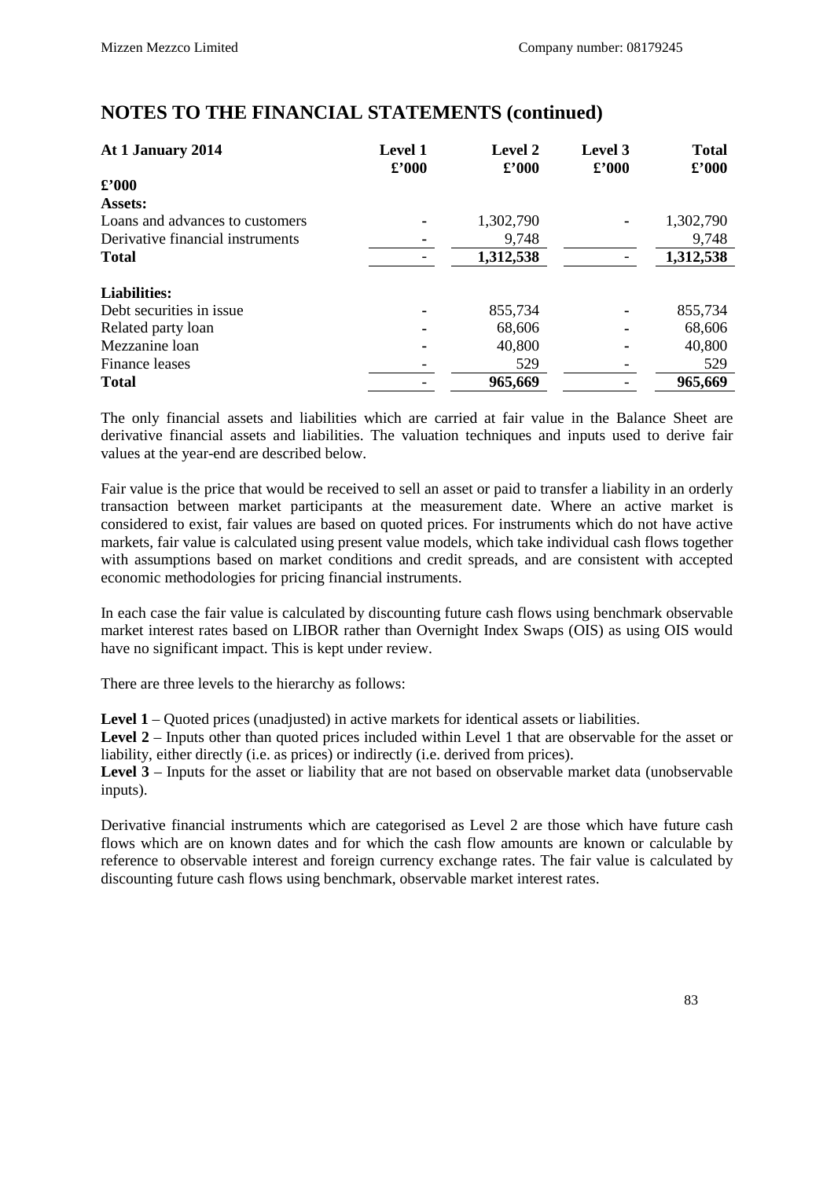## NOTES TO THE FINANCIAL STATEMENTS (continued)

| At 1 January 2014 | Level 1 £'000 | Level 2 £'000 | Level 3 £'000 | Total £'000 |
|---|---|---|---|---|
| **£'000** | | | | |
| **Assets:** | | | | |
| Loans and advances to customers | - | 1,302,790 | - | 1,302,790 |
| Derivative financial instruments | - | 9,748 | | 9,748 |
| **Total** | - | **1,312,538** | - | **1,312,538** |
| | | | | |
| **Liabilities:** | | | | |
| Debt securities in issue | - | 855,734 | - | 855,734 |
| Related party loan | - | 68,606 | - | 68,606 |
| Mezzanine loan | - | 40,800 | - | 40,800 |
| Finance leases | - | 529 | - | 529 |
| **Total** | - | **965,669** | - | **965,669** |

The only financial assets and liabilities which are carried at fair value in the Balance Sheet are derivative financial assets and liabilities. The valuation techniques and inputs used to derive fair values at the year-end are described below.

Fair value is the price that would be received to sell an asset or paid to transfer a liability in an orderly transaction between market participants at the measurement date. Where an active market is considered to exist, fair values are based on quoted prices. For instruments which do not have active markets, fair value is calculated using present value models, which take individual cash flows together with assumptions based on market conditions and credit spreads, and are consistent with accepted economic methodologies for pricing financial instruments.

In each case the fair value is calculated by discounting future cash flows using benchmark observable market interest rates based on LIBOR rather than Overnight Index Swaps (OIS) as using OIS would have no significant impact. This is kept under review.

There are three levels to the hierarchy as follows:

**Level 1** – Quoted prices (unadjusted) in active markets for identical assets or liabilities.
**Level 2** – Inputs other than quoted prices included within Level 1 that are observable for the asset or liability, either directly (i.e. as prices) or indirectly (i.e. derived from prices).
**Level 3** – Inputs for the asset or liability that are not based on observable market data (unobservable inputs).

Derivative financial instruments which are categorised as Level 2 are those which have future cash flows which are on known dates and for which the cash flow amounts are known or calculable by reference to observable interest and foreign currency exchange rates. The fair value is calculated by discounting future cash flows using benchmark, observable market interest rates.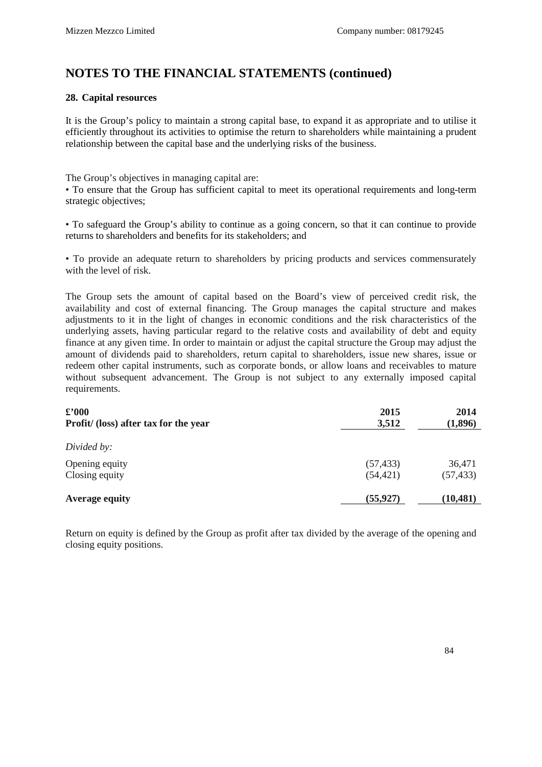# NOTES TO THE FINANCIAL STATEMENTS (continued)

### 28. Capital resources

It is the Group's policy to maintain a strong capital base, to expand it as appropriate and to utilise it efficiently throughout its activities to optimise the return to shareholders while maintaining a prudent relationship between the capital base and the underlying risks of the business.

The Group's objectives in managing capital are:

• To ensure that the Group has sufficient capital to meet its operational requirements and long-term strategic objectives;

• To safeguard the Group's ability to continue as a going concern, so that it can continue to provide returns to shareholders and benefits for its stakeholders; and

• To provide an adequate return to shareholders by pricing products and services commensurately with the level of risk.

The Group sets the amount of capital based on the Board's view of perceived credit risk, the availability and cost of external financing. The Group manages the capital structure and makes adjustments to it in the light of changes in economic conditions and the risk characteristics of the underlying assets, having particular regard to the relative costs and availability of debt and equity finance at any given time. In order to maintain or adjust the capital structure the Group may adjust the amount of dividends paid to shareholders, return capital to shareholders, issue new shares, issue or redeem other capital instruments, such as corporate bonds, or allow loans and receivables to mature without subsequent advancement. The Group is not subject to any externally imposed capital requirements.

| **£'000** | **2015** | **2014** |
|---|---|---|
| **Profit/ (loss) after tax for the year** | **3,512** | **(1,896)** |
| *Divided by:* | | |
| Opening equity | (57,433) | 36,471 |
| Closing equity | (54,421) | (57,433) |
| **Average equity** | **(55,927)** | **(10,481)** |

Return on equity is defined by the Group as profit after tax divided by the average of the opening and closing equity positions.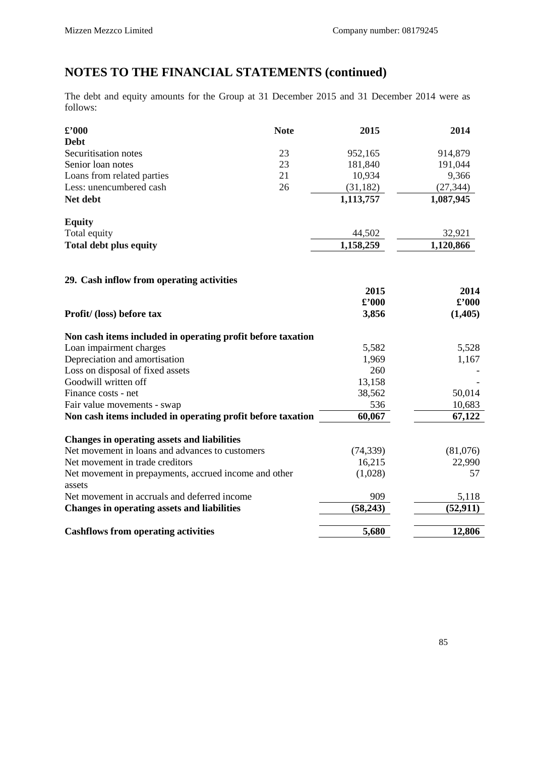# NOTES TO THE FINANCIAL STATEMENTS (continued)

The debt and equity amounts for the Group at 31 December 2015 and 31 December 2014 were as follows:

| £'000 | Note | 2015 | 2014 |
|---|---|---|---|
| **Debt** | | | |
| Securitisation notes | 23 | 952,165 | 914,879 |
| Senior loan notes | 23 | 181,840 | 191,044 |
| Loans from related parties | 21 | 10,934 | 9,366 |
| Less: unencumbered cash | 26 | (31,182) | (27,344) |
| **Net debt** | | **1,113,757** | **1,087,945** |
| **Equity** | | | |
| Total equity | | 44,502 | 32,921 |
| **Total debt plus equity** | | **1,158,259** | **1,120,866** |

## 29. Cash inflow from operating activities

| | 2015 £'000 | 2014 £'000 |
|---|---|---|
| **Profit/ (loss) before tax** | **3,856** | **(1,405)** |
| **Non cash items included in operating profit before taxation** | | |
| Loan impairment charges | 5,582 | 5,528 |
| Depreciation and amortisation | 1,969 | 1,167 |
| Loss on disposal of fixed assets | 260 | - |
| Goodwill written off | 13,158 | - |
| Finance costs - net | 38,562 | 50,014 |
| Fair value movements - swap | 536 | 10,683 |
| **Non cash items included in operating profit before taxation** | **60,067** | **67,122** |
| **Changes in operating assets and liabilities** | | |
| Net movement in loans and advances to customers | (74,339) | (81,076) |
| Net movement in trade creditors | 16,215 | 22,990 |
| Net movement in prepayments, accrued income and other assets | (1,028) | 57 |
| Net movement in accruals and deferred income | 909 | 5,118 |
| **Changes in operating assets and liabilities** | **(58,243)** | **(52,911)** |
| **Cashflows from operating activities** | **5,680** | **12,806** |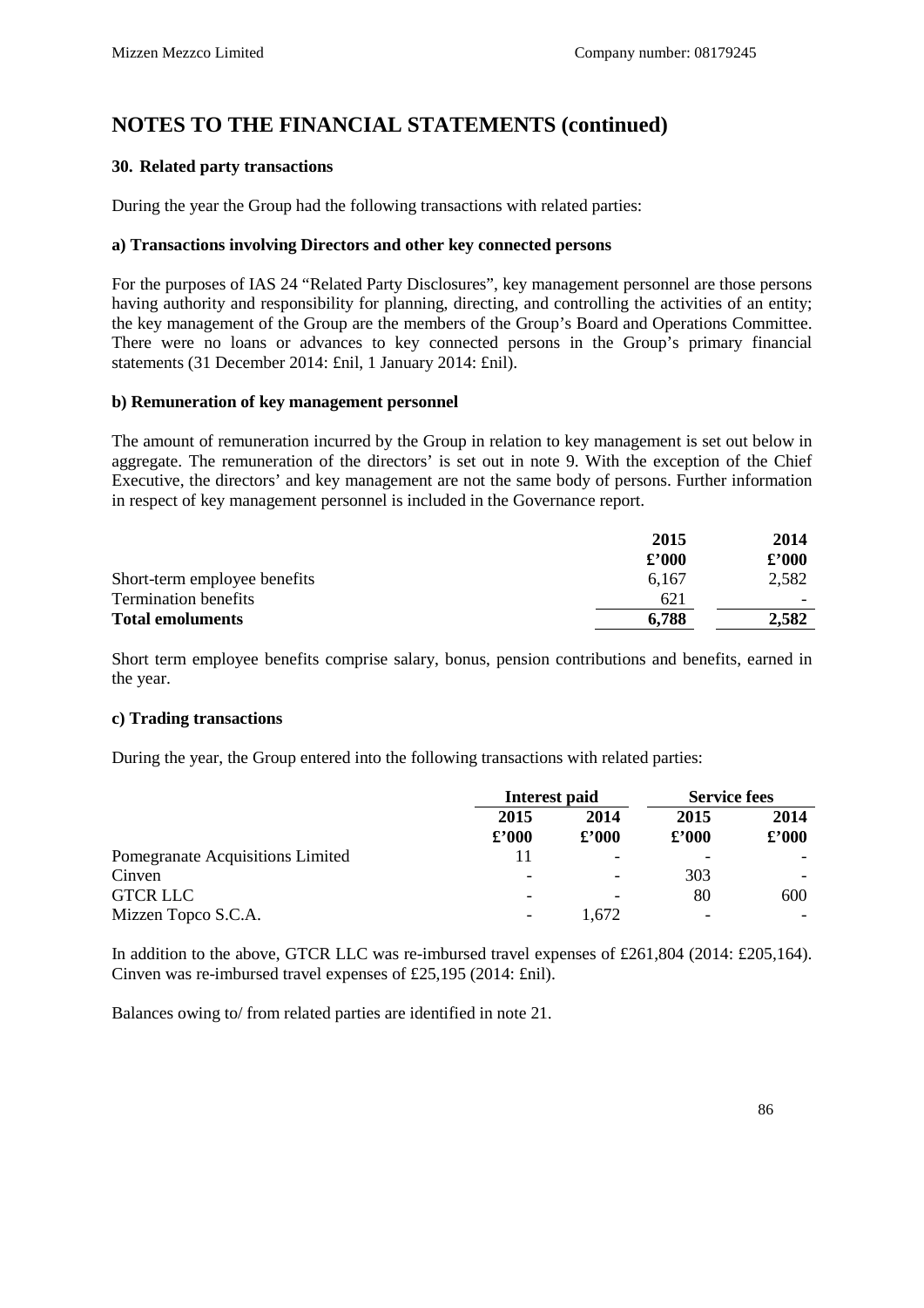# NOTES TO THE FINANCIAL STATEMENTS (continued)

## 30. Related party transactions

During the year the Group had the following transactions with related parties:

### a) Transactions involving Directors and other key connected persons

For the purposes of IAS 24 "Related Party Disclosures", key management personnel are those persons having authority and responsibility for planning, directing, and controlling the activities of an entity; the key management of the Group are the members of the Group's Board and Operations Committee. There were no loans or advances to key connected persons in the Group's primary financial statements (31 December 2014: £nil, 1 January 2014: £nil).

### b) Remuneration of key management personnel

The amount of remuneration incurred by the Group in relation to key management is set out below in aggregate. The remuneration of the directors' is set out in note 9. With the exception of the Chief Executive, the directors' and key management are not the same body of persons. Further information in respect of key management personnel is included in the Governance report.

| | 2015<br>£'000 | 2014<br>£'000 |
|---|---|---|
| Short-term employee benefits | 6,167 | 2,582 |
| Termination benefits | 621 | - |
| **Total emoluments** | **6,788** | **2,582** |

Short term employee benefits comprise salary, bonus, pension contributions and benefits, earned in the year.

### c) Trading transactions

During the year, the Group entered into the following transactions with related parties:

| | Interest paid | | Service fees | |
|---|---|---|---|---|
| | 2015<br>£'000 | 2014<br>£'000 | 2015<br>£'000 | 2014<br>£'000 |
| Pomegranate Acquisitions Limited | 11 | - | - | - |
| Cinven | - | - | 303 | - |
| GTCR LLC | - | - | 80 | 600 |
| Mizzen Topco S.C.A. | - | 1,672 | - | - |

In addition to the above, GTCR LLC was re-imbursed travel expenses of £261,804 (2014: £205,164). Cinven was re-imbursed travel expenses of £25,195 (2014: £nil).

Balances owing to/ from related parties are identified in note 21.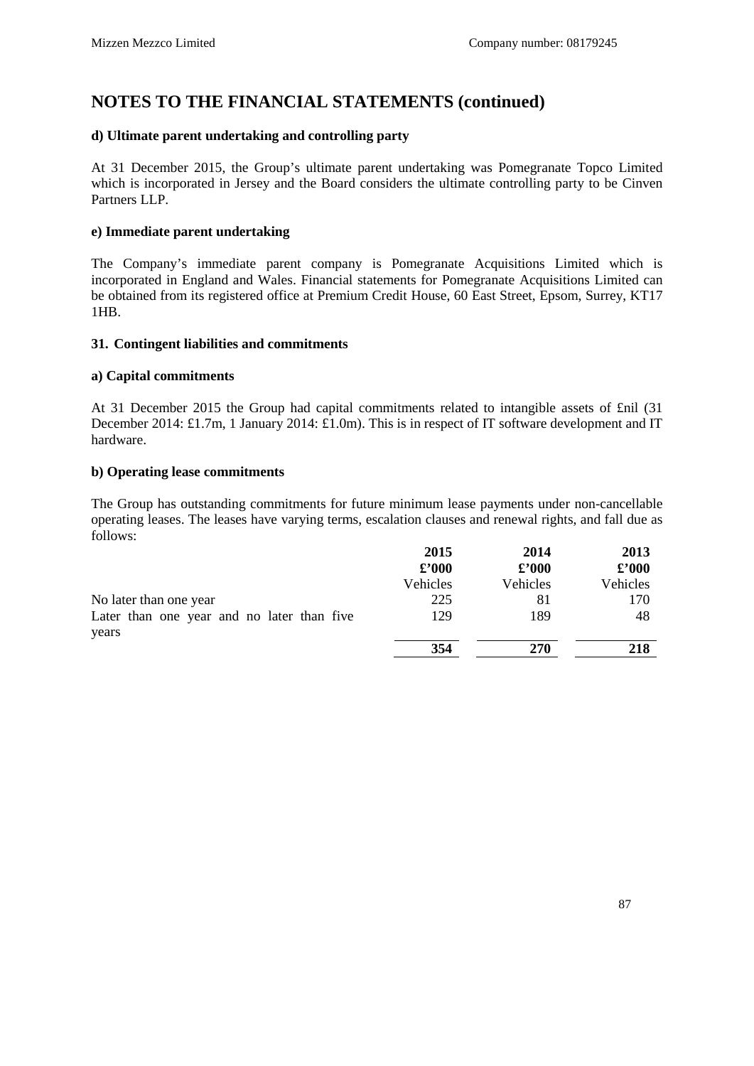# NOTES TO THE FINANCIAL STATEMENTS (continued)

**d) Ultimate parent undertaking and controlling party**

At 31 December 2015, the Group's ultimate parent undertaking was Pomegranate Topco Limited which is incorporated in Jersey and the Board considers the ultimate controlling party to be Cinven Partners LLP.

**e) Immediate parent undertaking**

The Company's immediate parent company is Pomegranate Acquisitions Limited which is incorporated in England and Wales. Financial statements for Pomegranate Acquisitions Limited can be obtained from its registered office at Premium Credit House, 60 East Street, Epsom, Surrey, KT17 1HB.

## 31. Contingent liabilities and commitments

**a) Capital commitments**

At 31 December 2015 the Group had capital commitments related to intangible assets of £nil (31 December 2014: £1.7m, 1 January 2014: £1.0m). This is in respect of IT software development and IT hardware.

**b) Operating lease commitments**

The Group has outstanding commitments for future minimum lease payments under non-cancellable operating leases. The leases have varying terms, escalation clauses and renewal rights, and fall due as follows:

| | **2015** | **2014** | **2013** |
|---|---|---|---|
| | **£'000** | **£'000** | **£'000** |
| | Vehicles | Vehicles | Vehicles |
| No later than one year | 225 | 81 | 170 |
| Later than one year and no later than five years | 129 | 189 | 48 |
| | **354** | **270** | **218** |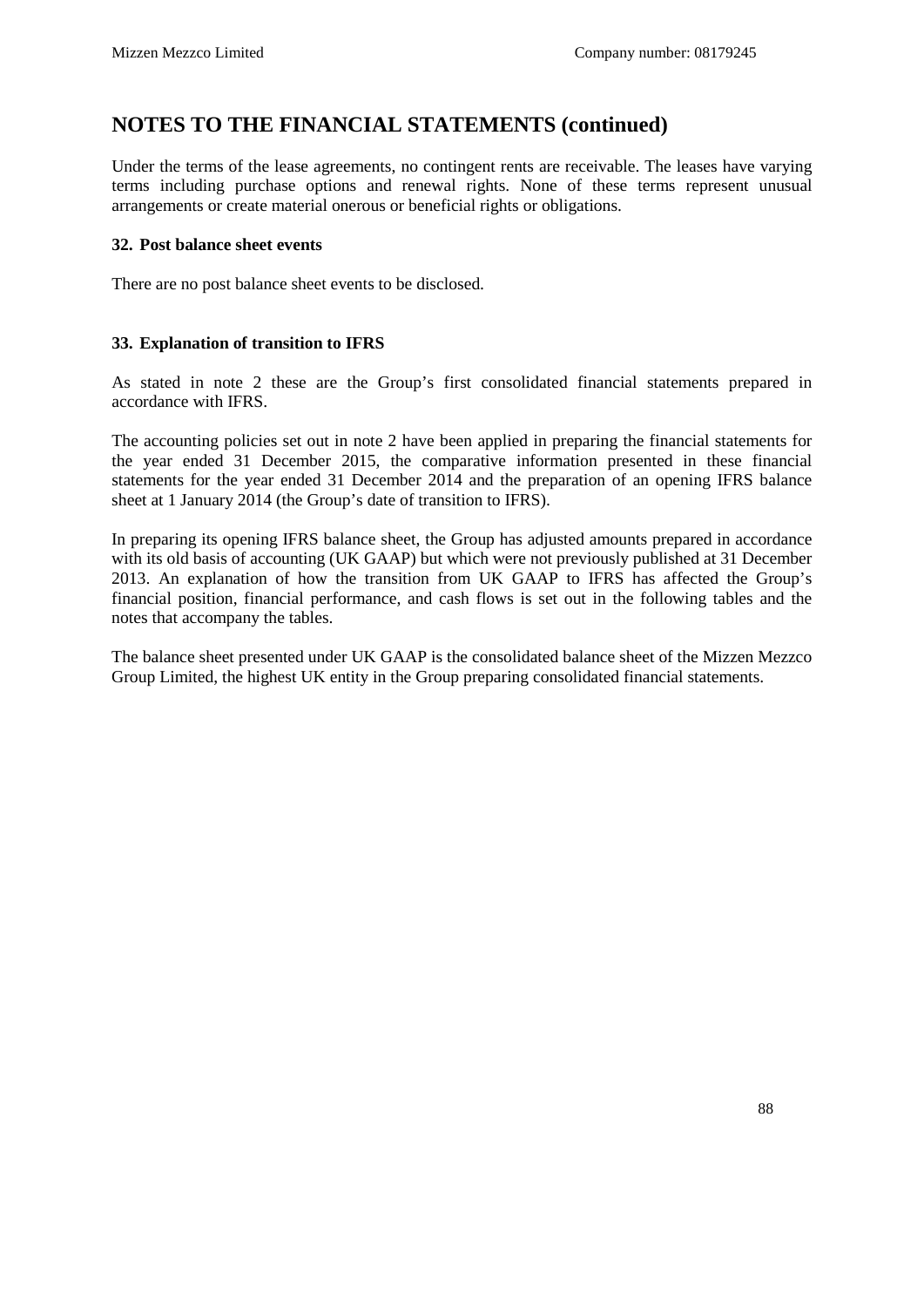## NOTES TO THE FINANCIAL STATEMENTS (continued)

Under the terms of the lease agreements, no contingent rents are receivable. The leases have varying terms including purchase options and renewal rights. None of these terms represent unusual arrangements or create material onerous or beneficial rights or obligations.

### 32. Post balance sheet events

There are no post balance sheet events to be disclosed.

### 33. Explanation of transition to IFRS

As stated in note 2 these are the Group's first consolidated financial statements prepared in accordance with IFRS.

The accounting policies set out in note 2 have been applied in preparing the financial statements for the year ended 31 December 2015, the comparative information presented in these financial statements for the year ended 31 December 2014 and the preparation of an opening IFRS balance sheet at 1 January 2014 (the Group's date of transition to IFRS).

In preparing its opening IFRS balance sheet, the Group has adjusted amounts prepared in accordance with its old basis of accounting (UK GAAP) but which were not previously published at 31 December 2013. An explanation of how the transition from UK GAAP to IFRS has affected the Group's financial position, financial performance, and cash flows is set out in the following tables and the notes that accompany the tables.

The balance sheet presented under UK GAAP is the consolidated balance sheet of the Mizzen Mezzco Group Limited, the highest UK entity in the Group preparing consolidated financial statements.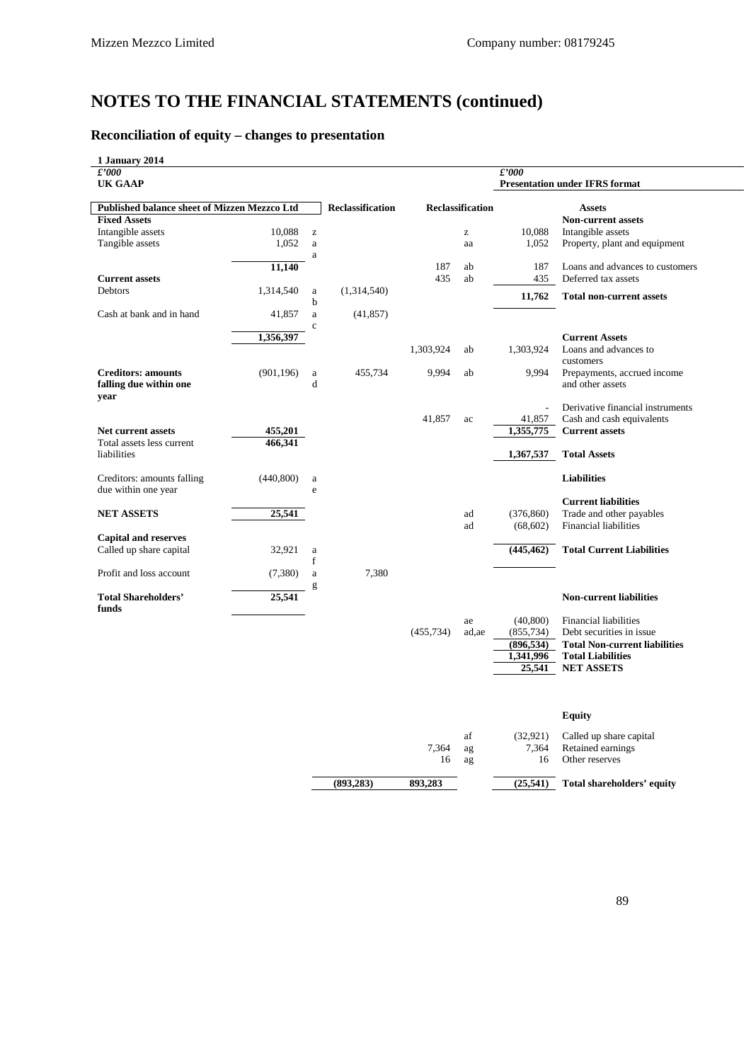# NOTES TO THE FINANCIAL STATEMENTS (continued)

## Reconciliation of equity – changes to presentation

**1 January 2014**

| *£'000* UK GAAP | | | | | | *£'000* | Presentation under IFRS format |
|---|---|---|---|---|---|---|---|
| **Published balance sheet of Mizzen Mezzco Ltd** | | | **Reclassification** | **Reclassification** | | | **Assets** |
| **Fixed Assets** | | | | | | | **Non-current assets** |
| Intangible assets | 10,088 | z | | | z | 10,088 | Intangible assets |
| Tangible assets | 1,052 | a | | | aa | 1,052 | Property, plant and equipment |
| | | a | | | | | |
| | **11,140** | | | 187 | ab | 187 | Loans and advances to customers |
| **Current assets** | | | | 435 | ab | 435 | Deferred tax assets |
| Debtors | 1,314,540 | a b | (1,314,540) | | | **11,762** | **Total non-current assets** |
| Cash at bank and in hand | 41,857 | a c | (41,857) | | | | |
| | **1,356,397** | | | | | | **Current Assets** |
| | | | | 1,303,924 | ab | 1,303,924 | Loans and advances to customers |
| **Creditors: amounts falling due within one year** | (901,196) | a d | 455,734 | 9,994 | ab | 9,994 | Prepayments, accrued income and other assets |
| | | | | | | - | Derivative financial instruments |
| | | | | 41,857 | ac | 41,857 | Cash and cash equivalents |
| **Net current assets** | **455,201** | | | | | **1,355,775** | **Current assets** |
| Total assets less current liabilities | **466,341** | | | | | **1,367,537** | **Total Assets** |
| Creditors: amounts falling due within one year | (440,800) | a e | | | | | **Liabilities** |
| | | | | | | | **Current liabilities** |
| **NET ASSETS** | **25,541** | | | | ad | (376,860) | Trade and other payables |
| | | | | | ad | (68,602) | Financial liabilities |
| **Capital and reserves** | | | | | | | |
| Called up share capital | 32,921 | a f | | | | **(445,462)** | **Total Current Liabilities** |
| Profit and loss account | (7,380) | a g | 7,380 | | | | |
| **Total Shareholders' funds** | **25,541** | | | | | | **Non-current liabilities** |
| | | | | | ae | (40,800) | Financial liabilities |
| | | | | (455,734) | ad,ae | (855,734) | Debt securities in issue |
| | | | | | | **(896,534)** | **Total Non-current liabilities** |
| | | | | | | **1,341,996** | **Total Liabilities** |
| | | | | | | **25,541** | **NET ASSETS** |
| | | | | | | | **Equity** |
| | | | | | af | (32,921) | Called up share capital |
| | | | | 7,364 | ag | 7,364 | Retained earnings |
| | | | | 16 | ag | 16 | Other reserves |
| | | | **(893,283)** | **893,283** | | **(25,541)** | **Total shareholders' equity** |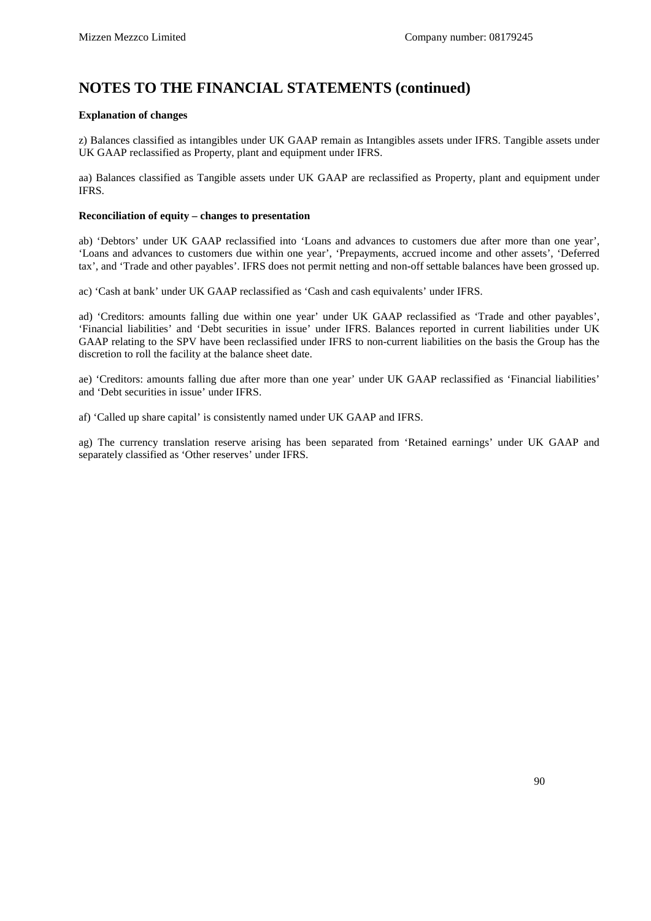# NOTES TO THE FINANCIAL STATEMENTS (continued)

**Explanation of changes**

z) Balances classified as intangibles under UK GAAP remain as Intangibles assets under IFRS. Tangible assets under UK GAAP reclassified as Property, plant and equipment under IFRS.

aa) Balances classified as Tangible assets under UK GAAP are reclassified as Property, plant and equipment under IFRS.

**Reconciliation of equity – changes to presentation**

ab) 'Debtors' under UK GAAP reclassified into 'Loans and advances to customers due after more than one year', 'Loans and advances to customers due within one year', 'Prepayments, accrued income and other assets', 'Deferred tax', and 'Trade and other payables'. IFRS does not permit netting and non-off settable balances have been grossed up.

ac) 'Cash at bank' under UK GAAP reclassified as 'Cash and cash equivalents' under IFRS.

ad) 'Creditors: amounts falling due within one year' under UK GAAP reclassified as 'Trade and other payables', 'Financial liabilities' and 'Debt securities in issue' under IFRS. Balances reported in current liabilities under UK GAAP relating to the SPV have been reclassified under IFRS to non-current liabilities on the basis the Group has the discretion to roll the facility at the balance sheet date.

ae) 'Creditors: amounts falling due after more than one year' under UK GAAP reclassified as 'Financial liabilities' and 'Debt securities in issue' under IFRS.

af) 'Called up share capital' is consistently named under UK GAAP and IFRS.

ag) The currency translation reserve arising has been separated from 'Retained earnings' under UK GAAP and separately classified as 'Other reserves' under IFRS.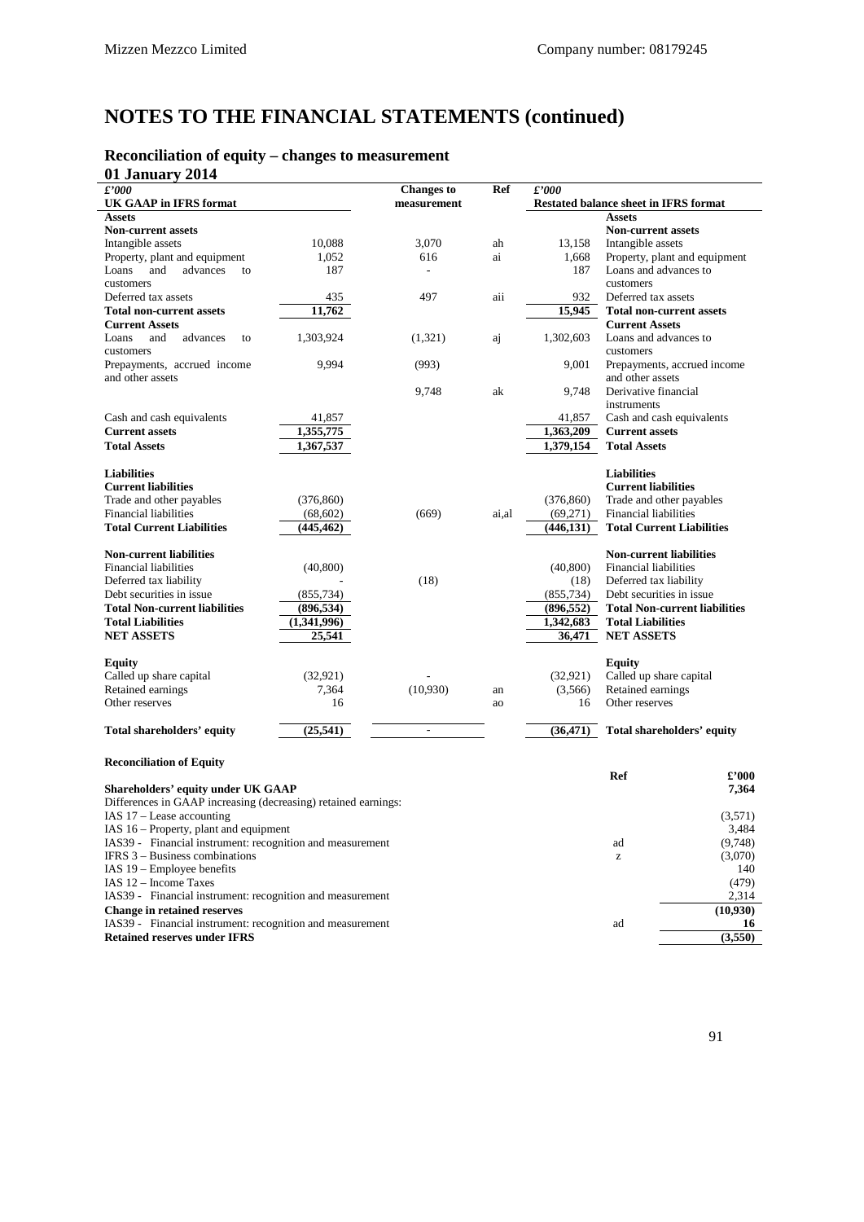# NOTES TO THE FINANCIAL STATEMENTS (continued)

## Reconciliation of equity – changes to measurement

### 01 January 2014

| £'000 UK GAAP in IFRS format | | Changes to measurement | Ref | £'000 | Restated balance sheet in IFRS format |
|---|---|---|---|---|---|
| **Assets** | | | | | **Assets** |
| **Non-current assets** | | | | | **Non-current assets** |
| Intangible assets | 10,088 | 3,070 | ah | 13,158 | Intangible assets |
| Property, plant and equipment | 1,052 | 616 | ai | 1,668 | Property, plant and equipment |
| Loans and advances to customers | 187 | - | | 187 | Loans and advances to customers |
| Deferred tax assets | 435 | 497 | aii | 932 | Deferred tax assets |
| **Total non-current assets** | **11,762** | | | **15,945** | **Total non-current assets** |
| **Current Assets** | | | | | **Current Assets** |
| Loans and advances to customers | 1,303,924 | (1,321) | aj | 1,302,603 | Loans and advances to customers |
| Prepayments, accrued income and other assets | 9,994 | (993) | | 9,001 | Prepayments, accrued income and other assets |
| | | 9,748 | ak | 9,748 | Derivative financial instruments |
| Cash and cash equivalents | 41,857 | | | 41,857 | Cash and cash equivalents |
| **Current assets** | **1,355,775** | | | **1,363,209** | **Current assets** |
| **Total Assets** | **1,367,537** | | | **1,379,154** | **Total Assets** |
| | | | | | |
| **Liabilities** | | | | | **Liabilities** |
| **Current liabilities** | | | | | **Current liabilities** |
| Trade and other payables | (376,860) | | | (376,860) | Trade and other payables |
| Financial liabilities | (68,602) | (669) | ai,al | (69,271) | Financial liabilities |
| **Total Current Liabilities** | **(445,462)** | | | **(446,131)** | **Total Current Liabilities** |
| | | | | | |
| **Non-current liabilities** | | | | | **Non-current liabilities** |
| Financial liabilities | (40,800) | | | (40,800) | Financial liabilities |
| Deferred tax liability | - | (18) | | (18) | Deferred tax liability |
| Debt securities in issue | (855,734) | | | (855,734) | Debt securities in issue |
| **Total Non-current liabilities** | **(896,534)** | | | **(896,552)** | **Total Non-current liabilities** |
| **Total Liabilities** | **(1,341,996)** | | | **1,342,683** | **Total Liabilities** |
| **NET ASSETS** | **25,541** | | | **36,471** | **NET ASSETS** |
| | | | | | |
| **Equity** | | | | | **Equity** |
| Called up share capital | (32,921) | - | | (32,921) | Called up share capital |
| Retained earnings | 7,364 | (10,930) | an | (3,566) | Retained earnings |
| Other reserves | 16 | | ao | 16 | Other reserves |
| | | | | | |
| **Total shareholders' equity** | **(25,541)** | - | | **(36,471)** | **Total shareholders' equity** |

**Reconciliation of Equity**

| | Ref | £'000 |
|---|---|---|
| **Shareholders' equity under UK GAAP** | | **7,364** |
| Differences in GAAP increasing (decreasing) retained earnings: | | |
| IAS 17 – Lease accounting | | (3,571) |
| IAS 16 – Property, plant and equipment | | 3,484 |
| IAS39 - Financial instrument: recognition and measurement | ad | (9,748) |
| IFRS 3 – Business combinations | z | (3,070) |
| IAS 19 – Employee benefits | | 140 |
| IAS 12 – Income Taxes | | (479) |
| IAS39 - Financial instrument: recognition and measurement | | 2,314 |
| **Change in retained reserves** | | **(10,930)** |
| IAS39 - Financial instrument: recognition and measurement | ad | **16** |
| **Retained reserves under IFRS** | | **(3,550)** |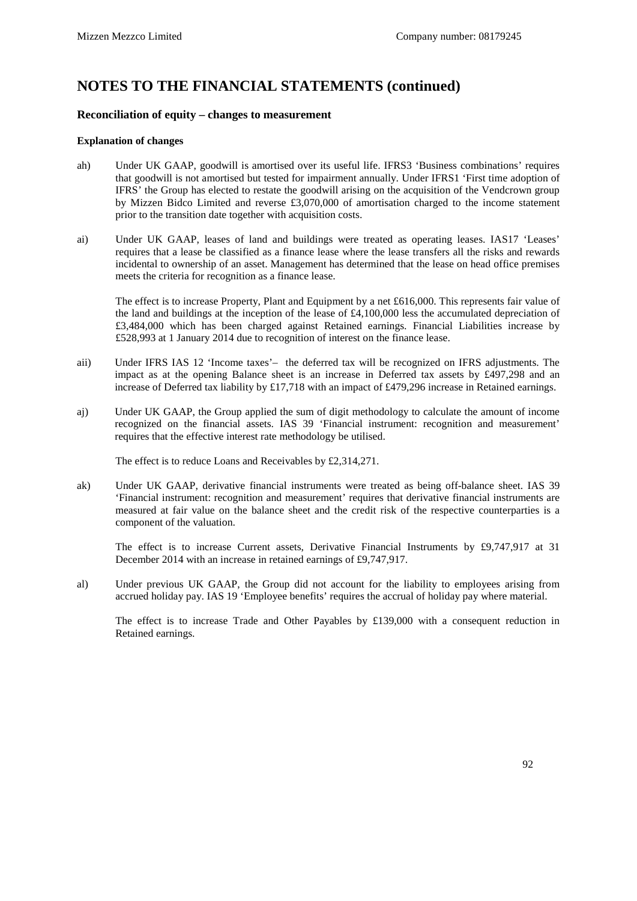# NOTES TO THE FINANCIAL STATEMENTS (continued)

### Reconciliation of equity – changes to measurement

**Explanation of changes**

ah) Under UK GAAP, goodwill is amortised over its useful life. IFRS3 'Business combinations' requires that goodwill is not amortised but tested for impairment annually. Under IFRS1 'First time adoption of IFRS' the Group has elected to restate the goodwill arising on the acquisition of the Vendcrown group by Mizzen Bidco Limited and reverse £3,070,000 of amortisation charged to the income statement prior to the transition date together with acquisition costs.

ai) Under UK GAAP, leases of land and buildings were treated as operating leases. IAS17 'Leases' requires that a lease be classified as a finance lease where the lease transfers all the risks and rewards incidental to ownership of an asset. Management has determined that the lease on head office premises meets the criteria for recognition as a finance lease.

The effect is to increase Property, Plant and Equipment by a net £616,000. This represents fair value of the land and buildings at the inception of the lease of £4,100,000 less the accumulated depreciation of £3,484,000 which has been charged against Retained earnings. Financial Liabilities increase by £528,993 at 1 January 2014 due to recognition of interest on the finance lease.

aii) Under IFRS IAS 12 'Income taxes'– the deferred tax will be recognized on IFRS adjustments. The impact as at the opening Balance sheet is an increase in Deferred tax assets by £497,298 and an increase of Deferred tax liability by £17,718 with an impact of £479,296 increase in Retained earnings.

aj) Under UK GAAP, the Group applied the sum of digit methodology to calculate the amount of income recognized on the financial assets. IAS 39 'Financial instrument: recognition and measurement' requires that the effective interest rate methodology be utilised.

The effect is to reduce Loans and Receivables by £2,314,271.

ak) Under UK GAAP, derivative financial instruments were treated as being off-balance sheet. IAS 39 'Financial instrument: recognition and measurement' requires that derivative financial instruments are measured at fair value on the balance sheet and the credit risk of the respective counterparties is a component of the valuation.

The effect is to increase Current assets, Derivative Financial Instruments by £9,747,917 at 31 December 2014 with an increase in retained earnings of £9,747,917.

al) Under previous UK GAAP, the Group did not account for the liability to employees arising from accrued holiday pay. IAS 19 'Employee benefits' requires the accrual of holiday pay where material.

The effect is to increase Trade and Other Payables by £139,000 with a consequent reduction in Retained earnings.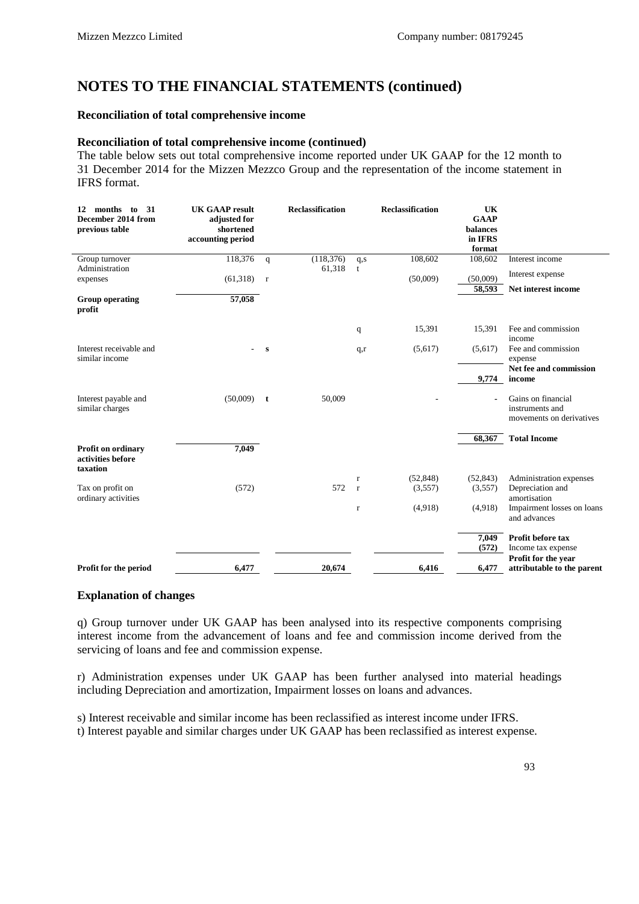# NOTES TO THE FINANCIAL STATEMENTS (continued)

**Reconciliation of total comprehensive income**

**Reconciliation of total comprehensive income (continued)**

The table below sets out total comprehensive income reported under UK GAAP for the 12 month to 31 December 2014 for the Mizzen Mezzco Group and the representation of the income statement in IFRS format.

| 12 months to 31 December 2014 from previous table | UK GAAP result adjusted for shortened accounting period | | Reclassification | | Reclassification | UK GAAP balances in IFRS format | |
|---|---|---|---|---|---|---|---|
| Group turnover | 118,376 | q | (118,376) | q,s | 108,602 | 108,602 | Interest income |
| Administration expenses | (61,318) | r | 61,318 | t | (50,009) | (50,009) | Interest expense |
| | | | | | | **58,593** | **Net interest income** |
| **Group operating profit** | **57,058** | | | | | | |
| | | | | q | 15,391 | 15,391 | Fee and commission income |
| Interest receivable and similar income | - | s | | q,r | (5,617) | (5,617) | Fee and commission expense |
| | | | | | | **9,774** | **Net fee and commission income** |
| Interest payable and similar charges | (50,009) | t | 50,009 | | - | - | Gains on financial instruments and movements on derivatives |
| | | | | | | **68,367** | **Total Income** |
| **Profit on ordinary activities before taxation** | **7,049** | | | | | | |
| | | | | r | (52,848) | (52,843) | Administration expenses |
| Tax on profit on ordinary activities | (572) | | 572 | r | (3,557) | (3,557) | Depreciation and amortisation |
| | | | | r | (4,918) | (4,918) | Impairment losses on loans and advances |
| | | | | | | **7,049** | **Profit before tax** |
| | | | | | | **(572)** | Income tax expense |
| **Profit for the period** | **6,477** | | **20,674** | | **6,416** | **6,477** | **Profit for the year attributable to the parent** |

**Explanation of changes**

q) Group turnover under UK GAAP has been analysed into its respective components comprising interest income from the advancement of loans and fee and commission income derived from the servicing of loans and fee and commission expense.

r) Administration expenses under UK GAAP has been further analysed into material headings including Depreciation and amortization, Impairment losses on loans and advances.

s) Interest receivable and similar income has been reclassified as interest income under IFRS.

t) Interest payable and similar charges under UK GAAP has been reclassified as interest expense.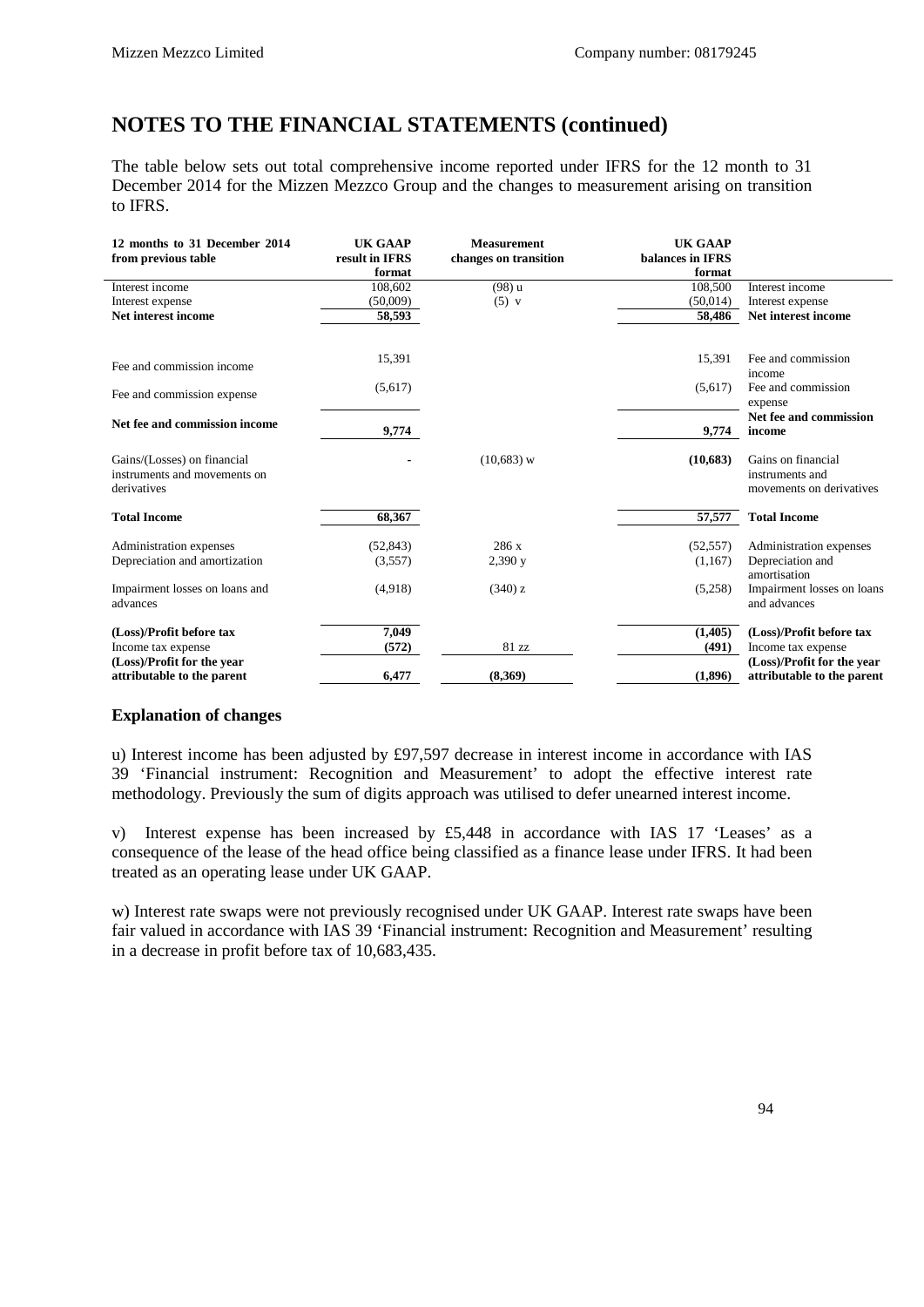Mizzen Mezzco Limited Company number: 08179245

# NOTES TO THE FINANCIAL STATEMENTS (continued)

The table below sets out total comprehensive income reported under IFRS for the 12 month to 31 December 2014 for the Mizzen Mezzco Group and the changes to measurement arising on transition to IFRS.

| 12 months to 31 December 2014 from previous table | UK GAAP result in IFRS format | Measurement changes on transition | UK GAAP balances in IFRS format | |
|---|---|---|---|---|
| Interest income | 108,602 | (98) u | 108,500 | Interest income |
| Interest expense | (50,009) | (5) v | (50,014) | Interest expense |
| **Net interest income** | **58,593** | | **58,486** | **Net interest income** |
| Fee and commission income | 15,391 | | 15,391 | Fee and commission income |
| Fee and commission expense | (5,617) | | (5,617) | Fee and commission expense |
| **Net fee and commission income** | **9,774** | | **9,774** | **Net fee and commission income** |
| Gains/(Losses) on financial instruments and movements on derivatives | - | (10,683) w | **(10,683)** | Gains on financial instruments and movements on derivatives |
| **Total Income** | **68,367** | | **57,577** | **Total Income** |
| Administration expenses | (52,843) | 286 x | (52,557) | Administration expenses |
| Depreciation and amortization | (3,557) | 2,390 y | (1,167) | Depreciation and amortisation |
| Impairment losses on loans and advances | (4,918) | (340) z | (5,258) | Impairment losses on loans and advances |
| **(Loss)/Profit before tax** | **7,049** | | **(1,405)** | **(Loss)/Profit before tax** |
| Income tax expense | **(572)** | 81 zz | **(491)** | Income tax expense |
| **(Loss)/Profit for the year attributable to the parent** | **6,477** | **(8,369)** | **(1,896)** | **(Loss)/Profit for the year attributable to the parent** |

### Explanation of changes

u) Interest income has been adjusted by £97,597 decrease in interest income in accordance with IAS 39 'Financial instrument: Recognition and Measurement' to adopt the effective interest rate methodology. Previously the sum of digits approach was utilised to defer unearned interest income.

v) Interest expense has been increased by £5,448 in accordance with IAS 17 'Leases' as a consequence of the lease of the head office being classified as a finance lease under IFRS. It had been treated as an operating lease under UK GAAP.

w) Interest rate swaps were not previously recognised under UK GAAP. Interest rate swaps have been fair valued in accordance with IAS 39 'Financial instrument: Recognition and Measurement' resulting in a decrease in profit before tax of 10,683,435.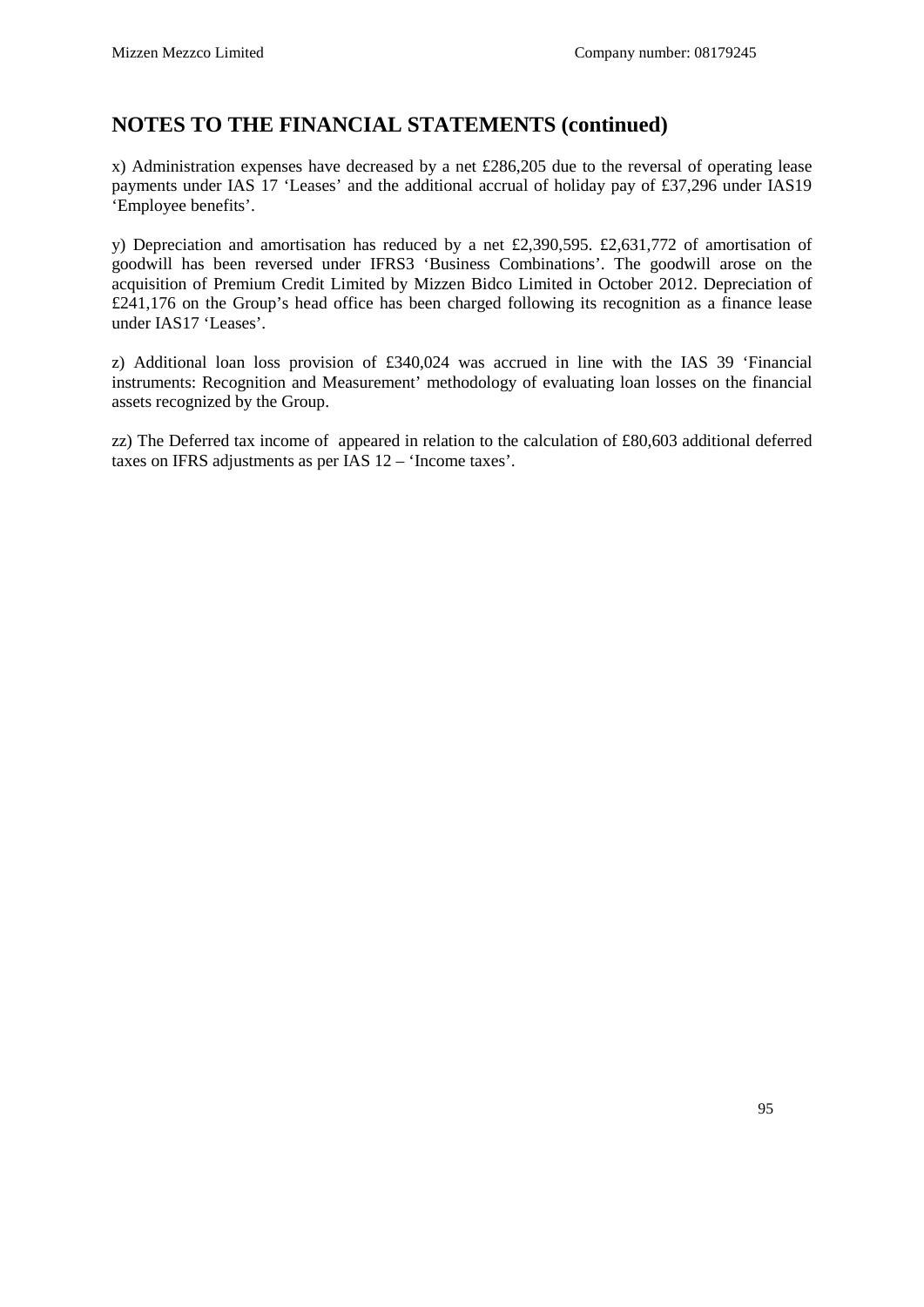## NOTES TO THE FINANCIAL STATEMENTS (continued)

x) Administration expenses have decreased by a net £286,205 due to the reversal of operating lease payments under IAS 17 'Leases' and the additional accrual of holiday pay of £37,296 under IAS19 'Employee benefits'.

y) Depreciation and amortisation has reduced by a net £2,390,595. £2,631,772 of amortisation of goodwill has been reversed under IFRS3 'Business Combinations'. The goodwill arose on the acquisition of Premium Credit Limited by Mizzen Bidco Limited in October 2012. Depreciation of £241,176 on the Group's head office has been charged following its recognition as a finance lease under IAS17 'Leases'.

z) Additional loan loss provision of £340,024 was accrued in line with the IAS 39 'Financial instruments: Recognition and Measurement' methodology of evaluating loan losses on the financial assets recognized by the Group.

zz) The Deferred tax income of  appeared in relation to the calculation of £80,603 additional deferred taxes on IFRS adjustments as per IAS 12 – 'Income taxes'.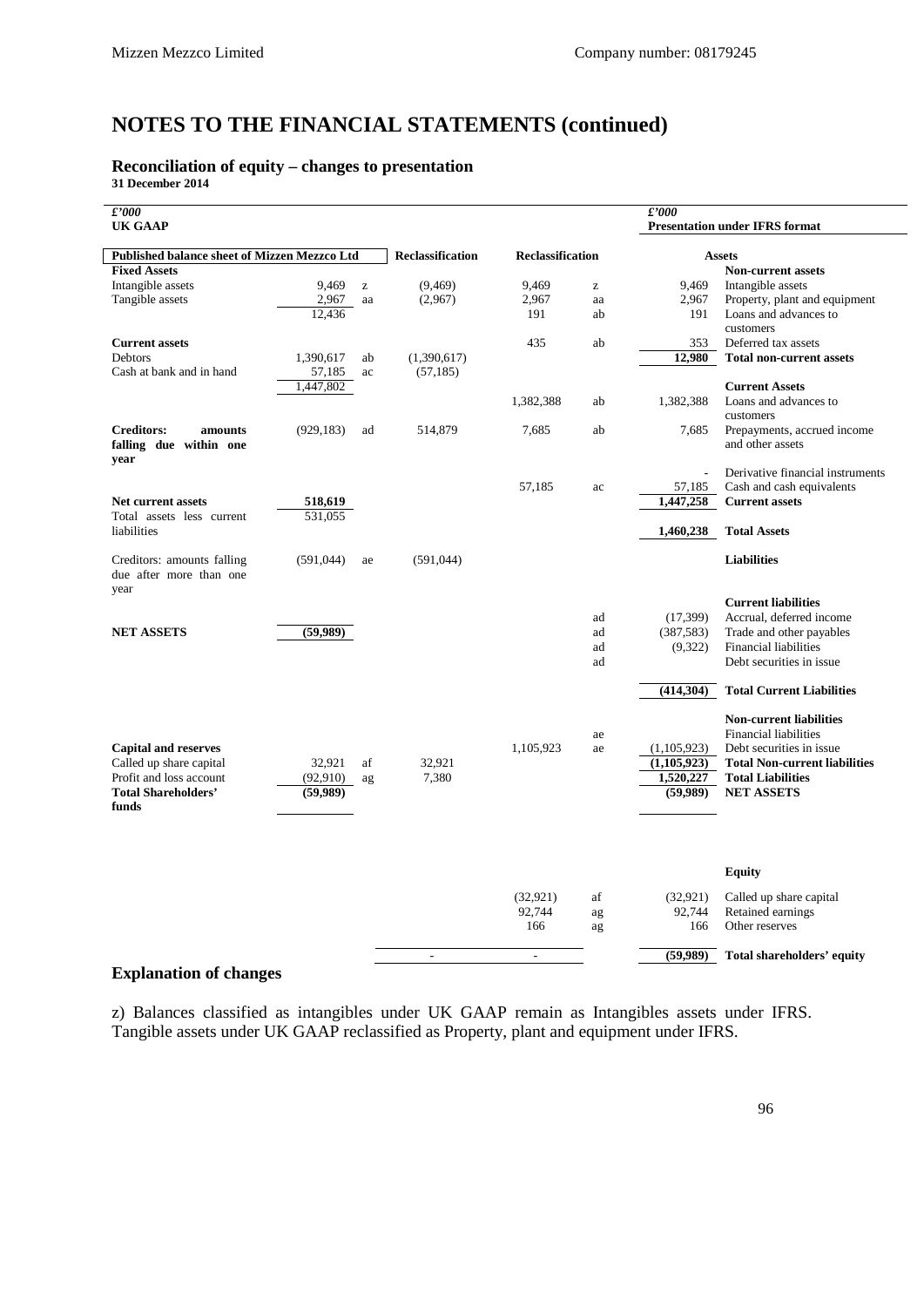# NOTES TO THE FINANCIAL STATEMENTS (continued)

### Reconciliation of equity – changes to presentation

**31 December 2014**

| *£'000* **UK GAAP** | | | | | | *£'000* **Presentation under IFRS format** | |
|---|---|---|---|---|---|---|---|
| **Published balance sheet of Mizzen Mezzco Ltd** | | | **Reclassification** | **Reclassification** | | | **Assets** |
| **Fixed Assets** | | | | | | | **Non-current assets** |
| Intangible assets | 9,469 | z | (9,469) | 9,469 | z | 9,469 | Intangible assets |
| Tangible assets | 2,967 | aa | (2,967) | 2,967 | aa | 2,967 | Property, plant and equipment |
| | 12,436 | | | 191 | ab | 191 | Loans and advances to customers |
| **Current assets** | | | | 435 | ab | 353 | Deferred tax assets |
| Debtors | 1,390,617 | ab | (1,390,617) | | | **12,980** | **Total non-current assets** |
| Cash at bank and in hand | 57,185 | ac | (57,185) | | | | |
| | 1,447,802 | | | | | | **Current Assets** |
| | | | | 1,382,388 | ab | 1,382,388 | Loans and advances to customers |
| **Creditors: amounts falling due within one year** | (929,183) | ad | 514,879 | 7,685 | ab | 7,685 | Prepayments, accrued income and other assets |
| | | | | | | - | Derivative financial instruments |
| | | | | 57,185 | ac | 57,185 | Cash and cash equivalents |
| **Net current assets** | **518,619** | | | | | **1,447,258** | **Current assets** |
| Total assets less current liabilities | 531,055 | | | | | **1,460,238** | **Total Assets** |
| Creditors: amounts falling due after more than one year | (591,044) | ae | (591,044) | | | | **Liabilities** |
| | | | | | | | **Current liabilities** |
| | | | | | ad | (17,399) | Accrual, deferred income |
| **NET ASSETS** | **(59,989)** | | | | ad | (387,583) | Trade and other payables |
| | | | | | ad | (9,322) | Financial liabilities |
| | | | | | ad | | Debt securities in issue |
| | | | | | | **(414,304)** | **Total Current Liabilities** |
| | | | | | | | **Non-current liabilities** |
| | | | | | ae | | Financial liabilities |
| **Capital and reserves** | | | | 1,105,923 | ae | (1,105,923) | Debt securities in issue |
| Called up share capital | 32,921 | af | 32,921 | | | **(1,105,923)** | **Total Non-current liabilities** |
| Profit and loss account | (92,910) | ag | 7,380 | | | **1,520,227** | **Total Liabilities** |
| **Total Shareholders' funds** | **(59,989)** | | | | | **(59,989)** | **NET ASSETS** |
| | | | | | | | **Equity** |
| | | | | (32,921) | af | (32,921) | Called up share capital |
| | | | | 92,744 | ag | 92,744 | Retained earnings |
| | | | | 166 | ag | 166 | Other reserves |
| | | | - | - | | **(59,989)** | **Total shareholders' equity** |

## Explanation of changes

z) Balances classified as intangibles under UK GAAP remain as Intangibles assets under IFRS. Tangible assets under UK GAAP reclassified as Property, plant and equipment under IFRS.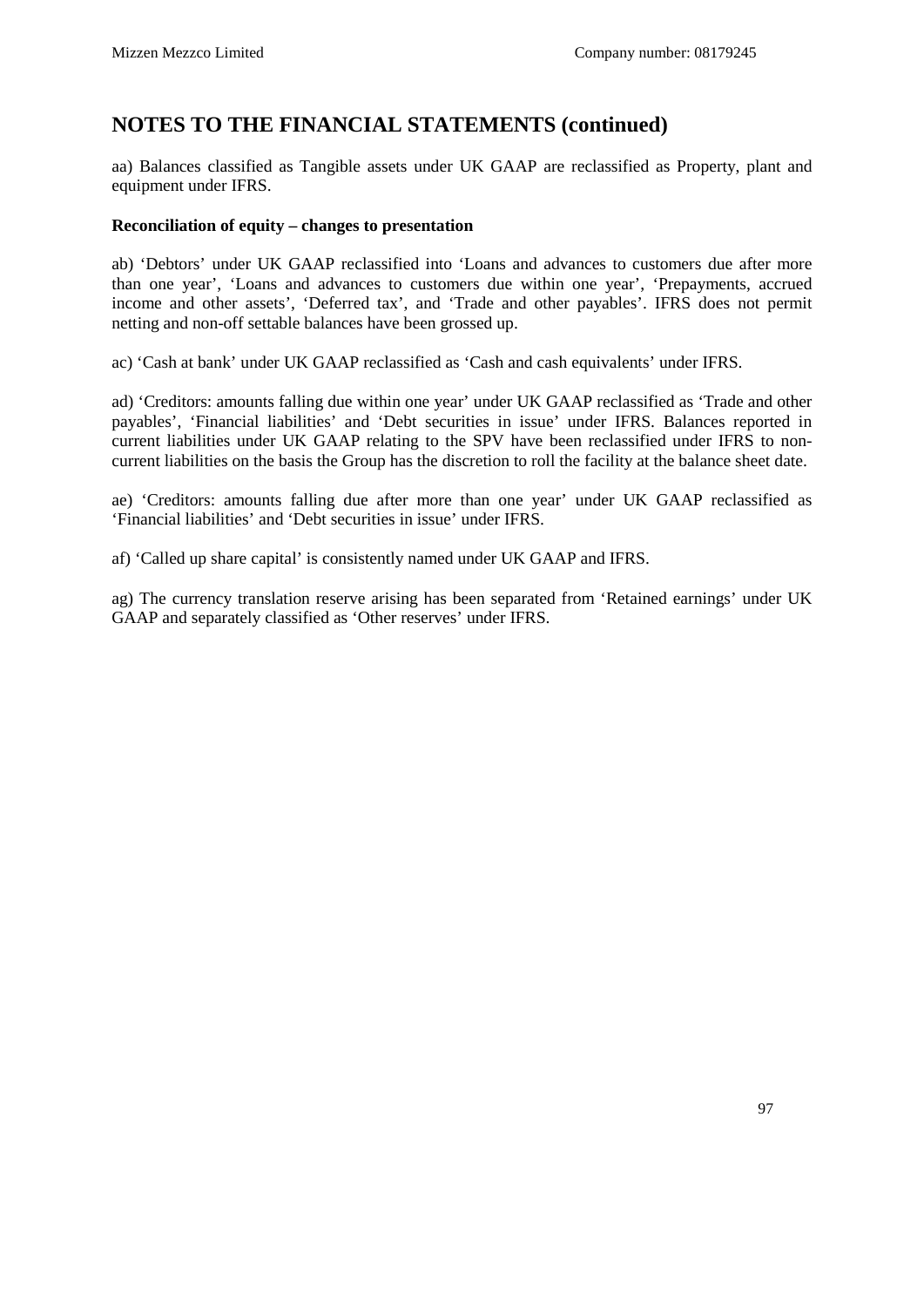# NOTES TO THE FINANCIAL STATEMENTS (continued)

aa) Balances classified as Tangible assets under UK GAAP are reclassified as Property, plant and equipment under IFRS.

**Reconciliation of equity – changes to presentation**

ab) 'Debtors' under UK GAAP reclassified into 'Loans and advances to customers due after more than one year', 'Loans and advances to customers due within one year', 'Prepayments, accrued income and other assets', 'Deferred tax', and 'Trade and other payables'. IFRS does not permit netting and non-off settable balances have been grossed up.

ac) 'Cash at bank' under UK GAAP reclassified as 'Cash and cash equivalents' under IFRS.

ad) 'Creditors: amounts falling due within one year' under UK GAAP reclassified as 'Trade and other payables', 'Financial liabilities' and 'Debt securities in issue' under IFRS. Balances reported in current liabilities under UK GAAP relating to the SPV have been reclassified under IFRS to non-current liabilities on the basis the Group has the discretion to roll the facility at the balance sheet date.

ae) 'Creditors: amounts falling due after more than one year' under UK GAAP reclassified as 'Financial liabilities' and 'Debt securities in issue' under IFRS.

af) 'Called up share capital' is consistently named under UK GAAP and IFRS.

ag) The currency translation reserve arising has been separated from 'Retained earnings' under UK GAAP and separately classified as 'Other reserves' under IFRS.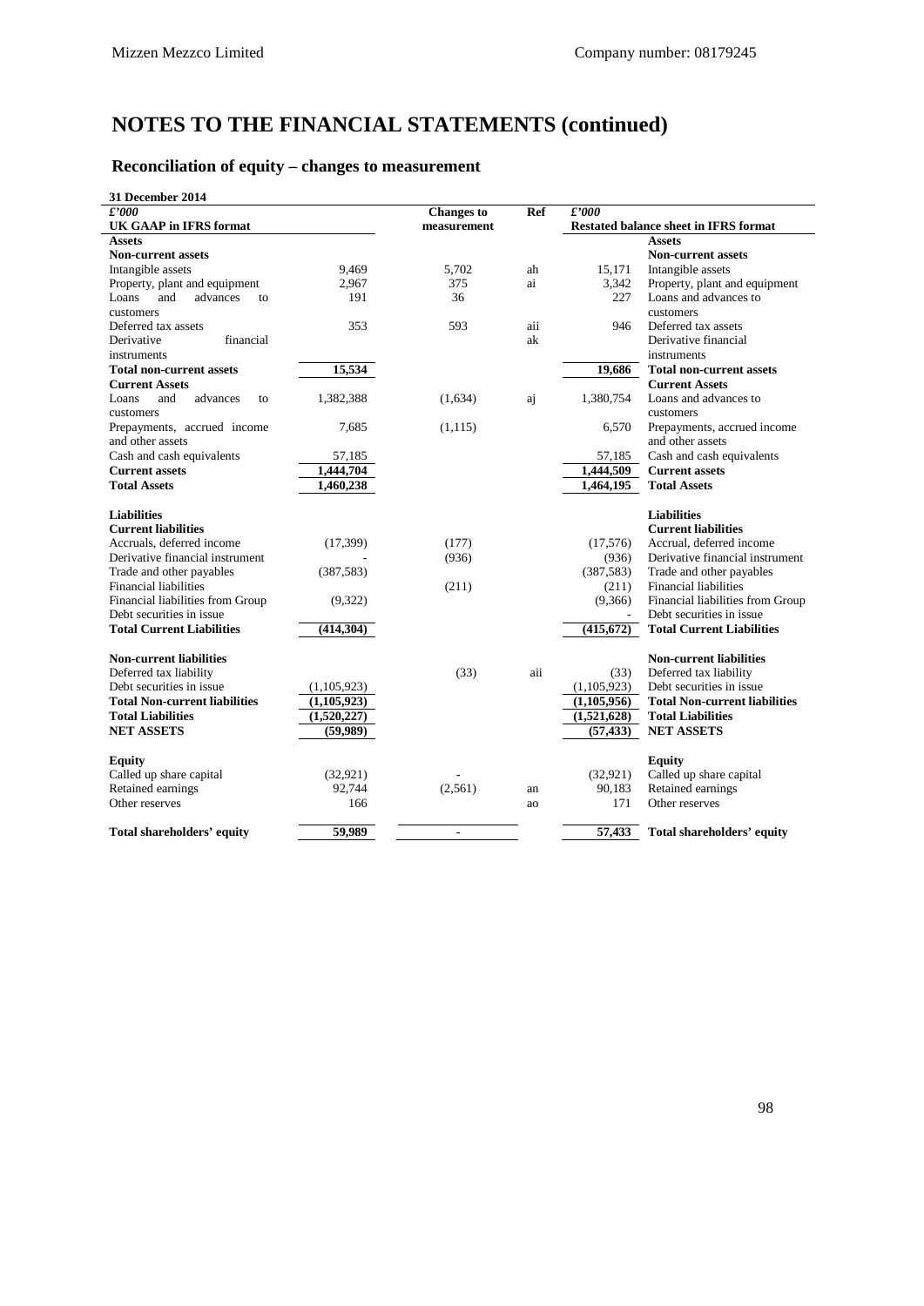# NOTES TO THE FINANCIAL STATEMENTS (continued)

## Reconciliation of equity – changes to measurement

**31 December 2014**

| *£'000* UK GAAP in IFRS format | | Changes to measurement | Ref | *£'000* | Restated balance sheet in IFRS format |
|---|---|---|---|---|---|
| **Assets** | | | | | **Assets** |
| **Non-current assets** | | | | | **Non-current assets** |
| Intangible assets | 9,469 | 5,702 | ah | 15,171 | Intangible assets |
| Property, plant and equipment | 2,967 | 375 | ai | 3,342 | Property, plant and equipment |
| Loans and advances to customers | 191 | 36 | | 227 | Loans and advances to customers |
| Deferred tax assets | 353 | 593 | aii | 946 | Deferred tax assets |
| Derivative financial instruments | | | ak | | Derivative financial instruments |
| **Total non-current assets** | **15,534** | | | **19,686** | **Total non-current assets** |
| **Current Assets** | | | | | **Current Assets** |
| Loans and advances to customers | 1,382,388 | (1,634) | aj | 1,380,754 | Loans and advances to customers |
| Prepayments, accrued income and other assets | 7,685 | (1,115) | | 6,570 | Prepayments, accrued income and other assets |
| Cash and cash equivalents | 57,185 | | | 57,185 | Cash and cash equivalents |
| **Current assets** | **1,444,704** | | | **1,444,509** | **Current assets** |
| **Total Assets** | **1,460,238** | | | **1,464,195** | **Total Assets** |
| | | | | | |
| **Liabilities** | | | | | **Liabilities** |
| **Current liabilities** | | | | | **Current liabilities** |
| Accruals, deferred income | (17,399) | (177) | | (17,576) | Accrual, deferred income |
| Derivative financial instrument | - | (936) | | (936) | Derivative financial instrument |
| Trade and other payables | (387,583) | | | (387,583) | Trade and other payables |
| Financial liabilities | | (211) | | (211) | Financial liabilities |
| Financial liabilities from Group | (9,322) | | | (9,366) | Financial liabilities from Group |
| Debt securities in issue | | | | - | Debt securities in issue |
| **Total Current Liabilities** | **(414,304)** | | | **(415,672)** | **Total Current Liabilities** |
| | | | | | |
| **Non-current liabilities** | | | | | **Non-current liabilities** |
| Deferred tax liability | | (33) | aii | (33) | Deferred tax liability |
| Debt securities in issue | (1,105,923) | | | (1,105,923) | Debt securities in issue |
| **Total Non-current liabilities** | **(1,105,923)** | | | **(1,105,956)** | **Total Non-current liabilities** |
| **Total Liabilities** | **(1,520,227)** | | | **(1,521,628)** | **Total Liabilities** |
| **NET ASSETS** | **(59,989)** | | | **(57,433)** | **NET ASSETS** |
| | | | | | |
| **Equity** | | | | | **Equity** |
| Called up share capital | (32,921) | - | | (32,921) | Called up share capital |
| Retained earnings | 92,744 | (2,561) | an | 90,183 | Retained earnings |
| Other reserves | 166 | | ao | 171 | Other reserves |
| | | | | | |
| **Total shareholders' equity** | **59,989** | - | | **57,433** | **Total shareholders' equity** |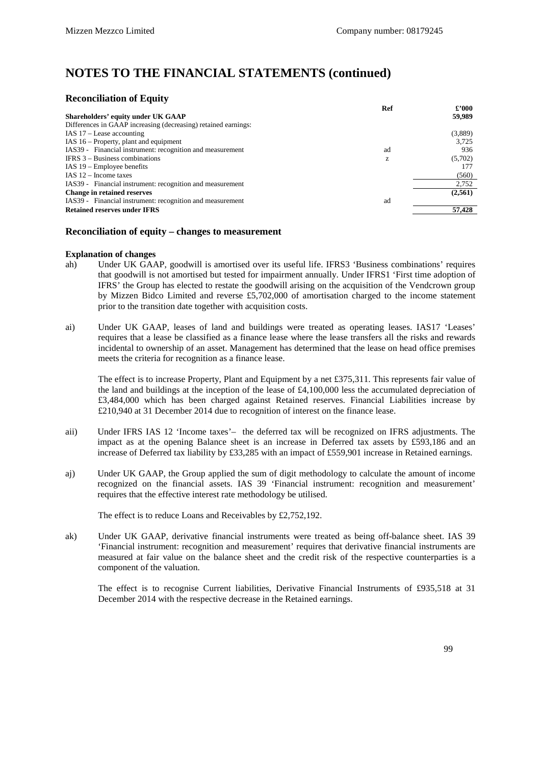# NOTES TO THE FINANCIAL STATEMENTS (continued)

### Reconciliation of Equity

| | Ref | £'000 |
|---|---|---|
| **Shareholders' equity under UK GAAP** | | **59,989** |
| Differences in GAAP increasing (decreasing) retained earnings: | | |
| IAS 17 – Lease accounting | | (3,889) |
| IAS 16 – Property, plant and equipment | | 3,725 |
| IAS39 - Financial instrument: recognition and measurement | ad | 936 |
| IFRS 3 – Business combinations | z | (5,702) |
| IAS 19 – Employee benefits | | 177 |
| IAS 12 – Income taxes | | (560) |
| IAS39 - Financial instrument: recognition and measurement | | 2,752 |
| **Change in retained reserves** | | **(2,561)** |
| IAS39 - Financial instrument: recognition and measurement | ad | |
| **Retained reserves under IFRS** | | **57,428** |

### Reconciliation of equity – changes to measurement

**Explanation of changes**

ah) Under UK GAAP, goodwill is amortised over its useful life. IFRS3 'Business combinations' requires that goodwill is not amortised but tested for impairment annually. Under IFRS1 'First time adoption of IFRS' the Group has elected to restate the goodwill arising on the acquisition of the Vendcrown group by Mizzen Bidco Limited and reverse £5,702,000 of amortisation charged to the income statement prior to the transition date together with acquisition costs.

ai) Under UK GAAP, leases of land and buildings were treated as operating leases. IAS17 'Leases' requires that a lease be classified as a finance lease where the lease transfers all the risks and rewards incidental to ownership of an asset. Management has determined that the lease on head office premises meets the criteria for recognition as a finance lease.

The effect is to increase Property, Plant and Equipment by a net £375,311. This represents fair value of the land and buildings at the inception of the lease of £4,100,000 less the accumulated depreciation of £3,484,000 which has been charged against Retained reserves. Financial Liabilities increase by £210,940 at 31 December 2014 due to recognition of interest on the finance lease.

aii) Under IFRS IAS 12 'Income taxes'– the deferred tax will be recognized on IFRS adjustments. The impact as at the opening Balance sheet is an increase in Deferred tax assets by £593,186 and an increase of Deferred tax liability by £33,285 with an impact of £559,901 increase in Retained earnings.

aj) Under UK GAAP, the Group applied the sum of digit methodology to calculate the amount of income recognized on the financial assets. IAS 39 'Financial instrument: recognition and measurement' requires that the effective interest rate methodology be utilised.

The effect is to reduce Loans and Receivables by £2,752,192.

ak) Under UK GAAP, derivative financial instruments were treated as being off-balance sheet. IAS 39 'Financial instrument: recognition and measurement' requires that derivative financial instruments are measured at fair value on the balance sheet and the credit risk of the respective counterparties is a component of the valuation.

The effect is to recognise Current liabilities, Derivative Financial Instruments of £935,518 at 31 December 2014 with the respective decrease in the Retained earnings.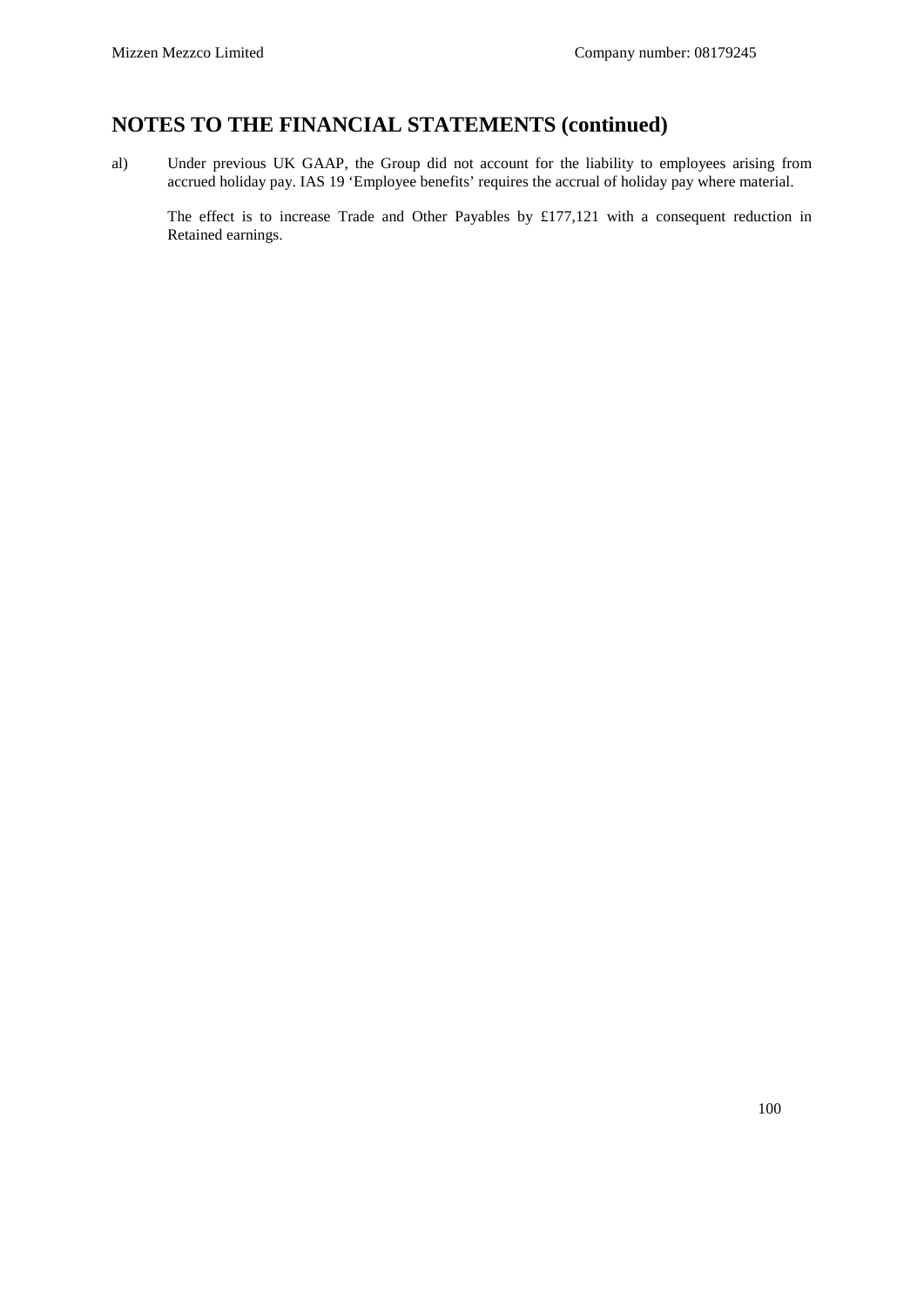# NOTES TO THE FINANCIAL STATEMENTS (continued)

al) Under previous UK GAAP, the Group did not account for the liability to employees arising from accrued holiday pay. IAS 19 'Employee benefits' requires the accrual of holiday pay where material.

The effect is to increase Trade and Other Payables by £177,121 with a consequent reduction in Retained earnings.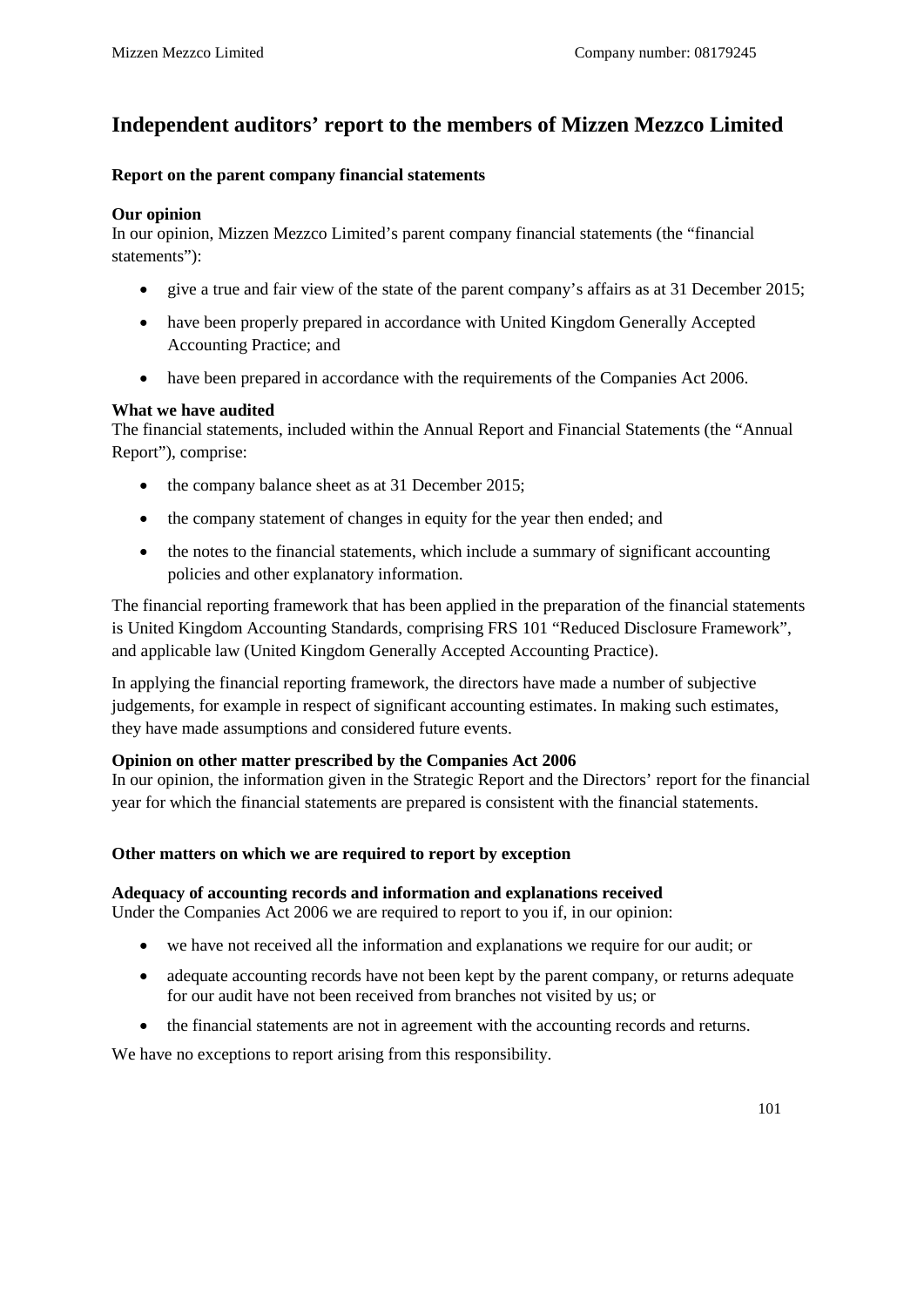# Independent auditors' report to the members of Mizzen Mezzco Limited

### Report on the parent company financial statements

**Our opinion**
In our opinion, Mizzen Mezzco Limited's parent company financial statements (the "financial statements"):

- give a true and fair view of the state of the parent company's affairs as at 31 December 2015;
- have been properly prepared in accordance with United Kingdom Generally Accepted Accounting Practice; and
- have been prepared in accordance with the requirements of the Companies Act 2006.

**What we have audited**
The financial statements, included within the Annual Report and Financial Statements (the "Annual Report"), comprise:

- the company balance sheet as at 31 December 2015;
- the company statement of changes in equity for the year then ended; and
- the notes to the financial statements, which include a summary of significant accounting policies and other explanatory information.

The financial reporting framework that has been applied in the preparation of the financial statements is United Kingdom Accounting Standards, comprising FRS 101 "Reduced Disclosure Framework", and applicable law (United Kingdom Generally Accepted Accounting Practice).

In applying the financial reporting framework, the directors have made a number of subjective judgements, for example in respect of significant accounting estimates. In making such estimates, they have made assumptions and considered future events.

**Opinion on other matter prescribed by the Companies Act 2006**
In our opinion, the information given in the Strategic Report and the Directors' report for the financial year for which the financial statements are prepared is consistent with the financial statements.

### Other matters on which we are required to report by exception

**Adequacy of accounting records and information and explanations received**
Under the Companies Act 2006 we are required to report to you if, in our opinion:

- we have not received all the information and explanations we require for our audit; or
- adequate accounting records have not been kept by the parent company, or returns adequate for our audit have not been received from branches not visited by us; or
- the financial statements are not in agreement with the accounting records and returns.

We have no exceptions to report arising from this responsibility.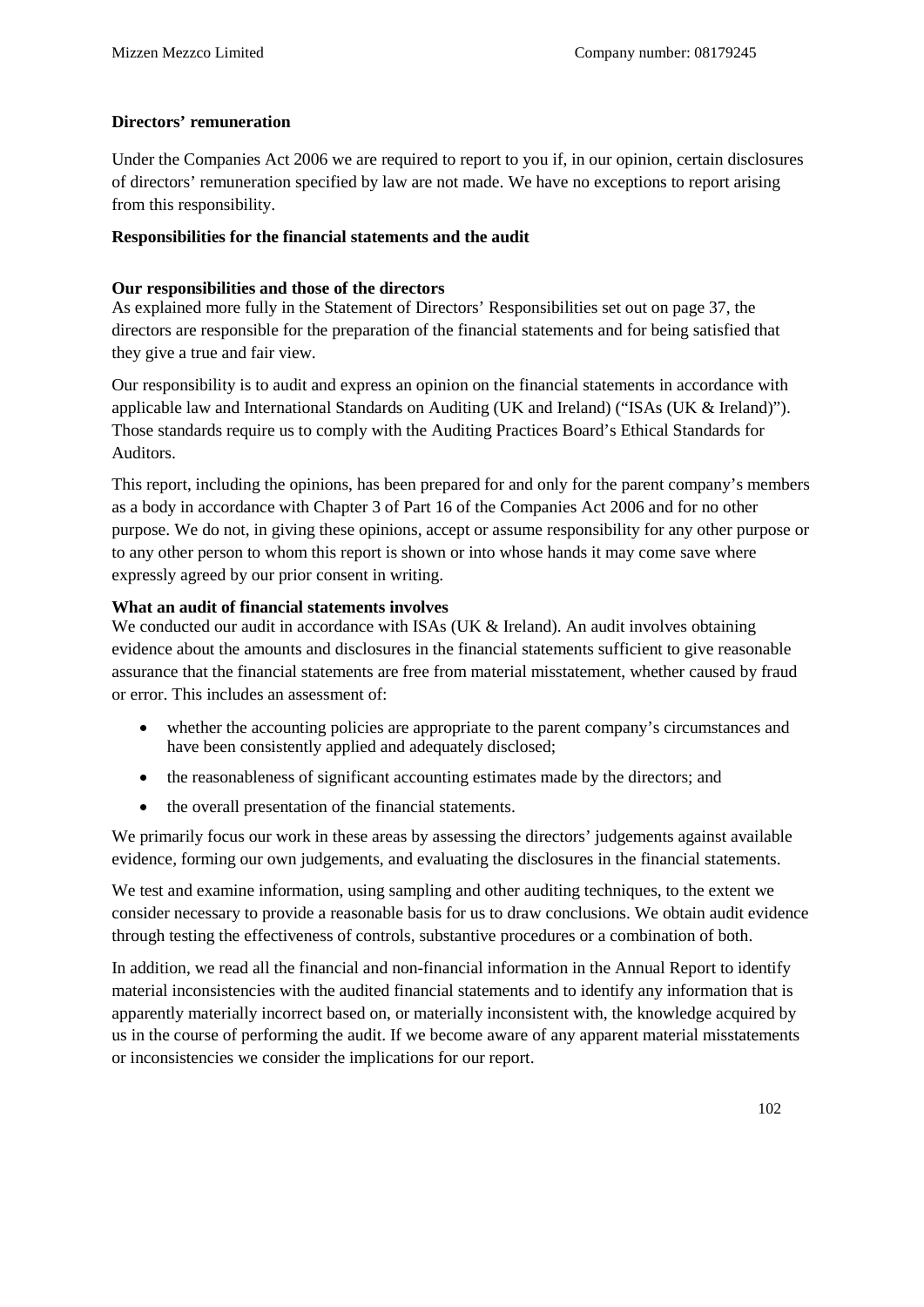**Directors' remuneration**

Under the Companies Act 2006 we are required to report to you if, in our opinion, certain disclosures of directors' remuneration specified by law are not made. We have no exceptions to report arising from this responsibility.

**Responsibilities for the financial statements and the audit**

**Our responsibilities and those of the directors**

As explained more fully in the Statement of Directors' Responsibilities set out on page 37, the directors are responsible for the preparation of the financial statements and for being satisfied that they give a true and fair view.

Our responsibility is to audit and express an opinion on the financial statements in accordance with applicable law and International Standards on Auditing (UK and Ireland) ("ISAs (UK & Ireland)"). Those standards require us to comply with the Auditing Practices Board's Ethical Standards for Auditors.

This report, including the opinions, has been prepared for and only for the parent company's members as a body in accordance with Chapter 3 of Part 16 of the Companies Act 2006 and for no other purpose. We do not, in giving these opinions, accept or assume responsibility for any other purpose or to any other person to whom this report is shown or into whose hands it may come save where expressly agreed by our prior consent in writing.

**What an audit of financial statements involves**

We conducted our audit in accordance with ISAs (UK & Ireland). An audit involves obtaining evidence about the amounts and disclosures in the financial statements sufficient to give reasonable assurance that the financial statements are free from material misstatement, whether caused by fraud or error. This includes an assessment of:

- whether the accounting policies are appropriate to the parent company's circumstances and have been consistently applied and adequately disclosed;
- the reasonableness of significant accounting estimates made by the directors; and
- the overall presentation of the financial statements.

We primarily focus our work in these areas by assessing the directors' judgements against available evidence, forming our own judgements, and evaluating the disclosures in the financial statements.

We test and examine information, using sampling and other auditing techniques, to the extent we consider necessary to provide a reasonable basis for us to draw conclusions. We obtain audit evidence through testing the effectiveness of controls, substantive procedures or a combination of both.

In addition, we read all the financial and non-financial information in the Annual Report to identify material inconsistencies with the audited financial statements and to identify any information that is apparently materially incorrect based on, or materially inconsistent with, the knowledge acquired by us in the course of performing the audit. If we become aware of any apparent material misstatements or inconsistencies we consider the implications for our report.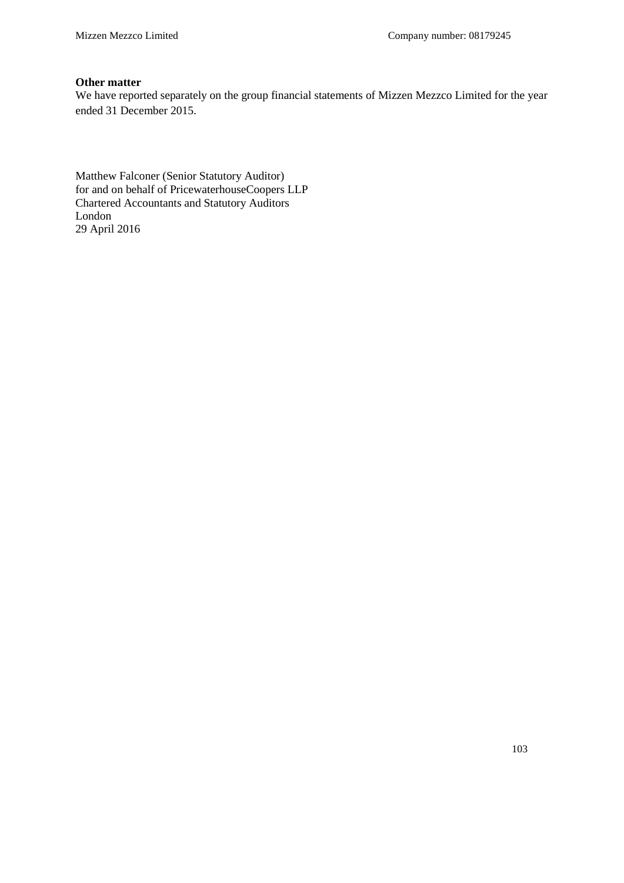**Other matter**

We have reported separately on the group financial statements of Mizzen Mezzco Limited for the year ended 31 December 2015.

Matthew Falconer (Senior Statutory Auditor)
for and on behalf of PricewaterhouseCoopers LLP
Chartered Accountants and Statutory Auditors
London
29 April 2016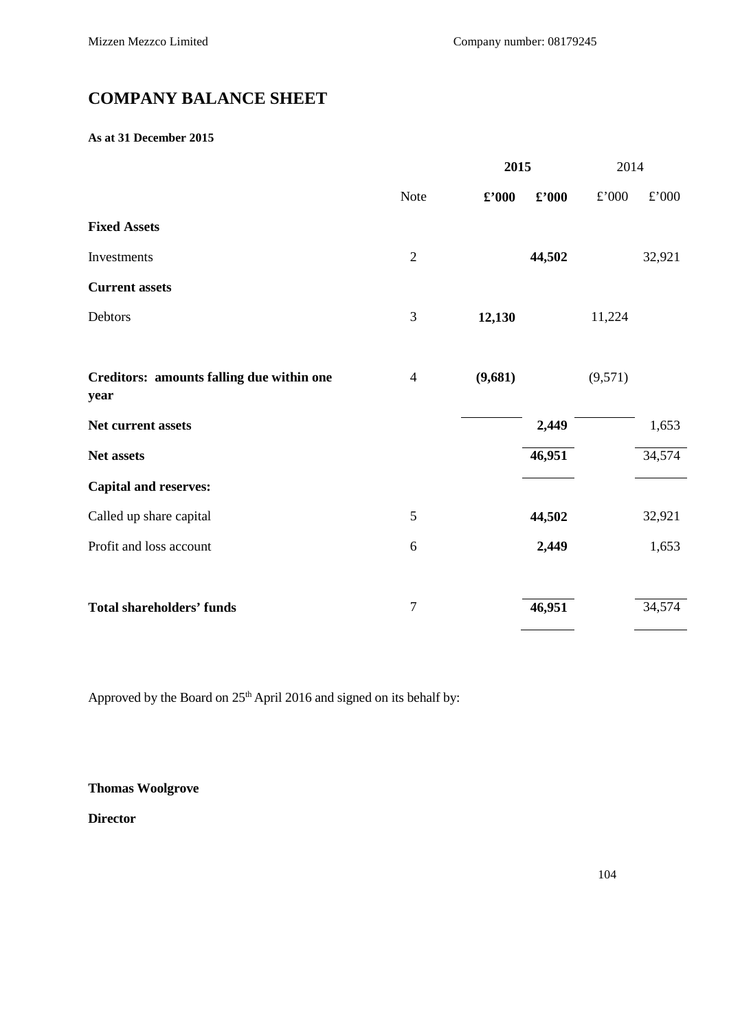# COMPANY BALANCE SHEET

**As at 31 December 2015**

| | Note | **2015** | | 2014 | |
|---|---|---|---|---|---|
| | | **£'000** | **£'000** | £'000 | £'000 |
| **Fixed Assets** | | | | | |
| Investments | 2 | | **44,502** | | 32,921 |
| **Current assets** | | | | | |
| Debtors | 3 | **12,130** | | 11,224 | |
| **Creditors: amounts falling due within one year** | 4 | **(9,681)** | | (9,571) | |
| **Net current assets** | | | **2,449** | | 1,653 |
| **Net assets** | | | **46,951** | | 34,574 |
| **Capital and reserves:** | | | | | |
| Called up share capital | 5 | | **44,502** | | 32,921 |
| Profit and loss account | 6 | | **2,449** | | 1,653 |
| **Total shareholders' funds** | 7 | | **46,951** | | 34,574 |

Approved by the Board on 25th April 2016 and signed on its behalf by:

**Thomas Woolgrove**

**Director**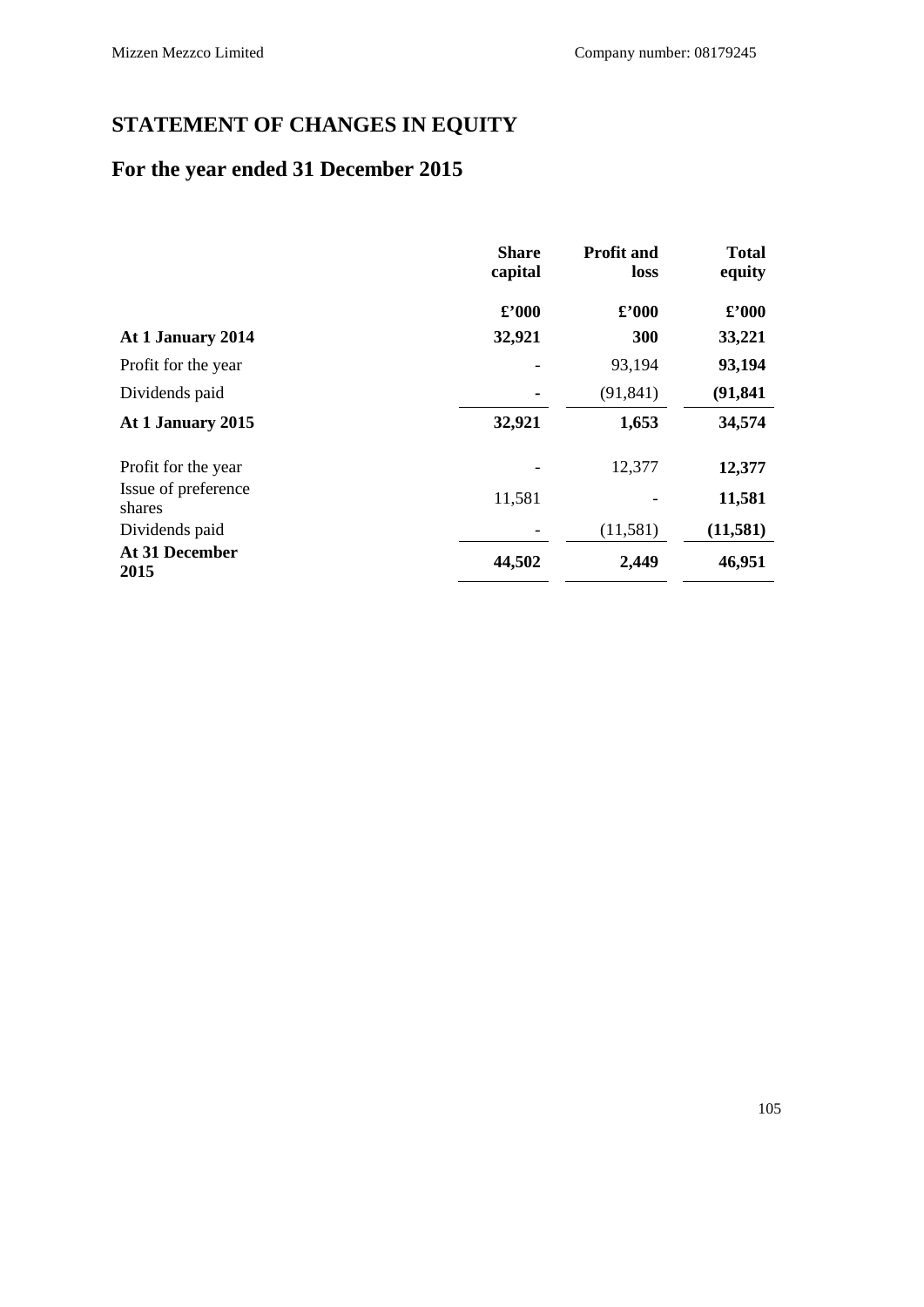# STATEMENT OF CHANGES IN EQUITY

# For the year ended 31 December 2015

| | Share capital | Profit and loss | Total equity |
|---|---|---|---|
| | £'000 | £'000 | £'000 |
| **At 1 January 2014** | **32,921** | **300** | **33,221** |
| Profit for the year | - | 93,194 | **93,194** |
| Dividends paid | - | (91,841) | **(91,841** |
| **At 1 January 2015** | **32,921** | **1,653** | **34,574** |
| Profit for the year | - | 12,377 | **12,377** |
| Issue of preference shares | 11,581 | - | **11,581** |
| Dividends paid | - | (11,581) | **(11,581)** |
| **At 31 December 2015** | **44,502** | **2,449** | **46,951** |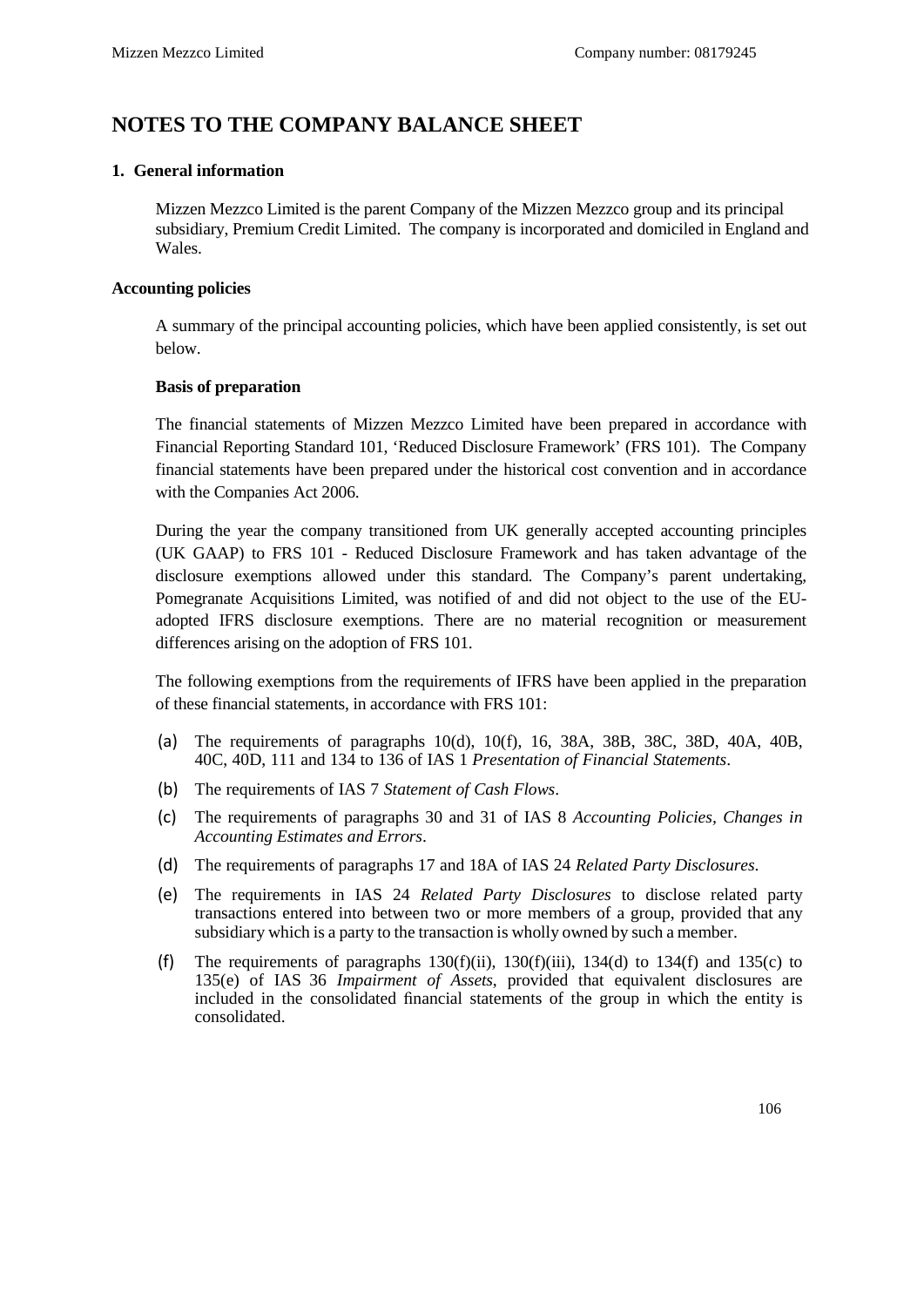# NOTES TO THE COMPANY BALANCE SHEET

## 1. General information

Mizzen Mezzco Limited is the parent Company of the Mizzen Mezzco group and its principal subsidiary, Premium Credit Limited. The company is incorporated and domiciled in England and Wales.

## Accounting policies

A summary of the principal accounting policies, which have been applied consistently, is set out below.

### Basis of preparation

The financial statements of Mizzen Mezzco Limited have been prepared in accordance with Financial Reporting Standard 101, 'Reduced Disclosure Framework' (FRS 101). The Company financial statements have been prepared under the historical cost convention and in accordance with the Companies Act 2006.

During the year the company transitioned from UK generally accepted accounting principles (UK GAAP) to FRS 101 - Reduced Disclosure Framework and has taken advantage of the disclosure exemptions allowed under this standard. The Company's parent undertaking, Pomegranate Acquisitions Limited, was notified of and did not object to the use of the EU-adopted IFRS disclosure exemptions. There are no material recognition or measurement differences arising on the adoption of FRS 101.

The following exemptions from the requirements of IFRS have been applied in the preparation of these financial statements, in accordance with FRS 101:

(a) The requirements of paragraphs 10(d), 10(f), 16, 38A, 38B, 38C, 38D, 40A, 40B, 40C, 40D, 111 and 134 to 136 of IAS 1 *Presentation of Financial Statements*.

(b) The requirements of IAS 7 *Statement of Cash Flows*.

(c) The requirements of paragraphs 30 and 31 of IAS 8 *Accounting Policies, Changes in Accounting Estimates and Errors*.

(d) The requirements of paragraphs 17 and 18A of IAS 24 *Related Party Disclosures*.

(e) The requirements in IAS 24 *Related Party Disclosures* to disclose related party transactions entered into between two or more members of a group, provided that any subsidiary which is a party to the transaction is wholly owned by such a member.

(f) The requirements of paragraphs 130(f)(ii), 130(f)(iii), 134(d) to 134(f) and 135(c) to 135(e) of IAS 36 *Impairment of Assets*, provided that equivalent disclosures are included in the consolidated financial statements of the group in which the entity is consolidated.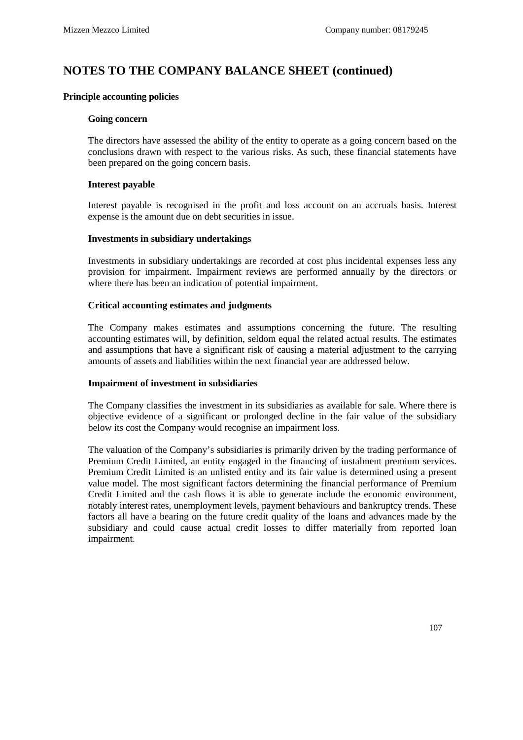# NOTES TO THE COMPANY BALANCE SHEET (continued)

**Principle accounting policies**

**Going concern**

The directors have assessed the ability of the entity to operate as a going concern based on the conclusions drawn with respect to the various risks. As such, these financial statements have been prepared on the going concern basis.

**Interest payable**

Interest payable is recognised in the profit and loss account on an accruals basis. Interest expense is the amount due on debt securities in issue.

**Investments in subsidiary undertakings**

Investments in subsidiary undertakings are recorded at cost plus incidental expenses less any provision for impairment. Impairment reviews are performed annually by the directors or where there has been an indication of potential impairment.

**Critical accounting estimates and judgments**

The Company makes estimates and assumptions concerning the future. The resulting accounting estimates will, by definition, seldom equal the related actual results. The estimates and assumptions that have a significant risk of causing a material adjustment to the carrying amounts of assets and liabilities within the next financial year are addressed below.

**Impairment of investment in subsidiaries**

The Company classifies the investment in its subsidiaries as available for sale. Where there is objective evidence of a significant or prolonged decline in the fair value of the subsidiary below its cost the Company would recognise an impairment loss.

The valuation of the Company's subsidiaries is primarily driven by the trading performance of Premium Credit Limited, an entity engaged in the financing of instalment premium services. Premium Credit Limited is an unlisted entity and its fair value is determined using a present value model. The most significant factors determining the financial performance of Premium Credit Limited and the cash flows it is able to generate include the economic environment, notably interest rates, unemployment levels, payment behaviours and bankruptcy trends. These factors all have a bearing on the future credit quality of the loans and advances made by the subsidiary and could cause actual credit losses to differ materially from reported loan impairment.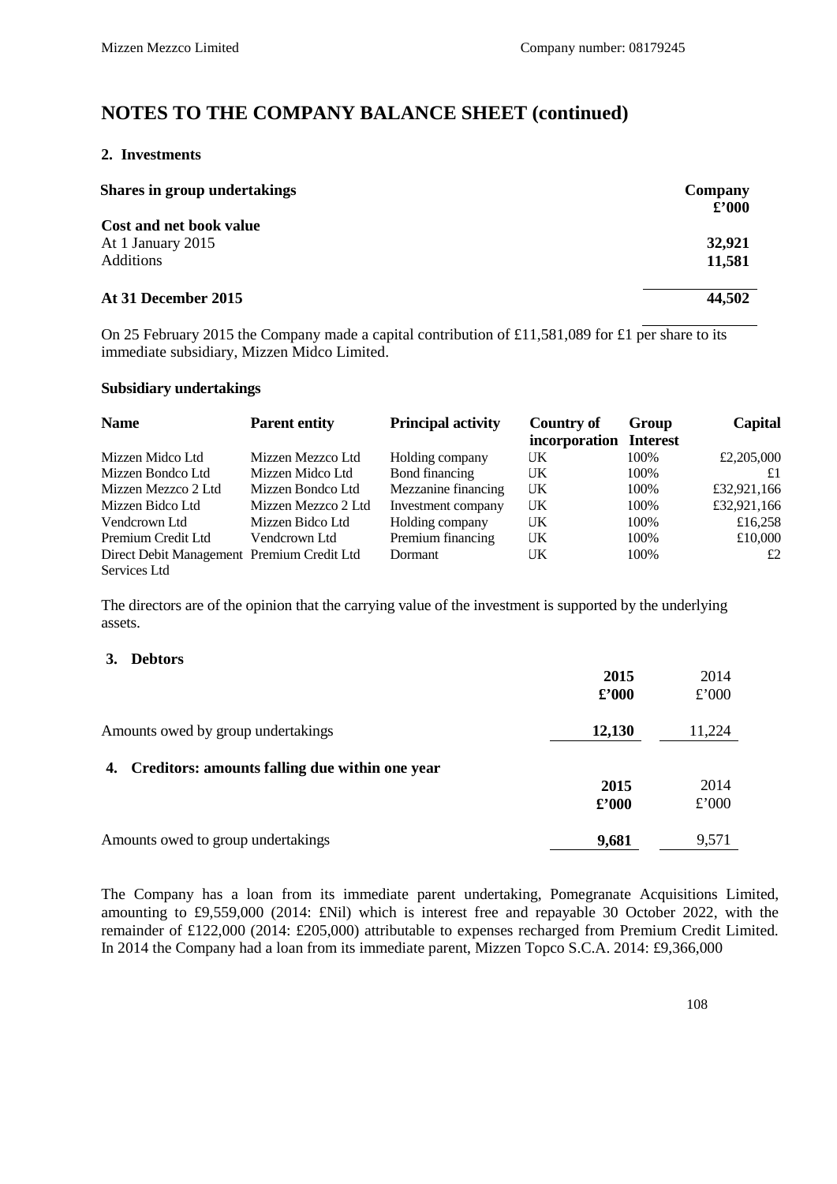# NOTES TO THE COMPANY BALANCE SHEET (continued)

## 2. Investments

| Shares in group undertakings | Company £'000 |
|---|---|
| **Cost and net book value** | |
| At 1 January 2015 | **32,921** |
| Additions | **11,581** |
| **At 31 December 2015** | **44,502** |

On 25 February 2015 the Company made a capital contribution of £11,581,089 for £1 per share to its immediate subsidiary, Mizzen Midco Limited.

**Subsidiary undertakings**

| Name | Parent entity | Principal activity | Country of incorporation | Group Interest | Capital |
|---|---|---|---|---|---|
| Mizzen Midco Ltd | Mizzen Mezzco Ltd | Holding company | UK | 100% | £2,205,000 |
| Mizzen Bondco Ltd | Mizzen Midco Ltd | Bond financing | UK | 100% | £1 |
| Mizzen Mezzco 2 Ltd | Mizzen Bondco Ltd | Mezzanine financing | UK | 100% | £32,921,166 |
| Mizzen Bidco Ltd | Mizzen Mezzco 2 Ltd | Investment company | UK | 100% | £32,921,166 |
| Vendcrown Ltd | Mizzen Bidco Ltd | Holding company | UK | 100% | £16,258 |
| Premium Credit Ltd | Vendcrown Ltd | Premium financing | UK | 100% | £10,000 |
| Direct Debit Management Services Ltd | Premium Credit Ltd | Dormant | UK | 100% | £2 |

The directors are of the opinion that the carrying value of the investment is supported by the underlying assets.

## 3. Debtors

| | 2015 £'000 | 2014 £'000 |
|---|---|---|
| Amounts owed by group undertakings | **12,130** | 11,224 |

## 4. Creditors: amounts falling due within one year

| | 2015 £'000 | 2014 £'000 |
|---|---|---|
| Amounts owed to group undertakings | **9,681** | 9,571 |

The Company has a loan from its immediate parent undertaking, Pomegranate Acquisitions Limited, amounting to £9,559,000 (2014: £Nil) which is interest free and repayable 30 October 2022, with the remainder of £122,000 (2014: £205,000) attributable to expenses recharged from Premium Credit Limited. In 2014 the Company had a loan from its immediate parent, Mizzen Topco S.C.A. 2014: £9,366,000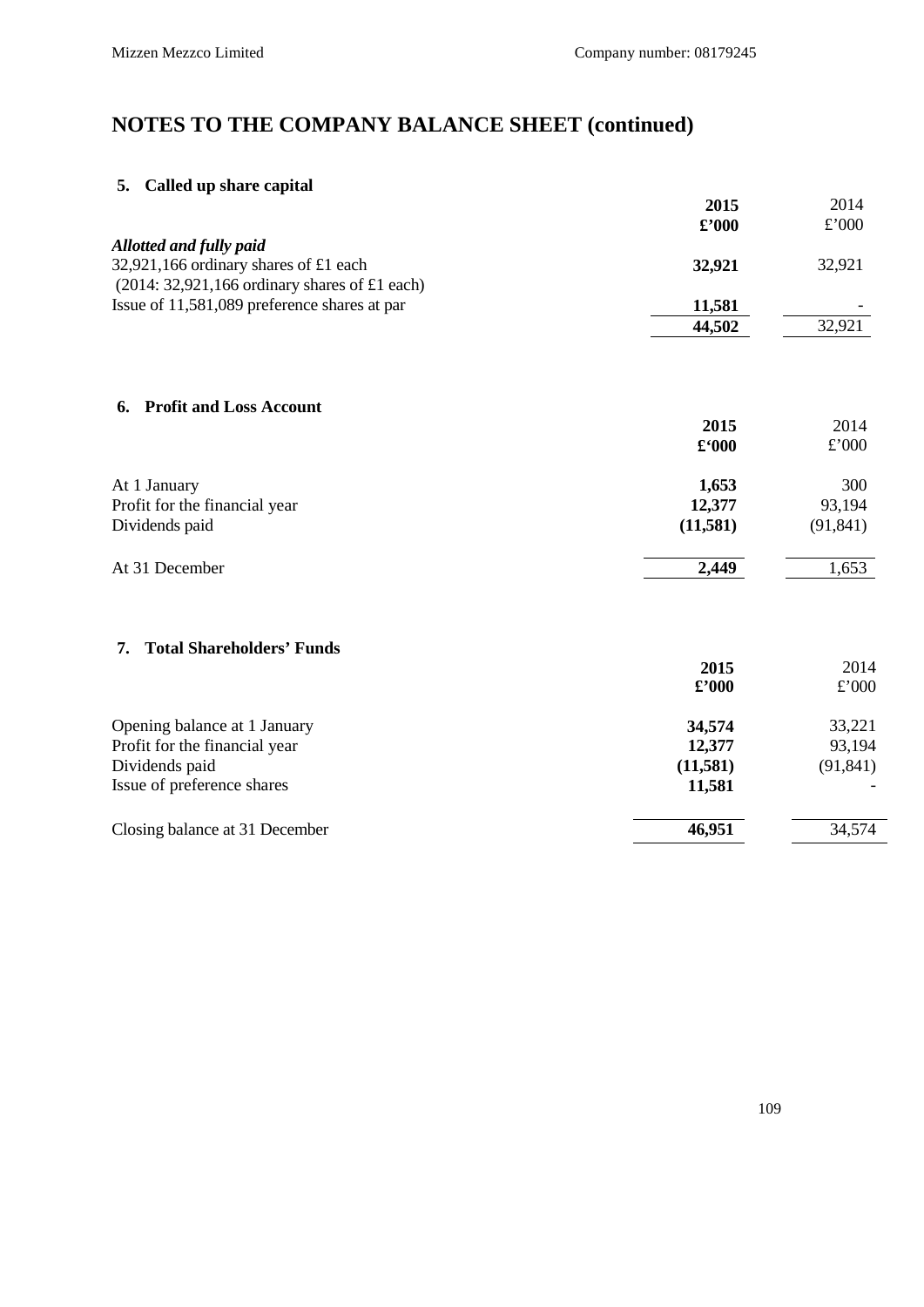# NOTES TO THE COMPANY BALANCE SHEET (continued)

## 5. Called up share capital

| | 2015 £'000 | 2014 £'000 |
|---|---|---|
| ***Allotted and fully paid*** | | |
| 32,921,166 ordinary shares of £1 each (2014: 32,921,166 ordinary shares of £1 each) | **32,921** | 32,921 |
| Issue of 11,581,089 preference shares at par | **11,581** | - |
| | **44,502** | 32,921 |

## 6. Profit and Loss Account

| | 2015 £'000 | 2014 £'000 |
|---|---|---|
| At 1 January | **1,653** | 300 |
| Profit for the financial year | **12,377** | 93,194 |
| Dividends paid | **(11,581)** | (91,841) |
| At 31 December | **2,449** | 1,653 |

## 7. Total Shareholders' Funds

| | 2015 £'000 | 2014 £'000 |
|---|---|---|
| Opening balance at 1 January | **34,574** | 33,221 |
| Profit for the financial year | **12,377** | 93,194 |
| Dividends paid | **(11,581)** | (91,841) |
| Issue of preference shares | **11,581** | - |
| Closing balance at 31 December | **46,951** | 34,574 |